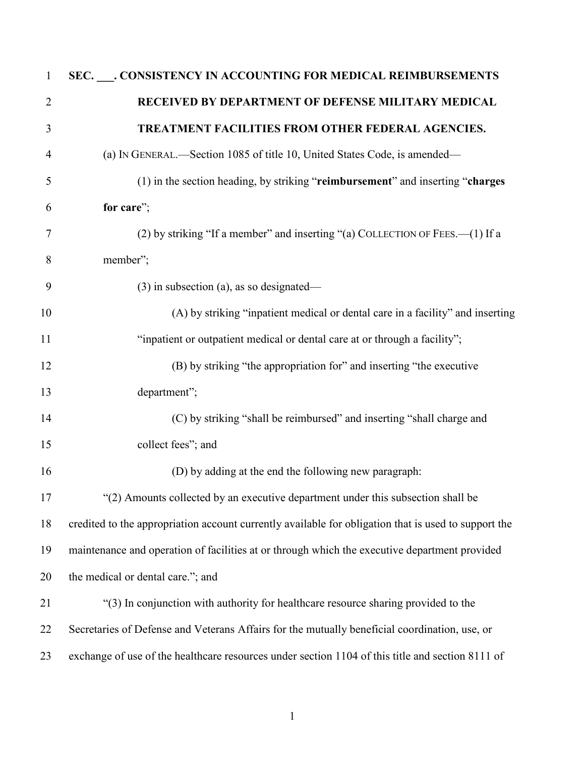**SEC. ___. CONSISTENCY IN ACCOUNTING FOR MEDICAL REIMBURSEMENTS RECEIVED BY DEPARTMENT OF DEFENSE MILITARY MEDICAL TREATMENT FACILITIES FROM OTHER FEDERAL AGENCIES.**

(a) IN GENERAL.—Section 1085 of title 10, United States Code, is amended—

(1) in the section heading, by striking "**reimbursement**" and inserting "**charges for care**";

(2) by striking "If a member" and inserting "(a) COLLECTION OF FEES.—(1) If a member";

(3) in subsection (a), as so designated—

(A) by striking "inpatient medical or dental care in a facility" and inserting "inpatient or outpatient medical or dental care at or through a facility";

(B) by striking "the appropriation for" and inserting "the executive department";

(C) by striking "shall be reimbursed" and inserting "shall charge and collect fees"; and

(D) by adding at the end the following new paragraph:

"(2) Amounts collected by an executive department under this subsection shall be credited to the appropriation account currently available for obligation that is used to support the maintenance and operation of facilities at or through which the executive department provided the medical or dental care."; and

"(3) In conjunction with authority for healthcare resource sharing provided to the Secretaries of Defense and Veterans Affairs for the mutually beneficial coordination, use, or exchange of use of the healthcare resources under section 1104 of this title and section 8111 of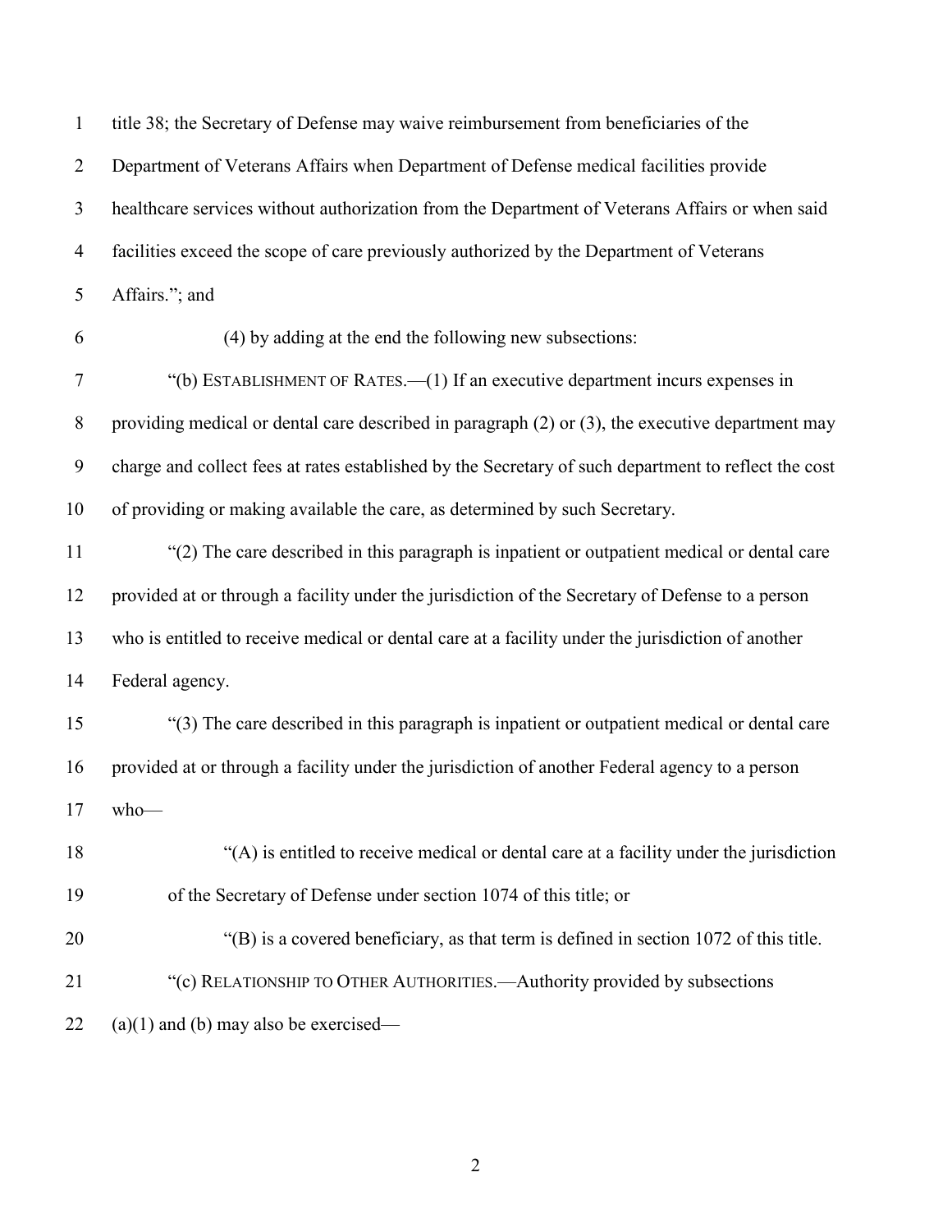title 38; the Secretary of Defense may waive reimbursement from beneficiaries of the Department of Veterans Affairs when Department of Defense medical facilities provide healthcare services without authorization from the Department of Veterans Affairs or when said facilities exceed the scope of care previously authorized by the Department of Veterans Affairs."; and

(4) by adding at the end the following new subsections:

"(b) ESTABLISHMENT OF RATES.—(1) If an executive department incurs expenses in providing medical or dental care described in paragraph (2) or (3), the executive department may charge and collect fees at rates established by the Secretary of such department to reflect the cost of providing or making available the care, as determined by such Secretary.

"(2) The care described in this paragraph is inpatient or outpatient medical or dental care provided at or through a facility under the jurisdiction of the Secretary of Defense to a person who is entitled to receive medical or dental care at a facility under the jurisdiction of another Federal agency.

"(3) The care described in this paragraph is inpatient or outpatient medical or dental care provided at or through a facility under the jurisdiction of another Federal agency to a person who—

"(A) is entitled to receive medical or dental care at a facility under the jurisdiction of the Secretary of Defense under section 1074 of this title; or

"(B) is a covered beneficiary, as that term is defined in section 1072 of this title.

"(c) RELATIONSHIP TO OTHER AUTHORITIES.—Authority provided by subsections (a)(1) and (b) may also be exercised—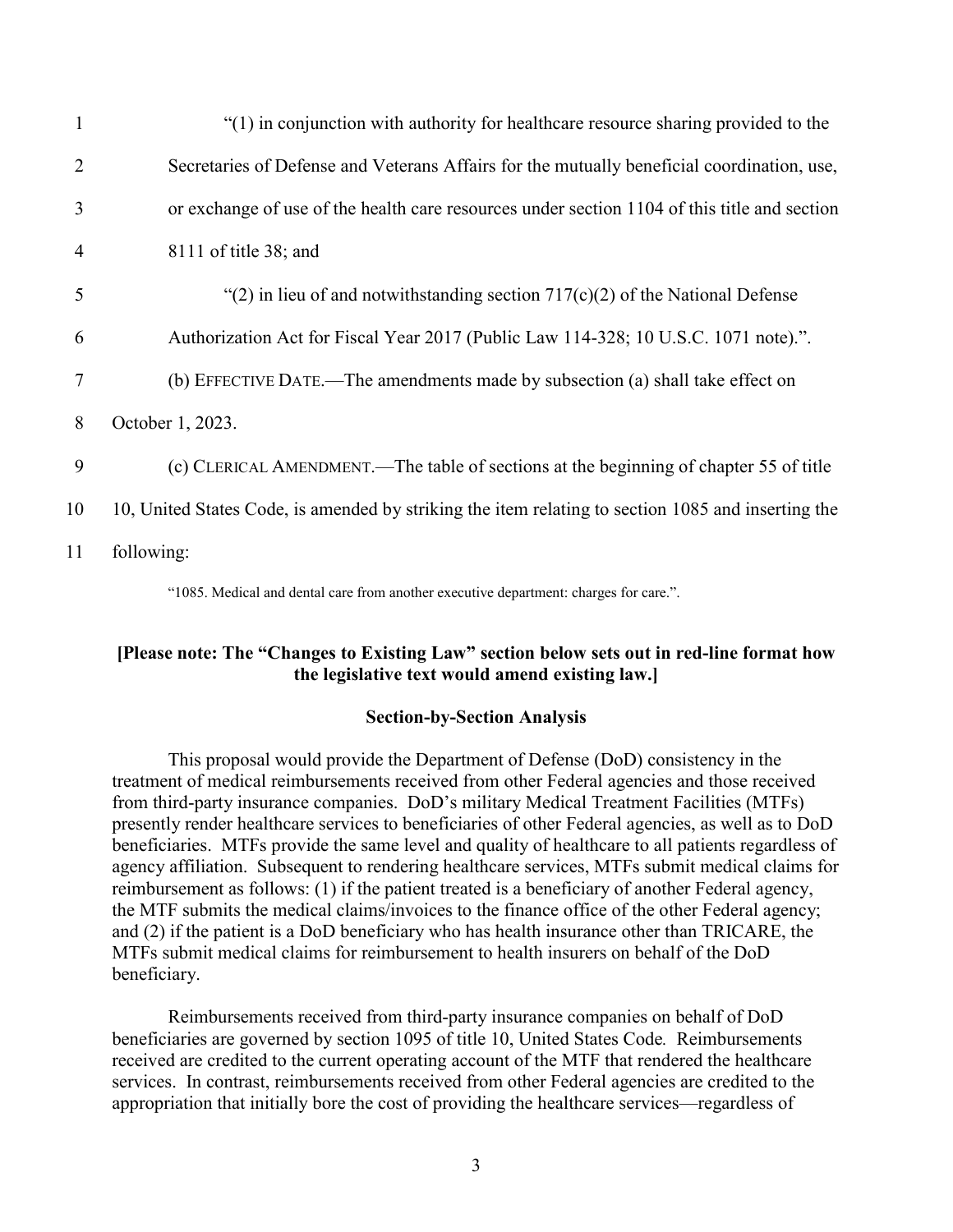"(1) in conjunction with authority for healthcare resource sharing provided to the Secretaries of Defense and Veterans Affairs for the mutually beneficial coordination, use, or exchange of use of the health care resources under section 1104 of this title and section 8111 of title 38; and

"(2) in lieu of and notwithstanding section 717(c)(2) of the National Defense Authorization Act for Fiscal Year 2017 (Public Law 114-328; 10 U.S.C. 1071 note).".

(b) EFFECTIVE DATE.—The amendments made by subsection (a) shall take effect on October 1, 2023.

(c) CLERICAL AMENDMENT.—The table of sections at the beginning of chapter 55 of title 10, United States Code, is amended by striking the item relating to section 1085 and inserting the following:

"1085. Medical and dental care from another executive department: charges for care.".

**[Please note: The "Changes to Existing Law" section below sets out in red-line format how the legislative text would amend existing law.]**

**Section-by-Section Analysis**

This proposal would provide the Department of Defense (DoD) consistency in the treatment of medical reimbursements received from other Federal agencies and those received from third-party insurance companies. DoD's military Medical Treatment Facilities (MTFs) presently render healthcare services to beneficiaries of other Federal agencies, as well as to DoD beneficiaries. MTFs provide the same level and quality of healthcare to all patients regardless of agency affiliation. Subsequent to rendering healthcare services, MTFs submit medical claims for reimbursement as follows: (1) if the patient treated is a beneficiary of another Federal agency, the MTF submits the medical claims/invoices to the finance office of the other Federal agency; and (2) if the patient is a DoD beneficiary who has health insurance other than TRICARE, the MTFs submit medical claims for reimbursement to health insurers on behalf of the DoD beneficiary.

Reimbursements received from third-party insurance companies on behalf of DoD beneficiaries are governed by section 1095 of title 10, United States Code. Reimbursements received are credited to the current operating account of the MTF that rendered the healthcare services. In contrast, reimbursements received from other Federal agencies are credited to the appropriation that initially bore the cost of providing the healthcare services—regardless of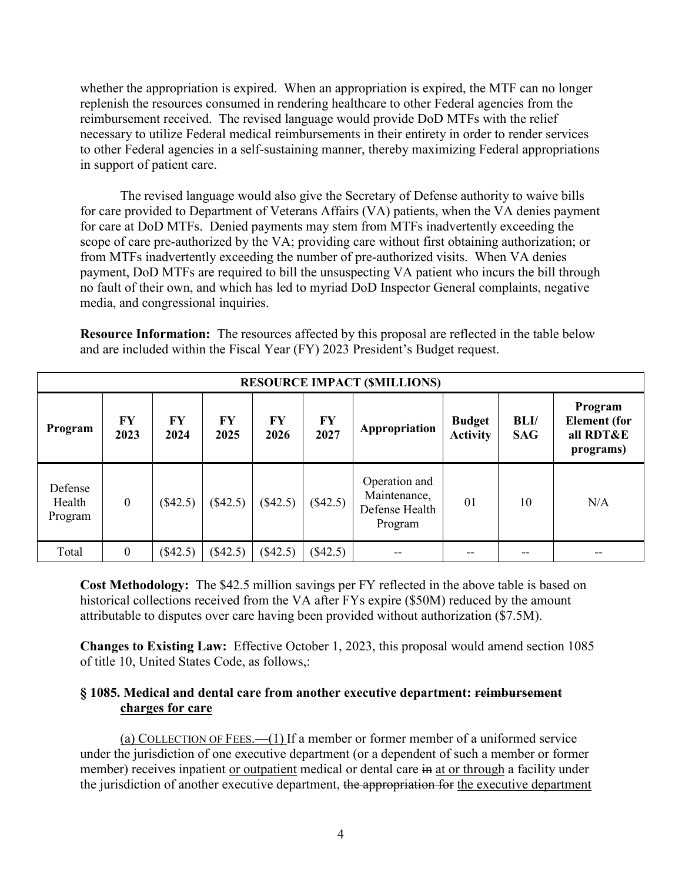whether the appropriation is expired. When an appropriation is expired, the MTF can no longer replenish the resources consumed in rendering healthcare to other Federal agencies from the reimbursement received. The revised language would provide DoD MTFs with the relief necessary to utilize Federal medical reimbursements in their entirety in order to render services to other Federal agencies in a self-sustaining manner, thereby maximizing Federal appropriations in support of patient care.

The revised language would also give the Secretary of Defense authority to waive bills for care provided to Department of Veterans Affairs (VA) patients, when the VA denies payment for care at DoD MTFs. Denied payments may stem from MTFs inadvertently exceeding the scope of care pre-authorized by the VA; providing care without first obtaining authorization; or from MTFs inadvertently exceeding the number of pre-authorized visits. When VA denies payment, DoD MTFs are required to bill the unsuspecting VA patient who incurs the bill through no fault of their own, and which has led to myriad DoD Inspector General complaints, negative media, and congressional inquiries.

**Resource Information:** The resources affected by this proposal are reflected in the table below and are included within the Fiscal Year (FY) 2023 President's Budget request.

| RESOURCE IMPACT ($MILLIONS) | | | | | | | | | |
|---|---|---|---|---|---|---|---|---|---|
| **Program** | **FY 2023** | **FY 2024** | **FY 2025** | **FY 2026** | **FY 2027** | **Appropriation** | **Budget Activity** | **BLI/ SAG** | **Program Element (for all RDT&E programs)** |
| Defense Health Program | 0 | ($42.5) | ($42.5) | ($42.5) | ($42.5) | Operation and Maintenance, Defense Health Program | 01 | 10 | N/A |
| Total | 0 | ($42.5) | ($42.5) | ($42.5) | ($42.5) | -- | -- | -- | -- |

**Cost Methodology:** The $42.5 million savings per FY reflected in the above table is based on historical collections received from the VA after FYs expire ($50M) reduced by the amount attributable to disputes over care having been provided without authorization ($7.5M).

**Changes to Existing Law:** Effective October 1, 2023, this proposal would amend section 1085 of title 10, United States Code, as follows,:

**§ 1085. Medical and dental care from another executive department: ~~reimbursement~~ <u>charges for care</u>**

<u>(a) COLLECTION OF FEES.—(1)</u> If a member or former member of a uniformed service under the jurisdiction of one executive department (or a dependent of such a member or former member) receives inpatient <u>or outpatient</u> medical or dental care ~~in~~ <u>at or through</u> a facility under the jurisdiction of another executive department, ~~the appropriation for~~ <u>the executive department</u>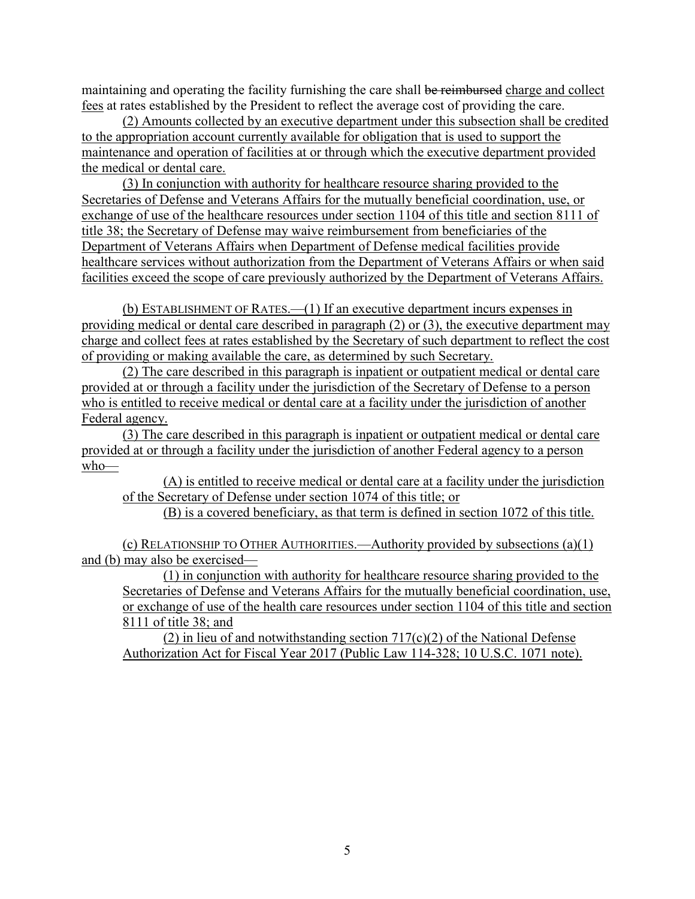maintaining and operating the facility furnishing the care shall ~~be reimbursed~~ charge and collect fees at rates established by the President to reflect the average cost of providing the care.

(2) Amounts collected by an executive department under this subsection shall be credited to the appropriation account currently available for obligation that is used to support the maintenance and operation of facilities at or through which the executive department provided the medical or dental care.

(3) In conjunction with authority for healthcare resource sharing provided to the Secretaries of Defense and Veterans Affairs for the mutually beneficial coordination, use, or exchange of use of the healthcare resources under section 1104 of this title and section 8111 of title 38; the Secretary of Defense may waive reimbursement from beneficiaries of the Department of Veterans Affairs when Department of Defense medical facilities provide healthcare services without authorization from the Department of Veterans Affairs or when said facilities exceed the scope of care previously authorized by the Department of Veterans Affairs.

(b) ESTABLISHMENT OF RATES.—(1) If an executive department incurs expenses in providing medical or dental care described in paragraph (2) or (3), the executive department may charge and collect fees at rates established by the Secretary of such department to reflect the cost of providing or making available the care, as determined by such Secretary.

(2) The care described in this paragraph is inpatient or outpatient medical or dental care provided at or through a facility under the jurisdiction of the Secretary of Defense to a person who is entitled to receive medical or dental care at a facility under the jurisdiction of another Federal agency.

(3) The care described in this paragraph is inpatient or outpatient medical or dental care provided at or through a facility under the jurisdiction of another Federal agency to a person who—

(A) is entitled to receive medical or dental care at a facility under the jurisdiction of the Secretary of Defense under section 1074 of this title; or

(B) is a covered beneficiary, as that term is defined in section 1072 of this title.

(c) RELATIONSHIP TO OTHER AUTHORITIES.—Authority provided by subsections (a)(1) and (b) may also be exercised—

(1) in conjunction with authority for healthcare resource sharing provided to the Secretaries of Defense and Veterans Affairs for the mutually beneficial coordination, use, or exchange of use of the health care resources under section 1104 of this title and section 8111 of title 38; and

(2) in lieu of and notwithstanding section 717(c)(2) of the National Defense Authorization Act for Fiscal Year 2017 (Public Law 114-328; 10 U.S.C. 1071 note).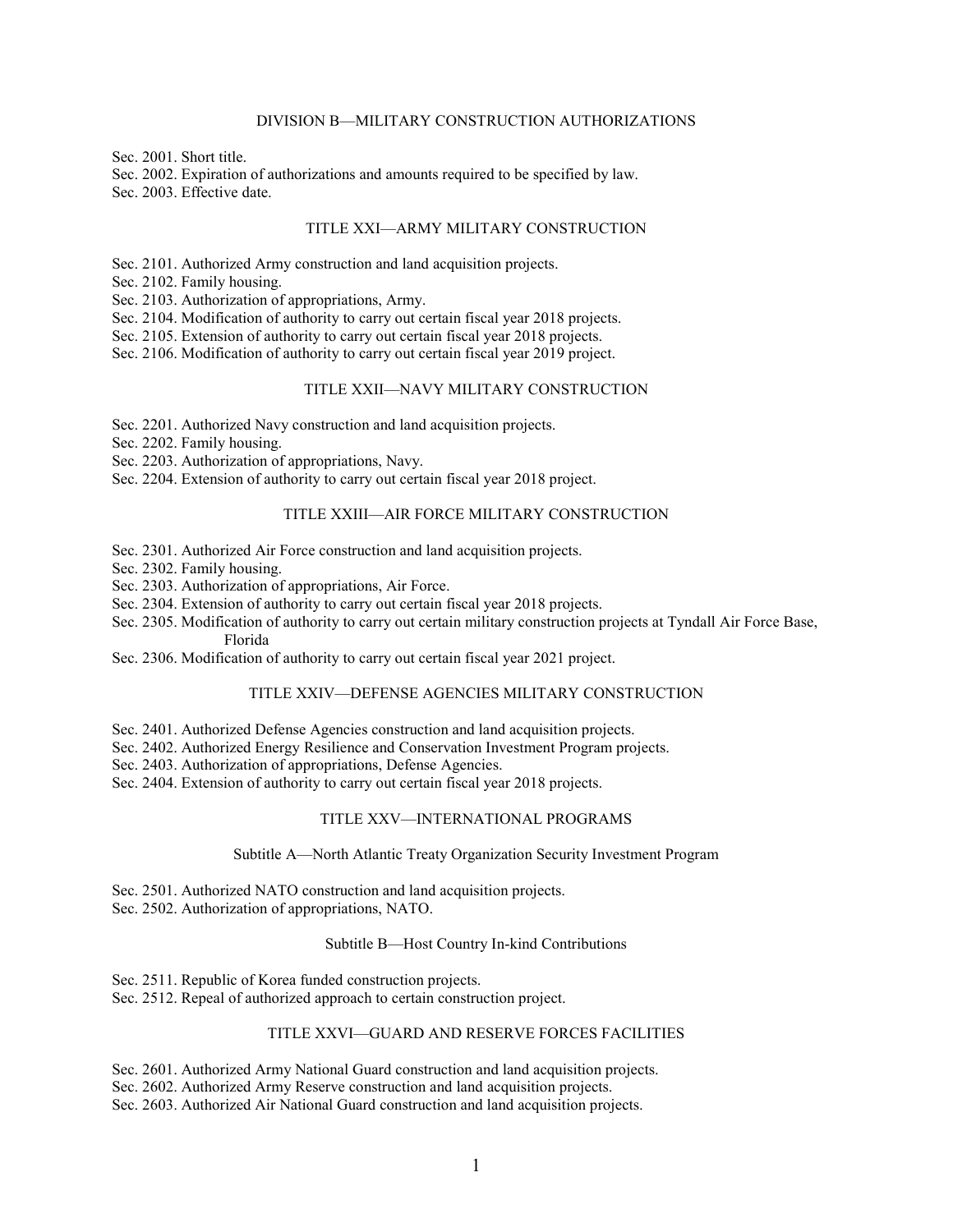## DIVISION B—MILITARY CONSTRUCTION AUTHORIZATIONS

Sec. 2001. Short title.
Sec. 2002. Expiration of authorizations and amounts required to be specified by law.
Sec. 2003. Effective date.

### TITLE XXI—ARMY MILITARY CONSTRUCTION

Sec. 2101. Authorized Army construction and land acquisition projects.
Sec. 2102. Family housing.
Sec. 2103. Authorization of appropriations, Army.
Sec. 2104. Modification of authority to carry out certain fiscal year 2018 projects.
Sec. 2105. Extension of authority to carry out certain fiscal year 2018 projects.
Sec. 2106. Modification of authority to carry out certain fiscal year 2019 project.

### TITLE XXII—NAVY MILITARY CONSTRUCTION

Sec. 2201. Authorized Navy construction and land acquisition projects.
Sec. 2202. Family housing.
Sec. 2203. Authorization of appropriations, Navy.
Sec. 2204. Extension of authority to carry out certain fiscal year 2018 project.

### TITLE XXIII—AIR FORCE MILITARY CONSTRUCTION

Sec. 2301. Authorized Air Force construction and land acquisition projects.
Sec. 2302. Family housing.
Sec. 2303. Authorization of appropriations, Air Force.
Sec. 2304. Extension of authority to carry out certain fiscal year 2018 projects.
Sec. 2305. Modification of authority to carry out certain military construction projects at Tyndall Air Force Base, Florida
Sec. 2306. Modification of authority to carry out certain fiscal year 2021 project.

### TITLE XXIV—DEFENSE AGENCIES MILITARY CONSTRUCTION

Sec. 2401. Authorized Defense Agencies construction and land acquisition projects.
Sec. 2402. Authorized Energy Resilience and Conservation Investment Program projects.
Sec. 2403. Authorization of appropriations, Defense Agencies.
Sec. 2404. Extension of authority to carry out certain fiscal year 2018 projects.

### TITLE XXV—INTERNATIONAL PROGRAMS

#### Subtitle A—North Atlantic Treaty Organization Security Investment Program

Sec. 2501. Authorized NATO construction and land acquisition projects.
Sec. 2502. Authorization of appropriations, NATO.

#### Subtitle B—Host Country In-kind Contributions

Sec. 2511. Republic of Korea funded construction projects.
Sec. 2512. Repeal of authorized approach to certain construction project.

### TITLE XXVI—GUARD AND RESERVE FORCES FACILITIES

Sec. 2601. Authorized Army National Guard construction and land acquisition projects.
Sec. 2602. Authorized Army Reserve construction and land acquisition projects.
Sec. 2603. Authorized Air National Guard construction and land acquisition projects.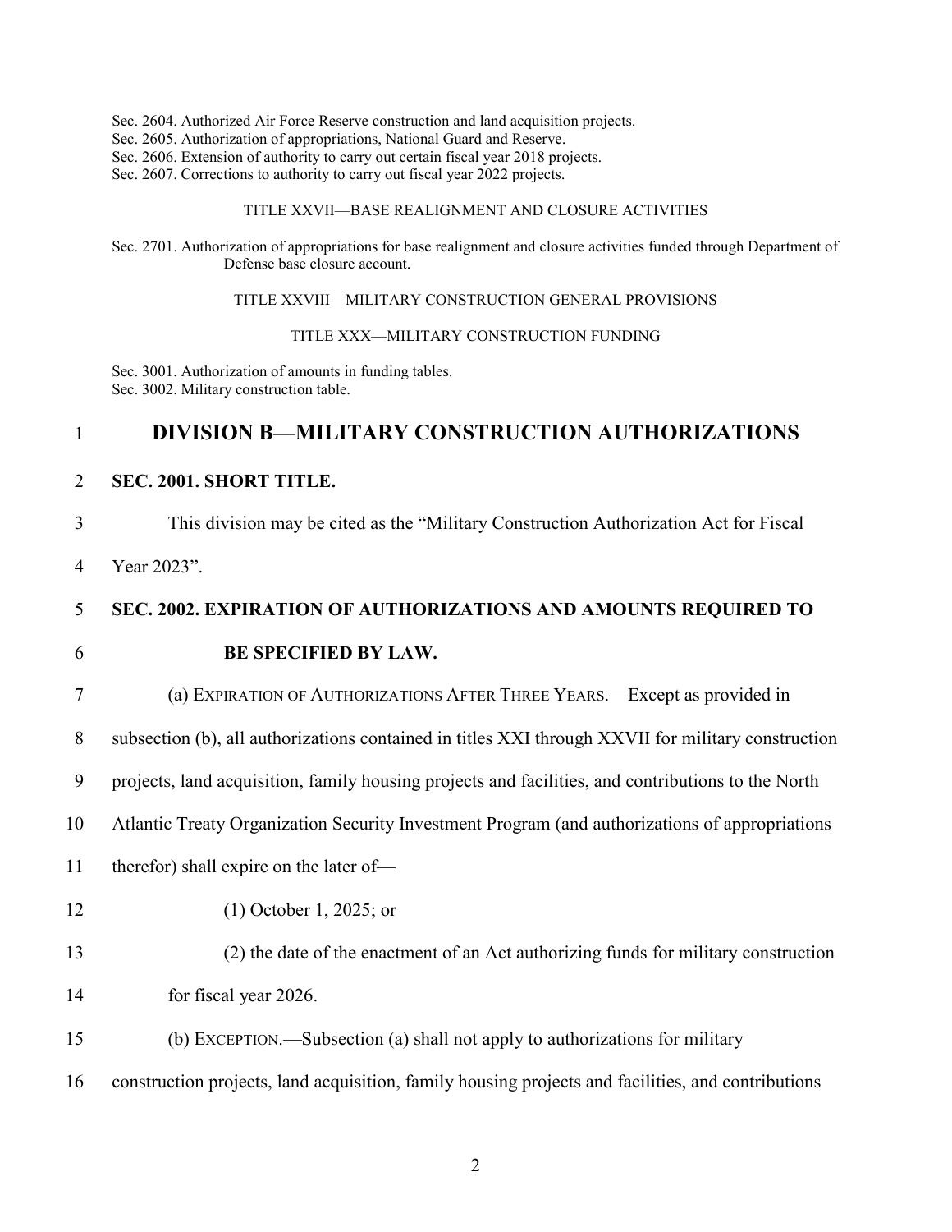Sec. 2604. Authorized Air Force Reserve construction and land acquisition projects.
Sec. 2605. Authorization of appropriations, National Guard and Reserve.
Sec. 2606. Extension of authority to carry out certain fiscal year 2018 projects.
Sec. 2607. Corrections to authority to carry out fiscal year 2022 projects.

TITLE XXVII—BASE REALIGNMENT AND CLOSURE ACTIVITIES

Sec. 2701. Authorization of appropriations for base realignment and closure activities funded through Department of Defense base closure account.

TITLE XXVIII—MILITARY CONSTRUCTION GENERAL PROVISIONS

TITLE XXX—MILITARY CONSTRUCTION FUNDING

Sec. 3001. Authorization of amounts in funding tables.
Sec. 3002. Military construction table.

# DIVISION B—MILITARY CONSTRUCTION AUTHORIZATIONS

## SEC. 2001. SHORT TITLE.

This division may be cited as the "Military Construction Authorization Act for Fiscal Year 2023".

## SEC. 2002. EXPIRATION OF AUTHORIZATIONS AND AMOUNTS REQUIRED TO BE SPECIFIED BY LAW.

(a) EXPIRATION OF AUTHORIZATIONS AFTER THREE YEARS.—Except as provided in subsection (b), all authorizations contained in titles XXI through XXVII for military construction projects, land acquisition, family housing projects and facilities, and contributions to the North Atlantic Treaty Organization Security Investment Program (and authorizations of appropriations therefor) shall expire on the later of—

(1) October 1, 2025; or

(2) the date of the enactment of an Act authorizing funds for military construction for fiscal year 2026.

(b) EXCEPTION.—Subsection (a) shall not apply to authorizations for military construction projects, land acquisition, family housing projects and facilities, and contributions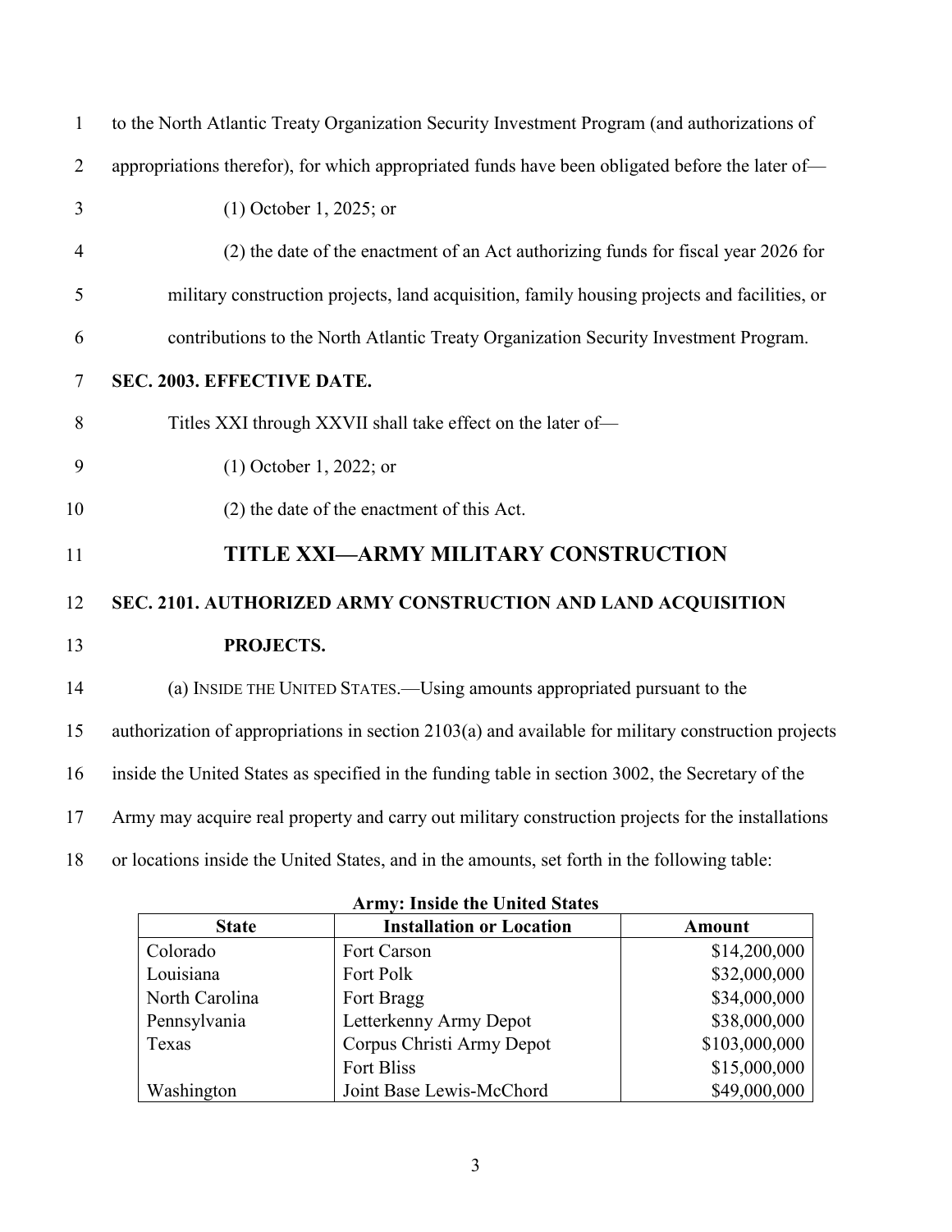to the North Atlantic Treaty Organization Security Investment Program (and authorizations of appropriations therefor), for which appropriated funds have been obligated before the later of—

(1) October 1, 2025; or

(2) the date of the enactment of an Act authorizing funds for fiscal year 2026 for military construction projects, land acquisition, family housing projects and facilities, or contributions to the North Atlantic Treaty Organization Security Investment Program.

**SEC. 2003. EFFECTIVE DATE.**

Titles XXI through XXVII shall take effect on the later of—

(1) October 1, 2022; or

(2) the date of the enactment of this Act.

# TITLE XXI—ARMY MILITARY CONSTRUCTION

**SEC. 2101. AUTHORIZED ARMY CONSTRUCTION AND LAND ACQUISITION PROJECTS.**

(a) INSIDE THE UNITED STATES.—Using amounts appropriated pursuant to the authorization of appropriations in section 2103(a) and available for military construction projects inside the United States as specified in the funding table in section 3002, the Secretary of the Army may acquire real property and carry out military construction projects for the installations or locations inside the United States, and in the amounts, set forth in the following table:

**Army: Inside the United States**

| State | Installation or Location | Amount |
|---|---|---|
| Colorado | Fort Carson | $14,200,000 |
| Louisiana | Fort Polk | $32,000,000 |
| North Carolina | Fort Bragg | $34,000,000 |
| Pennsylvania | Letterkenny Army Depot | $38,000,000 |
| Texas | Corpus Christi Army Depot | $103,000,000 |
| | Fort Bliss | $15,000,000 |
| Washington | Joint Base Lewis-McChord | $49,000,000 |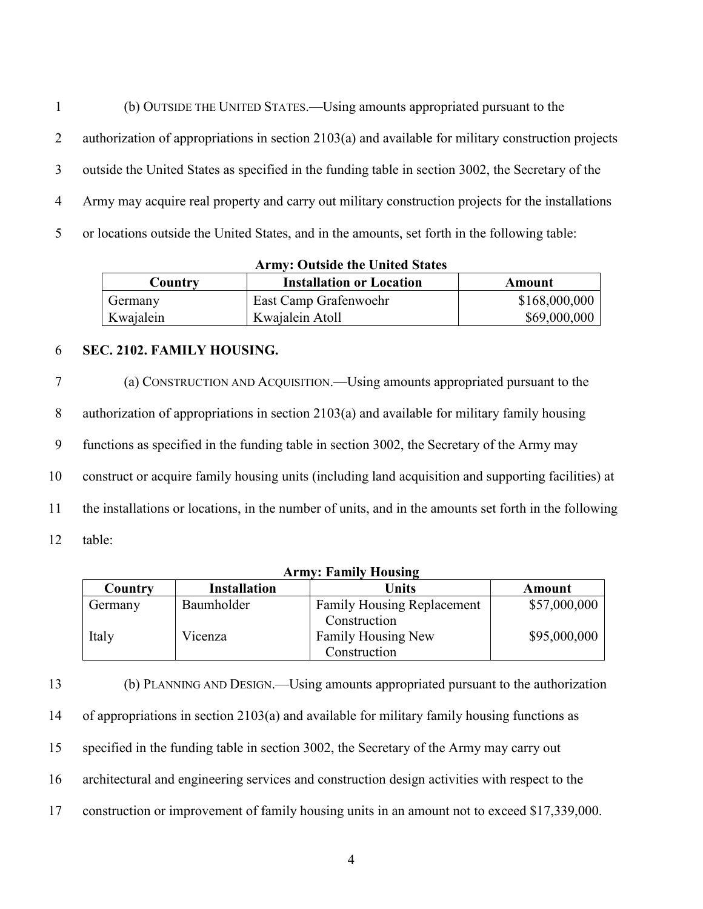(b) OUTSIDE THE UNITED STATES.—Using amounts appropriated pursuant to the authorization of appropriations in section 2103(a) and available for military construction projects outside the United States as specified in the funding table in section 3002, the Secretary of the Army may acquire real property and carry out military construction projects for the installations or locations outside the United States, and in the amounts, set forth in the following table:

**Army: Outside the United States**

| Country | Installation or Location | Amount |
|---|---|---|
| Germany | East Camp Grafenwoehr | $168,000,000 |
| Kwajalein | Kwajalein Atoll | $69,000,000 |

**SEC. 2102. FAMILY HOUSING.**

(a) CONSTRUCTION AND ACQUISITION.—Using amounts appropriated pursuant to the authorization of appropriations in section 2103(a) and available for military family housing functions as specified in the funding table in section 3002, the Secretary of the Army may construct or acquire family housing units (including land acquisition and supporting facilities) at the installations or locations, in the number of units, and in the amounts set forth in the following table:

**Army: Family Housing**

| Country | Installation | Units | Amount |
|---|---|---|---|
| Germany | Baumholder | Family Housing Replacement Construction | $57,000,000 |
| Italy | Vicenza | Family Housing New Construction | $95,000,000 |

(b) PLANNING AND DESIGN.—Using amounts appropriated pursuant to the authorization of appropriations in section 2103(a) and available for military family housing functions as specified in the funding table in section 3002, the Secretary of the Army may carry out architectural and engineering services and construction design activities with respect to the construction or improvement of family housing units in an amount not to exceed $17,339,000.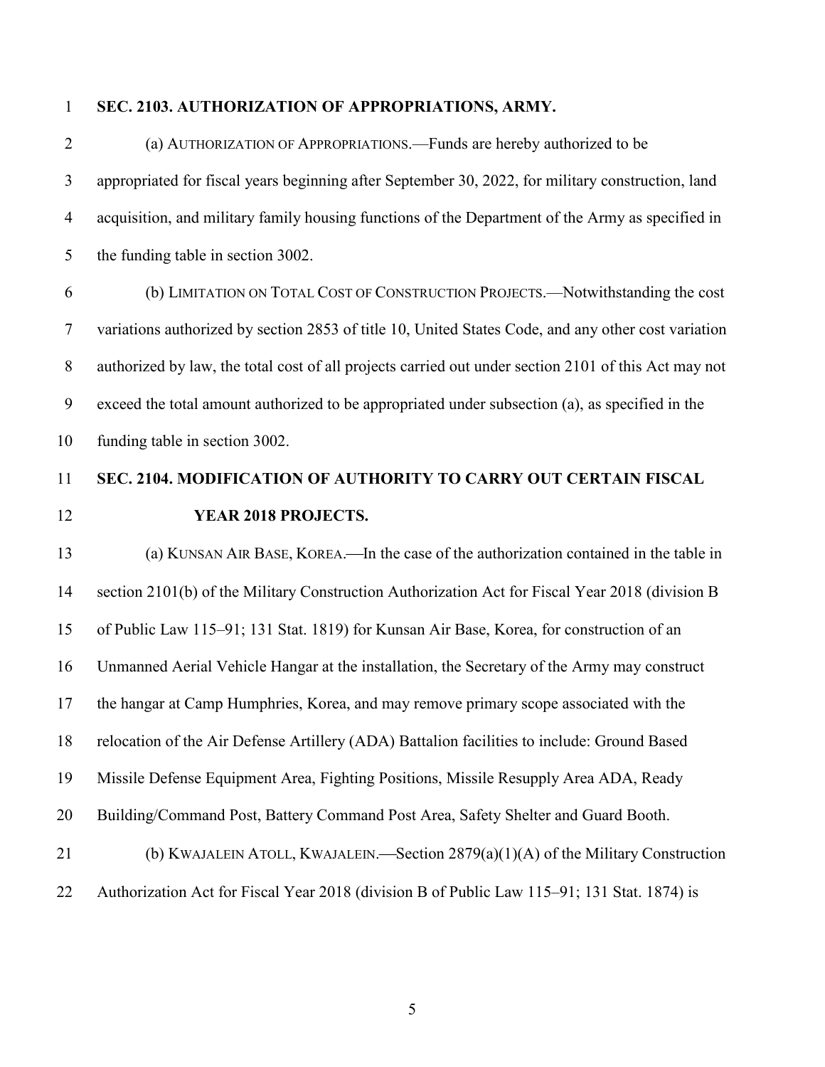**SEC. 2103. AUTHORIZATION OF APPROPRIATIONS, ARMY.**

(a) AUTHORIZATION OF APPROPRIATIONS.—Funds are hereby authorized to be appropriated for fiscal years beginning after September 30, 2022, for military construction, land acquisition, and military family housing functions of the Department of the Army as specified in the funding table in section 3002.

(b) LIMITATION ON TOTAL COST OF CONSTRUCTION PROJECTS.—Notwithstanding the cost variations authorized by section 2853 of title 10, United States Code, and any other cost variation authorized by law, the total cost of all projects carried out under section 2101 of this Act may not exceed the total amount authorized to be appropriated under subsection (a), as specified in the funding table in section 3002.

**SEC. 2104. MODIFICATION OF AUTHORITY TO CARRY OUT CERTAIN FISCAL YEAR 2018 PROJECTS.**

(a) KUNSAN AIR BASE, KOREA.—In the case of the authorization contained in the table in section 2101(b) of the Military Construction Authorization Act for Fiscal Year 2018 (division B of Public Law 115–91; 131 Stat. 1819) for Kunsan Air Base, Korea, for construction of an Unmanned Aerial Vehicle Hangar at the installation, the Secretary of the Army may construct the hangar at Camp Humphries, Korea, and may remove primary scope associated with the relocation of the Air Defense Artillery (ADA) Battalion facilities to include: Ground Based Missile Defense Equipment Area, Fighting Positions, Missile Resupply Area ADA, Ready Building/Command Post, Battery Command Post Area, Safety Shelter and Guard Booth.

(b) KWAJALEIN ATOLL, KWAJALEIN.—Section 2879(a)(1)(A) of the Military Construction Authorization Act for Fiscal Year 2018 (division B of Public Law 115–91; 131 Stat. 1874) is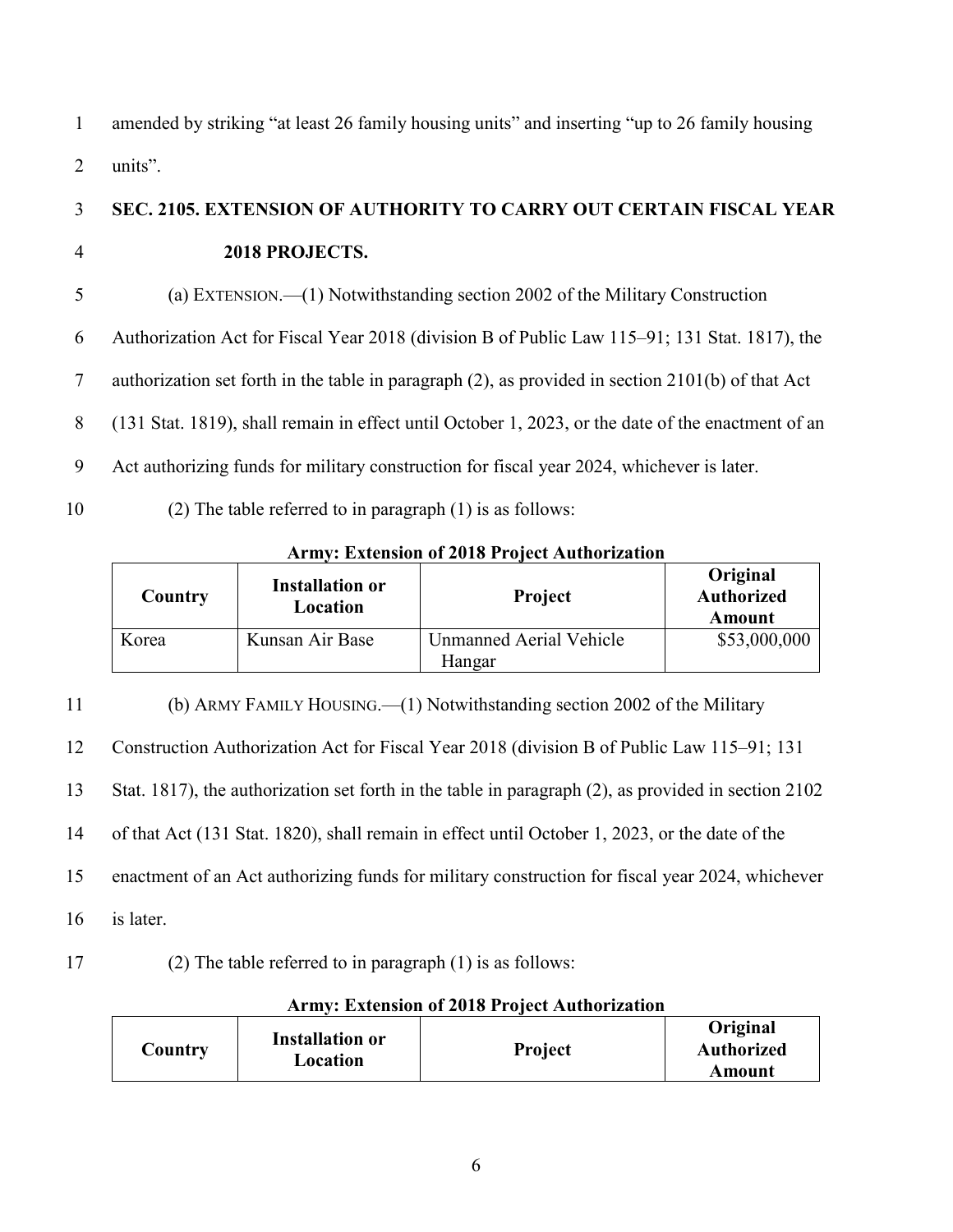amended by striking “at least 26 family housing units” and inserting “up to 26 family housing units”.

### SEC. 2105. EXTENSION OF AUTHORITY TO CARRY OUT CERTAIN FISCAL YEAR 2018 PROJECTS.

(a) EXTENSION.—(1) Notwithstanding section 2002 of the Military Construction Authorization Act for Fiscal Year 2018 (division B of Public Law 115–91; 131 Stat. 1817), the authorization set forth in the table in paragraph (2), as provided in section 2101(b) of that Act (131 Stat. 1819), shall remain in effect until October 1, 2023, or the date of the enactment of an Act authorizing funds for military construction for fiscal year 2024, whichever is later.

(2) The table referred to in paragraph (1) is as follows:

**Army: Extension of 2018 Project Authorization**

| Country | Installation or Location | Project | Original Authorized Amount |
|---|---|---|---|
| Korea | Kunsan Air Base | Unmanned Aerial Vehicle Hangar | $53,000,000 |

(b) ARMY FAMILY HOUSING.—(1) Notwithstanding section 2002 of the Military Construction Authorization Act for Fiscal Year 2018 (division B of Public Law 115–91; 131 Stat. 1817), the authorization set forth in the table in paragraph (2), as provided in section 2102 of that Act (131 Stat. 1820), shall remain in effect until October 1, 2023, or the date of the enactment of an Act authorizing funds for military construction for fiscal year 2024, whichever is later.

(2) The table referred to in paragraph (1) is as follows:

**Army: Extension of 2018 Project Authorization**

| Country | Installation or Location | Project | Original Authorized Amount |
|---|---|---|---|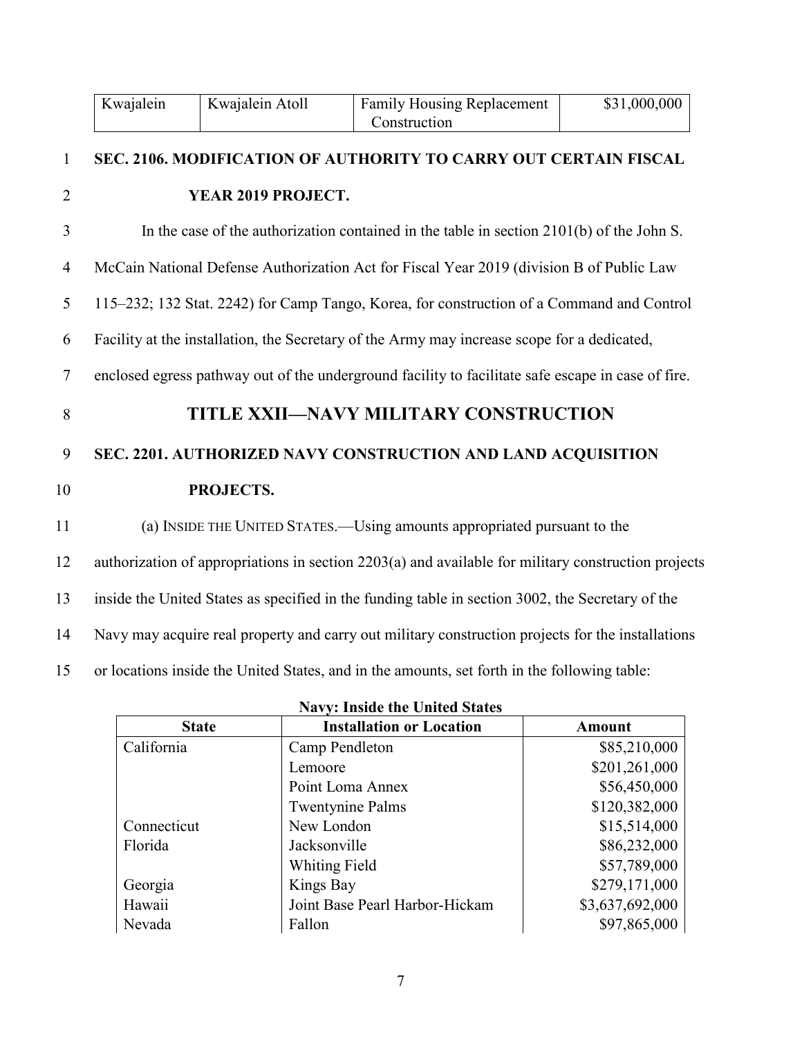| Kwajalein | Kwajalein Atoll | Family Housing Replacement Construction | $31,000,000 |
|---|---|---|---|

### SEC. 2106. MODIFICATION OF AUTHORITY TO CARRY OUT CERTAIN FISCAL YEAR 2019 PROJECT.

In the case of the authorization contained in the table in section 2101(b) of the John S. McCain National Defense Authorization Act for Fiscal Year 2019 (division B of Public Law 115–232; 132 Stat. 2242) for Camp Tango, Korea, for construction of a Command and Control Facility at the installation, the Secretary of the Army may increase scope for a dedicated, enclosed egress pathway out of the underground facility to facilitate safe escape in case of fire.

## TITLE XXII—NAVY MILITARY CONSTRUCTION

### SEC. 2201. AUTHORIZED NAVY CONSTRUCTION AND LAND ACQUISITION PROJECTS.

(a) INSIDE THE UNITED STATES.—Using amounts appropriated pursuant to the authorization of appropriations in section 2203(a) and available for military construction projects inside the United States as specified in the funding table in section 3002, the Secretary of the Navy may acquire real property and carry out military construction projects for the installations or locations inside the United States, and in the amounts, set forth in the following table:

**Navy: Inside the United States**

| State | Installation or Location | Amount |
|---|---|---|
| California | Camp Pendleton | $85,210,000 |
| | Lemoore | $201,261,000 |
| | Point Loma Annex | $56,450,000 |
| | Twentynine Palms | $120,382,000 |
| Connecticut | New London | $15,514,000 |
| Florida | Jacksonville | $86,232,000 |
| | Whiting Field | $57,789,000 |
| Georgia | Kings Bay | $279,171,000 |
| Hawaii | Joint Base Pearl Harbor-Hickam | $3,637,692,000 |
| Nevada | Fallon | $97,865,000 |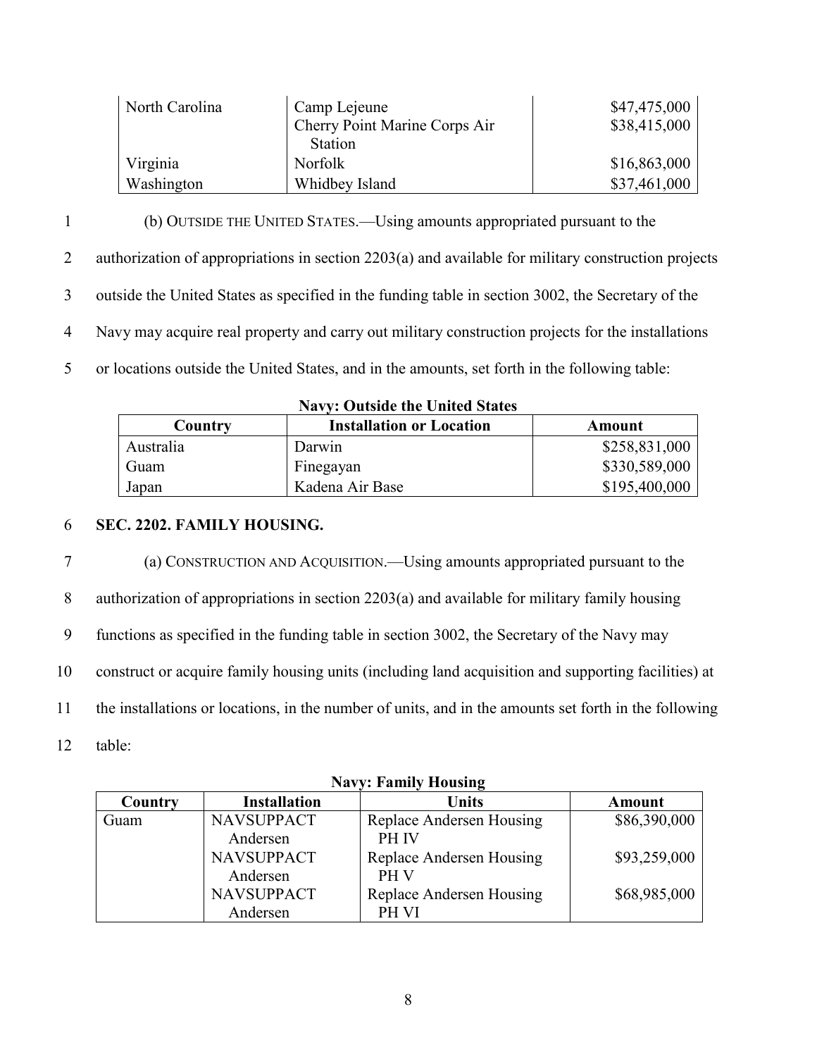| | | |
|---|---|---|
| North Carolina | Camp Lejeune | $47,475,000 |
| | Cherry Point Marine Corps Air Station | $38,415,000 |
| Virginia | Norfolk | $16,863,000 |
| Washington | Whidbey Island | $37,461,000 |

(b) OUTSIDE THE UNITED STATES.—Using amounts appropriated pursuant to the authorization of appropriations in section 2203(a) and available for military construction projects outside the United States as specified in the funding table in section 3002, the Secretary of the Navy may acquire real property and carry out military construction projects for the installations or locations outside the United States, and in the amounts, set forth in the following table:

**Navy: Outside the United States**

| Country | Installation or Location | Amount |
|---|---|---|
| Australia | Darwin | $258,831,000 |
| Guam | Finegayan | $330,589,000 |
| Japan | Kadena Air Base | $195,400,000 |

**SEC. 2202. FAMILY HOUSING.**

(a) CONSTRUCTION AND ACQUISITION.—Using amounts appropriated pursuant to the authorization of appropriations in section 2203(a) and available for military family housing functions as specified in the funding table in section 3002, the Secretary of the Navy may construct or acquire family housing units (including land acquisition and supporting facilities) at the installations or locations, in the number of units, and in the amounts set forth in the following table:

**Navy: Family Housing**

| Country | Installation | Units | Amount |
|---|---|---|---|
| Guam | NAVSUPPACT Andersen | Replace Andersen Housing PH IV | $86,390,000 |
| | NAVSUPPACT Andersen | Replace Andersen Housing PH V | $93,259,000 |
| | NAVSUPPACT Andersen | Replace Andersen Housing PH VI | $68,985,000 |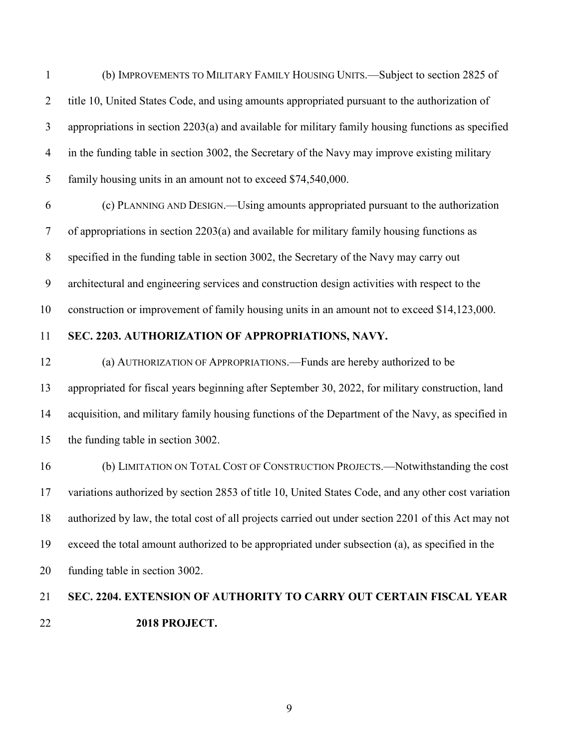(b) IMPROVEMENTS TO MILITARY FAMILY HOUSING UNITS.—Subject to section 2825 of title 10, United States Code, and using amounts appropriated pursuant to the authorization of appropriations in section 2203(a) and available for military family housing functions as specified in the funding table in section 3002, the Secretary of the Navy may improve existing military family housing units in an amount not to exceed $74,540,000.

(c) PLANNING AND DESIGN.—Using amounts appropriated pursuant to the authorization of appropriations in section 2203(a) and available for military family housing functions as specified in the funding table in section 3002, the Secretary of the Navy may carry out architectural and engineering services and construction design activities with respect to the construction or improvement of family housing units in an amount not to exceed $14,123,000.

### SEC. 2203. AUTHORIZATION OF APPROPRIATIONS, NAVY.

(a) AUTHORIZATION OF APPROPRIATIONS.—Funds are hereby authorized to be appropriated for fiscal years beginning after September 30, 2022, for military construction, land acquisition, and military family housing functions of the Department of the Navy, as specified in the funding table in section 3002.

(b) LIMITATION ON TOTAL COST OF CONSTRUCTION PROJECTS.—Notwithstanding the cost variations authorized by section 2853 of title 10, United States Code, and any other cost variation authorized by law, the total cost of all projects carried out under section 2201 of this Act may not exceed the total amount authorized to be appropriated under subsection (a), as specified in the funding table in section 3002.

### SEC. 2204. EXTENSION OF AUTHORITY TO CARRY OUT CERTAIN FISCAL YEAR 2018 PROJECT.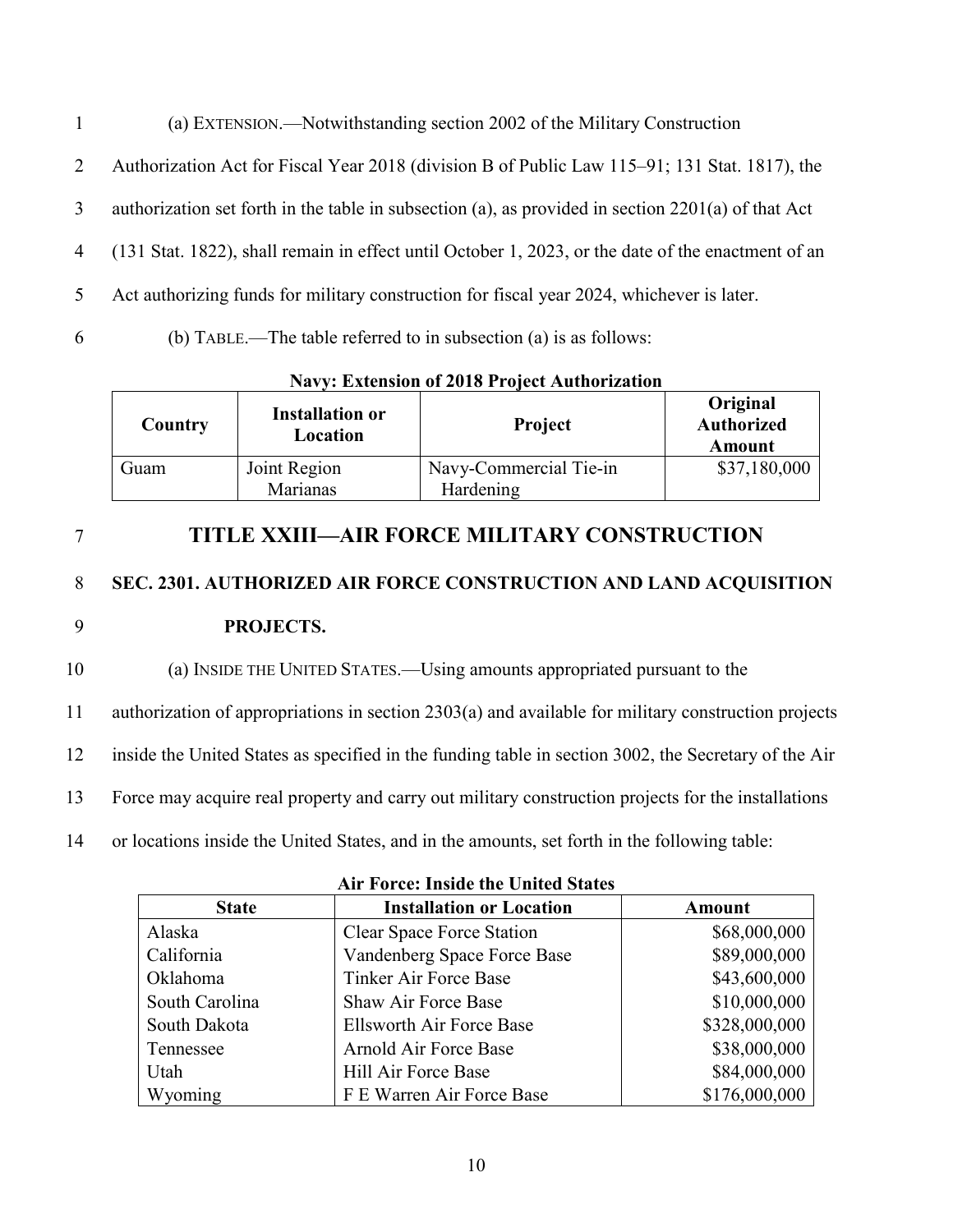(a) EXTENSION.—Notwithstanding section 2002 of the Military Construction Authorization Act for Fiscal Year 2018 (division B of Public Law 115–91; 131 Stat. 1817), the authorization set forth in the table in subsection (a), as provided in section 2201(a) of that Act (131 Stat. 1822), shall remain in effect until October 1, 2023, or the date of the enactment of an Act authorizing funds for military construction for fiscal year 2024, whichever is later.

(b) TABLE.—The table referred to in subsection (a) is as follows:

**Navy: Extension of 2018 Project Authorization**

| Country | Installation or Location | Project | Original Authorized Amount |
|---|---|---|---|
| Guam | Joint Region Marianas | Navy-Commercial Tie-in Hardening | $37,180,000 |

# TITLE XXIII—AIR FORCE MILITARY CONSTRUCTION

## SEC. 2301. AUTHORIZED AIR FORCE CONSTRUCTION AND LAND ACQUISITION PROJECTS.

(a) INSIDE THE UNITED STATES.—Using amounts appropriated pursuant to the authorization of appropriations in section 2303(a) and available for military construction projects inside the United States as specified in the funding table in section 3002, the Secretary of the Air Force may acquire real property and carry out military construction projects for the installations or locations inside the United States, and in the amounts, set forth in the following table:

**Air Force: Inside the United States**

| State | Installation or Location | Amount |
|---|---|---|
| Alaska | Clear Space Force Station | $68,000,000 |
| California | Vandenberg Space Force Base | $89,000,000 |
| Oklahoma | Tinker Air Force Base | $43,600,000 |
| South Carolina | Shaw Air Force Base | $10,000,000 |
| South Dakota | Ellsworth Air Force Base | $328,000,000 |
| Tennessee | Arnold Air Force Base | $38,000,000 |
| Utah | Hill Air Force Base | $84,000,000 |
| Wyoming | F E Warren Air Force Base | $176,000,000 |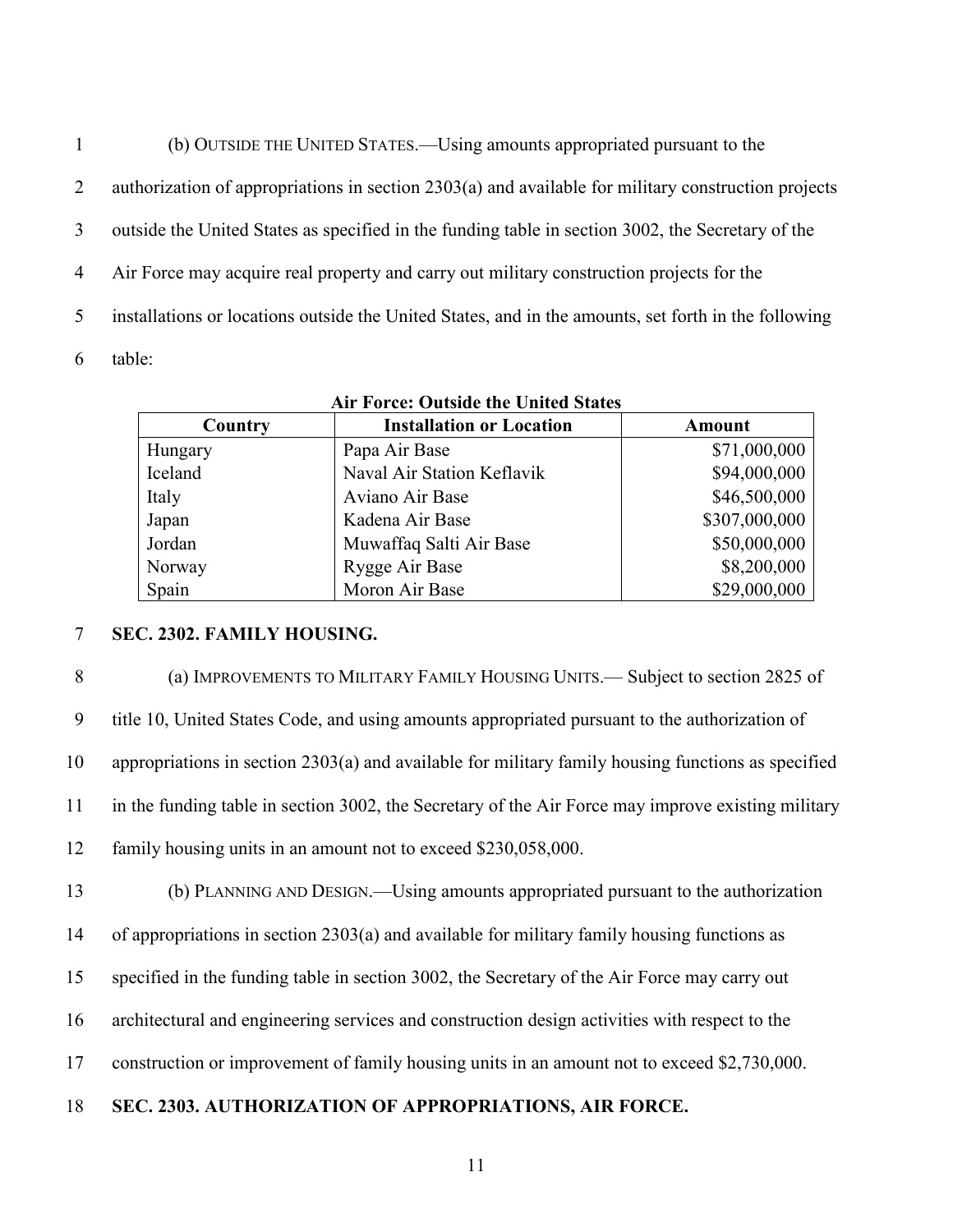(b) OUTSIDE THE UNITED STATES.—Using amounts appropriated pursuant to the authorization of appropriations in section 2303(a) and available for military construction projects outside the United States as specified in the funding table in section 3002, the Secretary of the Air Force may acquire real property and carry out military construction projects for the installations or locations outside the United States, and in the amounts, set forth in the following table:

**Air Force: Outside the United States**

| Country | Installation or Location | Amount |
|---|---|---|
| Hungary | Papa Air Base | $71,000,000 |
| Iceland | Naval Air Station Keflavik | $94,000,000 |
| Italy | Aviano Air Base | $46,500,000 |
| Japan | Kadena Air Base | $307,000,000 |
| Jordan | Muwaffaq Salti Air Base | $50,000,000 |
| Norway | Rygge Air Base | $8,200,000 |
| Spain | Moron Air Base | $29,000,000 |

**SEC. 2302. FAMILY HOUSING.**

(a) IMPROVEMENTS TO MILITARY FAMILY HOUSING UNITS.— Subject to section 2825 of title 10, United States Code, and using amounts appropriated pursuant to the authorization of appropriations in section 2303(a) and available for military family housing functions as specified in the funding table in section 3002, the Secretary of the Air Force may improve existing military family housing units in an amount not to exceed $230,058,000.

(b) PLANNING AND DESIGN.—Using amounts appropriated pursuant to the authorization of appropriations in section 2303(a) and available for military family housing functions as specified in the funding table in section 3002, the Secretary of the Air Force may carry out architectural and engineering services and construction design activities with respect to the construction or improvement of family housing units in an amount not to exceed $2,730,000.

**SEC. 2303. AUTHORIZATION OF APPROPRIATIONS, AIR FORCE.**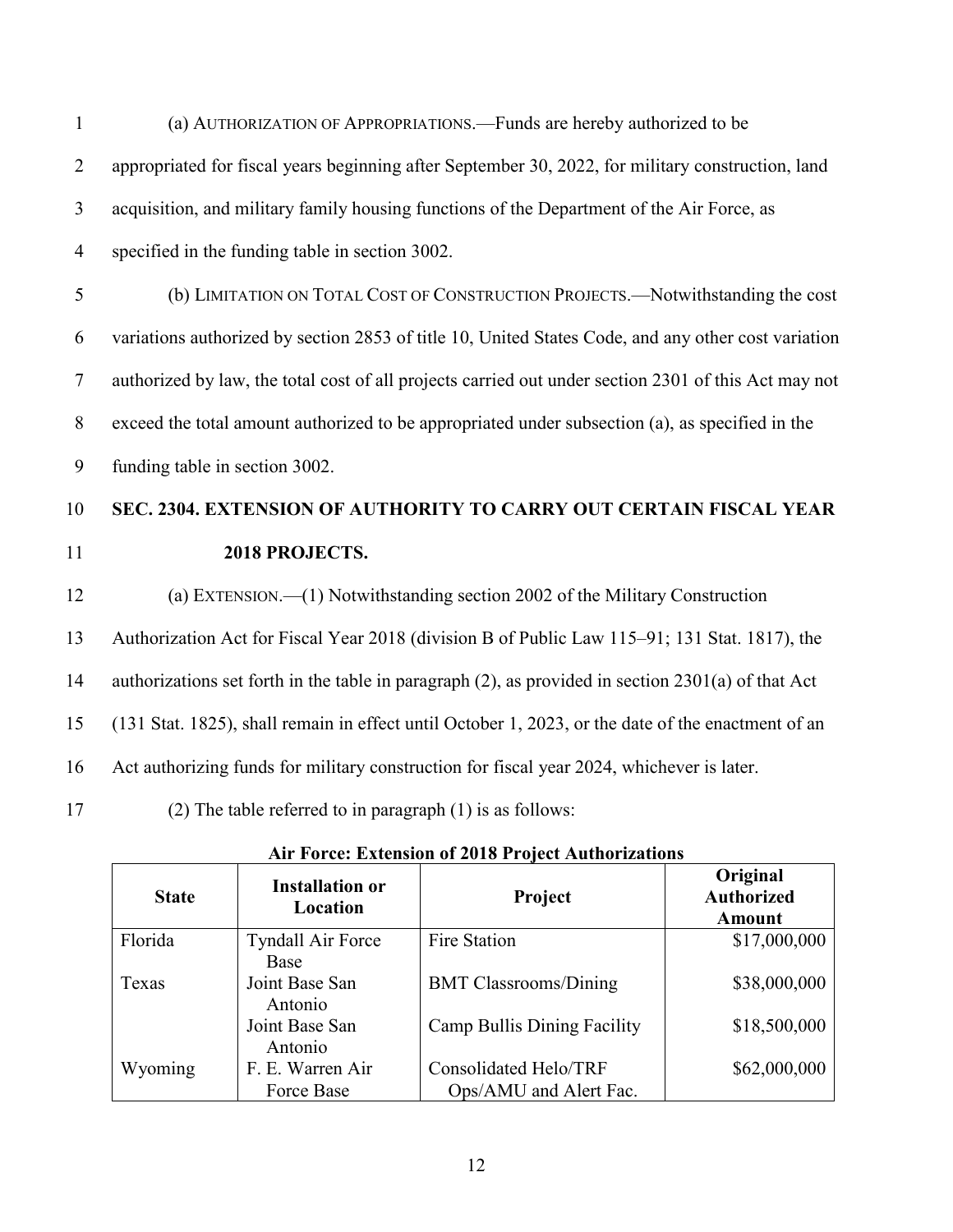(a) AUTHORIZATION OF APPROPRIATIONS.—Funds are hereby authorized to be appropriated for fiscal years beginning after September 30, 2022, for military construction, land acquisition, and military family housing functions of the Department of the Air Force, as specified in the funding table in section 3002.

(b) LIMITATION ON TOTAL COST OF CONSTRUCTION PROJECTS.—Notwithstanding the cost variations authorized by section 2853 of title 10, United States Code, and any other cost variation authorized by law, the total cost of all projects carried out under section 2301 of this Act may not exceed the total amount authorized to be appropriated under subsection (a), as specified in the funding table in section 3002.

**SEC. 2304. EXTENSION OF AUTHORITY TO CARRY OUT CERTAIN FISCAL YEAR 2018 PROJECTS.**

(a) EXTENSION.—(1) Notwithstanding section 2002 of the Military Construction Authorization Act for Fiscal Year 2018 (division B of Public Law 115–91; 131 Stat. 1817), the authorizations set forth in the table in paragraph (2), as provided in section 2301(a) of that Act (131 Stat. 1825), shall remain in effect until October 1, 2023, or the date of the enactment of an Act authorizing funds for military construction for fiscal year 2024, whichever is later.

(2) The table referred to in paragraph (1) is as follows:

**Air Force: Extension of 2018 Project Authorizations**

| State | Installation or Location | Project | Original Authorized Amount |
|---|---|---|---|
| Florida | Tyndall Air Force Base | Fire Station | $17,000,000 |
| Texas | Joint Base San Antonio | BMT Classrooms/Dining | $38,000,000 |
| | Joint Base San Antonio | Camp Bullis Dining Facility | $18,500,000 |
| Wyoming | F. E. Warren Air Force Base | Consolidated Helo/TRF Ops/AMU and Alert Fac. | $62,000,000 |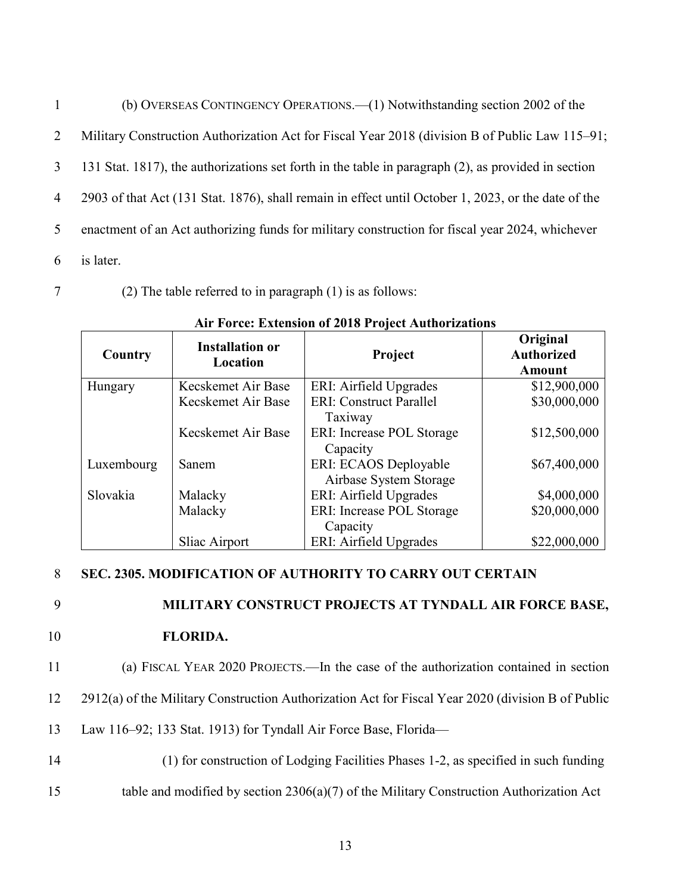(b) OVERSEAS CONTINGENCY OPERATIONS.—(1) Notwithstanding section 2002 of the Military Construction Authorization Act for Fiscal Year 2018 (division B of Public Law 115–91; 131 Stat. 1817), the authorizations set forth in the table in paragraph (2), as provided in section 2903 of that Act (131 Stat. 1876), shall remain in effect until October 1, 2023, or the date of the enactment of an Act authorizing funds for military construction for fiscal year 2024, whichever is later.

(2) The table referred to in paragraph (1) is as follows:

**Air Force: Extension of 2018 Project Authorizations**

| Country | Installation or Location | Project | Original Authorized Amount |
|---|---|---|---|
| Hungary | Kecskemet Air Base | ERI: Airfield Upgrades | $12,900,000 |
| | Kecskemet Air Base | ERI: Construct Parallel Taxiway | $30,000,000 |
| | Kecskemet Air Base | ERI: Increase POL Storage Capacity | $12,500,000 |
| Luxembourg | Sanem | ERI: ECAOS Deployable Airbase System Storage | $67,400,000 |
| Slovakia | Malacky | ERI: Airfield Upgrades | $4,000,000 |
| | Malacky | ERI: Increase POL Storage Capacity | $20,000,000 |
| | Sliac Airport | ERI: Airfield Upgrades | $22,000,000 |

**SEC. 2305. MODIFICATION OF AUTHORITY TO CARRY OUT CERTAIN MILITARY CONSTRUCT PROJECTS AT TYNDALL AIR FORCE BASE, FLORIDA.**

(a) FISCAL YEAR 2020 PROJECTS.—In the case of the authorization contained in section 2912(a) of the Military Construction Authorization Act for Fiscal Year 2020 (division B of Public Law 116–92; 133 Stat. 1913) for Tyndall Air Force Base, Florida—

(1) for construction of Lodging Facilities Phases 1-2, as specified in such funding table and modified by section 2306(a)(7) of the Military Construction Authorization Act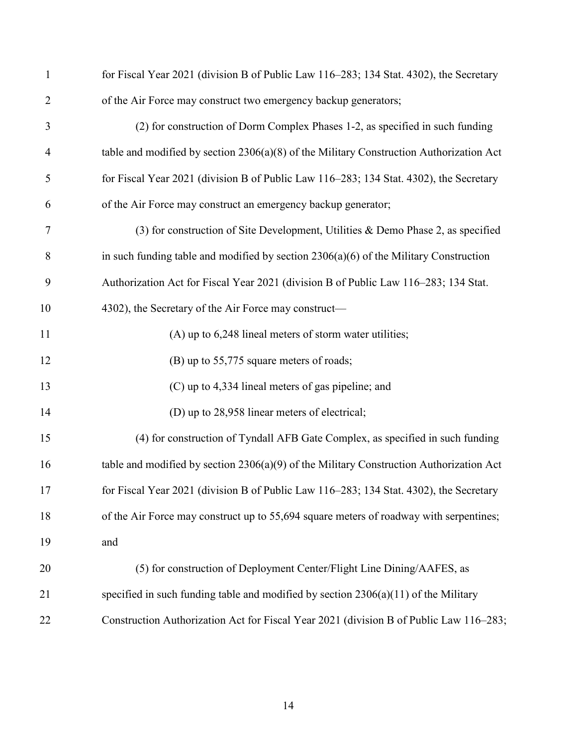for Fiscal Year 2021 (division B of Public Law 116–283; 134 Stat. 4302), the Secretary of the Air Force may construct two emergency backup generators;

(2) for construction of Dorm Complex Phases 1-2, as specified in such funding table and modified by section 2306(a)(8) of the Military Construction Authorization Act for Fiscal Year 2021 (division B of Public Law 116–283; 134 Stat. 4302), the Secretary of the Air Force may construct an emergency backup generator;

(3) for construction of Site Development, Utilities & Demo Phase 2, as specified in such funding table and modified by section 2306(a)(6) of the Military Construction Authorization Act for Fiscal Year 2021 (division B of Public Law 116–283; 134 Stat. 4302), the Secretary of the Air Force may construct—

(A) up to 6,248 lineal meters of storm water utilities;

(B) up to 55,775 square meters of roads;

(C) up to 4,334 lineal meters of gas pipeline; and

(D) up to 28,958 linear meters of electrical;

(4) for construction of Tyndall AFB Gate Complex, as specified in such funding table and modified by section 2306(a)(9) of the Military Construction Authorization Act for Fiscal Year 2021 (division B of Public Law 116–283; 134 Stat. 4302), the Secretary of the Air Force may construct up to 55,694 square meters of roadway with serpentines; and

(5) for construction of Deployment Center/Flight Line Dining/AAFES, as specified in such funding table and modified by section 2306(a)(11) of the Military Construction Authorization Act for Fiscal Year 2021 (division B of Public Law 116–283;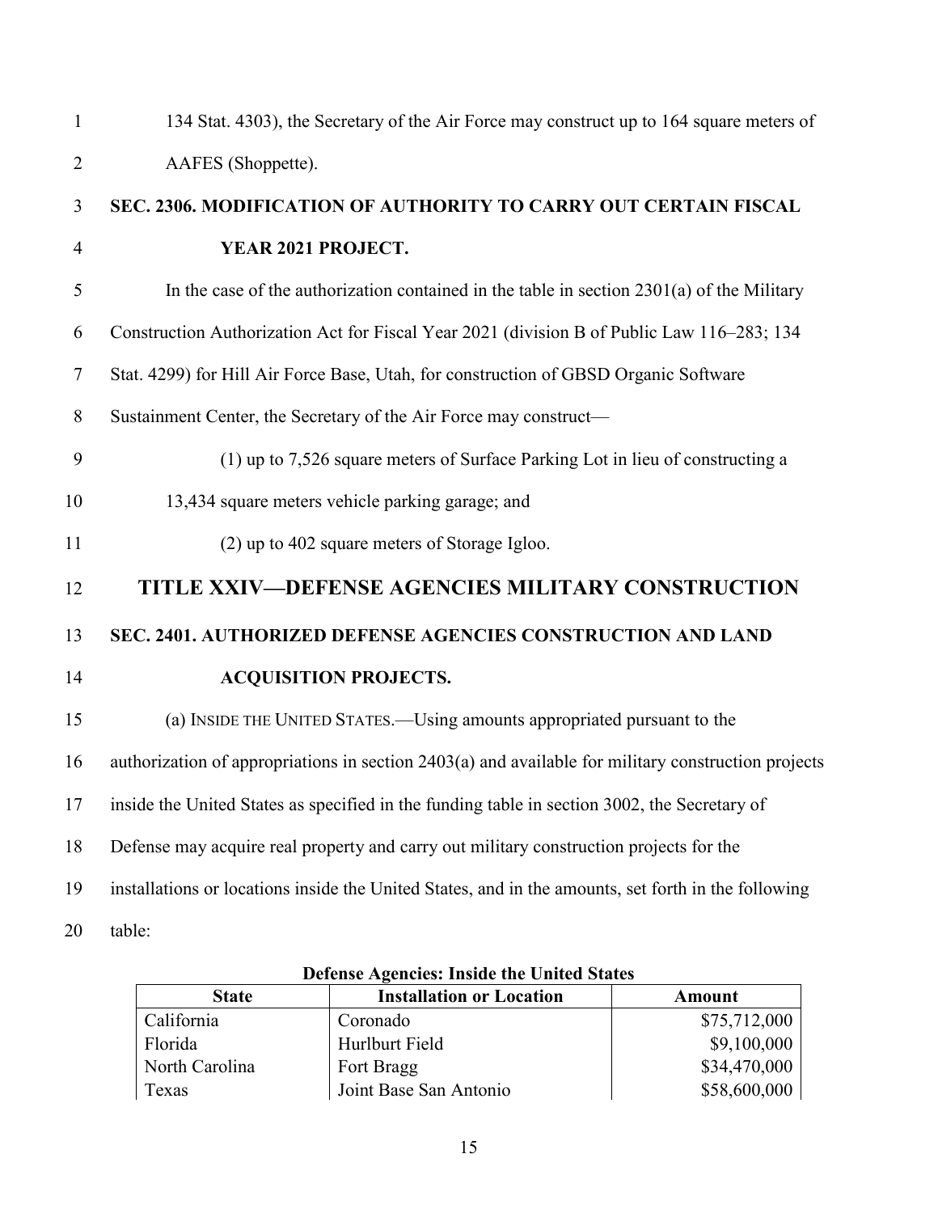134 Stat. 4303), the Secretary of the Air Force may construct up to 164 square meters of AAFES (Shoppette).

### SEC. 2306. MODIFICATION OF AUTHORITY TO CARRY OUT CERTAIN FISCAL YEAR 2021 PROJECT.

In the case of the authorization contained in the table in section 2301(a) of the Military Construction Authorization Act for Fiscal Year 2021 (division B of Public Law 116–283; 134 Stat. 4299) for Hill Air Force Base, Utah, for construction of GBSD Organic Software Sustainment Center, the Secretary of the Air Force may construct—

(1) up to 7,526 square meters of Surface Parking Lot in lieu of constructing a 13,434 square meters vehicle parking garage; and

(2) up to 402 square meters of Storage Igloo.

## TITLE XXIV—DEFENSE AGENCIES MILITARY CONSTRUCTION

### SEC. 2401. AUTHORIZED DEFENSE AGENCIES CONSTRUCTION AND LAND ACQUISITION PROJECTS.

(a) INSIDE THE UNITED STATES.—Using amounts appropriated pursuant to the authorization of appropriations in section 2403(a) and available for military construction projects inside the United States as specified in the funding table in section 3002, the Secretary of Defense may acquire real property and carry out military construction projects for the installations or locations inside the United States, and in the amounts, set forth in the following table:

**Defense Agencies: Inside the United States**

| State | Installation or Location | Amount |
|---|---|---|
| California | Coronado | $75,712,000 |
| Florida | Hurlburt Field | $9,100,000 |
| North Carolina | Fort Bragg | $34,470,000 |
| Texas | Joint Base San Antonio | $58,600,000 |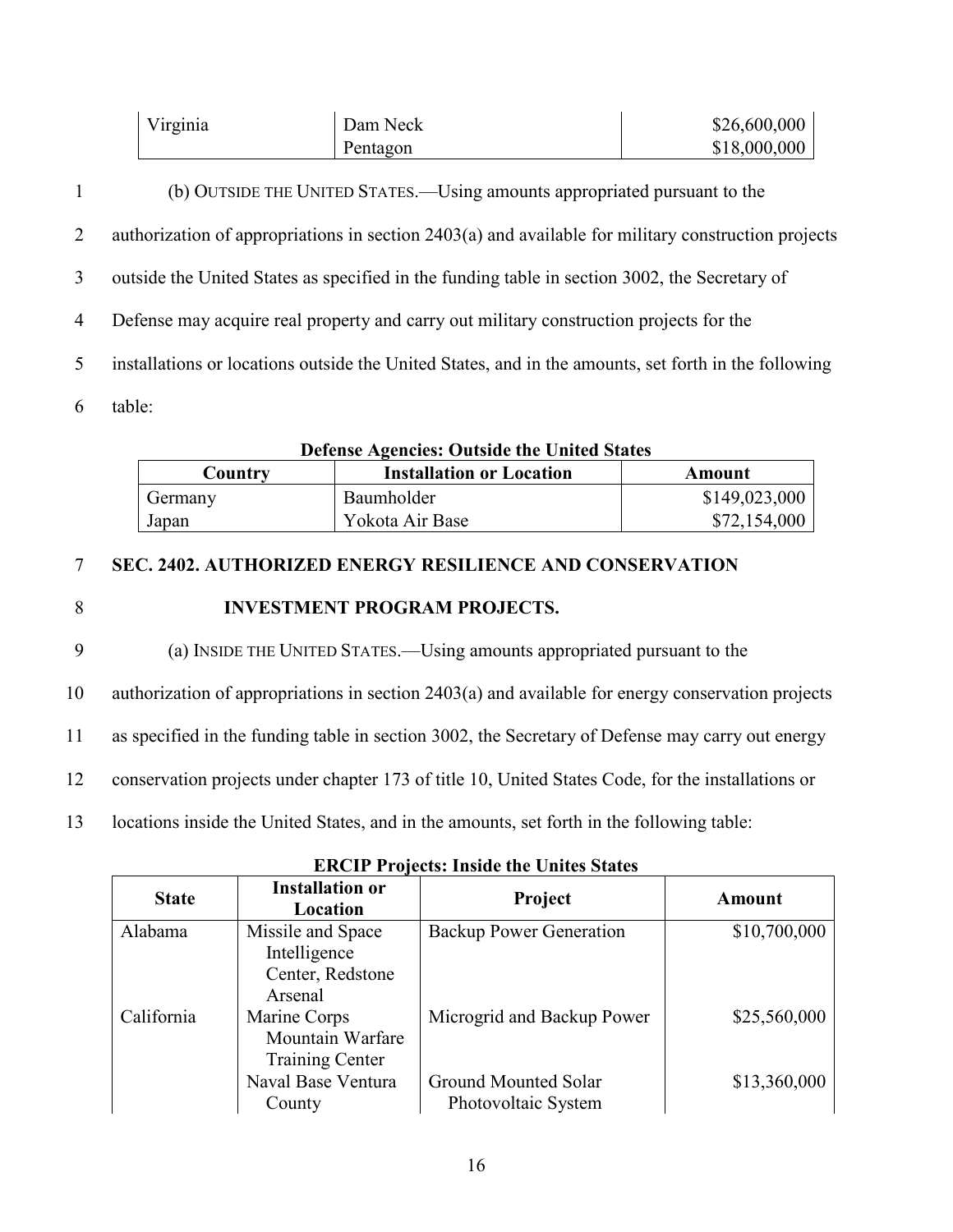| Virginia | Dam Neck | $26,600,000 |
|---|---|---|
| | Pentagon | $18,000,000 |

(b) OUTSIDE THE UNITED STATES.—Using amounts appropriated pursuant to the authorization of appropriations in section 2403(a) and available for military construction projects outside the United States as specified in the funding table in section 3002, the Secretary of Defense may acquire real property and carry out military construction projects for the installations or locations outside the United States, and in the amounts, set forth in the following table:

**Defense Agencies: Outside the United States**

| Country | Installation or Location | Amount |
|---|---|---|
| Germany | Baumholder | $149,023,000 |
| Japan | Yokota Air Base | $72,154,000 |

**SEC. 2402. AUTHORIZED ENERGY RESILIENCE AND CONSERVATION INVESTMENT PROGRAM PROJECTS.**

(a) INSIDE THE UNITED STATES.—Using amounts appropriated pursuant to the authorization of appropriations in section 2403(a) and available for energy conservation projects as specified in the funding table in section 3002, the Secretary of Defense may carry out energy conservation projects under chapter 173 of title 10, United States Code, for the installations or locations inside the United States, and in the amounts, set forth in the following table:

**ERCIP Projects: Inside the Unites States**

| State | Installation or Location | Project | Amount |
|---|---|---|---|
| Alabama | Missile and Space Intelligence Center, Redstone Arsenal | Backup Power Generation | $10,700,000 |
| California | Marine Corps Mountain Warfare Training Center | Microgrid and Backup Power | $25,560,000 |
| | Naval Base Ventura County | Ground Mounted Solar Photovoltaic System | $13,360,000 |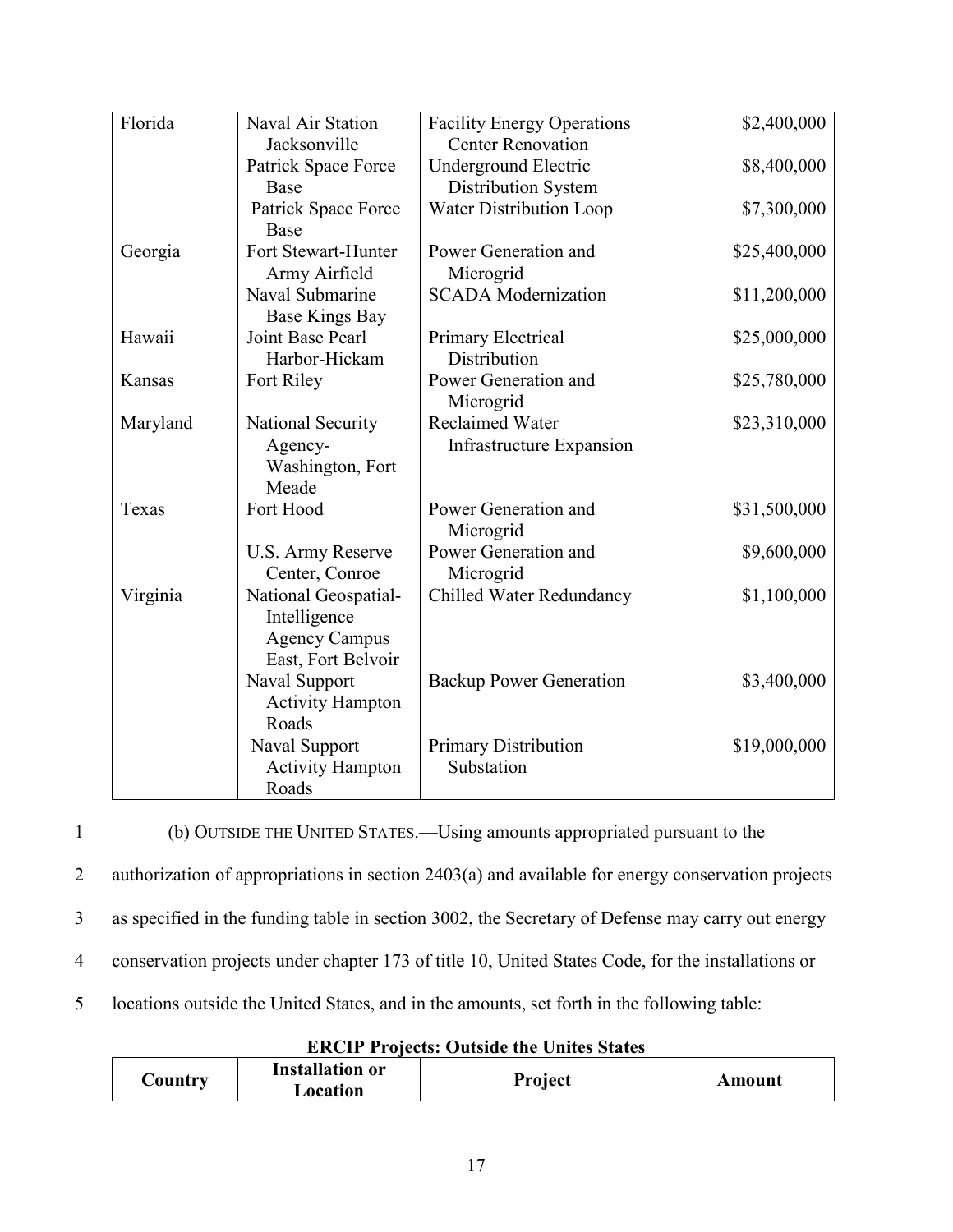| | | | |
|---|---|---|---|
| Florida | Naval Air Station Jacksonville | Facility Energy Operations Center Renovation | $2,400,000 |
| | Patrick Space Force Base | Underground Electric Distribution System | $8,400,000 |
| | Patrick Space Force Base | Water Distribution Loop | $7,300,000 |
| Georgia | Fort Stewart-Hunter Army Airfield | Power Generation and Microgrid | $25,400,000 |
| | Naval Submarine Base Kings Bay | SCADA Modernization | $11,200,000 |
| Hawaii | Joint Base Pearl Harbor-Hickam | Primary Electrical Distribution | $25,000,000 |
| Kansas | Fort Riley | Power Generation and Microgrid | $25,780,000 |
| Maryland | National Security Agency-Washington, Fort Meade | Reclaimed Water Infrastructure Expansion | $23,310,000 |
| Texas | Fort Hood | Power Generation and Microgrid | $31,500,000 |
| | U.S. Army Reserve Center, Conroe | Power Generation and Microgrid | $9,600,000 |
| Virginia | National Geospatial-Intelligence Agency Campus East, Fort Belvoir | Chilled Water Redundancy | $1,100,000 |
| | Naval Support Activity Hampton Roads | Backup Power Generation | $3,400,000 |
| | Naval Support Activity Hampton Roads | Primary Distribution Substation | $19,000,000 |

1 (b) OUTSIDE THE UNITED STATES.—Using amounts appropriated pursuant to the
2 authorization of appropriations in section 2403(a) and available for energy conservation projects
3 as specified in the funding table in section 3002, the Secretary of Defense may carry out energy
4 conservation projects under chapter 173 of title 10, United States Code, for the installations or
5 locations outside the United States, and in the amounts, set forth in the following table:

**ERCIP Projects: Outside the Unites States**

| Country | Installation or Location | Project | Amount |
|---|---|---|---|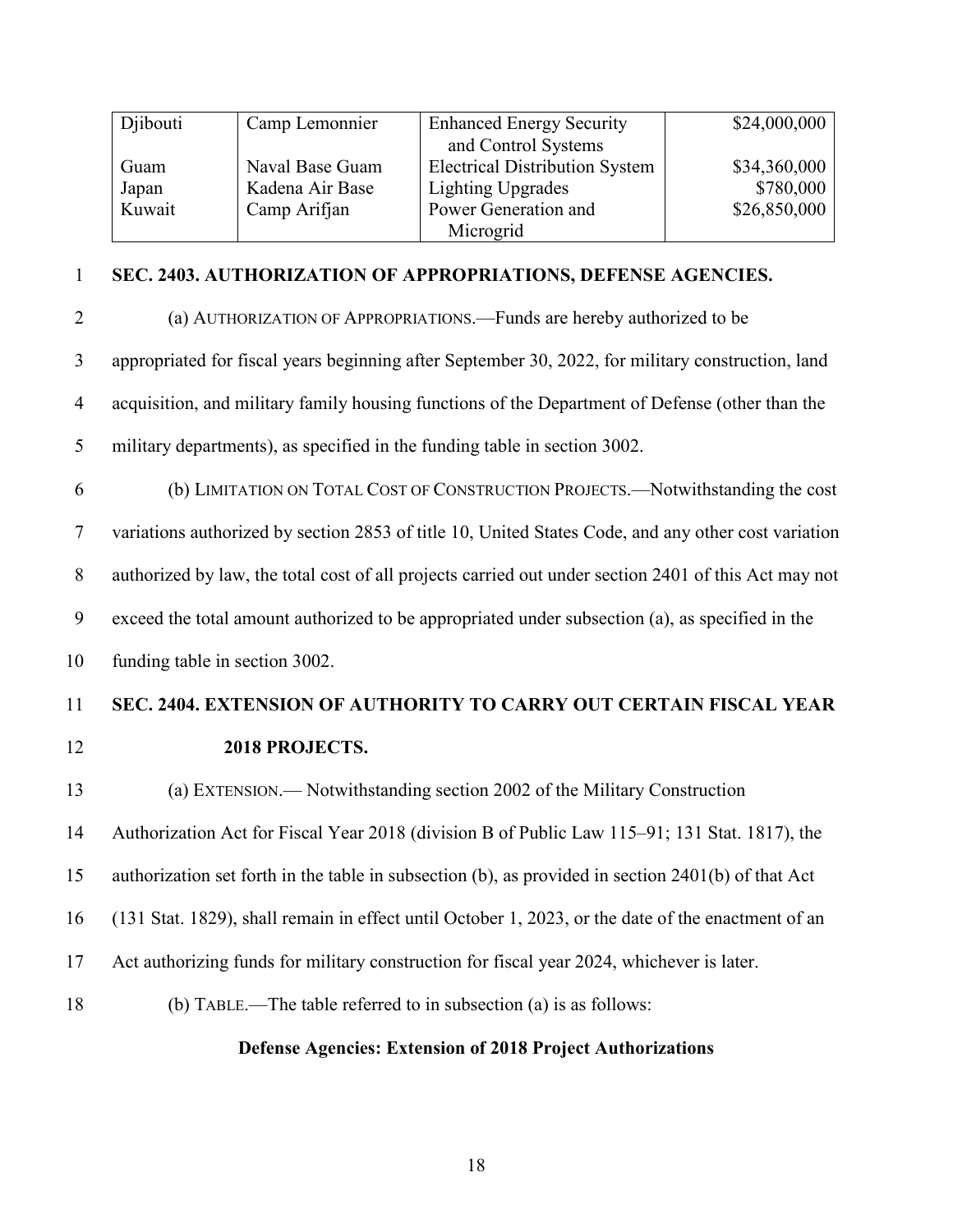| | | | |
|---|---|---|---|
| Djibouti | Camp Lemonnier | Enhanced Energy Security and Control Systems | $24,000,000 |
| Guam | Naval Base Guam | Electrical Distribution System | $34,360,000 |
| Japan | Kadena Air Base | Lighting Upgrades | $780,000 |
| Kuwait | Camp Arifjan | Power Generation and Microgrid | $26,850,000 |

**SEC. 2403. AUTHORIZATION OF APPROPRIATIONS, DEFENSE AGENCIES.**

(a) AUTHORIZATION OF APPROPRIATIONS.—Funds are hereby authorized to be appropriated for fiscal years beginning after September 30, 2022, for military construction, land acquisition, and military family housing functions of the Department of Defense (other than the military departments), as specified in the funding table in section 3002.

(b) LIMITATION ON TOTAL COST OF CONSTRUCTION PROJECTS.—Notwithstanding the cost variations authorized by section 2853 of title 10, United States Code, and any other cost variation authorized by law, the total cost of all projects carried out under section 2401 of this Act may not exceed the total amount authorized to be appropriated under subsection (a), as specified in the funding table in section 3002.

**SEC. 2404. EXTENSION OF AUTHORITY TO CARRY OUT CERTAIN FISCAL YEAR 2018 PROJECTS.**

(a) EXTENSION.— Notwithstanding section 2002 of the Military Construction Authorization Act for Fiscal Year 2018 (division B of Public Law 115–91; 131 Stat. 1817), the authorization set forth in the table in subsection (b), as provided in section 2401(b) of that Act (131 Stat. 1829), shall remain in effect until October 1, 2023, or the date of the enactment of an Act authorizing funds for military construction for fiscal year 2024, whichever is later.

(b) TABLE.—The table referred to in subsection (a) is as follows:

**Defense Agencies: Extension of 2018 Project Authorizations**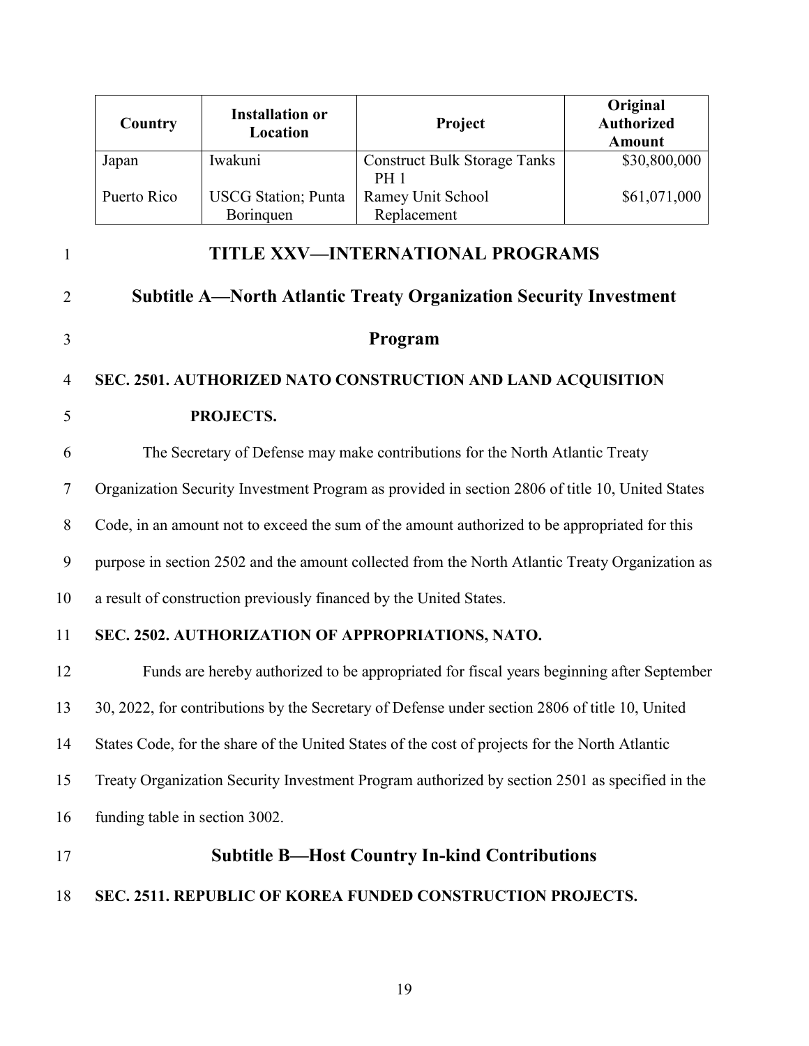| Country | Installation or Location | Project | Original Authorized Amount |
|---|---|---|---|
| Japan | Iwakuni | Construct Bulk Storage Tanks PH 1 | $30,800,000 |
| Puerto Rico | USCG Station; Punta Borinquen | Ramey Unit School Replacement | $61,071,000 |

# TITLE XXV—INTERNATIONAL PROGRAMS

## Subtitle A—North Atlantic Treaty Organization Security Investment Program

### SEC. 2501. AUTHORIZED NATO CONSTRUCTION AND LAND ACQUISITION PROJECTS.

The Secretary of Defense may make contributions for the North Atlantic Treaty Organization Security Investment Program as provided in section 2806 of title 10, United States Code, in an amount not to exceed the sum of the amount authorized to be appropriated for this purpose in section 2502 and the amount collected from the North Atlantic Treaty Organization as a result of construction previously financed by the United States.

### SEC. 2502. AUTHORIZATION OF APPROPRIATIONS, NATO.

Funds are hereby authorized to be appropriated for fiscal years beginning after September 30, 2022, for contributions by the Secretary of Defense under section 2806 of title 10, United States Code, for the share of the United States of the cost of projects for the North Atlantic Treaty Organization Security Investment Program authorized by section 2501 as specified in the funding table in section 3002.

## Subtitle B—Host Country In-kind Contributions

### SEC. 2511. REPUBLIC OF KOREA FUNDED CONSTRUCTION PROJECTS.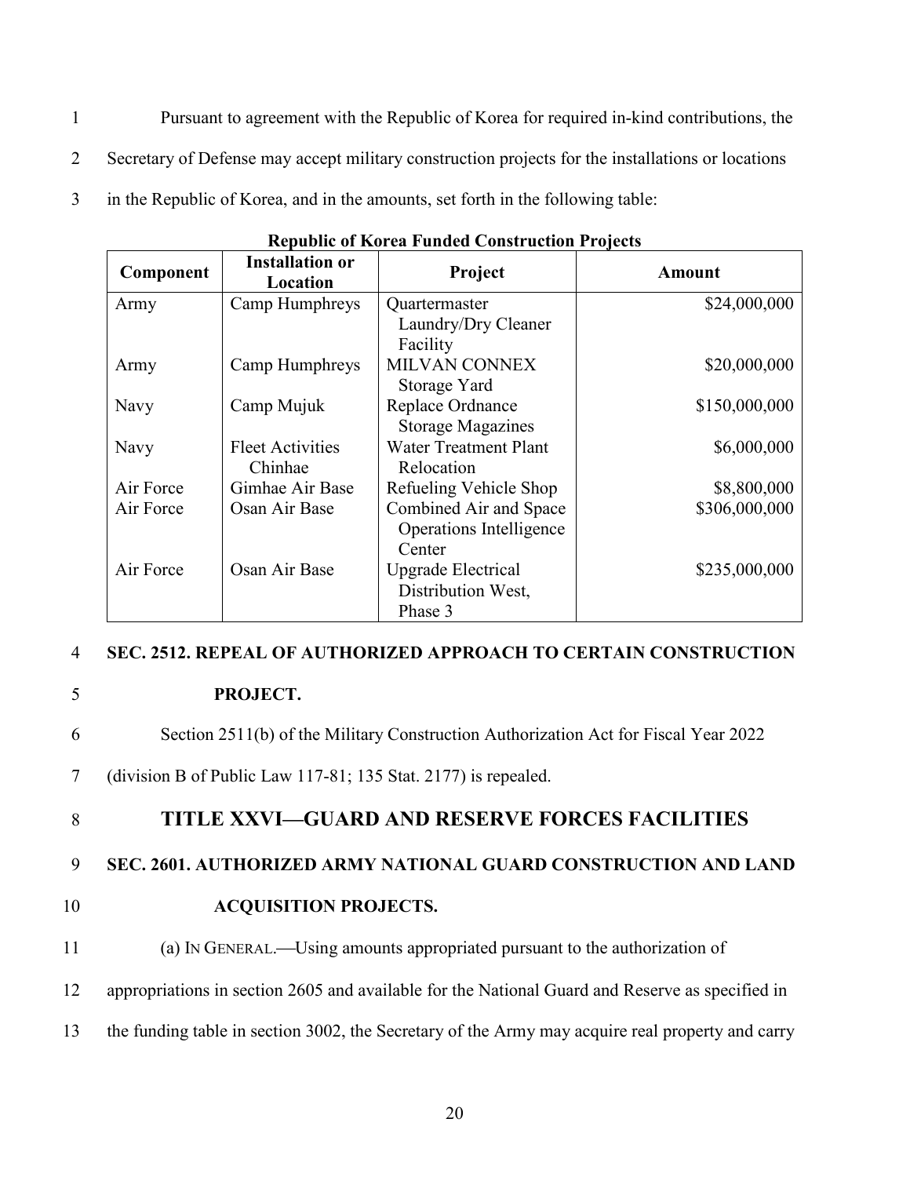Pursuant to agreement with the Republic of Korea for required in-kind contributions, the Secretary of Defense may accept military construction projects for the installations or locations in the Republic of Korea, and in the amounts, set forth in the following table:

**Republic of Korea Funded Construction Projects**

| Component | Installation or Location | Project | Amount |
|---|---|---|---|
| Army | Camp Humphreys | Quartermaster Laundry/Dry Cleaner Facility | $24,000,000 |
| Army | Camp Humphreys | MILVAN CONNEX Storage Yard | $20,000,000 |
| Navy | Camp Mujuk | Replace Ordnance Storage Magazines | $150,000,000 |
| Navy | Fleet Activities Chinhae | Water Treatment Plant Relocation | $6,000,000 |
| Air Force | Gimhae Air Base | Refueling Vehicle Shop | $8,800,000 |
| Air Force | Osan Air Base | Combined Air and Space Operations Intelligence Center | $306,000,000 |
| Air Force | Osan Air Base | Upgrade Electrical Distribution West, Phase 3 | $235,000,000 |

**SEC. 2512. REPEAL OF AUTHORIZED APPROACH TO CERTAIN CONSTRUCTION PROJECT.**

Section 2511(b) of the Military Construction Authorization Act for Fiscal Year 2022 (division B of Public Law 117-81; 135 Stat. 2177) is repealed.

# TITLE XXVI—GUARD AND RESERVE FORCES FACILITIES

**SEC. 2601. AUTHORIZED ARMY NATIONAL GUARD CONSTRUCTION AND LAND ACQUISITION PROJECTS.**

(a) IN GENERAL.—Using amounts appropriated pursuant to the authorization of appropriations in section 2605 and available for the National Guard and Reserve as specified in the funding table in section 3002, the Secretary of the Army may acquire real property and carry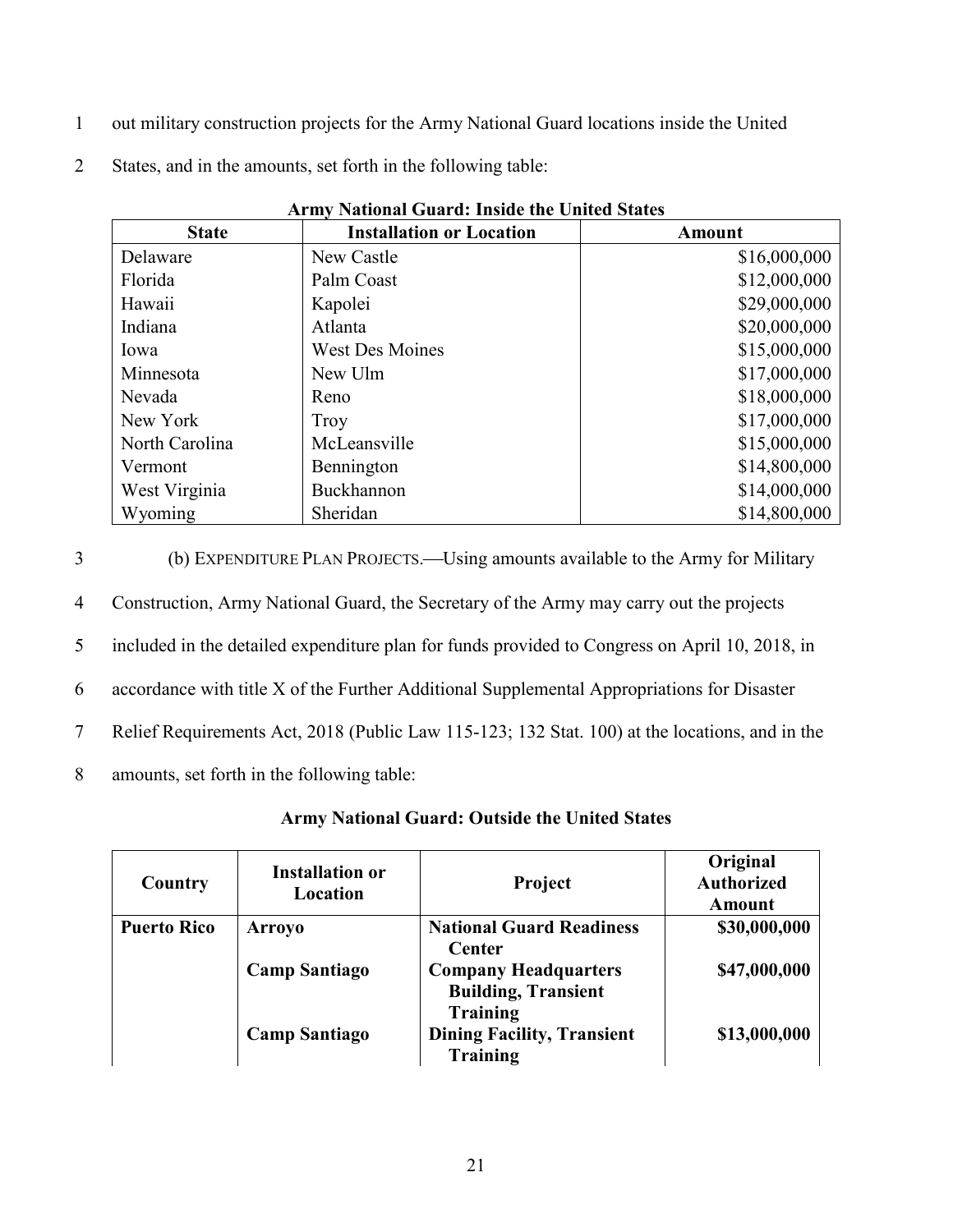out military construction projects for the Army National Guard locations inside the United States, and in the amounts, set forth in the following table:

**Army National Guard: Inside the United States**

| State | Installation or Location | Amount |
|---|---|---|
| Delaware | New Castle | $16,000,000 |
| Florida | Palm Coast | $12,000,000 |
| Hawaii | Kapolei | $29,000,000 |
| Indiana | Atlanta | $20,000,000 |
| Iowa | West Des Moines | $15,000,000 |
| Minnesota | New Ulm | $17,000,000 |
| Nevada | Reno | $18,000,000 |
| New York | Troy | $17,000,000 |
| North Carolina | McLeansville | $15,000,000 |
| Vermont | Bennington | $14,800,000 |
| West Virginia | Buckhannon | $14,000,000 |
| Wyoming | Sheridan | $14,800,000 |

(b) EXPENDITURE PLAN PROJECTS.—Using amounts available to the Army for Military Construction, Army National Guard, the Secretary of the Army may carry out the projects included in the detailed expenditure plan for funds provided to Congress on April 10, 2018, in accordance with title X of the Further Additional Supplemental Appropriations for Disaster Relief Requirements Act, 2018 (Public Law 115-123; 132 Stat. 100) at the locations, and in the amounts, set forth in the following table:

**Army National Guard: Outside the United States**

| Country | Installation or Location | Project | Original Authorized Amount |
|---|---|---|---|
| **Puerto Rico** | **Arroyo** | **National Guard Readiness Center** | **$30,000,000** |
| | **Camp Santiago** | **Company Headquarters Building, Transient Training** | **$47,000,000** |
| | **Camp Santiago** | **Dining Facility, Transient Training** | **$13,000,000** |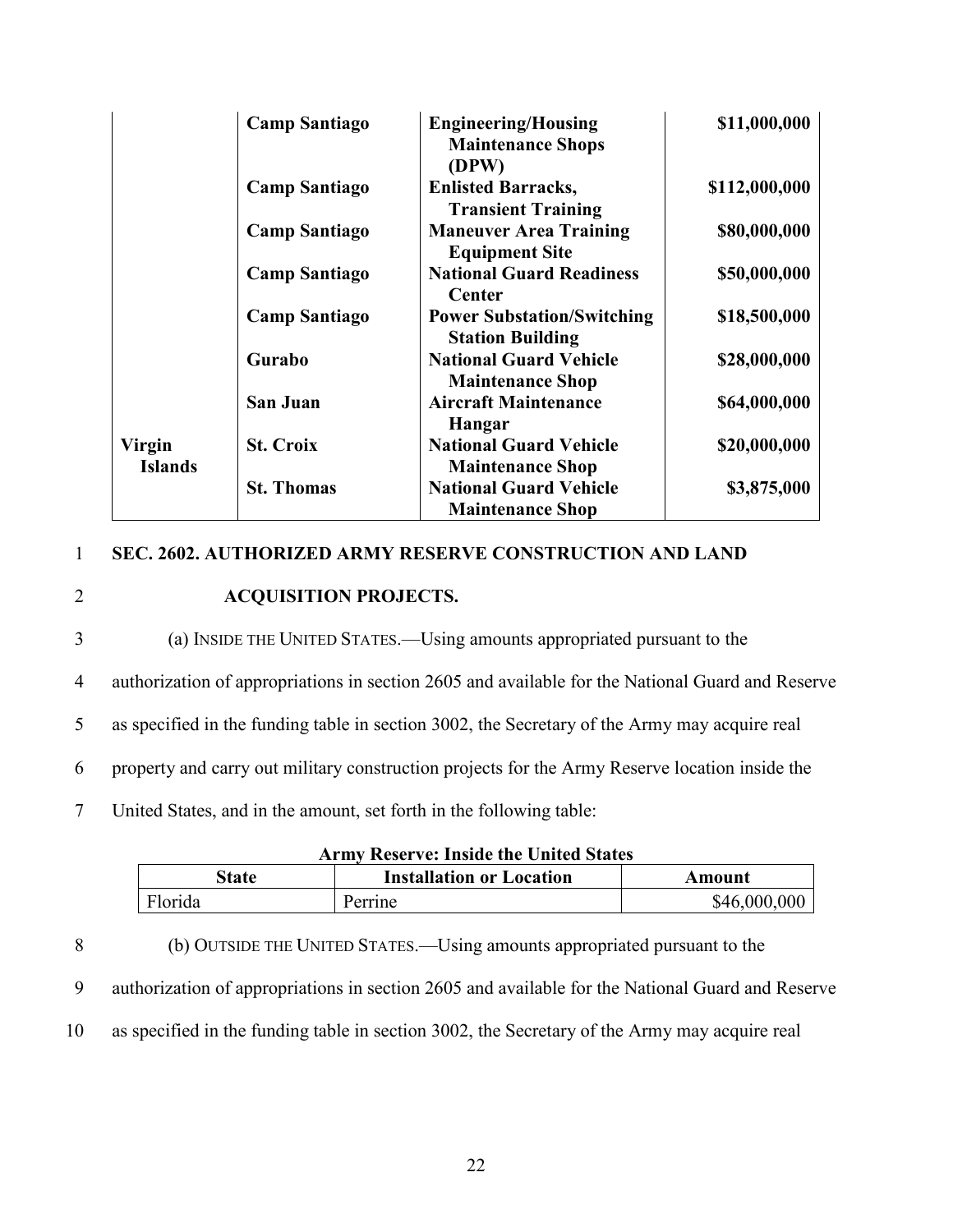| | | | |
|---|---|---|---|
| | **Camp Santiago** | **Engineering/Housing Maintenance Shops (DPW)** | **$11,000,000** |
| | **Camp Santiago** | **Enlisted Barracks, Transient Training** | **$112,000,000** |
| | **Camp Santiago** | **Maneuver Area Training Equipment Site** | **$80,000,000** |
| | **Camp Santiago** | **National Guard Readiness Center** | **$50,000,000** |
| | **Camp Santiago** | **Power Substation/Switching Station Building** | **$18,500,000** |
| | **Gurabo** | **National Guard Vehicle Maintenance Shop** | **$28,000,000** |
| | **San Juan** | **Aircraft Maintenance Hangar** | **$64,000,000** |
| **Virgin Islands** | **St. Croix** | **National Guard Vehicle Maintenance Shop** | **$20,000,000** |
| | **St. Thomas** | **National Guard Vehicle Maintenance Shop** | **$3,875,000** |

**SEC. 2602. AUTHORIZED ARMY RESERVE CONSTRUCTION AND LAND ACQUISITION PROJECTS.**

(a) INSIDE THE UNITED STATES.—Using amounts appropriated pursuant to the authorization of appropriations in section 2605 and available for the National Guard and Reserve as specified in the funding table in section 3002, the Secretary of the Army may acquire real property and carry out military construction projects for the Army Reserve location inside the United States, and in the amount, set forth in the following table:

**Army Reserve: Inside the United States**

| State | Installation or Location | Amount |
|---|---|---|
| Florida | Perrine | $46,000,000 |

(b) OUTSIDE THE UNITED STATES.—Using amounts appropriated pursuant to the authorization of appropriations in section 2605 and available for the National Guard and Reserve as specified in the funding table in section 3002, the Secretary of the Army may acquire real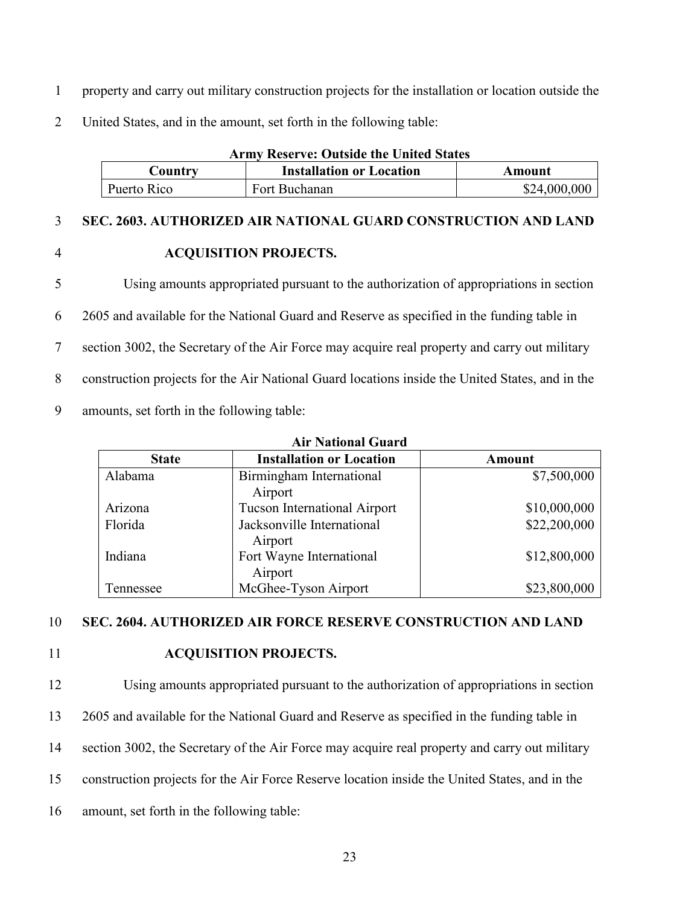property and carry out military construction projects for the installation or location outside the United States, and in the amount, set forth in the following table:

**Army Reserve: Outside the United States**

| Country | Installation or Location | Amount |
|---|---|---|
| Puerto Rico | Fort Buchanan | $24,000,000 |

### SEC. 2603. AUTHORIZED AIR NATIONAL GUARD CONSTRUCTION AND LAND ACQUISITION PROJECTS.

Using amounts appropriated pursuant to the authorization of appropriations in section 2605 and available for the National Guard and Reserve as specified in the funding table in section 3002, the Secretary of the Air Force may acquire real property and carry out military construction projects for the Air National Guard locations inside the United States, and in the amounts, set forth in the following table:

**Air National Guard**

| State | Installation or Location | Amount |
|---|---|---|
| Alabama | Birmingham International Airport | $7,500,000 |
| Arizona | Tucson International Airport | $10,000,000 |
| Florida | Jacksonville International Airport | $22,200,000 |
| Indiana | Fort Wayne International Airport | $12,800,000 |
| Tennessee | McGhee-Tyson Airport | $23,800,000 |

### SEC. 2604. AUTHORIZED AIR FORCE RESERVE CONSTRUCTION AND LAND ACQUISITION PROJECTS.

Using amounts appropriated pursuant to the authorization of appropriations in section 2605 and available for the National Guard and Reserve as specified in the funding table in section 3002, the Secretary of the Air Force may acquire real property and carry out military construction projects for the Air Force Reserve location inside the United States, and in the amount, set forth in the following table: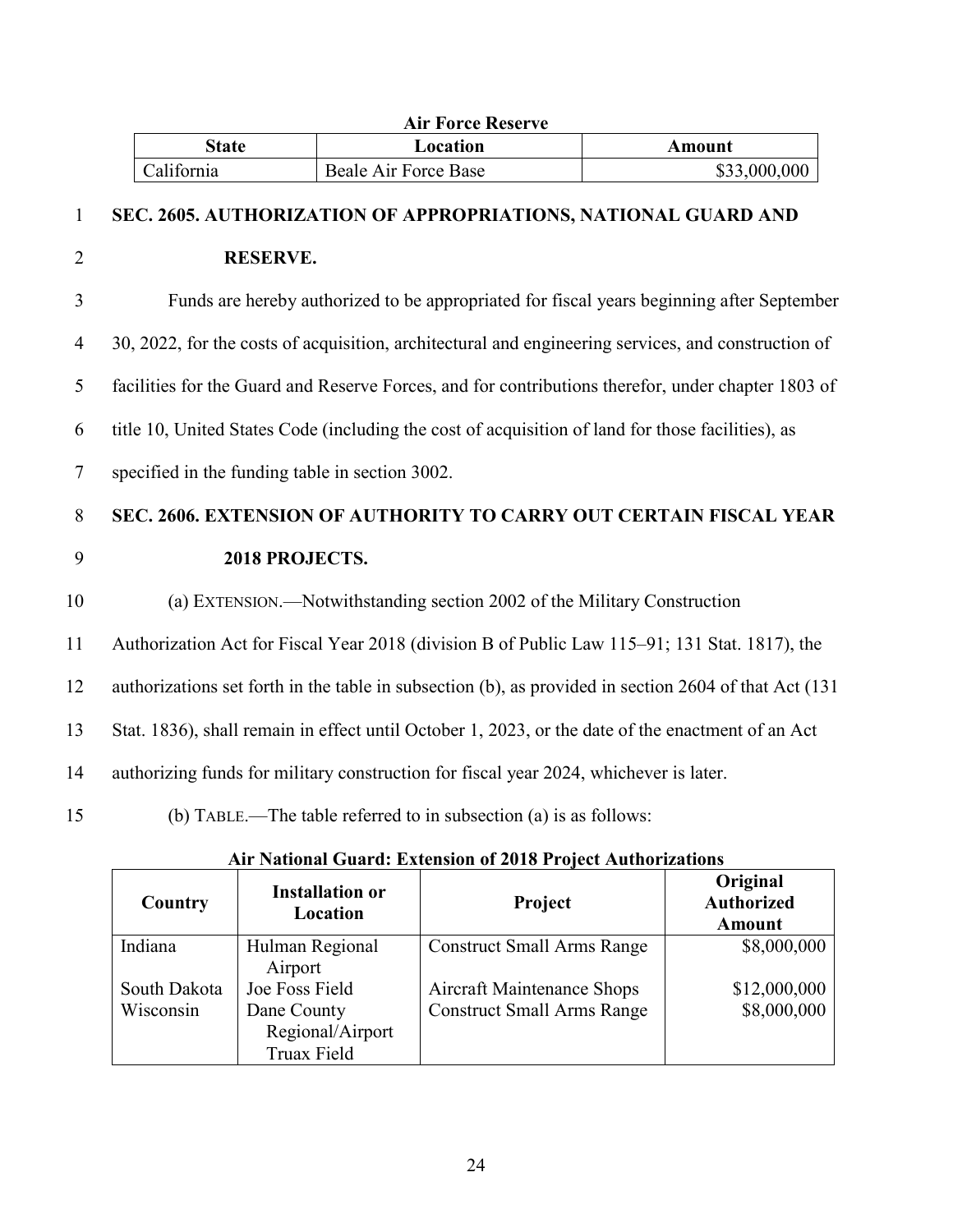**Air Force Reserve**

| State | Location | Amount |
|---|---|---|
| California | Beale Air Force Base | $33,000,000 |

## SEC. 2605. AUTHORIZATION OF APPROPRIATIONS, NATIONAL GUARD AND RESERVE.

Funds are hereby authorized to be appropriated for fiscal years beginning after September 30, 2022, for the costs of acquisition, architectural and engineering services, and construction of facilities for the Guard and Reserve Forces, and for contributions therefor, under chapter 1803 of title 10, United States Code (including the cost of acquisition of land for those facilities), as specified in the funding table in section 3002.

## SEC. 2606. EXTENSION OF AUTHORITY TO CARRY OUT CERTAIN FISCAL YEAR 2018 PROJECTS.

(a) EXTENSION.—Notwithstanding section 2002 of the Military Construction Authorization Act for Fiscal Year 2018 (division B of Public Law 115–91; 131 Stat. 1817), the authorizations set forth in the table in subsection (b), as provided in section 2604 of that Act (131 Stat. 1836), shall remain in effect until October 1, 2023, or the date of the enactment of an Act authorizing funds for military construction for fiscal year 2024, whichever is later.

(b) TABLE.—The table referred to in subsection (a) is as follows:

**Air National Guard: Extension of 2018 Project Authorizations**

| Country | Installation or Location | Project | Original Authorized Amount |
|---|---|---|---|
| Indiana | Hulman Regional Airport | Construct Small Arms Range | $8,000,000 |
| South Dakota | Joe Foss Field | Aircraft Maintenance Shops | $12,000,000 |
| Wisconsin | Dane County Regional/Airport Truax Field | Construct Small Arms Range | $8,000,000 |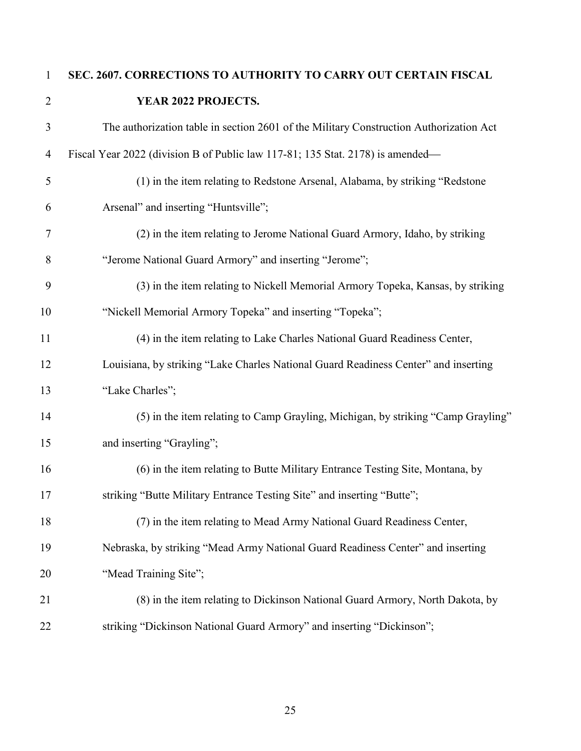**SEC. 2607. CORRECTIONS TO AUTHORITY TO CARRY OUT CERTAIN FISCAL YEAR 2022 PROJECTS.**

The authorization table in section 2601 of the Military Construction Authorization Act Fiscal Year 2022 (division B of Public law 117-81; 135 Stat. 2178) is amended—

(1) in the item relating to Redstone Arsenal, Alabama, by striking "Redstone Arsenal" and inserting "Huntsville";

(2) in the item relating to Jerome National Guard Armory, Idaho, by striking "Jerome National Guard Armory" and inserting "Jerome";

(3) in the item relating to Nickell Memorial Armory Topeka, Kansas, by striking "Nickell Memorial Armory Topeka" and inserting "Topeka";

(4) in the item relating to Lake Charles National Guard Readiness Center, Louisiana, by striking "Lake Charles National Guard Readiness Center" and inserting "Lake Charles";

(5) in the item relating to Camp Grayling, Michigan, by striking "Camp Grayling" and inserting "Grayling";

(6) in the item relating to Butte Military Entrance Testing Site, Montana, by striking "Butte Military Entrance Testing Site" and inserting "Butte";

(7) in the item relating to Mead Army National Guard Readiness Center, Nebraska, by striking "Mead Army National Guard Readiness Center" and inserting "Mead Training Site";

(8) in the item relating to Dickinson National Guard Armory, North Dakota, by striking "Dickinson National Guard Armory" and inserting "Dickinson";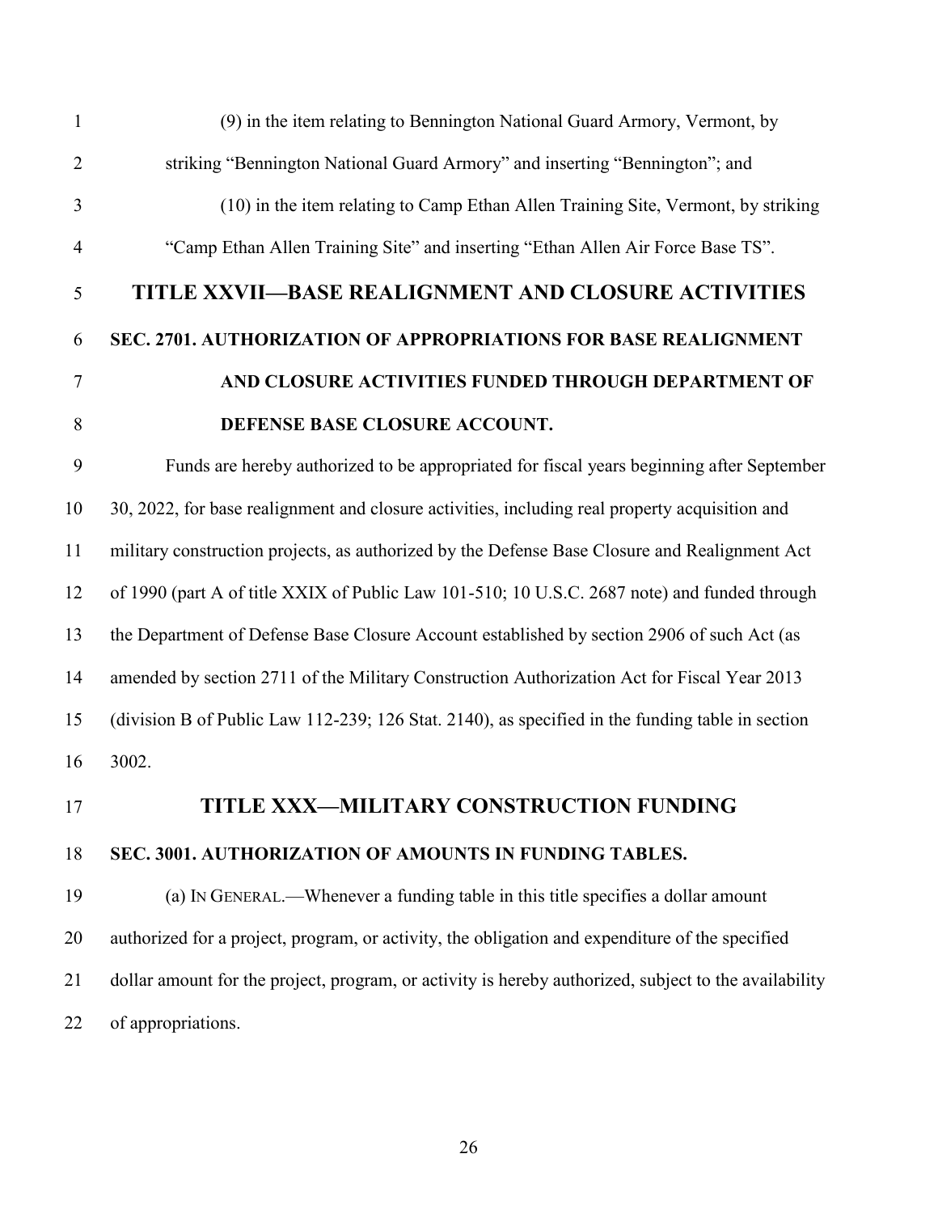(9) in the item relating to Bennington National Guard Armory, Vermont, by striking "Bennington National Guard Armory" and inserting "Bennington"; and

(10) in the item relating to Camp Ethan Allen Training Site, Vermont, by striking "Camp Ethan Allen Training Site" and inserting "Ethan Allen Air Force Base TS".

# TITLE XXVII—BASE REALIGNMENT AND CLOSURE ACTIVITIES

## SEC. 2701. AUTHORIZATION OF APPROPRIATIONS FOR BASE REALIGNMENT AND CLOSURE ACTIVITIES FUNDED THROUGH DEPARTMENT OF DEFENSE BASE CLOSURE ACCOUNT.

Funds are hereby authorized to be appropriated for fiscal years beginning after September 30, 2022, for base realignment and closure activities, including real property acquisition and military construction projects, as authorized by the Defense Base Closure and Realignment Act of 1990 (part A of title XXIX of Public Law 101-510; 10 U.S.C. 2687 note) and funded through the Department of Defense Base Closure Account established by section 2906 of such Act (as amended by section 2711 of the Military Construction Authorization Act for Fiscal Year 2013 (division B of Public Law 112-239; 126 Stat. 2140), as specified in the funding table in section 3002.

# TITLE XXX—MILITARY CONSTRUCTION FUNDING

## SEC. 3001. AUTHORIZATION OF AMOUNTS IN FUNDING TABLES.

(a) IN GENERAL.—Whenever a funding table in this title specifies a dollar amount authorized for a project, program, or activity, the obligation and expenditure of the specified dollar amount for the project, program, or activity is hereby authorized, subject to the availability of appropriations.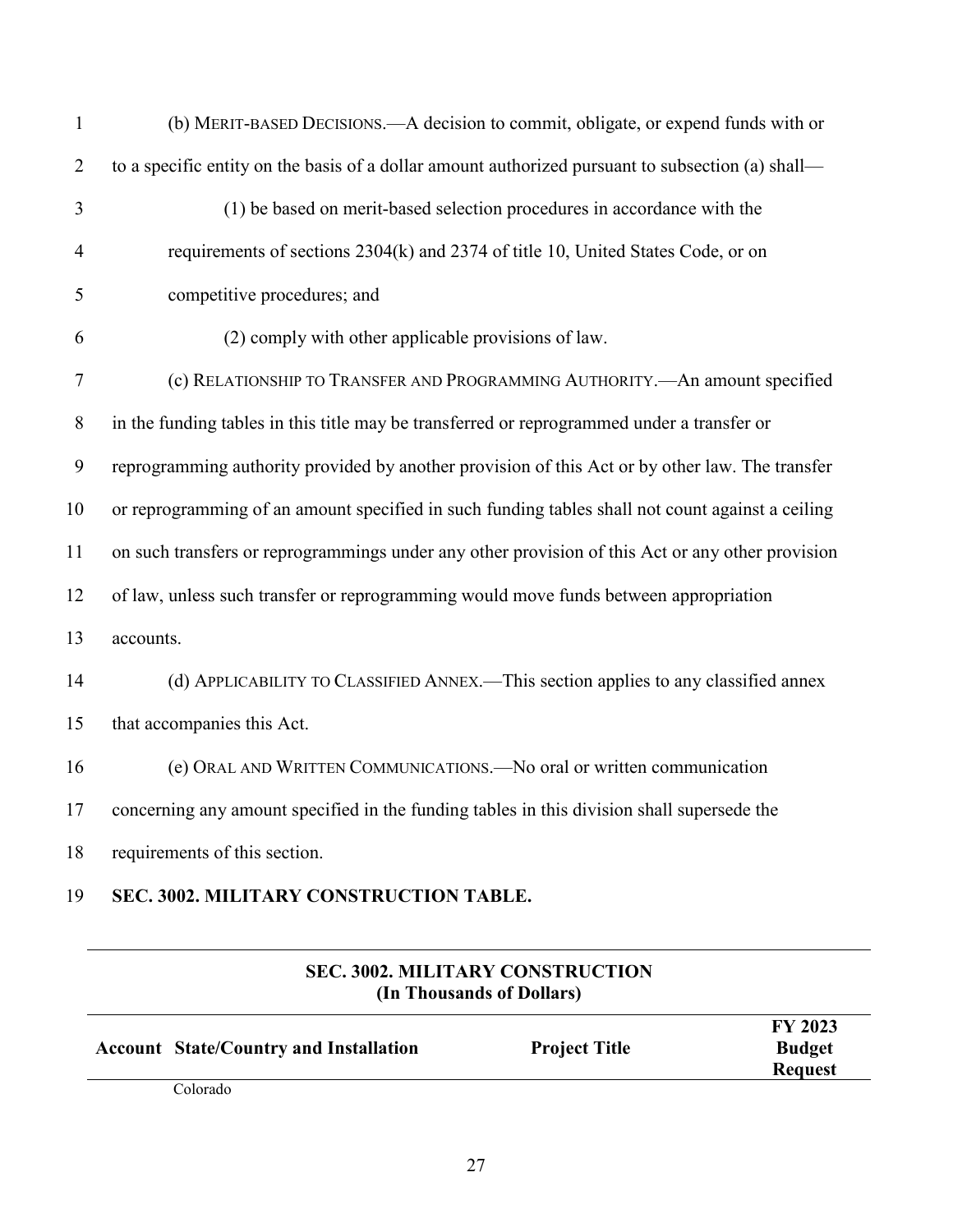(b) MERIT-BASED DECISIONS.—A decision to commit, obligate, or expend funds with or to a specific entity on the basis of a dollar amount authorized pursuant to subsection (a) shall—

(1) be based on merit-based selection procedures in accordance with the requirements of sections 2304(k) and 2374 of title 10, United States Code, or on competitive procedures; and

(2) comply with other applicable provisions of law.

(c) RELATIONSHIP TO TRANSFER AND PROGRAMMING AUTHORITY.—An amount specified in the funding tables in this title may be transferred or reprogrammed under a transfer or reprogramming authority provided by another provision of this Act or by other law. The transfer or reprogramming of an amount specified in such funding tables shall not count against a ceiling on such transfers or reprogrammings under any other provision of this Act or any other provision of law, unless such transfer or reprogramming would move funds between appropriation accounts.

(d) APPLICABILITY TO CLASSIFIED ANNEX.—This section applies to any classified annex that accompanies this Act.

(e) ORAL AND WRITTEN COMMUNICATIONS.—No oral or written communication concerning any amount specified in the funding tables in this division shall supersede the requirements of this section.

**SEC. 3002. MILITARY CONSTRUCTION TABLE.**

**SEC. 3002. MILITARY CONSTRUCTION (In Thousands of Dollars)**

| Account | State/Country and Installation | Project Title | FY 2023 Budget Request |
|---|---|---|---|
| | Colorado | | |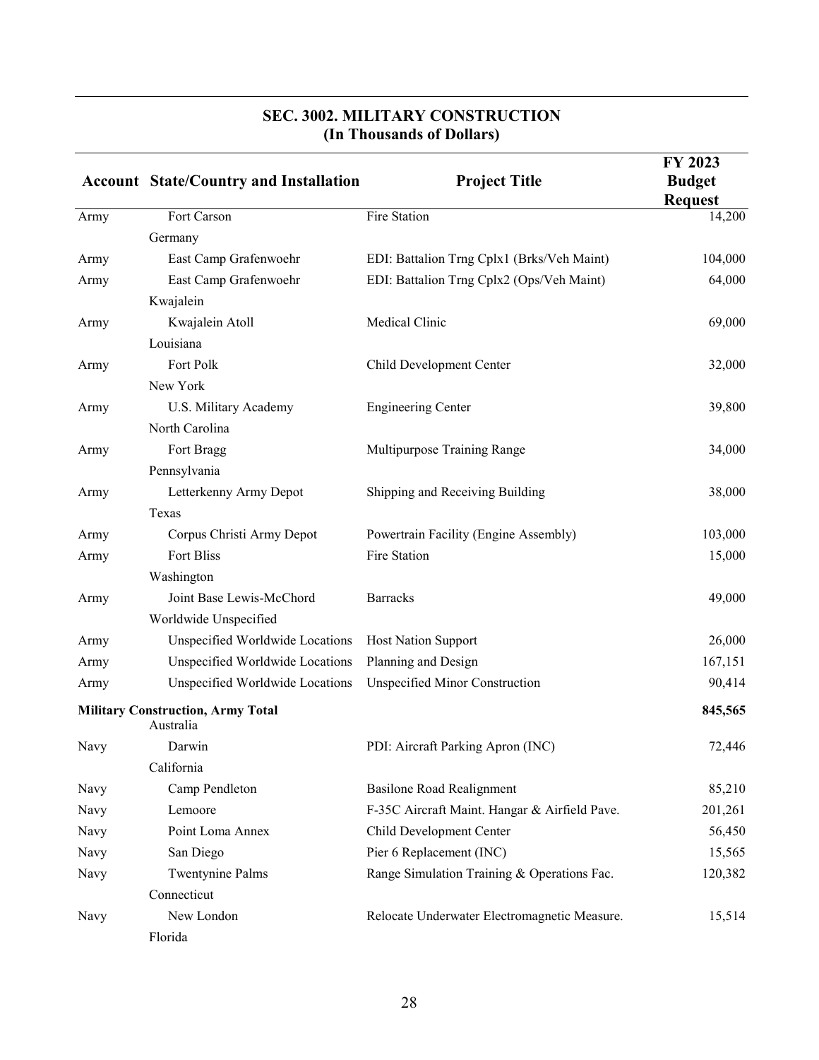## SEC. 3002. MILITARY CONSTRUCTION
### (In Thousands of Dollars)

| Account | State/Country and Installation | Project Title | FY 2023 Budget Request |
|---|---|---|---|
| Army | Fort Carson | Fire Station | 14,200 |
| | Germany | | |
| Army | East Camp Grafenwoehr | EDI: Battalion Trng Cplx1 (Brks/Veh Maint) | 104,000 |
| Army | East Camp Grafenwoehr | EDI: Battalion Trng Cplx2 (Ops/Veh Maint) | 64,000 |
| | Kwajalein | | |
| Army | Kwajalein Atoll | Medical Clinic | 69,000 |
| | Louisiana | | |
| Army | Fort Polk | Child Development Center | 32,000 |
| | New York | | |
| Army | U.S. Military Academy | Engineering Center | 39,800 |
| | North Carolina | | |
| Army | Fort Bragg | Multipurpose Training Range | 34,000 |
| | Pennsylvania | | |
| Army | Letterkenny Army Depot | Shipping and Receiving Building | 38,000 |
| | Texas | | |
| Army | Corpus Christi Army Depot | Powertrain Facility (Engine Assembly) | 103,000 |
| Army | Fort Bliss | Fire Station | 15,000 |
| | Washington | | |
| Army | Joint Base Lewis-McChord | Barracks | 49,000 |
| | Worldwide Unspecified | | |
| Army | Unspecified Worldwide Locations | Host Nation Support | 26,000 |
| Army | Unspecified Worldwide Locations | Planning and Design | 167,151 |
| Army | Unspecified Worldwide Locations | Unspecified Minor Construction | 90,414 |
| **Military Construction, Army Total** | | | **845,565** |
| | Australia | | |
| Navy | Darwin | PDI: Aircraft Parking Apron (INC) | 72,446 |
| | California | | |
| Navy | Camp Pendleton | Basilone Road Realignment | 85,210 |
| Navy | Lemoore | F-35C Aircraft Maint. Hangar & Airfield Pave. | 201,261 |
| Navy | Point Loma Annex | Child Development Center | 56,450 |
| Navy | San Diego | Pier 6 Replacement (INC) | 15,565 |
| Navy | Twentynine Palms | Range Simulation Training & Operations Fac. | 120,382 |
| | Connecticut | | |
| Navy | New London | Relocate Underwater Electromagnetic Measure. | 15,514 |
| | Florida | | |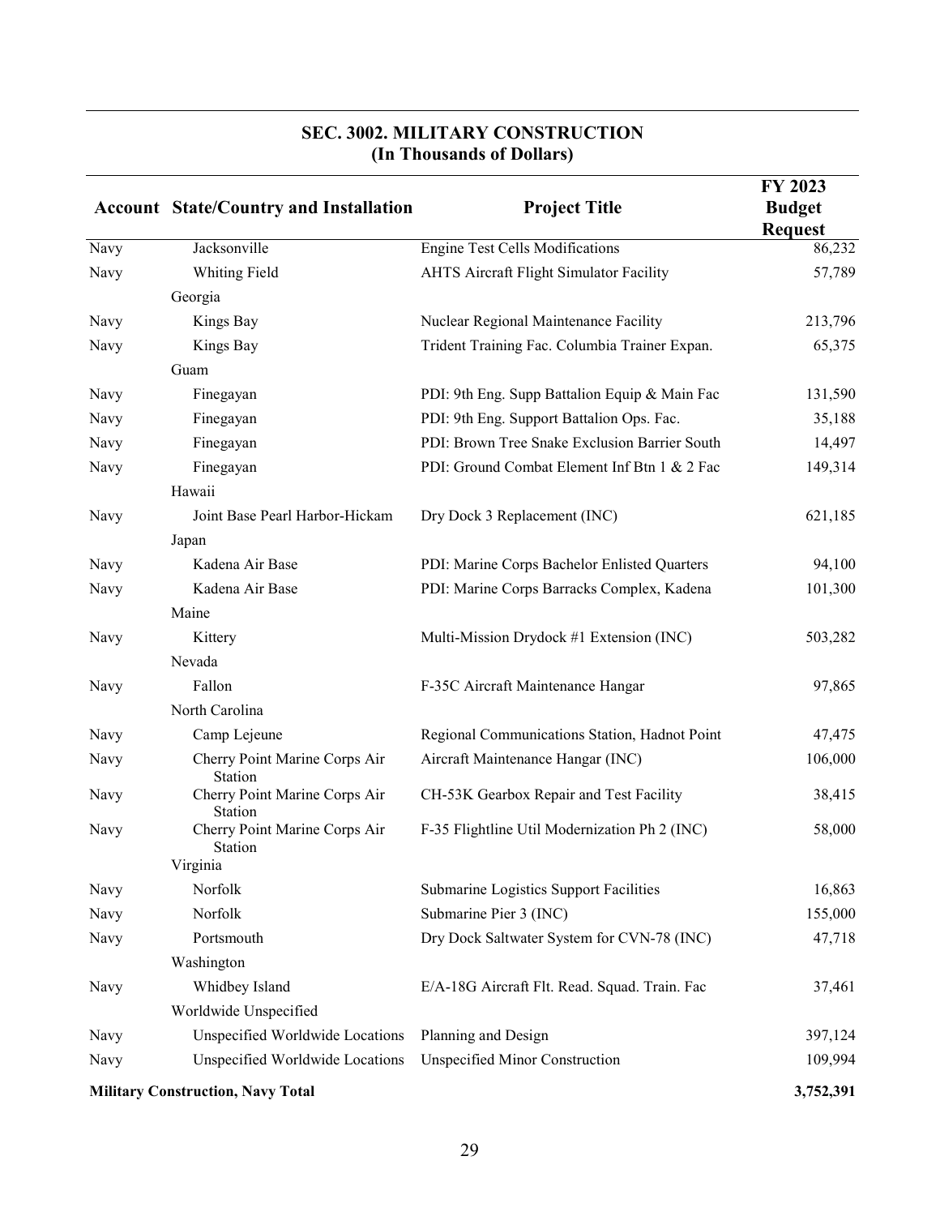## SEC. 3002. MILITARY CONSTRUCTION
### (In Thousands of Dollars)

| Account | State/Country and Installation | Project Title | FY 2023 Budget Request |
|---|---|---|---|
| Navy | Jacksonville | Engine Test Cells Modifications | 86,232 |
| Navy | Whiting Field | AHTS Aircraft Flight Simulator Facility | 57,789 |
| | Georgia | | |
| Navy | Kings Bay | Nuclear Regional Maintenance Facility | 213,796 |
| Navy | Kings Bay | Trident Training Fac. Columbia Trainer Expan. | 65,375 |
| | Guam | | |
| Navy | Finegayan | PDI: 9th Eng. Supp Battalion Equip & Main Fac | 131,590 |
| Navy | Finegayan | PDI: 9th Eng. Support Battalion Ops. Fac. | 35,188 |
| Navy | Finegayan | PDI: Brown Tree Snake Exclusion Barrier South | 14,497 |
| Navy | Finegayan | PDI: Ground Combat Element Inf Btn 1 & 2 Fac | 149,314 |
| | Hawaii | | |
| Navy | Joint Base Pearl Harbor-Hickam | Dry Dock 3 Replacement (INC) | 621,185 |
| | Japan | | |
| Navy | Kadena Air Base | PDI: Marine Corps Bachelor Enlisted Quarters | 94,100 |
| Navy | Kadena Air Base | PDI: Marine Corps Barracks Complex, Kadena | 101,300 |
| | Maine | | |
| Navy | Kittery | Multi-Mission Drydock #1 Extension (INC) | 503,282 |
| | Nevada | | |
| Navy | Fallon | F-35C Aircraft Maintenance Hangar | 97,865 |
| | North Carolina | | |
| Navy | Camp Lejeune | Regional Communications Station, Hadnot Point | 47,475 |
| Navy | Cherry Point Marine Corps Air Station | Aircraft Maintenance Hangar (INC) | 106,000 |
| Navy | Cherry Point Marine Corps Air Station | CH-53K Gearbox Repair and Test Facility | 38,415 |
| Navy | Cherry Point Marine Corps Air Station | F-35 Flightline Util Modernization Ph 2 (INC) | 58,000 |
| | Virginia | | |
| Navy | Norfolk | Submarine Logistics Support Facilities | 16,863 |
| Navy | Norfolk | Submarine Pier 3 (INC) | 155,000 |
| Navy | Portsmouth | Dry Dock Saltwater System for CVN-78 (INC) | 47,718 |
| | Washington | | |
| Navy | Whidbey Island | E/A-18G Aircraft Flt. Read. Squad. Train. Fac | 37,461 |
| | Worldwide Unspecified | | |
| Navy | Unspecified Worldwide Locations | Planning and Design | 397,124 |
| Navy | Unspecified Worldwide Locations | Unspecified Minor Construction | 109,994 |
| **Military Construction, Navy Total** | | | **3,752,391** |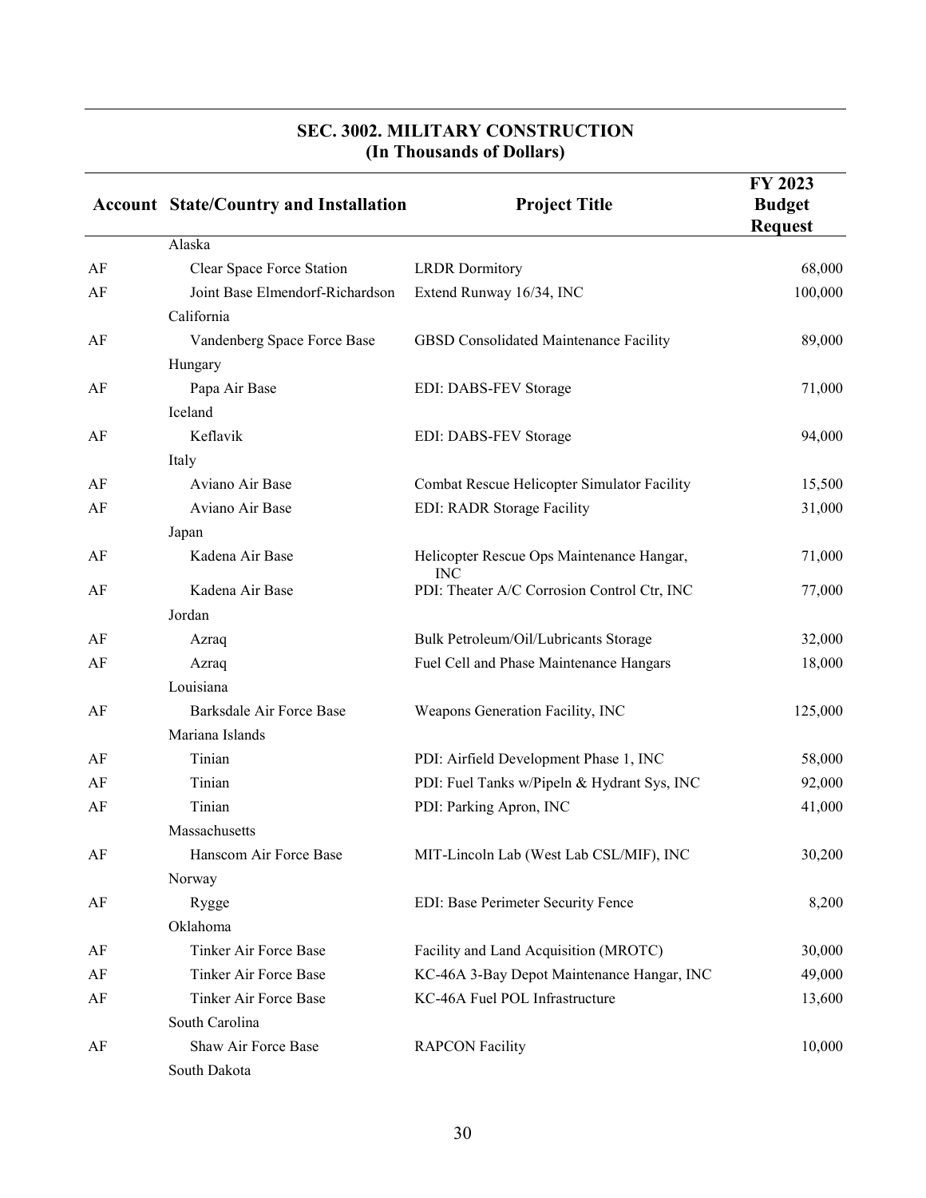## SEC. 3002. MILITARY CONSTRUCTION
## (In Thousands of Dollars)

| Account | State/Country and Installation | Project Title | FY 2023 Budget Request |
|---|---|---|---|
| | Alaska | | |
| AF | Clear Space Force Station | LRDR Dormitory | 68,000 |
| AF | Joint Base Elmendorf-Richardson | Extend Runway 16/34, INC | 100,000 |
| | California | | |
| AF | Vandenberg Space Force Base | GBSD Consolidated Maintenance Facility | 89,000 |
| | Hungary | | |
| AF | Papa Air Base | EDI: DABS-FEV Storage | 71,000 |
| | Iceland | | |
| AF | Keflavik | EDI: DABS-FEV Storage | 94,000 |
| | Italy | | |
| AF | Aviano Air Base | Combat Rescue Helicopter Simulator Facility | 15,500 |
| AF | Aviano Air Base | EDI: RADR Storage Facility | 31,000 |
| | Japan | | |
| AF | Kadena Air Base | Helicopter Rescue Ops Maintenance Hangar, INC | 71,000 |
| AF | Kadena Air Base | PDI: Theater A/C Corrosion Control Ctr, INC | 77,000 |
| | Jordan | | |
| AF | Azraq | Bulk Petroleum/Oil/Lubricants Storage | 32,000 |
| AF | Azraq | Fuel Cell and Phase Maintenance Hangars | 18,000 |
| | Louisiana | | |
| AF | Barksdale Air Force Base | Weapons Generation Facility, INC | 125,000 |
| | Mariana Islands | | |
| AF | Tinian | PDI: Airfield Development Phase 1, INC | 58,000 |
| AF | Tinian | PDI: Fuel Tanks w/Pipeln & Hydrant Sys, INC | 92,000 |
| AF | Tinian | PDI: Parking Apron, INC | 41,000 |
| | Massachusetts | | |
| AF | Hanscom Air Force Base | MIT-Lincoln Lab (West Lab CSL/MIF), INC | 30,200 |
| | Norway | | |
| AF | Rygge | EDI: Base Perimeter Security Fence | 8,200 |
| | Oklahoma | | |
| AF | Tinker Air Force Base | Facility and Land Acquisition (MROTC) | 30,000 |
| AF | Tinker Air Force Base | KC-46A 3-Bay Depot Maintenance Hangar, INC | 49,000 |
| AF | Tinker Air Force Base | KC-46A Fuel POL Infrastructure | 13,600 |
| | South Carolina | | |
| AF | Shaw Air Force Base | RAPCON Facility | 10,000 |
| | South Dakota | | |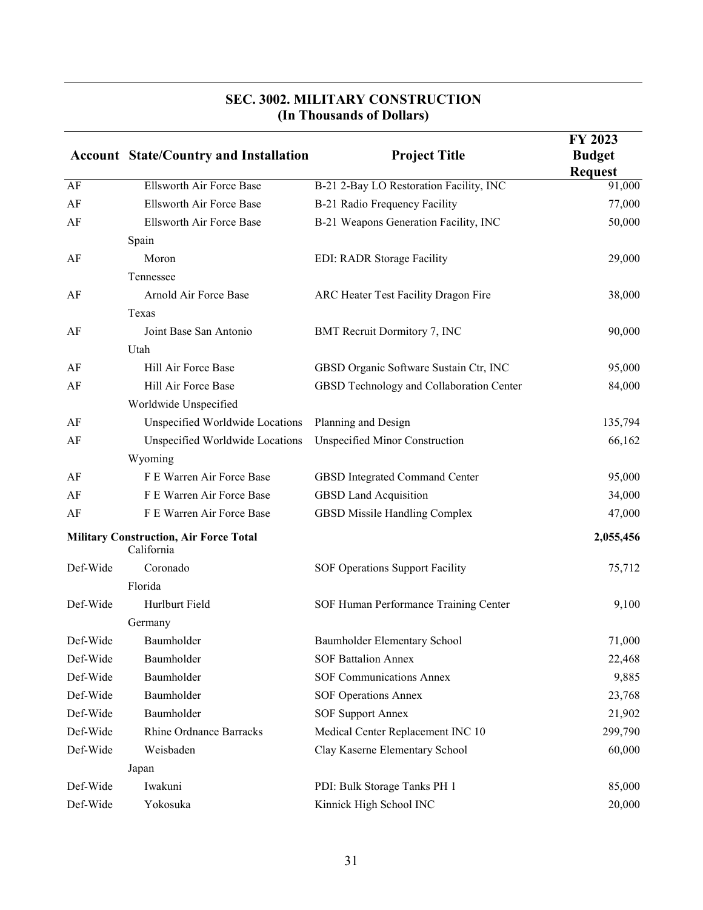## SEC. 3002. MILITARY CONSTRUCTION
## (In Thousands of Dollars)

| Account | State/Country and Installation | Project Title | FY 2023 Budget Request |
|---|---|---|---|
| AF | Ellsworth Air Force Base | B-21 2-Bay LO Restoration Facility, INC | 91,000 |
| AF | Ellsworth Air Force Base | B-21 Radio Frequency Facility | 77,000 |
| AF | Ellsworth Air Force Base | B-21 Weapons Generation Facility, INC | 50,000 |
| | Spain | | |
| AF | Moron | EDI: RADR Storage Facility | 29,000 |
| | Tennessee | | |
| AF | Arnold Air Force Base | ARC Heater Test Facility Dragon Fire | 38,000 |
| | Texas | | |
| AF | Joint Base San Antonio | BMT Recruit Dormitory 7, INC | 90,000 |
| | Utah | | |
| AF | Hill Air Force Base | GBSD Organic Software Sustain Ctr, INC | 95,000 |
| AF | Hill Air Force Base | GBSD Technology and Collaboration Center | 84,000 |
| | Worldwide Unspecified | | |
| AF | Unspecified Worldwide Locations | Planning and Design | 135,794 |
| AF | Unspecified Worldwide Locations | Unspecified Minor Construction | 66,162 |
| | Wyoming | | |
| AF | F E Warren Air Force Base | GBSD Integrated Command Center | 95,000 |
| AF | F E Warren Air Force Base | GBSD Land Acquisition | 34,000 |
| AF | F E Warren Air Force Base | GBSD Missile Handling Complex | 47,000 |
| **Military Construction, Air Force Total** | | | **2,055,456** |
| | California | | |
| Def-Wide | Coronado | SOF Operations Support Facility | 75,712 |
| | Florida | | |
| Def-Wide | Hurlburt Field | SOF Human Performance Training Center | 9,100 |
| | Germany | | |
| Def-Wide | Baumholder | Baumholder Elementary School | 71,000 |
| Def-Wide | Baumholder | SOF Battalion Annex | 22,468 |
| Def-Wide | Baumholder | SOF Communications Annex | 9,885 |
| Def-Wide | Baumholder | SOF Operations Annex | 23,768 |
| Def-Wide | Baumholder | SOF Support Annex | 21,902 |
| Def-Wide | Rhine Ordnance Barracks | Medical Center Replacement INC 10 | 299,790 |
| Def-Wide | Weisbaden | Clay Kaserne Elementary School | 60,000 |
| | Japan | | |
| Def-Wide | Iwakuni | PDI: Bulk Storage Tanks PH 1 | 85,000 |
| Def-Wide | Yokosuka | Kinnick High School INC | 20,000 |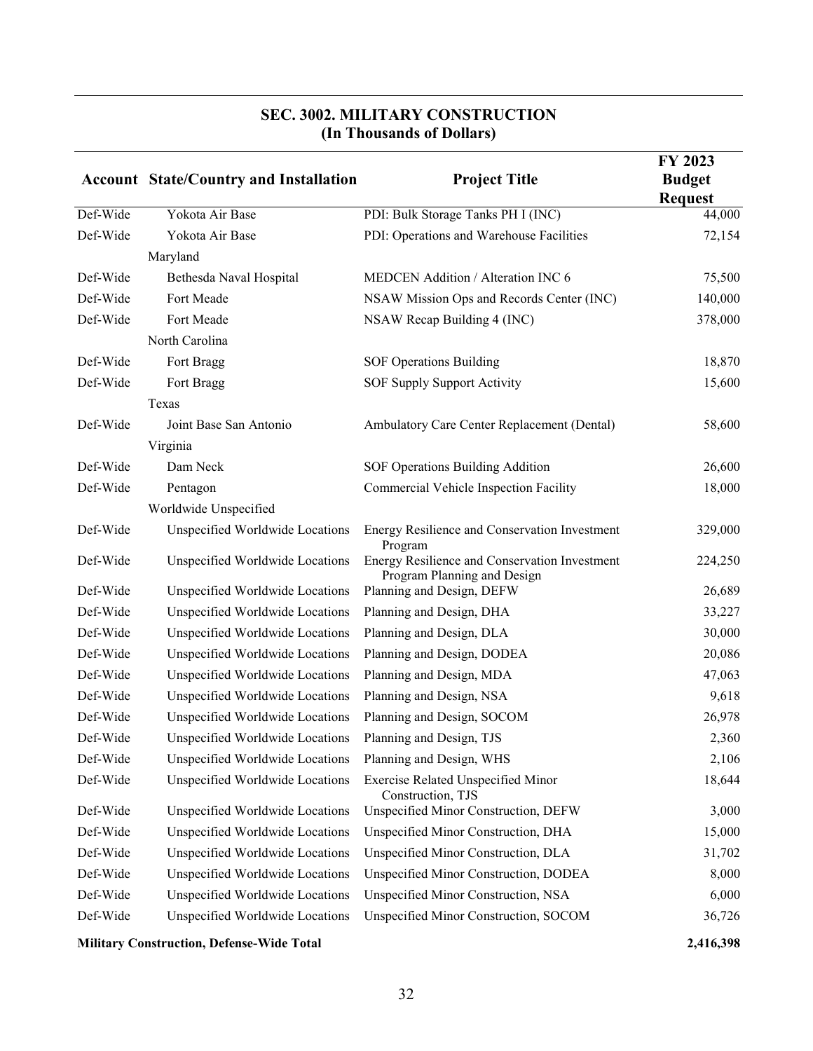## SEC. 3002. MILITARY CONSTRUCTION
### (In Thousands of Dollars)

| Account | State/Country and Installation | Project Title | FY 2023 Budget Request |
|---|---|---|---|
| Def-Wide | Yokota Air Base | PDI: Bulk Storage Tanks PH I (INC) | 44,000 |
| Def-Wide | Yokota Air Base | PDI: Operations and Warehouse Facilities | 72,154 |
| | Maryland | | |
| Def-Wide | Bethesda Naval Hospital | MEDCEN Addition / Alteration INC 6 | 75,500 |
| Def-Wide | Fort Meade | NSAW Mission Ops and Records Center (INC) | 140,000 |
| Def-Wide | Fort Meade | NSAW Recap Building 4 (INC) | 378,000 |
| | North Carolina | | |
| Def-Wide | Fort Bragg | SOF Operations Building | 18,870 |
| Def-Wide | Fort Bragg | SOF Supply Support Activity | 15,600 |
| | Texas | | |
| Def-Wide | Joint Base San Antonio | Ambulatory Care Center Replacement (Dental) | 58,600 |
| | Virginia | | |
| Def-Wide | Dam Neck | SOF Operations Building Addition | 26,600 |
| Def-Wide | Pentagon | Commercial Vehicle Inspection Facility | 18,000 |
| | Worldwide Unspecified | | |
| Def-Wide | Unspecified Worldwide Locations | Energy Resilience and Conservation Investment Program | 329,000 |
| Def-Wide | Unspecified Worldwide Locations | Energy Resilience and Conservation Investment Program Planning and Design | 224,250 |
| Def-Wide | Unspecified Worldwide Locations | Planning and Design, DEFW | 26,689 |
| Def-Wide | Unspecified Worldwide Locations | Planning and Design, DHA | 33,227 |
| Def-Wide | Unspecified Worldwide Locations | Planning and Design, DLA | 30,000 |
| Def-Wide | Unspecified Worldwide Locations | Planning and Design, DODEA | 20,086 |
| Def-Wide | Unspecified Worldwide Locations | Planning and Design, MDA | 47,063 |
| Def-Wide | Unspecified Worldwide Locations | Planning and Design, NSA | 9,618 |
| Def-Wide | Unspecified Worldwide Locations | Planning and Design, SOCOM | 26,978 |
| Def-Wide | Unspecified Worldwide Locations | Planning and Design, TJS | 2,360 |
| Def-Wide | Unspecified Worldwide Locations | Planning and Design, WHS | 2,106 |
| Def-Wide | Unspecified Worldwide Locations | Exercise Related Unspecified Minor Construction, TJS | 18,644 |
| Def-Wide | Unspecified Worldwide Locations | Unspecified Minor Construction, DEFW | 3,000 |
| Def-Wide | Unspecified Worldwide Locations | Unspecified Minor Construction, DHA | 15,000 |
| Def-Wide | Unspecified Worldwide Locations | Unspecified Minor Construction, DLA | 31,702 |
| Def-Wide | Unspecified Worldwide Locations | Unspecified Minor Construction, DODEA | 8,000 |
| Def-Wide | Unspecified Worldwide Locations | Unspecified Minor Construction, NSA | 6,000 |
| Def-Wide | Unspecified Worldwide Locations | Unspecified Minor Construction, SOCOM | 36,726 |
| **Military Construction, Defense-Wide Total** | | | **2,416,398** |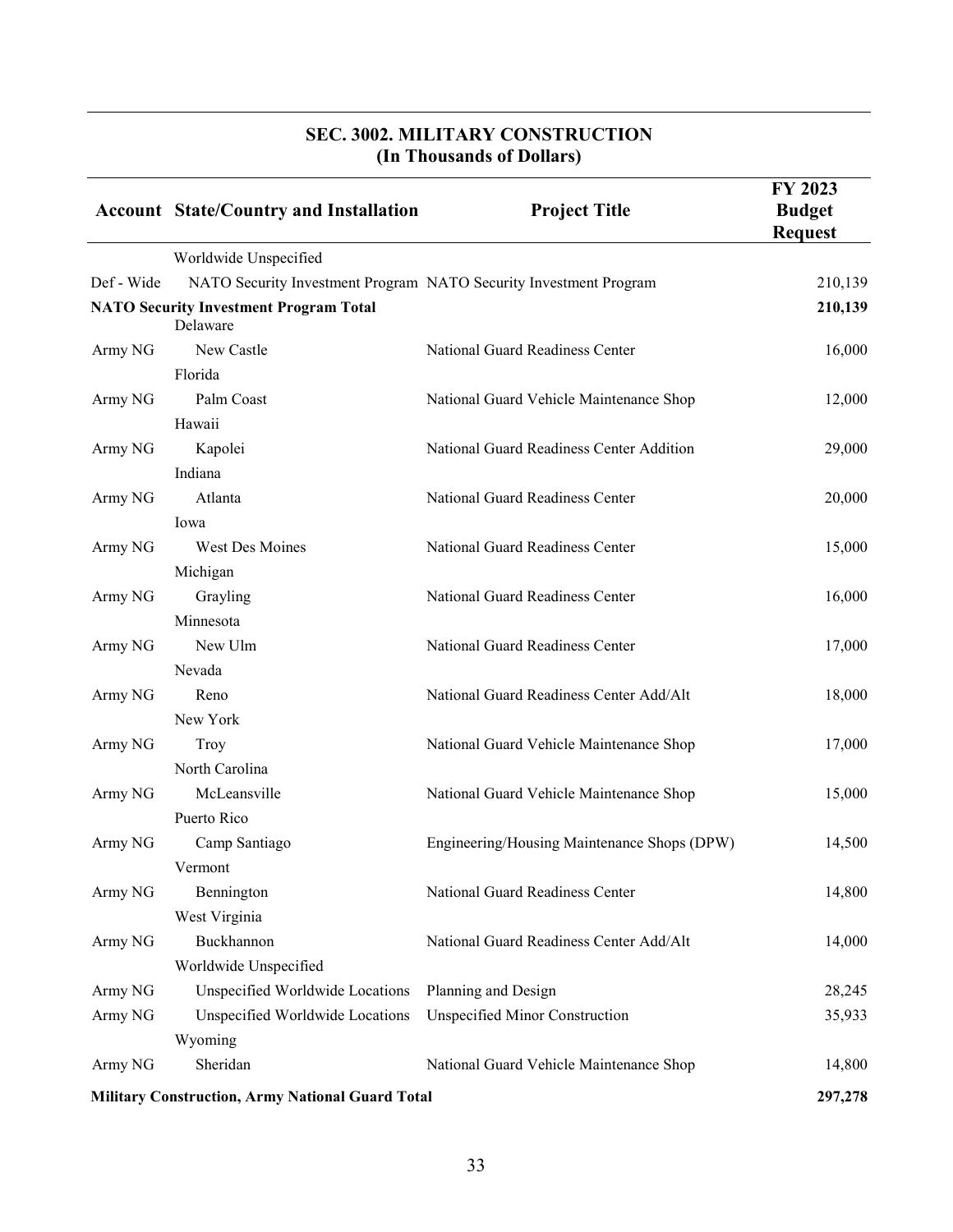## SEC. 3002. MILITARY CONSTRUCTION
## (In Thousands of Dollars)

| Account | State/Country and Installation | Project Title | FY 2023 Budget Request |
|---|---|---|---|
| | Worldwide Unspecified | | |
| Def - Wide | NATO Security Investment Program | NATO Security Investment Program | 210,139 |
| **NATO Security Investment Program Total** | | | **210,139** |
| | Delaware | | |
| Army NG | New Castle | National Guard Readiness Center | 16,000 |
| | Florida | | |
| Army NG | Palm Coast | National Guard Vehicle Maintenance Shop | 12,000 |
| | Hawaii | | |
| Army NG | Kapolei | National Guard Readiness Center Addition | 29,000 |
| | Indiana | | |
| Army NG | Atlanta | National Guard Readiness Center | 20,000 |
| | Iowa | | |
| Army NG | West Des Moines | National Guard Readiness Center | 15,000 |
| | Michigan | | |
| Army NG | Grayling | National Guard Readiness Center | 16,000 |
| | Minnesota | | |
| Army NG | New Ulm | National Guard Readiness Center | 17,000 |
| | Nevada | | |
| Army NG | Reno | National Guard Readiness Center Add/Alt | 18,000 |
| | New York | | |
| Army NG | Troy | National Guard Vehicle Maintenance Shop | 17,000 |
| | North Carolina | | |
| Army NG | McLeansville | National Guard Vehicle Maintenance Shop | 15,000 |
| | Puerto Rico | | |
| Army NG | Camp Santiago | Engineering/Housing Maintenance Shops (DPW) | 14,500 |
| | Vermont | | |
| Army NG | Bennington | National Guard Readiness Center | 14,800 |
| | West Virginia | | |
| Army NG | Buckhannon | National Guard Readiness Center Add/Alt | 14,000 |
| | Worldwide Unspecified | | |
| Army NG | Unspecified Worldwide Locations | Planning and Design | 28,245 |
| Army NG | Unspecified Worldwide Locations | Unspecified Minor Construction | 35,933 |
| | Wyoming | | |
| Army NG | Sheridan | National Guard Vehicle Maintenance Shop | 14,800 |
| **Military Construction, Army National Guard Total** | | | **297,278** |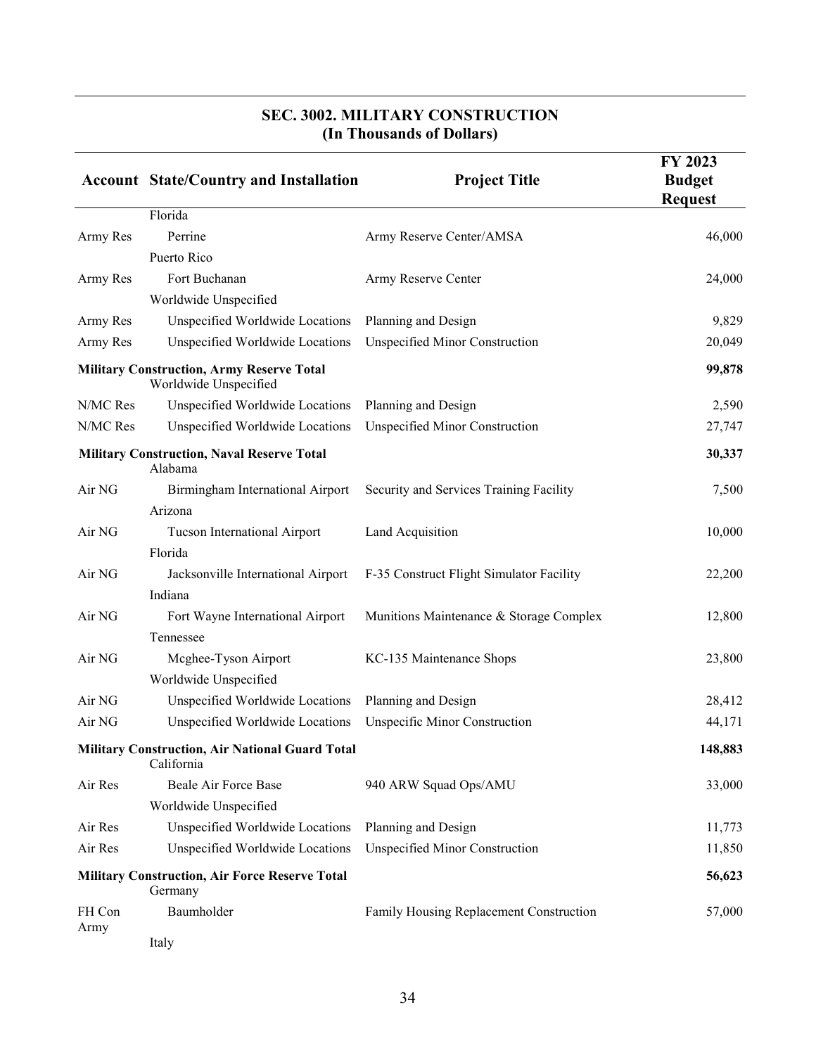## SEC. 3002. MILITARY CONSTRUCTION
### (In Thousands of Dollars)

| Account | State/Country and Installation | Project Title | FY 2023 Budget Request |
|---|---|---|---|
| | Florida | | |
| Army Res | Perrine | Army Reserve Center/AMSA | 46,000 |
| | Puerto Rico | | |
| Army Res | Fort Buchanan | Army Reserve Center | 24,000 |
| | Worldwide Unspecified | | |
| Army Res | Unspecified Worldwide Locations | Planning and Design | 9,829 |
| Army Res | Unspecified Worldwide Locations | Unspecified Minor Construction | 20,049 |
| **Military Construction, Army Reserve Total** | | | **99,878** |
| | Worldwide Unspecified | | |
| N/MC Res | Unspecified Worldwide Locations | Planning and Design | 2,590 |
| N/MC Res | Unspecified Worldwide Locations | Unspecified Minor Construction | 27,747 |
| **Military Construction, Naval Reserve Total** | | | **30,337** |
| | Alabama | | |
| Air NG | Birmingham International Airport | Security and Services Training Facility | 7,500 |
| | Arizona | | |
| Air NG | Tucson International Airport | Land Acquisition | 10,000 |
| | Florida | | |
| Air NG | Jacksonville International Airport | F-35 Construct Flight Simulator Facility | 22,200 |
| | Indiana | | |
| Air NG | Fort Wayne International Airport | Munitions Maintenance & Storage Complex | 12,800 |
| | Tennessee | | |
| Air NG | Mcghee-Tyson Airport | KC-135 Maintenance Shops | 23,800 |
| | Worldwide Unspecified | | |
| Air NG | Unspecified Worldwide Locations | Planning and Design | 28,412 |
| Air NG | Unspecified Worldwide Locations | Unspecific Minor Construction | 44,171 |
| **Military Construction, Air National Guard Total** | | | **148,883** |
| | California | | |
| Air Res | Beale Air Force Base | 940 ARW Squad Ops/AMU | 33,000 |
| | Worldwide Unspecified | | |
| Air Res | Unspecified Worldwide Locations | Planning and Design | 11,773 |
| Air Res | Unspecified Worldwide Locations | Unspecified Minor Construction | 11,850 |
| **Military Construction, Air Force Reserve Total** | | | **56,623** |
| | Germany | | |
| FH Con Army | Baumholder | Family Housing Replacement Construction | 57,000 |
| | Italy | | |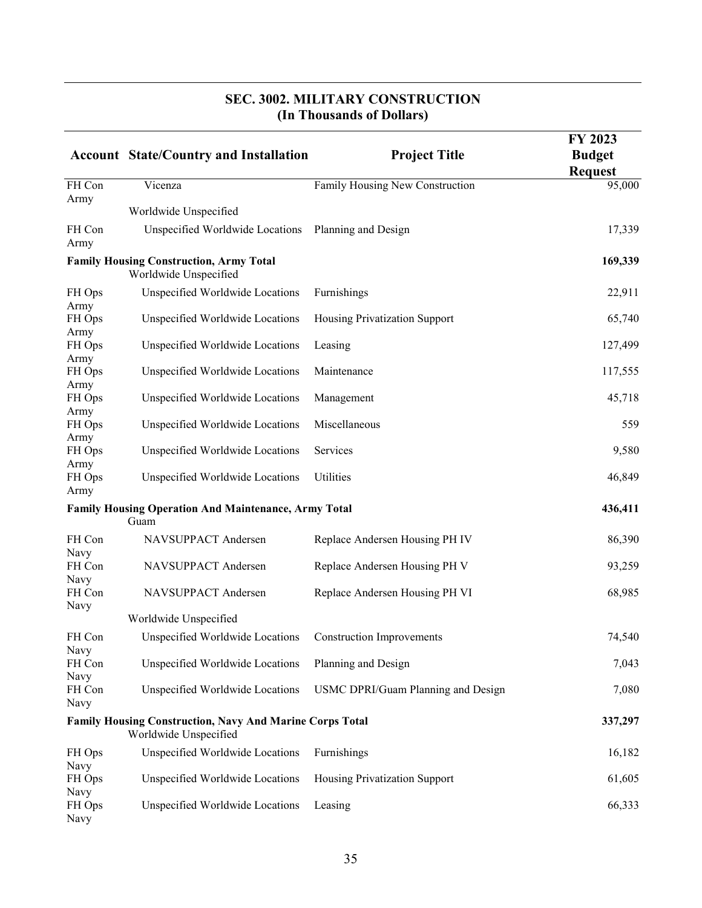## SEC. 3002. MILITARY CONSTRUCTION
## (In Thousands of Dollars)

| Account | State/Country and Installation | Project Title | FY 2023 Budget Request |
|---|---|---|---|
| FH Con Army | Vicenza | Family Housing New Construction | 95,000 |
| | Worldwide Unspecified | | |
| FH Con Army | Unspecified Worldwide Locations | Planning and Design | 17,339 |
| **Family Housing Construction, Army Total** | | | **169,339** |
| | Worldwide Unspecified | | |
| FH Ops Army | Unspecified Worldwide Locations | Furnishings | 22,911 |
| FH Ops Army | Unspecified Worldwide Locations | Housing Privatization Support | 65,740 |
| FH Ops Army | Unspecified Worldwide Locations | Leasing | 127,499 |
| FH Ops Army | Unspecified Worldwide Locations | Maintenance | 117,555 |
| FH Ops Army | Unspecified Worldwide Locations | Management | 45,718 |
| FH Ops Army | Unspecified Worldwide Locations | Miscellaneous | 559 |
| FH Ops Army | Unspecified Worldwide Locations | Services | 9,580 |
| FH Ops Army | Unspecified Worldwide Locations | Utilities | 46,849 |
| **Family Housing Operation And Maintenance, Army Total** | | | **436,411** |
| | Guam | | |
| FH Con Navy | NAVSUPPACT Andersen | Replace Andersen Housing PH IV | 86,390 |
| FH Con Navy | NAVSUPPACT Andersen | Replace Andersen Housing PH V | 93,259 |
| FH Con Navy | NAVSUPPACT Andersen | Replace Andersen Housing PH VI | 68,985 |
| | Worldwide Unspecified | | |
| FH Con Navy | Unspecified Worldwide Locations | Construction Improvements | 74,540 |
| FH Con Navy | Unspecified Worldwide Locations | Planning and Design | 7,043 |
| FH Con Navy | Unspecified Worldwide Locations | USMC DPRI/Guam Planning and Design | 7,080 |
| **Family Housing Construction, Navy And Marine Corps Total** | | | **337,297** |
| | Worldwide Unspecified | | |
| FH Ops Navy | Unspecified Worldwide Locations | Furnishings | 16,182 |
| FH Ops Navy | Unspecified Worldwide Locations | Housing Privatization Support | 61,605 |
| FH Ops Navy | Unspecified Worldwide Locations | Leasing | 66,333 |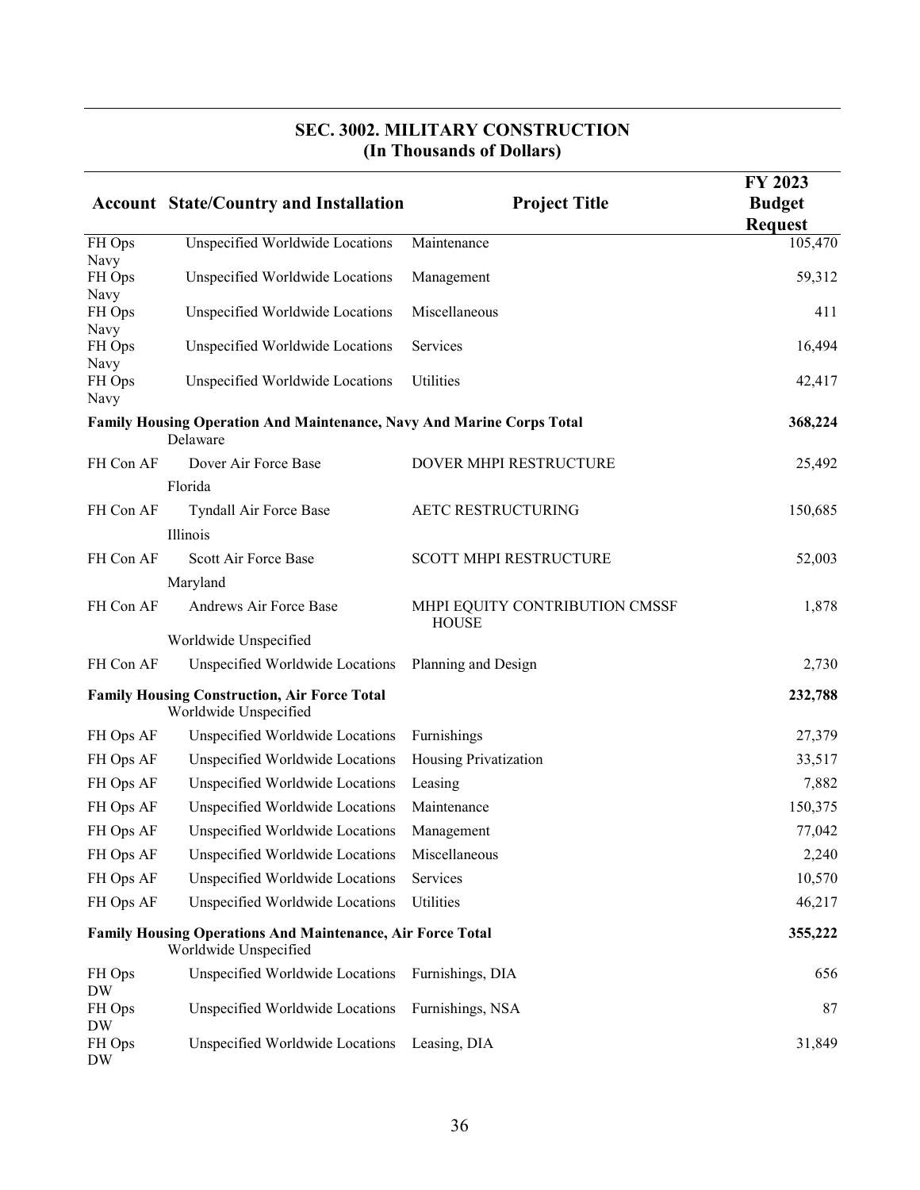## SEC. 3002. MILITARY CONSTRUCTION
## (In Thousands of Dollars)

| Account | State/Country and Installation | Project Title | FY 2023 Budget Request |
|---|---|---|---|
| FH Ops Navy | Unspecified Worldwide Locations | Maintenance | 105,470 |
| FH Ops Navy | Unspecified Worldwide Locations | Management | 59,312 |
| FH Ops Navy | Unspecified Worldwide Locations | Miscellaneous | 411 |
| FH Ops Navy | Unspecified Worldwide Locations | Services | 16,494 |
| FH Ops Navy | Unspecified Worldwide Locations | Utilities | 42,417 |
| **Family Housing Operation And Maintenance, Navy And Marine Corps Total** | | | **368,224** |
| | Delaware | | |
| FH Con AF | Dover Air Force Base | DOVER MHPI RESTRUCTURE | 25,492 |
| | Florida | | |
| FH Con AF | Tyndall Air Force Base | AETC RESTRUCTURING | 150,685 |
| | Illinois | | |
| FH Con AF | Scott Air Force Base | SCOTT MHPI RESTRUCTURE | 52,003 |
| | Maryland | | |
| FH Con AF | Andrews Air Force Base | MHPI EQUITY CONTRIBUTION CMSSF HOUSE | 1,878 |
| | Worldwide Unspecified | | |
| FH Con AF | Unspecified Worldwide Locations | Planning and Design | 2,730 |
| **Family Housing Construction, Air Force Total** | | | **232,788** |
| | Worldwide Unspecified | | |
| FH Ops AF | Unspecified Worldwide Locations | Furnishings | 27,379 |
| FH Ops AF | Unspecified Worldwide Locations | Housing Privatization | 33,517 |
| FH Ops AF | Unspecified Worldwide Locations | Leasing | 7,882 |
| FH Ops AF | Unspecified Worldwide Locations | Maintenance | 150,375 |
| FH Ops AF | Unspecified Worldwide Locations | Management | 77,042 |
| FH Ops AF | Unspecified Worldwide Locations | Miscellaneous | 2,240 |
| FH Ops AF | Unspecified Worldwide Locations | Services | 10,570 |
| FH Ops AF | Unspecified Worldwide Locations | Utilities | 46,217 |
| **Family Housing Operations And Maintenance, Air Force Total** | | | **355,222** |
| | Worldwide Unspecified | | |
| FH Ops DW | Unspecified Worldwide Locations | Furnishings, DIA | 656 |
| FH Ops DW | Unspecified Worldwide Locations | Furnishings, NSA | 87 |
| FH Ops DW | Unspecified Worldwide Locations | Leasing, DIA | 31,849 |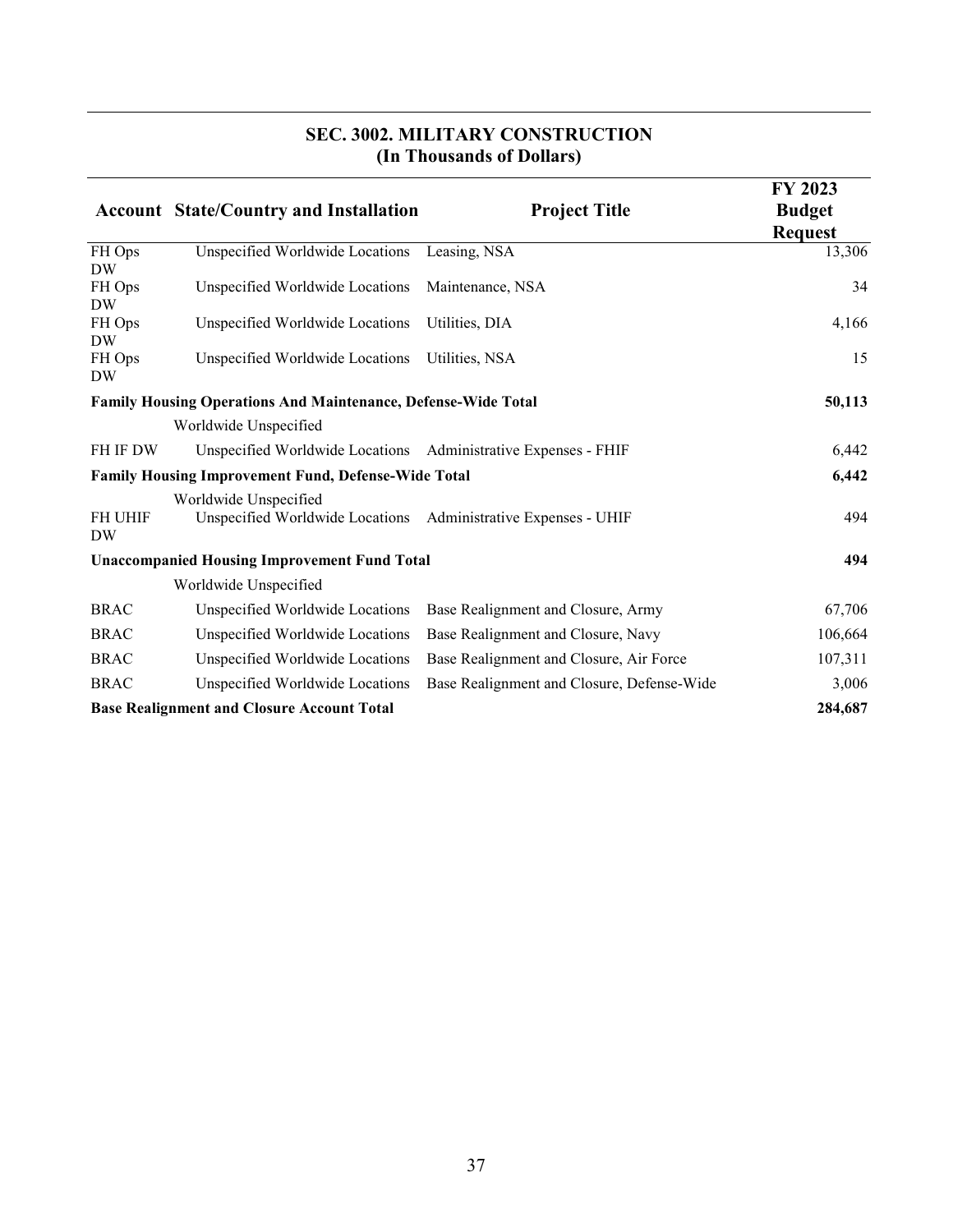## SEC. 3002. MILITARY CONSTRUCTION
## (In Thousands of Dollars)

| Account | State/Country and Installation | Project Title | FY 2023 Budget Request |
|---|---|---|---|
| FH Ops DW | Unspecified Worldwide Locations | Leasing, NSA | 13,306 |
| FH Ops DW | Unspecified Worldwide Locations | Maintenance, NSA | 34 |
| FH Ops DW | Unspecified Worldwide Locations | Utilities, DIA | 4,166 |
| FH Ops DW | Unspecified Worldwide Locations | Utilities, NSA | 15 |
| **Family Housing Operations And Maintenance, Defense-Wide Total** | | | **50,113** |
| | Worldwide Unspecified | | |
| FH IF DW | Unspecified Worldwide Locations | Administrative Expenses - FHIF | 6,442 |
| **Family Housing Improvement Fund, Defense-Wide Total** | | | **6,442** |
| | Worldwide Unspecified | | |
| FH UHIF DW | Unspecified Worldwide Locations | Administrative Expenses - UHIF | 494 |
| **Unaccompanied Housing Improvement Fund Total** | | | **494** |
| | Worldwide Unspecified | | |
| BRAC | Unspecified Worldwide Locations | Base Realignment and Closure, Army | 67,706 |
| BRAC | Unspecified Worldwide Locations | Base Realignment and Closure, Navy | 106,664 |
| BRAC | Unspecified Worldwide Locations | Base Realignment and Closure, Air Force | 107,311 |
| BRAC | Unspecified Worldwide Locations | Base Realignment and Closure, Defense-Wide | 3,006 |
| **Base Realignment and Closure Account Total** | | | **284,687** |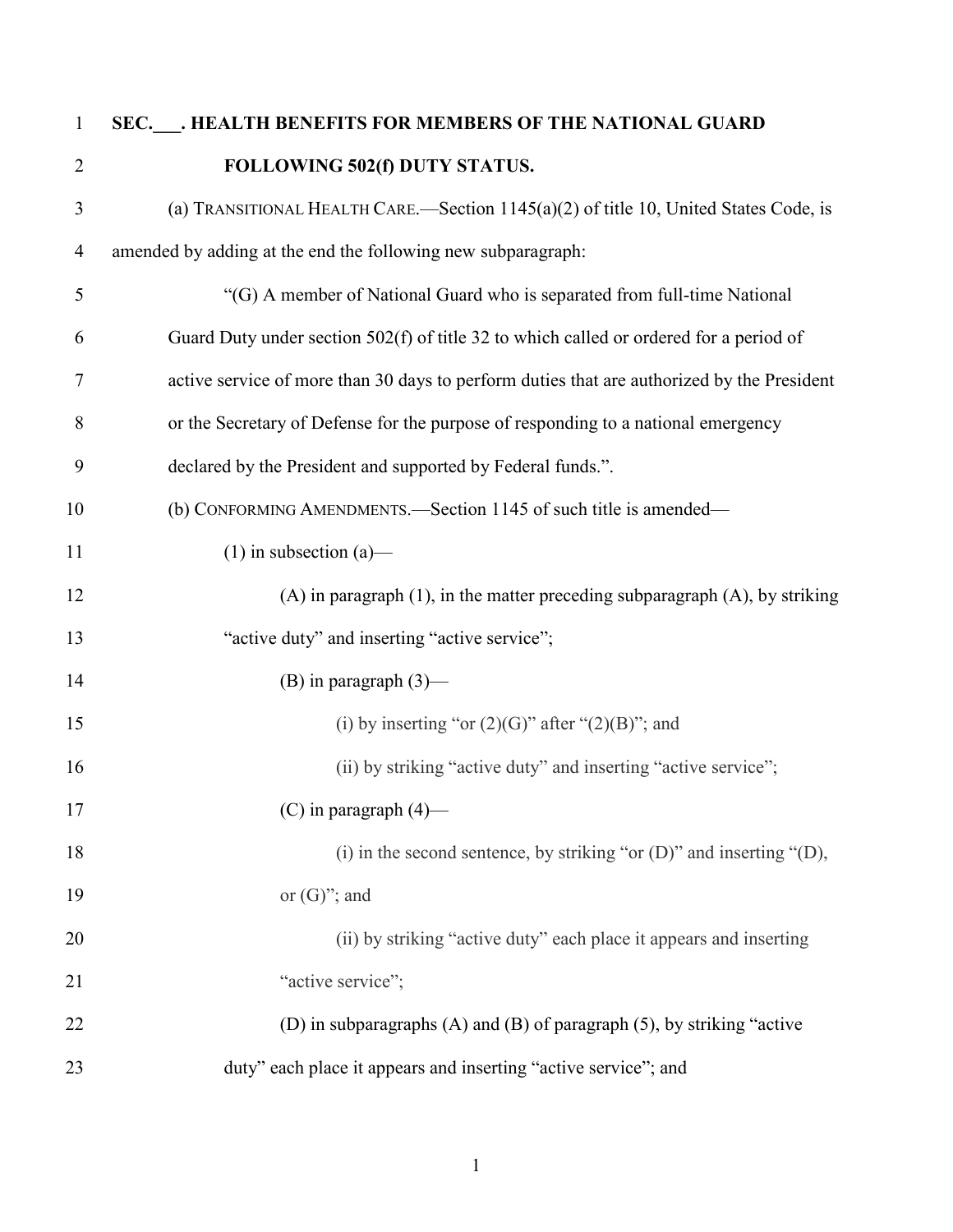**SEC.___. HEALTH BENEFITS FOR MEMBERS OF THE NATIONAL GUARD FOLLOWING 502(f) DUTY STATUS.**

(a) TRANSITIONAL HEALTH CARE.—Section 1145(a)(2) of title 10, United States Code, is amended by adding at the end the following new subparagraph:

"(G) A member of National Guard who is separated from full-time National Guard Duty under section 502(f) of title 32 to which called or ordered for a period of active service of more than 30 days to perform duties that are authorized by the President or the Secretary of Defense for the purpose of responding to a national emergency declared by the President and supported by Federal funds.".

(b) CONFORMING AMENDMENTS.—Section 1145 of such title is amended—

(1) in subsection (a)—

(A) in paragraph (1), in the matter preceding subparagraph (A), by striking "active duty" and inserting "active service";

(B) in paragraph (3)—

(i) by inserting "or (2)(G)" after "(2)(B)"; and

(ii) by striking "active duty" and inserting "active service";

(C) in paragraph (4)—

(i) in the second sentence, by striking "or (D)" and inserting "(D), or (G)"; and

(ii) by striking "active duty" each place it appears and inserting "active service";

(D) in subparagraphs (A) and (B) of paragraph (5), by striking "active duty" each place it appears and inserting "active service"; and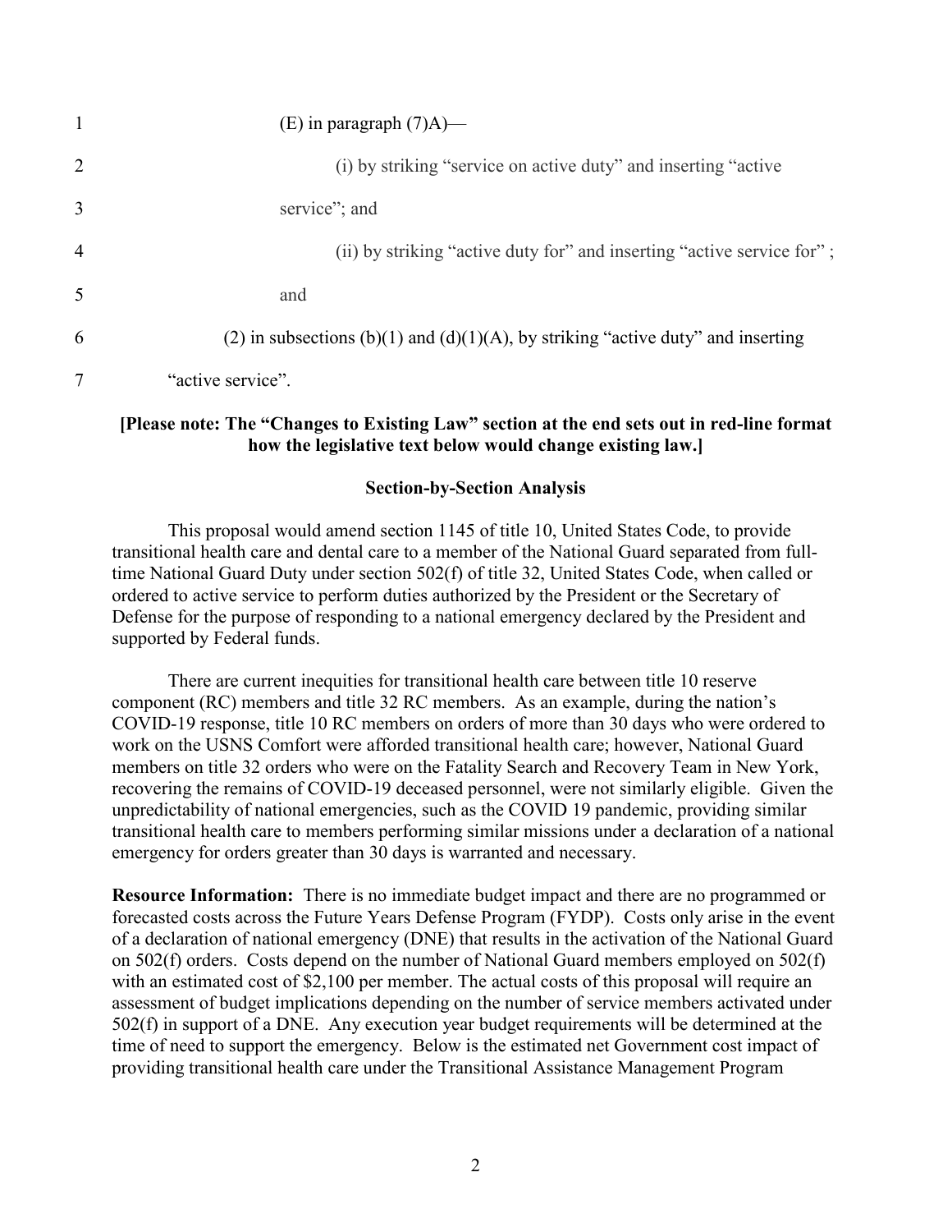(E) in paragraph (7)A)—

(i) by striking "service on active duty" and inserting "active service"; and

(ii) by striking "active duty for" and inserting "active service for" ; and

(2) in subsections (b)(1) and (d)(1)(A), by striking "active duty" and inserting "active service".

**[Please note: The "Changes to Existing Law" section at the end sets out in red-line format how the legislative text below would change existing law.]**

**Section-by-Section Analysis**

This proposal would amend section 1145 of title 10, United States Code, to provide transitional health care and dental care to a member of the National Guard separated from full-time National Guard Duty under section 502(f) of title 32, United States Code, when called or ordered to active service to perform duties authorized by the President or the Secretary of Defense for the purpose of responding to a national emergency declared by the President and supported by Federal funds.

There are current inequities for transitional health care between title 10 reserve component (RC) members and title 32 RC members. As an example, during the nation's COVID-19 response, title 10 RC members on orders of more than 30 days who were ordered to work on the USNS Comfort were afforded transitional health care; however, National Guard members on title 32 orders who were on the Fatality Search and Recovery Team in New York, recovering the remains of COVID-19 deceased personnel, were not similarly eligible. Given the unpredictability of national emergencies, such as the COVID 19 pandemic, providing similar transitional health care to members performing similar missions under a declaration of a national emergency for orders greater than 30 days is warranted and necessary.

**Resource Information:** There is no immediate budget impact and there are no programmed or forecasted costs across the Future Years Defense Program (FYDP). Costs only arise in the event of a declaration of national emergency (DNE) that results in the activation of the National Guard on 502(f) orders. Costs depend on the number of National Guard members employed on 502(f) with an estimated cost of $2,100 per member. The actual costs of this proposal will require an assessment of budget implications depending on the number of service members activated under 502(f) in support of a DNE. Any execution year budget requirements will be determined at the time of need to support the emergency. Below is the estimated net Government cost impact of providing transitional health care under the Transitional Assistance Management Program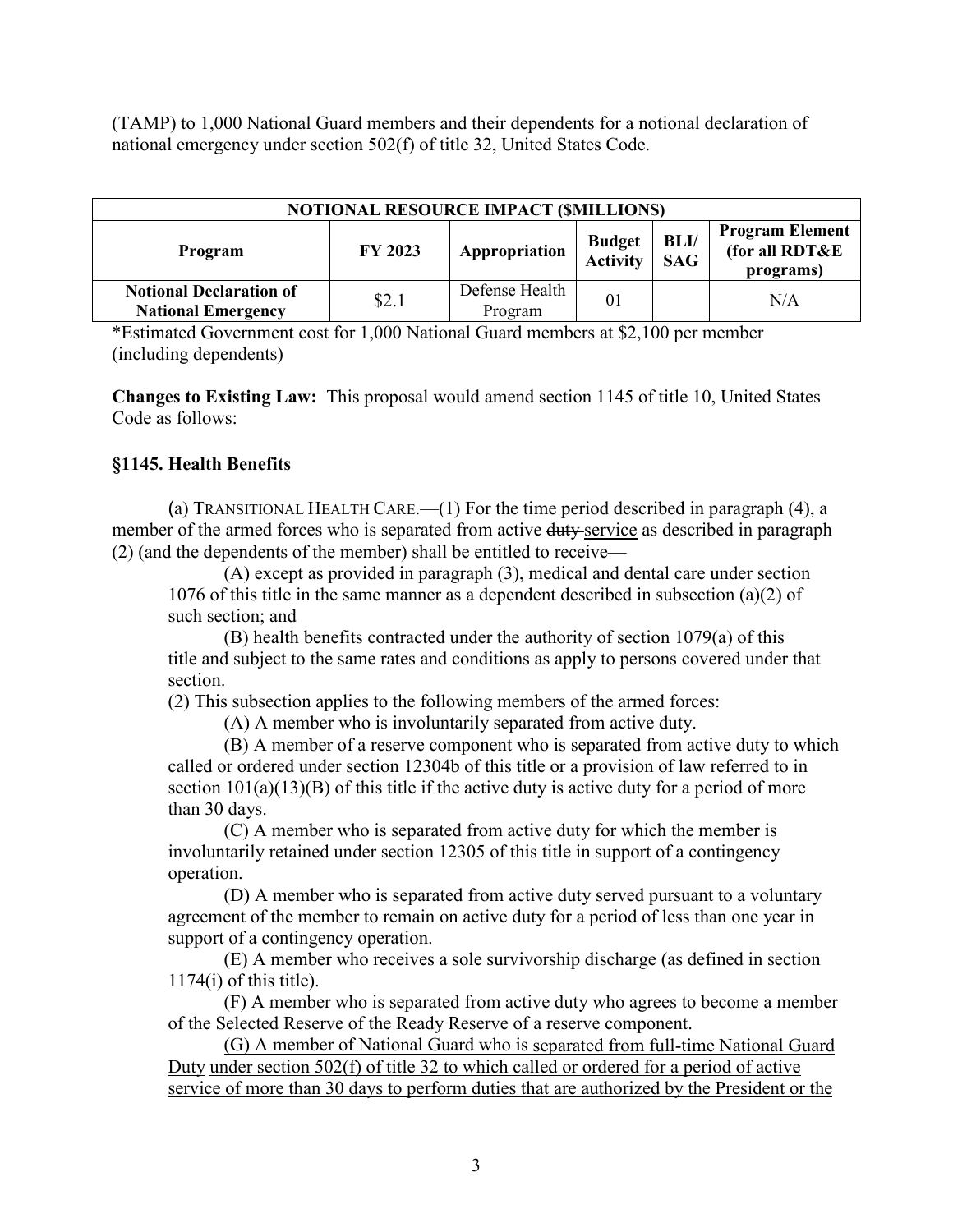(TAMP) to 1,000 National Guard members and their dependents for a notional declaration of national emergency under section 502(f) of title 32, United States Code.

| NOTIONAL RESOURCE IMPACT ($MILLIONS) | | | | | |
|---|---|---|---|---|---|
| **Program** | **FY 2023** | **Appropriation** | **Budget Activity** | **BLI/ SAG** | **Program Element (for all RDT&E programs)** |
| **Notional Declaration of National Emergency** | $2.1 | Defense Health Program | 01 | | N/A |

*Estimated Government cost for 1,000 National Guard members at $2,100 per member (including dependents)

**Changes to Existing Law:** This proposal would amend section 1145 of title 10, United States Code as follows:

### §1145. Health Benefits

(a) TRANSITIONAL HEALTH CARE.—(1) For the time period described in paragraph (4), a member of the armed forces who is separated from active ~~duty~~ <u>service</u> as described in paragraph (2) (and the dependents of the member) shall be entitled to receive—

(A) except as provided in paragraph (3), medical and dental care under section 1076 of this title in the same manner as a dependent described in subsection (a)(2) of such section; and

(B) health benefits contracted under the authority of section 1079(a) of this title and subject to the same rates and conditions as apply to persons covered under that section.

(2) This subsection applies to the following members of the armed forces:

(A) A member who is involuntarily separated from active duty.

(B) A member of a reserve component who is separated from active duty to which called or ordered under section 12304b of this title or a provision of law referred to in section 101(a)(13)(B) of this title if the active duty is active duty for a period of more than 30 days.

(C) A member who is separated from active duty for which the member is involuntarily retained under section 12305 of this title in support of a contingency operation.

(D) A member who is separated from active duty served pursuant to a voluntary agreement of the member to remain on active duty for a period of less than one year in support of a contingency operation.

(E) A member who receives a sole survivorship discharge (as defined in section 1174(i) of this title).

(F) A member who is separated from active duty who agrees to become a member of the Selected Reserve of the Ready Reserve of a reserve component.

<u>(G) A member of National Guard who is separated from full-time National Guard Duty under section 502(f) of title 32 to which called or ordered for a period of active service of more than 30 days to perform duties that are authorized by the President or the</u>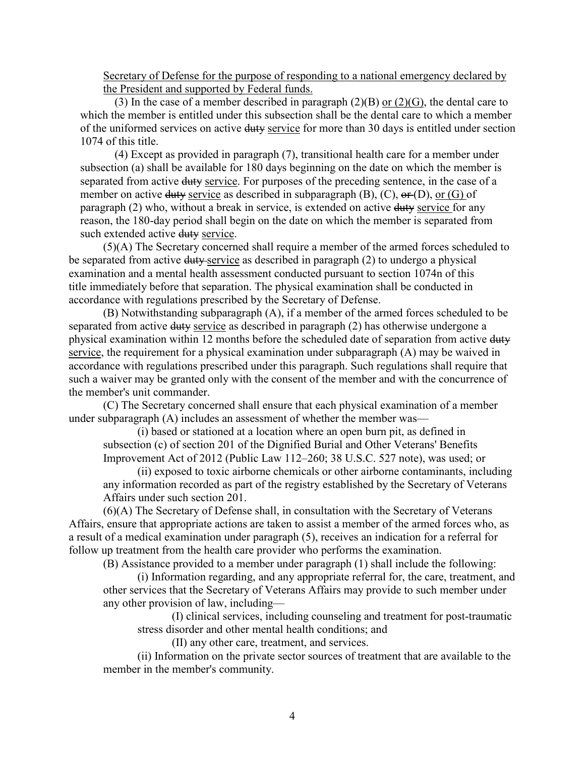<u>Secretary of Defense for the purpose of responding to a national emergency declared by the President and supported by Federal funds.</u>

(3) In the case of a member described in paragraph (2)(B) <u>or (2)(G)</u>, the dental care to which the member is entitled under this subsection shall be the dental care to which a member of the uniformed services on active ~~duty~~ <u>service</u> for more than 30 days is entitled under section 1074 of this title.

(4) Except as provided in paragraph (7), transitional health care for a member under subsection (a) shall be available for 180 days beginning on the date on which the member is separated from active ~~duty~~ <u>service</u>. For purposes of the preceding sentence, in the case of a member on active ~~duty~~ <u>service</u> as described in subparagraph (B), (C), ~~or~~ (D), <u>or (G)</u> of paragraph (2) who, without a break in service, is extended on active ~~duty~~ <u>service</u> for any reason, the 180-day period shall begin on the date on which the member is separated from such extended active ~~duty~~ <u>service</u>.

(5)(A) The Secretary concerned shall require a member of the armed forces scheduled to be separated from active ~~duty~~ <u>service</u> as described in paragraph (2) to undergo a physical examination and a mental health assessment conducted pursuant to section 1074n of this title immediately before that separation. The physical examination shall be conducted in accordance with regulations prescribed by the Secretary of Defense.

(B) Notwithstanding subparagraph (A), if a member of the armed forces scheduled to be separated from active ~~duty~~ <u>service</u> as described in paragraph (2) has otherwise undergone a physical examination within 12 months before the scheduled date of separation from active ~~duty~~ <u>service</u>, the requirement for a physical examination under subparagraph (A) may be waived in accordance with regulations prescribed under this paragraph. Such regulations shall require that such a waiver may be granted only with the consent of the member and with the concurrence of the member's unit commander.

(C) The Secretary concerned shall ensure that each physical examination of a member under subparagraph (A) includes an assessment of whether the member was—

(i) based or stationed at a location where an open burn pit, as defined in subsection (c) of section 201 of the Dignified Burial and Other Veterans' Benefits Improvement Act of 2012 (Public Law 112–260; 38 U.S.C. 527 note), was used; or

(ii) exposed to toxic airborne chemicals or other airborne contaminants, including any information recorded as part of the registry established by the Secretary of Veterans Affairs under such section 201.

(6)(A) The Secretary of Defense shall, in consultation with the Secretary of Veterans Affairs, ensure that appropriate actions are taken to assist a member of the armed forces who, as a result of a medical examination under paragraph (5), receives an indication for a referral for follow up treatment from the health care provider who performs the examination.

(B) Assistance provided to a member under paragraph (1) shall include the following:

(i) Information regarding, and any appropriate referral for, the care, treatment, and other services that the Secretary of Veterans Affairs may provide to such member under any other provision of law, including—

(I) clinical services, including counseling and treatment for post-traumatic stress disorder and other mental health conditions; and

(II) any other care, treatment, and services.

(ii) Information on the private sector sources of treatment that are available to the member in the member's community.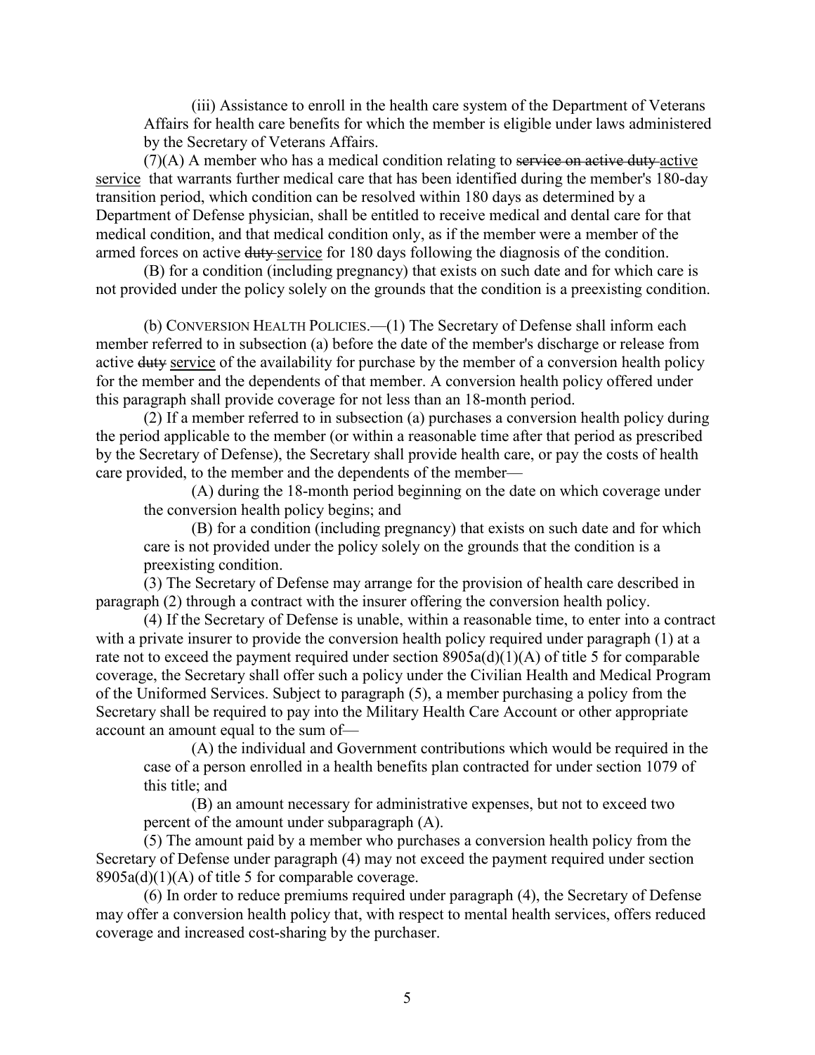(iii) Assistance to enroll in the health care system of the Department of Veterans Affairs for health care benefits for which the member is eligible under laws administered by the Secretary of Veterans Affairs.

(7)(A) A member who has a medical condition relating to ~~service on active duty~~ <u>active service</u> that warrants further medical care that has been identified during the member's 180-day transition period, which condition can be resolved within 180 days as determined by a Department of Defense physician, shall be entitled to receive medical and dental care for that medical condition, and that medical condition only, as if the member were a member of the armed forces on active ~~duty~~ <u>service</u> for 180 days following the diagnosis of the condition.

(B) for a condition (including pregnancy) that exists on such date and for which care is not provided under the policy solely on the grounds that the condition is a preexisting condition.

(b) CONVERSION HEALTH POLICIES.—(1) The Secretary of Defense shall inform each member referred to in subsection (a) before the date of the member's discharge or release from active ~~duty~~ <u>service</u> of the availability for purchase by the member of a conversion health policy for the member and the dependents of that member. A conversion health policy offered under this paragraph shall provide coverage for not less than an 18-month period.

(2) If a member referred to in subsection (a) purchases a conversion health policy during the period applicable to the member (or within a reasonable time after that period as prescribed by the Secretary of Defense), the Secretary shall provide health care, or pay the costs of health care provided, to the member and the dependents of the member—

(A) during the 18-month period beginning on the date on which coverage under the conversion health policy begins; and

(B) for a condition (including pregnancy) that exists on such date and for which care is not provided under the policy solely on the grounds that the condition is a preexisting condition.

(3) The Secretary of Defense may arrange for the provision of health care described in paragraph (2) through a contract with the insurer offering the conversion health policy.

(4) If the Secretary of Defense is unable, within a reasonable time, to enter into a contract with a private insurer to provide the conversion health policy required under paragraph (1) at a rate not to exceed the payment required under section 8905a(d)(1)(A) of title 5 for comparable coverage, the Secretary shall offer such a policy under the Civilian Health and Medical Program of the Uniformed Services. Subject to paragraph (5), a member purchasing a policy from the Secretary shall be required to pay into the Military Health Care Account or other appropriate account an amount equal to the sum of—

(A) the individual and Government contributions which would be required in the case of a person enrolled in a health benefits plan contracted for under section 1079 of this title; and

(B) an amount necessary for administrative expenses, but not to exceed two percent of the amount under subparagraph (A).

(5) The amount paid by a member who purchases a conversion health policy from the Secretary of Defense under paragraph (4) may not exceed the payment required under section 8905a(d)(1)(A) of title 5 for comparable coverage.

(6) In order to reduce premiums required under paragraph (4), the Secretary of Defense may offer a conversion health policy that, with respect to mental health services, offers reduced coverage and increased cost-sharing by the purchaser.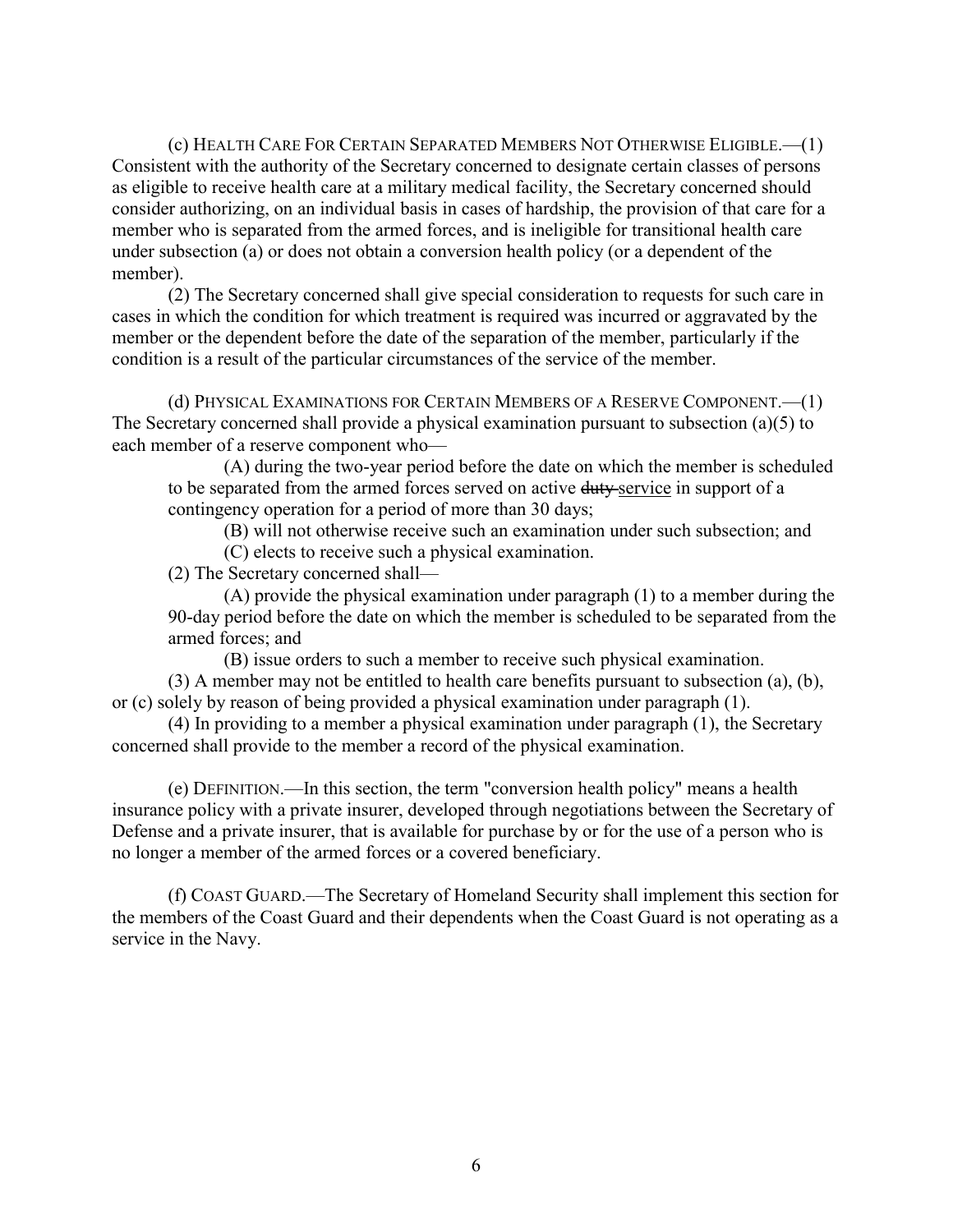(c) Health Care For Certain Separated Members Not Otherwise Eligible.—(1) Consistent with the authority of the Secretary concerned to designate certain classes of persons as eligible to receive health care at a military medical facility, the Secretary concerned should consider authorizing, on an individual basis in cases of hardship, the provision of that care for a member who is separated from the armed forces, and is ineligible for transitional health care under subsection (a) or does not obtain a conversion health policy (or a dependent of the member).

(2) The Secretary concerned shall give special consideration to requests for such care in cases in which the condition for which treatment is required was incurred or aggravated by the member or the dependent before the date of the separation of the member, particularly if the condition is a result of the particular circumstances of the service of the member.

(d) Physical Examinations for Certain Members of a Reserve Component.—(1) The Secretary concerned shall provide a physical examination pursuant to subsection (a)(5) to each member of a reserve component who—

> (A) during the two-year period before the date on which the member is scheduled to be separated from the armed forces served on active ~~duty~~ <u>service</u> in support of a contingency operation for a period of more than 30 days;
>
> (B) will not otherwise receive such an examination under such subsection; and
>
> (C) elects to receive such a physical examination.

(2) The Secretary concerned shall—

> (A) provide the physical examination under paragraph (1) to a member during the 90-day period before the date on which the member is scheduled to be separated from the armed forces; and
>
> (B) issue orders to such a member to receive such physical examination.

(3) A member may not be entitled to health care benefits pursuant to subsection (a), (b), or (c) solely by reason of being provided a physical examination under paragraph (1).

(4) In providing to a member a physical examination under paragraph (1), the Secretary concerned shall provide to the member a record of the physical examination.

(e) Definition.—In this section, the term "conversion health policy" means a health insurance policy with a private insurer, developed through negotiations between the Secretary of Defense and a private insurer, that is available for purchase by or for the use of a person who is no longer a member of the armed forces or a covered beneficiary.

(f) Coast Guard.—The Secretary of Homeland Security shall implement this section for the members of the Coast Guard and their dependents when the Coast Guard is not operating as a service in the Navy.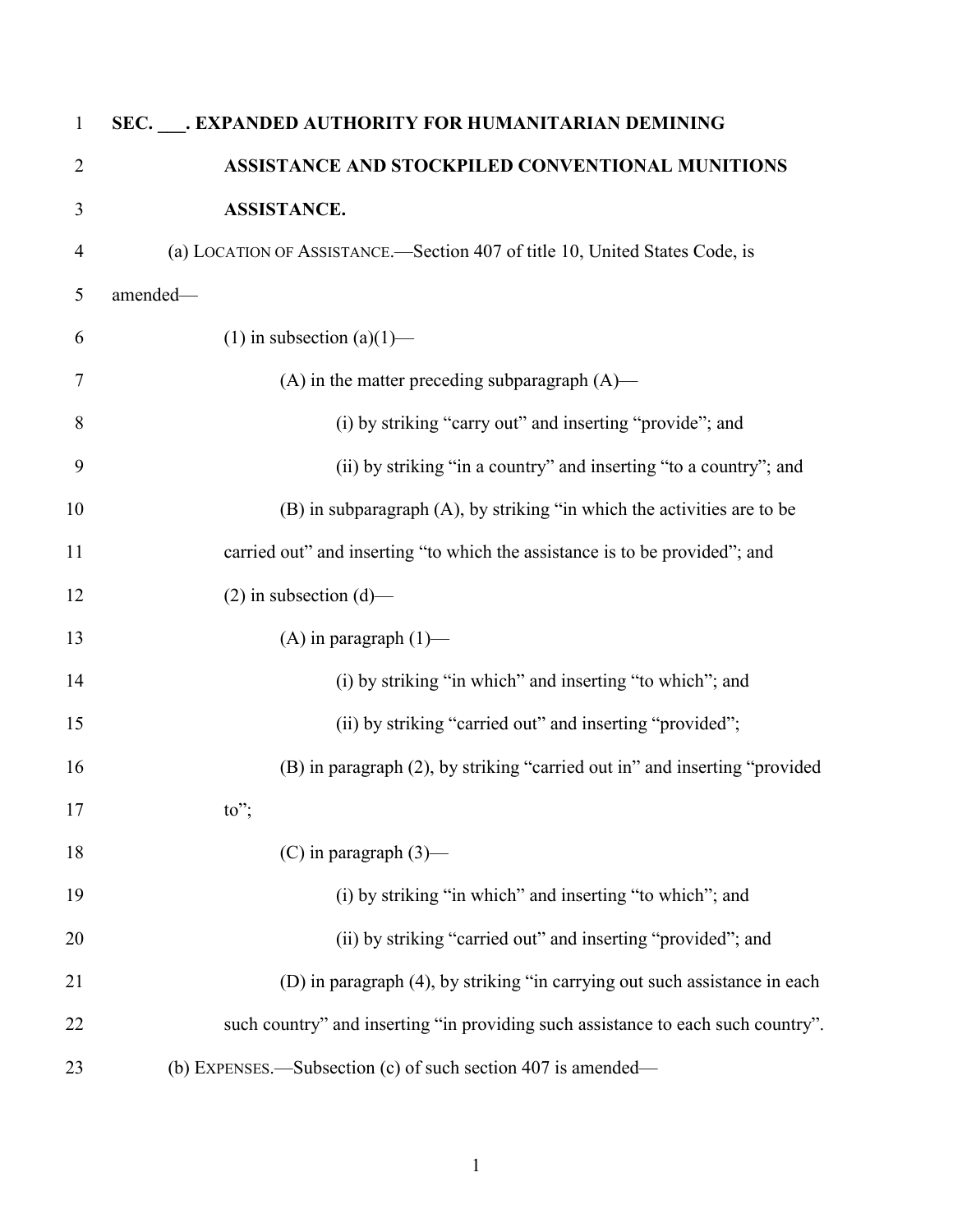**SEC. \_\_\_. EXPANDED AUTHORITY FOR HUMANITARIAN DEMINING ASSISTANCE AND STOCKPILED CONVENTIONAL MUNITIONS ASSISTANCE.**

(a) LOCATION OF ASSISTANCE.—Section 407 of title 10, United States Code, is amended—

(1) in subsection (a)(1)—

(A) in the matter preceding subparagraph (A)—

(i) by striking “carry out” and inserting “provide”; and

(ii) by striking “in a country” and inserting “to a country”; and

(B) in subparagraph (A), by striking “in which the activities are to be carried out” and inserting “to which the assistance is to be provided”; and

(2) in subsection (d)—

(A) in paragraph (1)—

(i) by striking “in which” and inserting “to which”; and

(ii) by striking “carried out” and inserting “provided”;

(B) in paragraph (2), by striking “carried out in” and inserting “provided to”;

(C) in paragraph (3)—

(i) by striking “in which” and inserting “to which”; and

(ii) by striking “carried out” and inserting “provided”; and

(D) in paragraph (4), by striking “in carrying out such assistance in each such country” and inserting “in providing such assistance to each such country”.

(b) EXPENSES.—Subsection (c) of such section 407 is amended—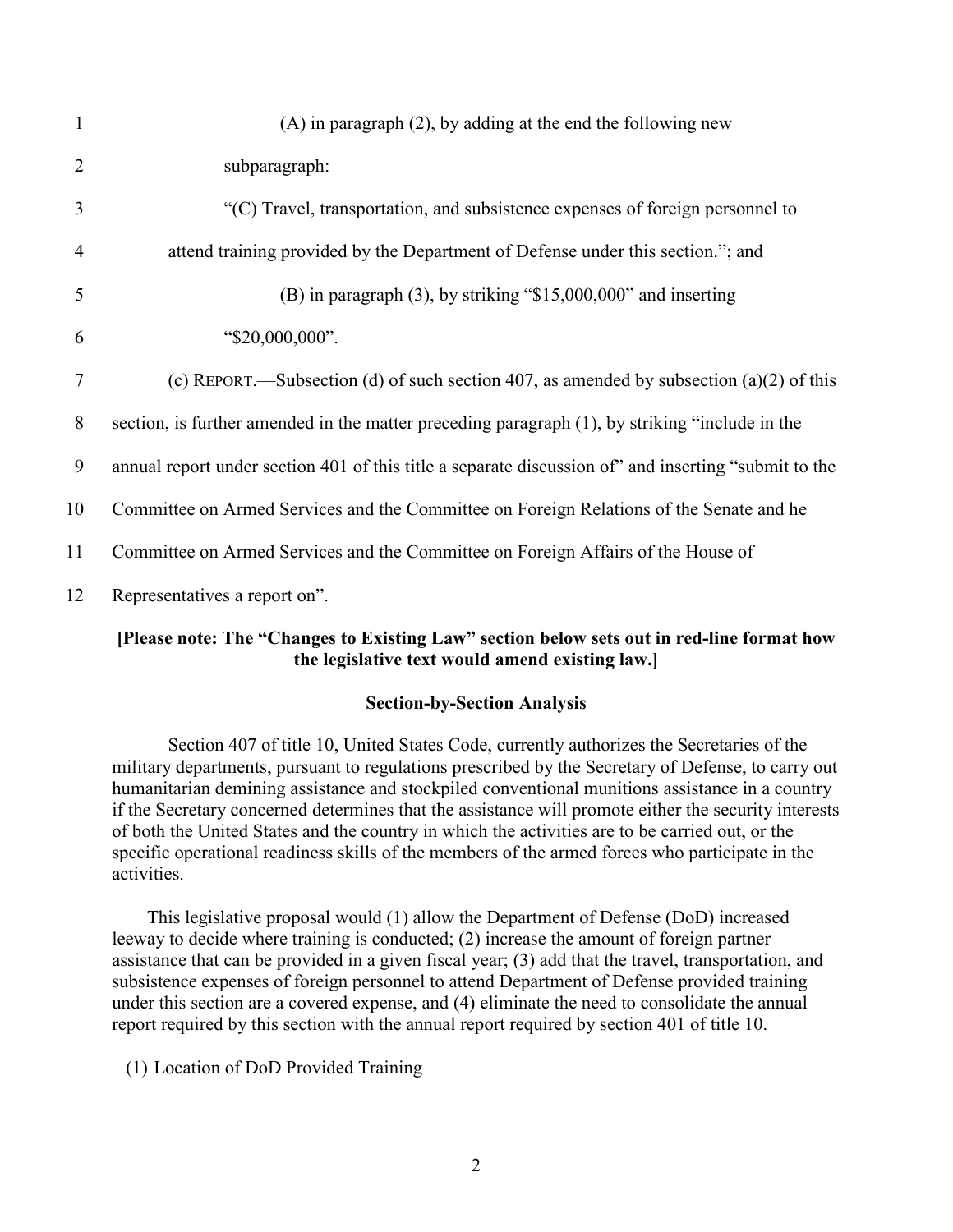(A) in paragraph (2), by adding at the end the following new subparagraph:

"(C) Travel, transportation, and subsistence expenses of foreign personnel to attend training provided by the Department of Defense under this section."; and

(B) in paragraph (3), by striking "$15,000,000" and inserting "$20,000,000".

(c) REPORT.—Subsection (d) of such section 407, as amended by subsection (a)(2) of this section, is further amended in the matter preceding paragraph (1), by striking "include in the annual report under section 401 of this title a separate discussion of" and inserting "submit to the Committee on Armed Services and the Committee on Foreign Relations of the Senate and he Committee on Armed Services and the Committee on Foreign Affairs of the House of Representatives a report on".

**[Please note: The "Changes to Existing Law" section below sets out in red-line format how the legislative text would amend existing law.]**

**Section-by-Section Analysis**

Section 407 of title 10, United States Code, currently authorizes the Secretaries of the military departments, pursuant to regulations prescribed by the Secretary of Defense, to carry out humanitarian demining assistance and stockpiled conventional munitions assistance in a country if the Secretary concerned determines that the assistance will promote either the security interests of both the United States and the country in which the activities are to be carried out, or the specific operational readiness skills of the members of the armed forces who participate in the activities.

This legislative proposal would (1) allow the Department of Defense (DoD) increased leeway to decide where training is conducted; (2) increase the amount of foreign partner assistance that can be provided in a given fiscal year; (3) add that the travel, transportation, and subsistence expenses of foreign personnel to attend Department of Defense provided training under this section are a covered expense, and (4) eliminate the need to consolidate the annual report required by this section with the annual report required by section 401 of title 10.

(1) Location of DoD Provided Training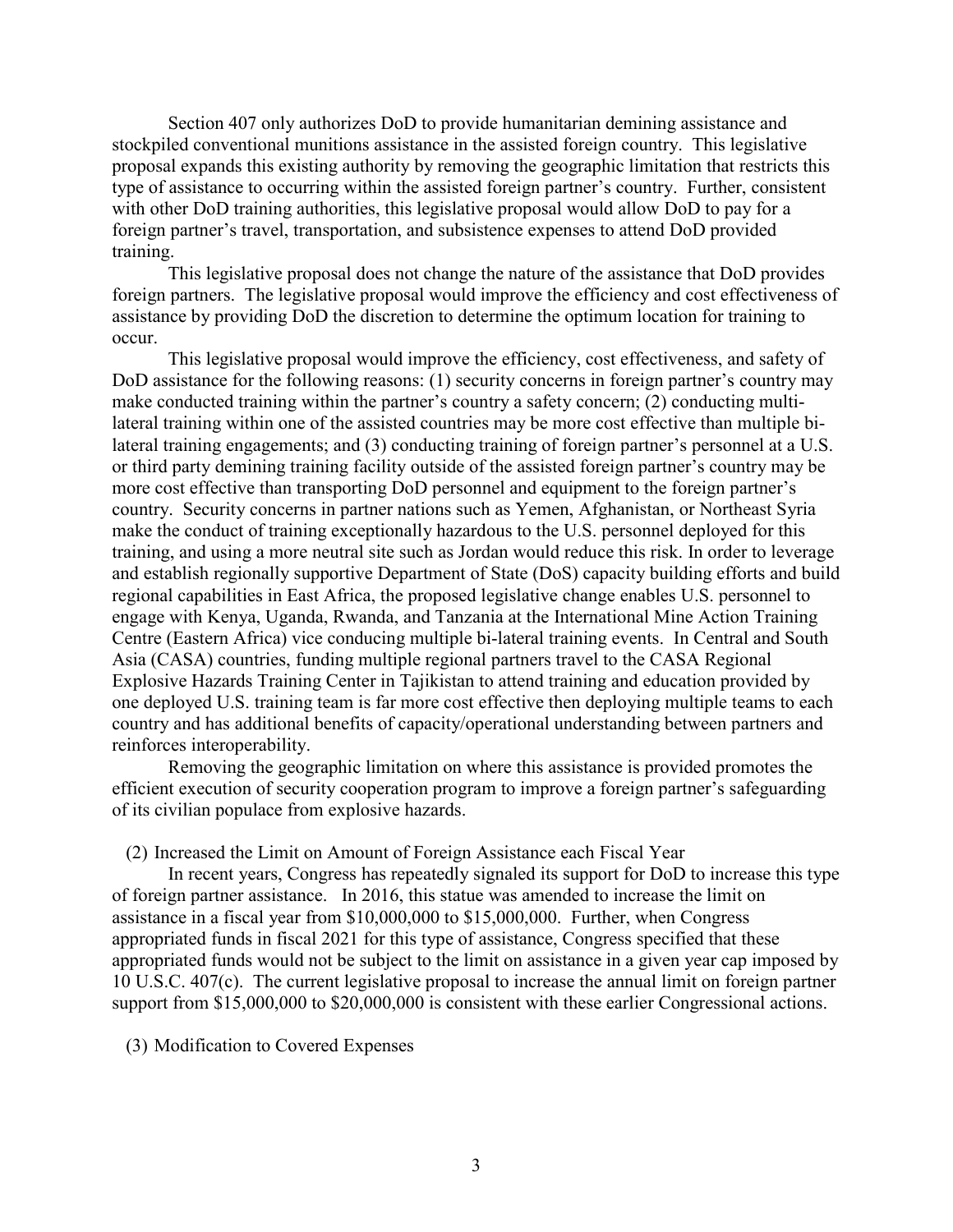Section 407 only authorizes DoD to provide humanitarian demining assistance and stockpiled conventional munitions assistance in the assisted foreign country. This legislative proposal expands this existing authority by removing the geographic limitation that restricts this type of assistance to occurring within the assisted foreign partner's country. Further, consistent with other DoD training authorities, this legislative proposal would allow DoD to pay for a foreign partner's travel, transportation, and subsistence expenses to attend DoD provided training.

This legislative proposal does not change the nature of the assistance that DoD provides foreign partners. The legislative proposal would improve the efficiency and cost effectiveness of assistance by providing DoD the discretion to determine the optimum location for training to occur.

This legislative proposal would improve the efficiency, cost effectiveness, and safety of DoD assistance for the following reasons: (1) security concerns in foreign partner's country may make conducted training within the partner's country a safety concern; (2) conducting multi-lateral training within one of the assisted countries may be more cost effective than multiple bi-lateral training engagements; and (3) conducting training of foreign partner's personnel at a U.S. or third party demining training facility outside of the assisted foreign partner's country may be more cost effective than transporting DoD personnel and equipment to the foreign partner's country. Security concerns in partner nations such as Yemen, Afghanistan, or Northeast Syria make the conduct of training exceptionally hazardous to the U.S. personnel deployed for this training, and using a more neutral site such as Jordan would reduce this risk. In order to leverage and establish regionally supportive Department of State (DoS) capacity building efforts and build regional capabilities in East Africa, the proposed legislative change enables U.S. personnel to engage with Kenya, Uganda, Rwanda, and Tanzania at the International Mine Action Training Centre (Eastern Africa) vice conducing multiple bi-lateral training events. In Central and South Asia (CASA) countries, funding multiple regional partners travel to the CASA Regional Explosive Hazards Training Center in Tajikistan to attend training and education provided by one deployed U.S. training team is far more cost effective then deploying multiple teams to each country and has additional benefits of capacity/operational understanding between partners and reinforces interoperability.

Removing the geographic limitation on where this assistance is provided promotes the efficient execution of security cooperation program to improve a foreign partner's safeguarding of its civilian populace from explosive hazards.

(2) Increased the Limit on Amount of Foreign Assistance each Fiscal Year

In recent years, Congress has repeatedly signaled its support for DoD to increase this type of foreign partner assistance. In 2016, this statue was amended to increase the limit on assistance in a fiscal year from $10,000,000 to $15,000,000. Further, when Congress appropriated funds in fiscal 2021 for this type of assistance, Congress specified that these appropriated funds would not be subject to the limit on assistance in a given year cap imposed by 10 U.S.C. 407(c). The current legislative proposal to increase the annual limit on foreign partner support from $15,000,000 to $20,000,000 is consistent with these earlier Congressional actions.

(3) Modification to Covered Expenses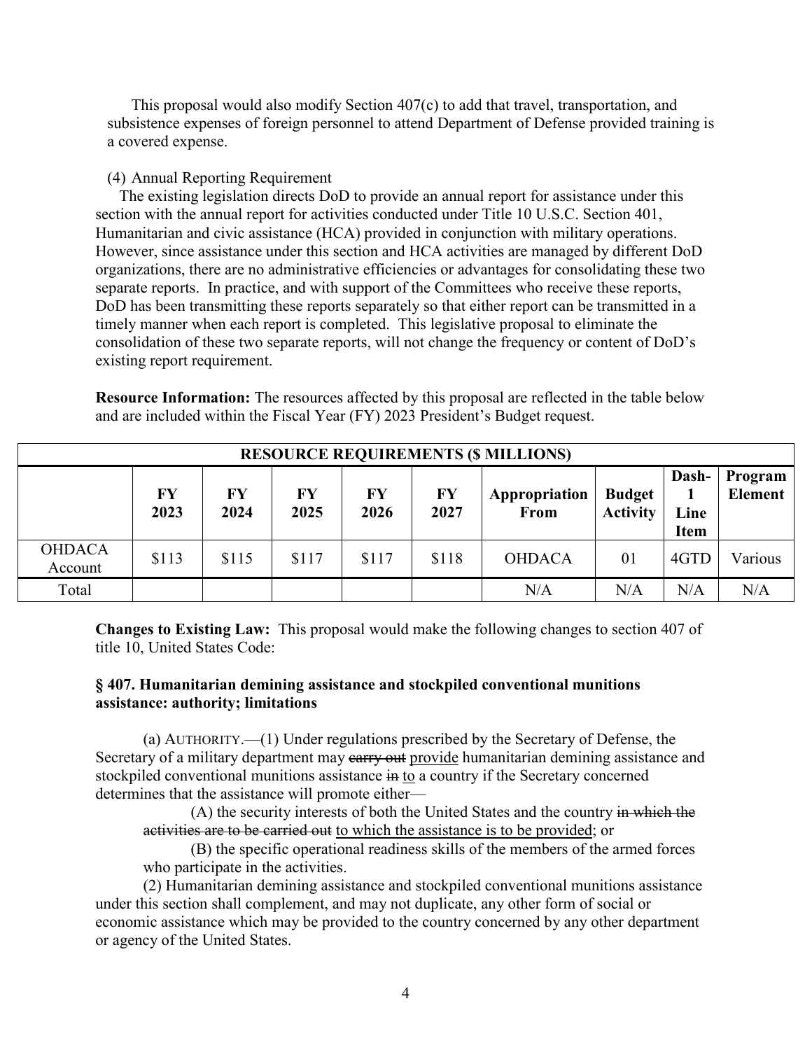This proposal would also modify Section 407(c) to add that travel, transportation, and subsistence expenses of foreign personnel to attend Department of Defense provided training is a covered expense.

(4) Annual Reporting Requirement

The existing legislation directs DoD to provide an annual report for assistance under this section with the annual report for activities conducted under Title 10 U.S.C. Section 401, Humanitarian and civic assistance (HCA) provided in conjunction with military operations. However, since assistance under this section and HCA activities are managed by different DoD organizations, there are no administrative efficiencies or advantages for consolidating these two separate reports. In practice, and with support of the Committees who receive these reports, DoD has been transmitting these reports separately so that either report can be transmitted in a timely manner when each report is completed. This legislative proposal to eliminate the consolidation of these two separate reports, will not change the frequency or content of DoD's existing report requirement.

**Resource Information:** The resources affected by this proposal are reflected in the table below and are included within the Fiscal Year (FY) 2023 President's Budget request.

| RESOURCE REQUIREMENTS ($ MILLIONS) | | | | | | | | | |
|---|---|---|---|---|---|---|---|---|---|
| | **FY 2023** | **FY 2024** | **FY 2025** | **FY 2026** | **FY 2027** | **Appropriation From** | **Budget Activity** | **Dash-1 Line Item** | **Program Element** |
| OHDACA Account | $113 | $115 | $117 | $117 | $118 | OHDACA | 01 | 4GTD | Various |
| Total | | | | | | N/A | N/A | N/A | N/A |

**Changes to Existing Law:** This proposal would make the following changes to section 407 of title 10, United States Code:

**§ 407. Humanitarian demining assistance and stockpiled conventional munitions assistance: authority; limitations**

(a) AUTHORITY.—(1) Under regulations prescribed by the Secretary of Defense, the Secretary of a military department may ~~carry out~~ provide humanitarian demining assistance and stockpiled conventional munitions assistance ~~in~~ to a country if the Secretary concerned determines that the assistance will promote either—

(A) the security interests of both the United States and the country ~~in which the activities are to be carried out~~ to which the assistance is to be provided; or

(B) the specific operational readiness skills of the members of the armed forces who participate in the activities.

(2) Humanitarian demining assistance and stockpiled conventional munitions assistance under this section shall complement, and may not duplicate, any other form of social or economic assistance which may be provided to the country concerned by any other department or agency of the United States.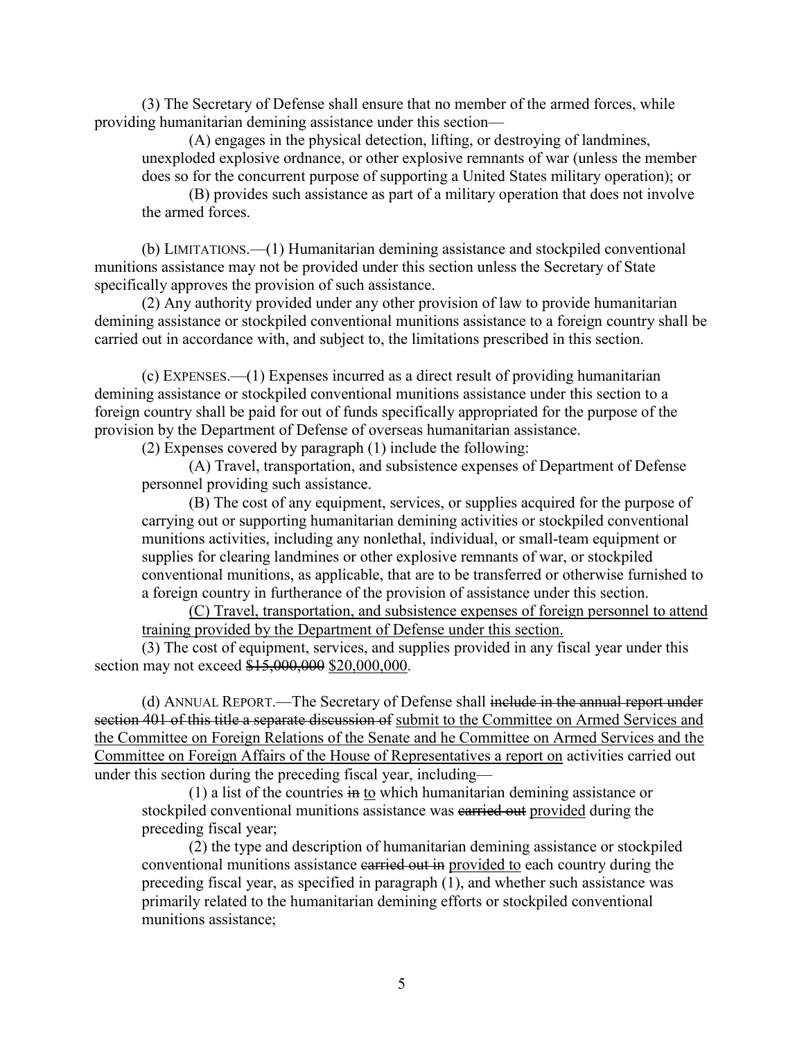(3) The Secretary of Defense shall ensure that no member of the armed forces, while providing humanitarian demining assistance under this section—

(A) engages in the physical detection, lifting, or destroying of landmines, unexploded explosive ordnance, or other explosive remnants of war (unless the member does so for the concurrent purpose of supporting a United States military operation); or

(B) provides such assistance as part of a military operation that does not involve the armed forces.

(b) LIMITATIONS.—(1) Humanitarian demining assistance and stockpiled conventional munitions assistance may not be provided under this section unless the Secretary of State specifically approves the provision of such assistance.

(2) Any authority provided under any other provision of law to provide humanitarian demining assistance or stockpiled conventional munitions assistance to a foreign country shall be carried out in accordance with, and subject to, the limitations prescribed in this section.

(c) EXPENSES.—(1) Expenses incurred as a direct result of providing humanitarian demining assistance or stockpiled conventional munitions assistance under this section to a foreign country shall be paid for out of funds specifically appropriated for the purpose of the provision by the Department of Defense of overseas humanitarian assistance.

(2) Expenses covered by paragraph (1) include the following:

(A) Travel, transportation, and subsistence expenses of Department of Defense personnel providing such assistance.

(B) The cost of any equipment, services, or supplies acquired for the purpose of carrying out or supporting humanitarian demining activities or stockpiled conventional munitions activities, including any nonlethal, individual, or small-team equipment or supplies for clearing landmines or other explosive remnants of war, or stockpiled conventional munitions, as applicable, that are to be transferred or otherwise furnished to a foreign country in furtherance of the provision of assistance under this section.

<u>(C) Travel, transportation, and subsistence expenses of foreign personnel to attend training provided by the Department of Defense under this section.</u>

(3) The cost of equipment, services, and supplies provided in any fiscal year under this section may not exceed ~~$15,000,000~~ <u>$20,000,000</u>.

(d) ANNUAL REPORT.—The Secretary of Defense shall ~~include in the annual report under section 401 of this title a separate discussion of~~ <u>submit to the Committee on Armed Services and the Committee on Foreign Relations of the Senate and he Committee on Armed Services and the Committee on Foreign Affairs of the House of Representatives a report on</u> activities carried out under this section during the preceding fiscal year, including—

(1) a list of the countries ~~in~~ <u>to</u> which humanitarian demining assistance or stockpiled conventional munitions assistance was ~~carried out~~ <u>provided</u> during the preceding fiscal year;

(2) the type and description of humanitarian demining assistance or stockpiled conventional munitions assistance ~~carried out in~~ <u>provided to</u> each country during the preceding fiscal year, as specified in paragraph (1), and whether such assistance was primarily related to the humanitarian demining efforts or stockpiled conventional munitions assistance;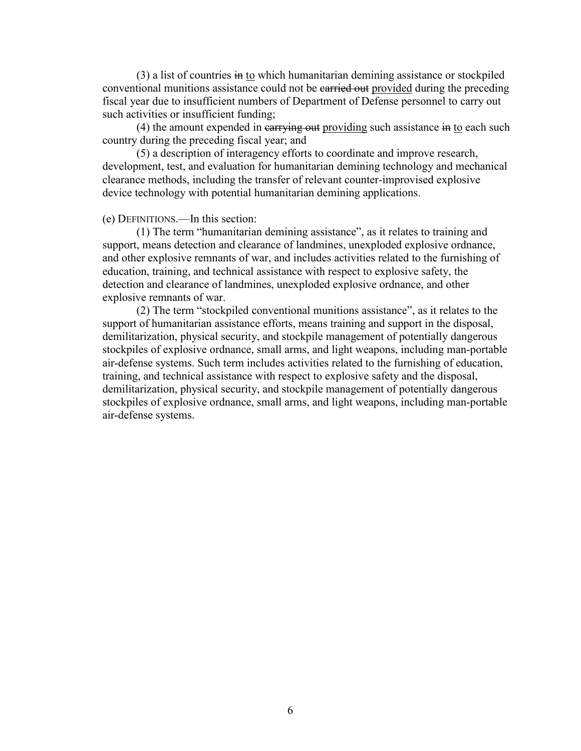(3) a list of countries ~~in~~ <u>to</u> which humanitarian demining assistance or stockpiled conventional munitions assistance could not be ~~carried out~~ <u>provided</u> during the preceding fiscal year due to insufficient numbers of Department of Defense personnel to carry out such activities or insufficient funding;

(4) the amount expended in ~~carrying out~~ <u>providing</u> such assistance ~~in~~ <u>to</u> each such country during the preceding fiscal year; and

(5) a description of interagency efforts to coordinate and improve research, development, test, and evaluation for humanitarian demining technology and mechanical clearance methods, including the transfer of relevant counter-improvised explosive device technology with potential humanitarian demining applications.

(e) DEFINITIONS.—In this section:

(1) The term "humanitarian demining assistance", as it relates to training and support, means detection and clearance of landmines, unexploded explosive ordnance, and other explosive remnants of war, and includes activities related to the furnishing of education, training, and technical assistance with respect to explosive safety, the detection and clearance of landmines, unexploded explosive ordnance, and other explosive remnants of war.

(2) The term "stockpiled conventional munitions assistance", as it relates to the support of humanitarian assistance efforts, means training and support in the disposal, demilitarization, physical security, and stockpile management of potentially dangerous stockpiles of explosive ordnance, small arms, and light weapons, including man-portable air-defense systems. Such term includes activities related to the furnishing of education, training, and technical assistance with respect to explosive safety and the disposal, demilitarization, physical security, and stockpile management of potentially dangerous stockpiles of explosive ordnance, small arms, and light weapons, including man-portable air-defense systems.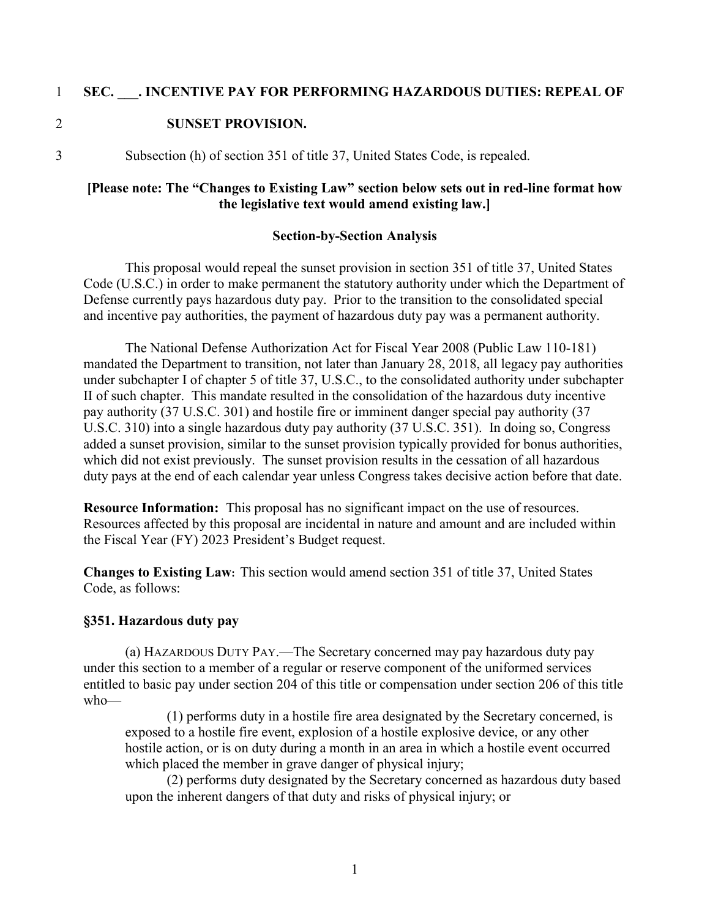**SEC. ___. INCENTIVE PAY FOR PERFORMING HAZARDOUS DUTIES: REPEAL OF SUNSET PROVISION.**

Subsection (h) of section 351 of title 37, United States Code, is repealed.

**[Please note: The "Changes to Existing Law" section below sets out in red-line format how the legislative text would amend existing law.]**

**Section-by-Section Analysis**

This proposal would repeal the sunset provision in section 351 of title 37, United States Code (U.S.C.) in order to make permanent the statutory authority under which the Department of Defense currently pays hazardous duty pay. Prior to the transition to the consolidated special and incentive pay authorities, the payment of hazardous duty pay was a permanent authority.

The National Defense Authorization Act for Fiscal Year 2008 (Public Law 110-181) mandated the Department to transition, not later than January 28, 2018, all legacy pay authorities under subchapter I of chapter 5 of title 37, U.S.C., to the consolidated authority under subchapter II of such chapter. This mandate resulted in the consolidation of the hazardous duty incentive pay authority (37 U.S.C. 301) and hostile fire or imminent danger special pay authority (37 U.S.C. 310) into a single hazardous duty pay authority (37 U.S.C. 351). In doing so, Congress added a sunset provision, similar to the sunset provision typically provided for bonus authorities, which did not exist previously. The sunset provision results in the cessation of all hazardous duty pays at the end of each calendar year unless Congress takes decisive action before that date.

**Resource Information:** This proposal has no significant impact on the use of resources. Resources affected by this proposal are incidental in nature and amount and are included within the Fiscal Year (FY) 2023 President's Budget request.

**Changes to Existing Law:** This section would amend section 351 of title 37, United States Code, as follows:

**§351. Hazardous duty pay**

(a) HAZARDOUS DUTY PAY.—The Secretary concerned may pay hazardous duty pay under this section to a member of a regular or reserve component of the uniformed services entitled to basic pay under section 204 of this title or compensation under section 206 of this title who—

(1) performs duty in a hostile fire area designated by the Secretary concerned, is exposed to a hostile fire event, explosion of a hostile explosive device, or any other hostile action, or is on duty during a month in an area in which a hostile event occurred which placed the member in grave danger of physical injury;

(2) performs duty designated by the Secretary concerned as hazardous duty based upon the inherent dangers of that duty and risks of physical injury; or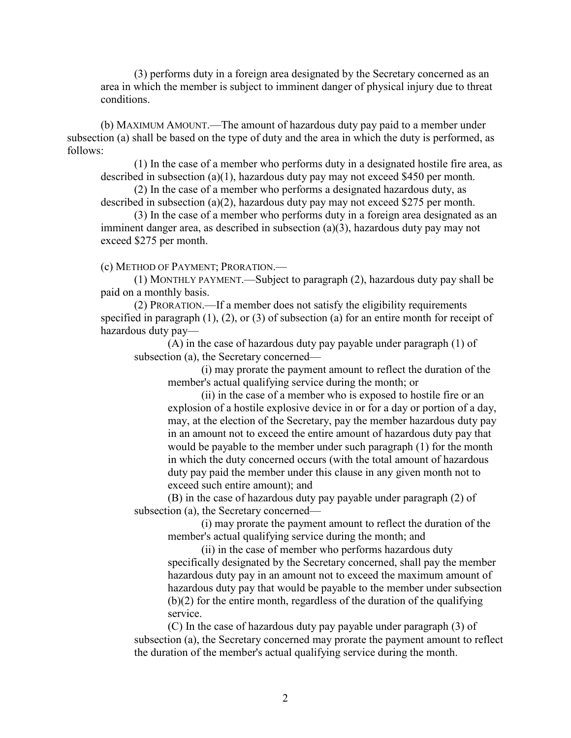(3) performs duty in a foreign area designated by the Secretary concerned as an area in which the member is subject to imminent danger of physical injury due to threat conditions.

(b) MAXIMUM AMOUNT.—The amount of hazardous duty pay paid to a member under subsection (a) shall be based on the type of duty and the area in which the duty is performed, as follows:

(1) In the case of a member who performs duty in a designated hostile fire area, as described in subsection (a)(1), hazardous duty pay may not exceed $450 per month.

(2) In the case of a member who performs a designated hazardous duty, as described in subsection (a)(2), hazardous duty pay may not exceed $275 per month.

(3) In the case of a member who performs duty in a foreign area designated as an imminent danger area, as described in subsection (a)(3), hazardous duty pay may not exceed $275 per month.

(c) METHOD OF PAYMENT; PRORATION.—

(1) MONTHLY PAYMENT.—Subject to paragraph (2), hazardous duty pay shall be paid on a monthly basis.

(2) PRORATION.—If a member does not satisfy the eligibility requirements specified in paragraph (1), (2), or (3) of subsection (a) for an entire month for receipt of hazardous duty pay—

(A) in the case of hazardous duty pay payable under paragraph (1) of subsection (a), the Secretary concerned—

(i) may prorate the payment amount to reflect the duration of the member's actual qualifying service during the month; or

(ii) in the case of a member who is exposed to hostile fire or an explosion of a hostile explosive device in or for a day or portion of a day, may, at the election of the Secretary, pay the member hazardous duty pay in an amount not to exceed the entire amount of hazardous duty pay that would be payable to the member under such paragraph (1) for the month in which the duty concerned occurs (with the total amount of hazardous duty pay paid the member under this clause in any given month not to exceed such entire amount); and

(B) in the case of hazardous duty pay payable under paragraph (2) of subsection (a), the Secretary concerned—

(i) may prorate the payment amount to reflect the duration of the member's actual qualifying service during the month; and

(ii) in the case of member who performs hazardous duty specifically designated by the Secretary concerned, shall pay the member hazardous duty pay in an amount not to exceed the maximum amount of hazardous duty pay that would be payable to the member under subsection (b)(2) for the entire month, regardless of the duration of the qualifying service.

(C) In the case of hazardous duty pay payable under paragraph (3) of subsection (a), the Secretary concerned may prorate the payment amount to reflect the duration of the member's actual qualifying service during the month.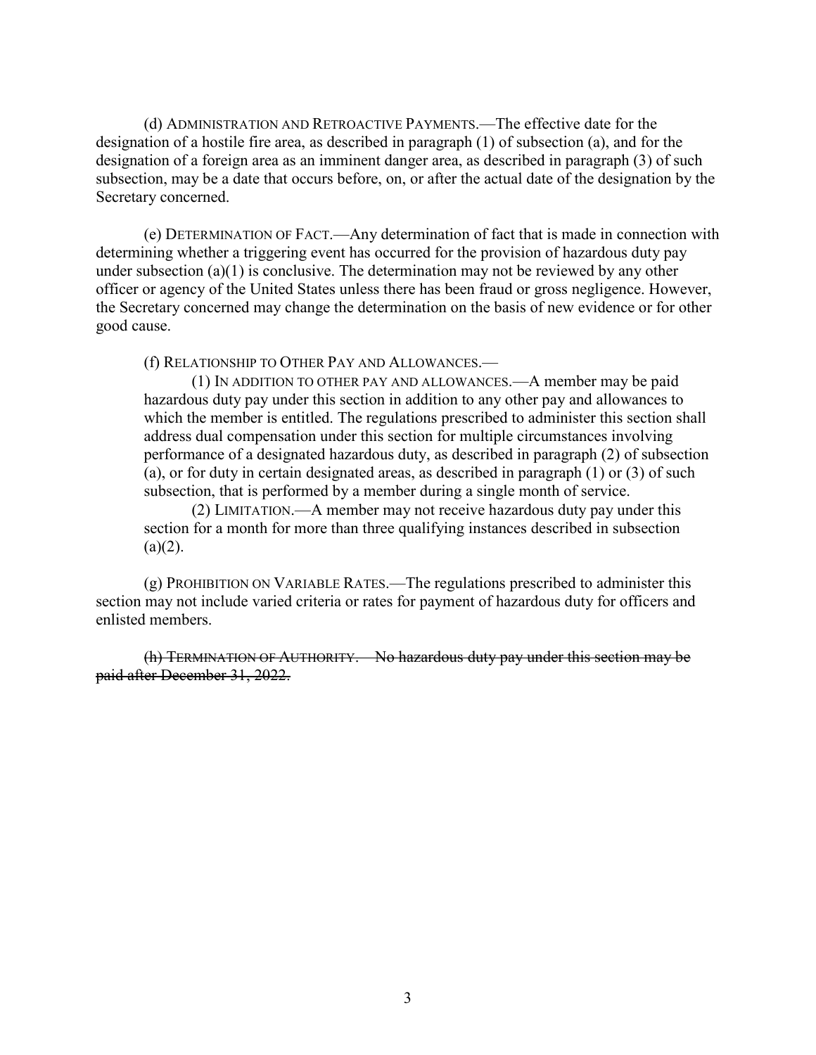(d) ADMINISTRATION AND RETROACTIVE PAYMENTS.—The effective date for the designation of a hostile fire area, as described in paragraph (1) of subsection (a), and for the designation of a foreign area as an imminent danger area, as described in paragraph (3) of such subsection, may be a date that occurs before, on, or after the actual date of the designation by the Secretary concerned.

(e) DETERMINATION OF FACT.—Any determination of fact that is made in connection with determining whether a triggering event has occurred for the provision of hazardous duty pay under subsection (a)(1) is conclusive. The determination may not be reviewed by any other officer or agency of the United States unless there has been fraud or gross negligence. However, the Secretary concerned may change the determination on the basis of new evidence or for other good cause.

(f) RELATIONSHIP TO OTHER PAY AND ALLOWANCES.—

(1) IN ADDITION TO OTHER PAY AND ALLOWANCES.—A member may be paid hazardous duty pay under this section in addition to any other pay and allowances to which the member is entitled. The regulations prescribed to administer this section shall address dual compensation under this section for multiple circumstances involving performance of a designated hazardous duty, as described in paragraph (2) of subsection (a), or for duty in certain designated areas, as described in paragraph (1) or (3) of such subsection, that is performed by a member during a single month of service.

(2) LIMITATION.—A member may not receive hazardous duty pay under this section for a month for more than three qualifying instances described in subsection (a)(2).

(g) PROHIBITION ON VARIABLE RATES.—The regulations prescribed to administer this section may not include varied criteria or rates for payment of hazardous duty for officers and enlisted members.

~~(h) TERMINATION OF AUTHORITY.—No hazardous duty pay under this section may be paid after December 31, 2022.~~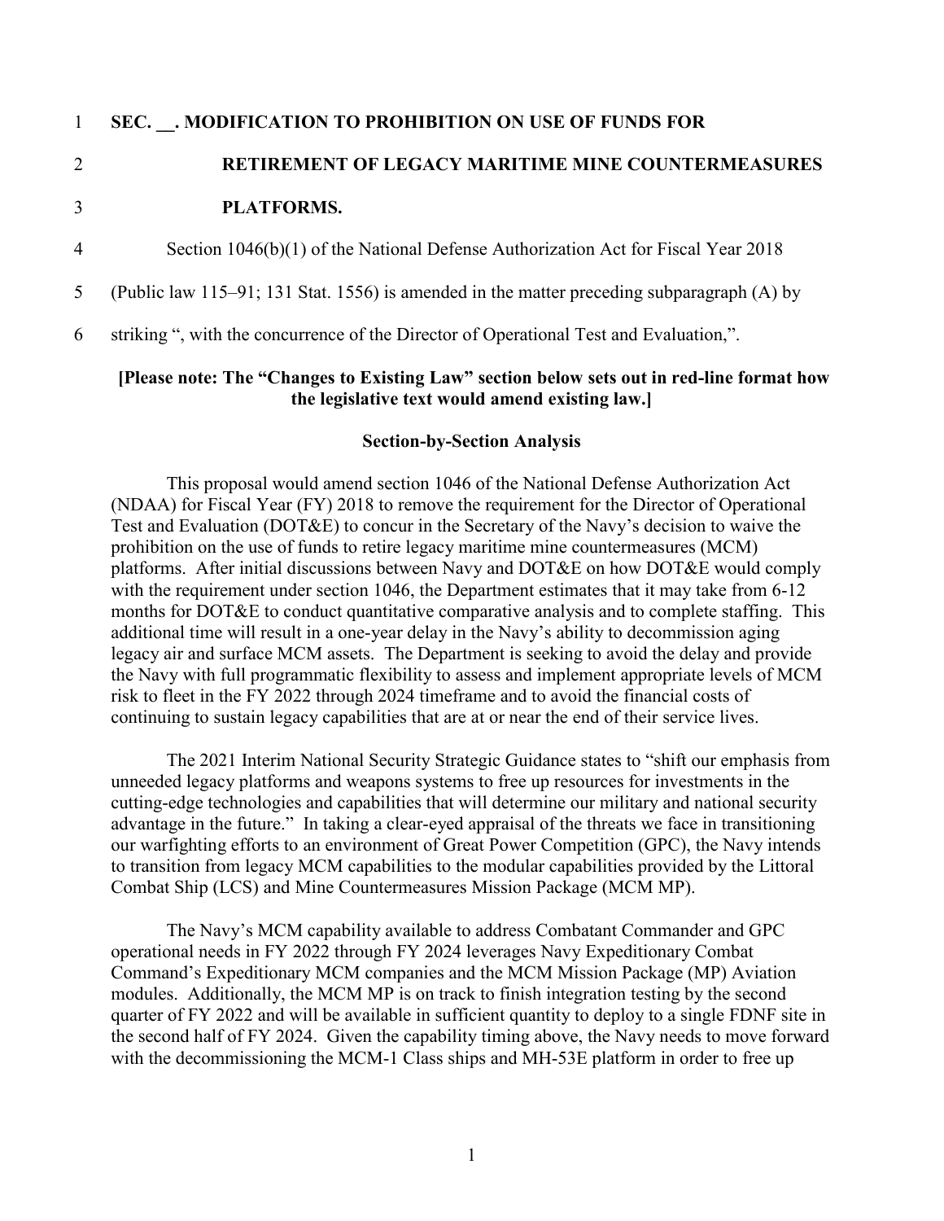**SEC. __. MODIFICATION TO PROHIBITION ON USE OF FUNDS FOR RETIREMENT OF LEGACY MARITIME MINE COUNTERMEASURES PLATFORMS.**

Section 1046(b)(1) of the National Defense Authorization Act for Fiscal Year 2018 (Public law 115–91; 131 Stat. 1556) is amended in the matter preceding subparagraph (A) by striking ", with the concurrence of the Director of Operational Test and Evaluation,".

**[Please note: The "Changes to Existing Law" section below sets out in red-line format how the legislative text would amend existing law.]**

**Section-by-Section Analysis**

This proposal would amend section 1046 of the National Defense Authorization Act (NDAA) for Fiscal Year (FY) 2018 to remove the requirement for the Director of Operational Test and Evaluation (DOT&E) to concur in the Secretary of the Navy's decision to waive the prohibition on the use of funds to retire legacy maritime mine countermeasures (MCM) platforms. After initial discussions between Navy and DOT&E on how DOT&E would comply with the requirement under section 1046, the Department estimates that it may take from 6-12 months for DOT&E to conduct quantitative comparative analysis and to complete staffing. This additional time will result in a one-year delay in the Navy's ability to decommission aging legacy air and surface MCM assets. The Department is seeking to avoid the delay and provide the Navy with full programmatic flexibility to assess and implement appropriate levels of MCM risk to fleet in the FY 2022 through 2024 timeframe and to avoid the financial costs of continuing to sustain legacy capabilities that are at or near the end of their service lives.

The 2021 Interim National Security Strategic Guidance states to "shift our emphasis from unneeded legacy platforms and weapons systems to free up resources for investments in the cutting-edge technologies and capabilities that will determine our military and national security advantage in the future." In taking a clear-eyed appraisal of the threats we face in transitioning our warfighting efforts to an environment of Great Power Competition (GPC), the Navy intends to transition from legacy MCM capabilities to the modular capabilities provided by the Littoral Combat Ship (LCS) and Mine Countermeasures Mission Package (MCM MP).

The Navy's MCM capability available to address Combatant Commander and GPC operational needs in FY 2022 through FY 2024 leverages Navy Expeditionary Combat Command's Expeditionary MCM companies and the MCM Mission Package (MP) Aviation modules. Additionally, the MCM MP is on track to finish integration testing by the second quarter of FY 2022 and will be available in sufficient quantity to deploy to a single FDNF site in the second half of FY 2024. Given the capability timing above, the Navy needs to move forward with the decommissioning the MCM-1 Class ships and MH-53E platform in order to free up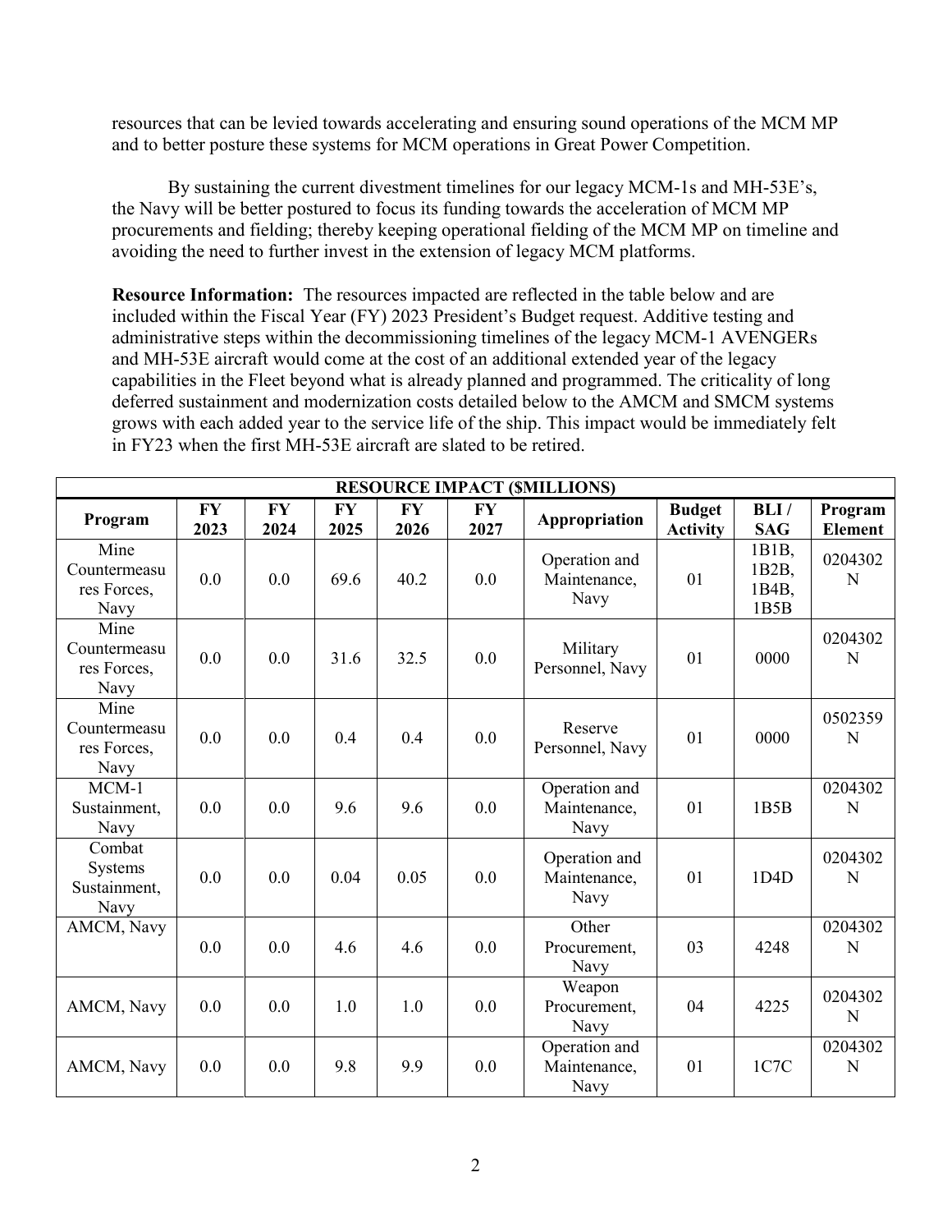resources that can be levied towards accelerating and ensuring sound operations of the MCM MP and to better posture these systems for MCM operations in Great Power Competition.

By sustaining the current divestment timelines for our legacy MCM-1s and MH-53E's, the Navy will be better postured to focus its funding towards the acceleration of MCM MP procurements and fielding; thereby keeping operational fielding of the MCM MP on timeline and avoiding the need to further invest in the extension of legacy MCM platforms.

**Resource Information:** The resources impacted are reflected in the table below and are included within the Fiscal Year (FY) 2023 President's Budget request. Additive testing and administrative steps within the decommissioning timelines of the legacy MCM-1 AVENGERs and MH-53E aircraft would come at the cost of an additional extended year of the legacy capabilities in the Fleet beyond what is already planned and programmed. The criticality of long deferred sustainment and modernization costs detailed below to the AMCM and SMCM systems grows with each added year to the service life of the ship. This impact would be immediately felt in FY23 when the first MH-53E aircraft are slated to be retired.

| RESOURCE IMPACT ($MILLIONS) | | | | | | | | | |
|---|---|---|---|---|---|---|---|---|---|
| **Program** | **FY 2023** | **FY 2024** | **FY 2025** | **FY 2026** | **FY 2027** | **Appropriation** | **Budget Activity** | **BLI / SAG** | **Program Element** |
| Mine Countermeasures Forces, Navy | 0.0 | 0.0 | 69.6 | 40.2 | 0.0 | Operation and Maintenance, Navy | 01 | 1B1B, 1B2B, 1B4B, 1B5B | 0204302N |
| Mine Countermeasures Forces, Navy | 0.0 | 0.0 | 31.6 | 32.5 | 0.0 | Military Personnel, Navy | 01 | 0000 | 0204302N |
| Mine Countermeasures Forces, Navy | 0.0 | 0.0 | 0.4 | 0.4 | 0.0 | Reserve Personnel, Navy | 01 | 0000 | 0502359N |
| MCM-1 Sustainment, Navy | 0.0 | 0.0 | 9.6 | 9.6 | 0.0 | Operation and Maintenance, Navy | 01 | 1B5B | 0204302N |
| Combat Systems Sustainment, Navy | 0.0 | 0.0 | 0.04 | 0.05 | 0.0 | Operation and Maintenance, Navy | 01 | 1D4D | 0204302N |
| AMCM, Navy | 0.0 | 0.0 | 4.6 | 4.6 | 0.0 | Other Procurement, Navy | 03 | 4248 | 0204302N |
| AMCM, Navy | 0.0 | 0.0 | 1.0 | 1.0 | 0.0 | Weapon Procurement, Navy | 04 | 4225 | 0204302N |
| AMCM, Navy | 0.0 | 0.0 | 9.8 | 9.9 | 0.0 | Operation and Maintenance, Navy | 01 | 1C7C | 0204302N |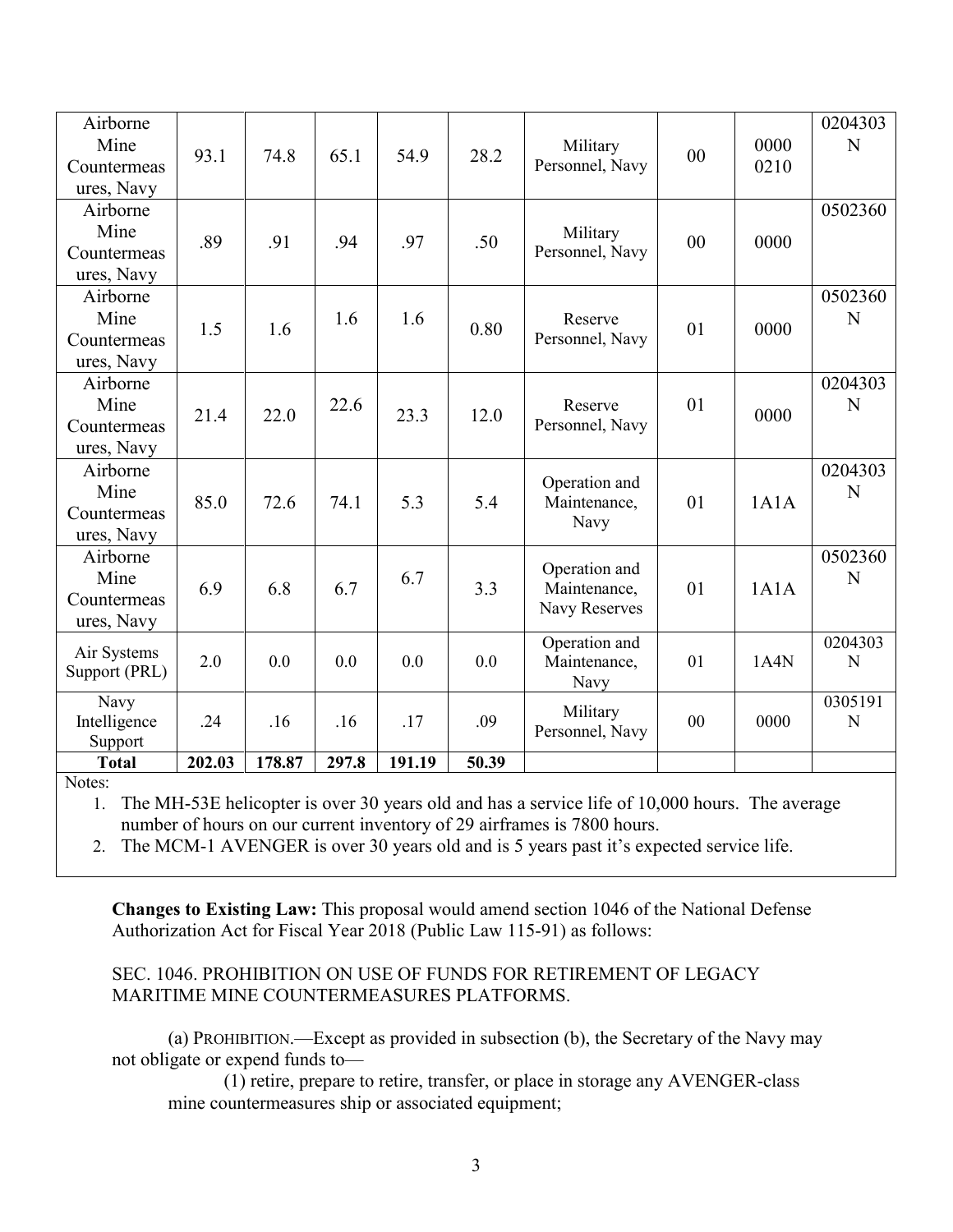| | | | | | | | | | |
|---|---|---|---|---|---|---|---|---|---|
| Airborne Mine Countermeasures, Navy | 93.1 | 74.8 | 65.1 | 54.9 | 28.2 | Military Personnel, Navy | 00 | 0000 0210 | 0204303 N |
| Airborne Mine Countermeasures, Navy | .89 | .91 | .94 | .97 | .50 | Military Personnel, Navy | 00 | 0000 | 0502360 |
| Airborne Mine Countermeasures, Navy | 1.5 | 1.6 | 1.6 | 1.6 | 0.80 | Reserve Personnel, Navy | 01 | 0000 | 0502360 N |
| Airborne Mine Countermeasures, Navy | 21.4 | 22.0 | 22.6 | 23.3 | 12.0 | Reserve Personnel, Navy | 01 | 0000 | 0204303 N |
| Airborne Mine Countermeasures, Navy | 85.0 | 72.6 | 74.1 | 5.3 | 5.4 | Operation and Maintenance, Navy | 01 | 1A1A | 0204303 N |
| Airborne Mine Countermeasures, Navy | 6.9 | 6.8 | 6.7 | 6.7 | 3.3 | Operation and Maintenance, Navy Reserves | 01 | 1A1A | 0502360 N |
| Air Systems Support (PRL) | 2.0 | 0.0 | 0.0 | 0.0 | 0.0 | Operation and Maintenance, Navy | 01 | 1A4N | 0204303 N |
| Navy Intelligence Support | .24 | .16 | .16 | .17 | .09 | Military Personnel, Navy | 00 | 0000 | 0305191 N |
| **Total** | **202.03** | **178.87** | **297.8** | **191.19** | **50.39** | | | | |

Notes:

1. The MH-53E helicopter is over 30 years old and has a service life of 10,000 hours. The average number of hours on our current inventory of 29 airframes is 7800 hours.
2. The MCM-1 AVENGER is over 30 years old and is 5 years past it's expected service life.

**Changes to Existing Law:** This proposal would amend section 1046 of the National Defense Authorization Act for Fiscal Year 2018 (Public Law 115-91) as follows:

SEC. 1046. PROHIBITION ON USE OF FUNDS FOR RETIREMENT OF LEGACY MARITIME MINE COUNTERMEASURES PLATFORMS.

(a) PROHIBITION.—Except as provided in subsection (b), the Secretary of the Navy may not obligate or expend funds to—

(1) retire, prepare to retire, transfer, or place in storage any AVENGER-class mine countermeasures ship or associated equipment;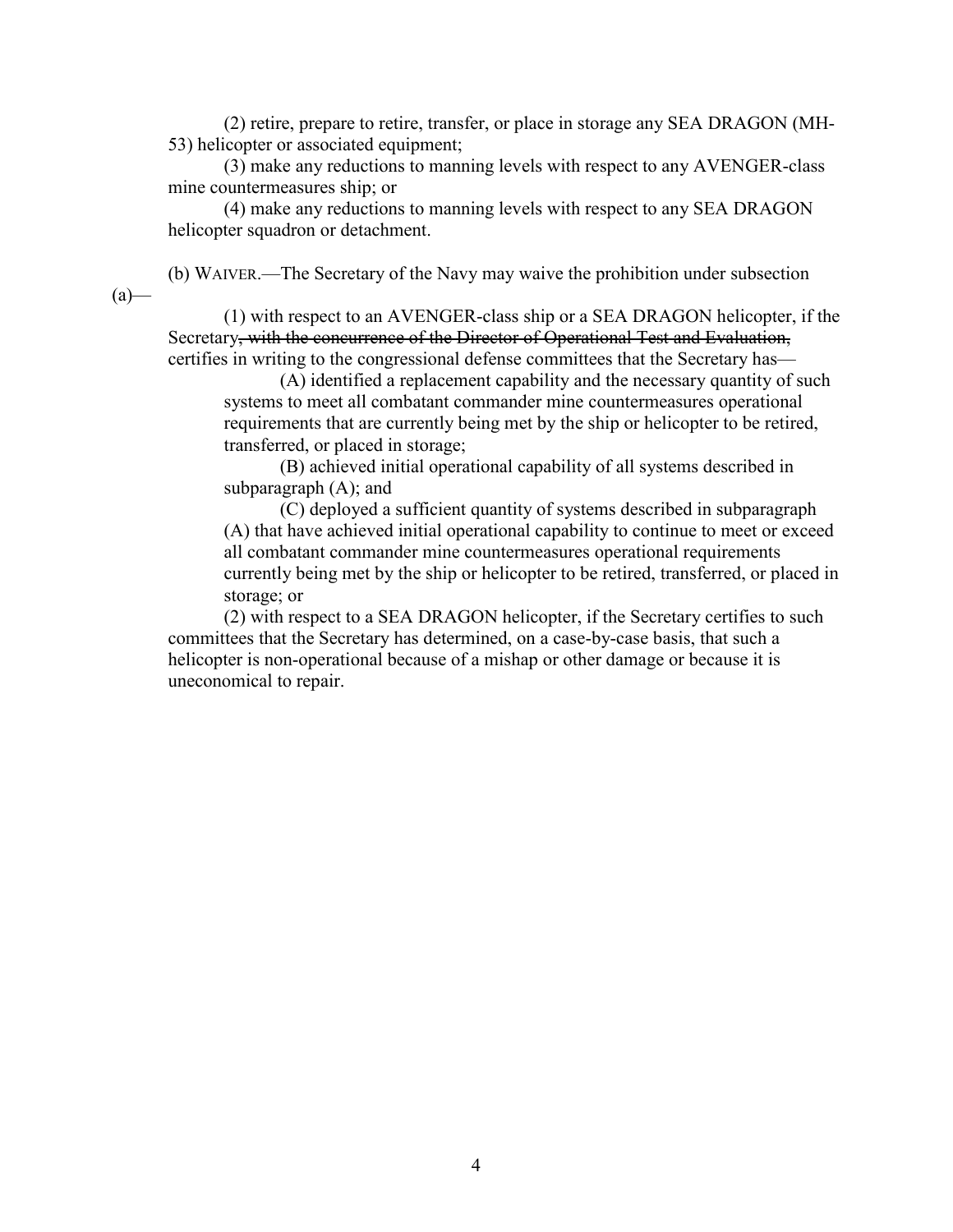(2) retire, prepare to retire, transfer, or place in storage any SEA DRAGON (MH-53) helicopter or associated equipment;

(3) make any reductions to manning levels with respect to any AVENGER-class mine countermeasures ship; or

(4) make any reductions to manning levels with respect to any SEA DRAGON helicopter squadron or detachment.

(b) WAIVER.—The Secretary of the Navy may waive the prohibition under subsection (a)—

(1) with respect to an AVENGER-class ship or a SEA DRAGON helicopter, if the Secretary~~, with the concurrence of the Director of Operational Test and Evaluation,~~ certifies in writing to the congressional defense committees that the Secretary has—

(A) identified a replacement capability and the necessary quantity of such systems to meet all combatant commander mine countermeasures operational requirements that are currently being met by the ship or helicopter to be retired, transferred, or placed in storage;

(B) achieved initial operational capability of all systems described in subparagraph (A); and

(C) deployed a sufficient quantity of systems described in subparagraph (A) that have achieved initial operational capability to continue to meet or exceed all combatant commander mine countermeasures operational requirements currently being met by the ship or helicopter to be retired, transferred, or placed in storage; or

(2) with respect to a SEA DRAGON helicopter, if the Secretary certifies to such committees that the Secretary has determined, on a case-by-case basis, that such a helicopter is non-operational because of a mishap or other damage or because it is uneconomical to repair.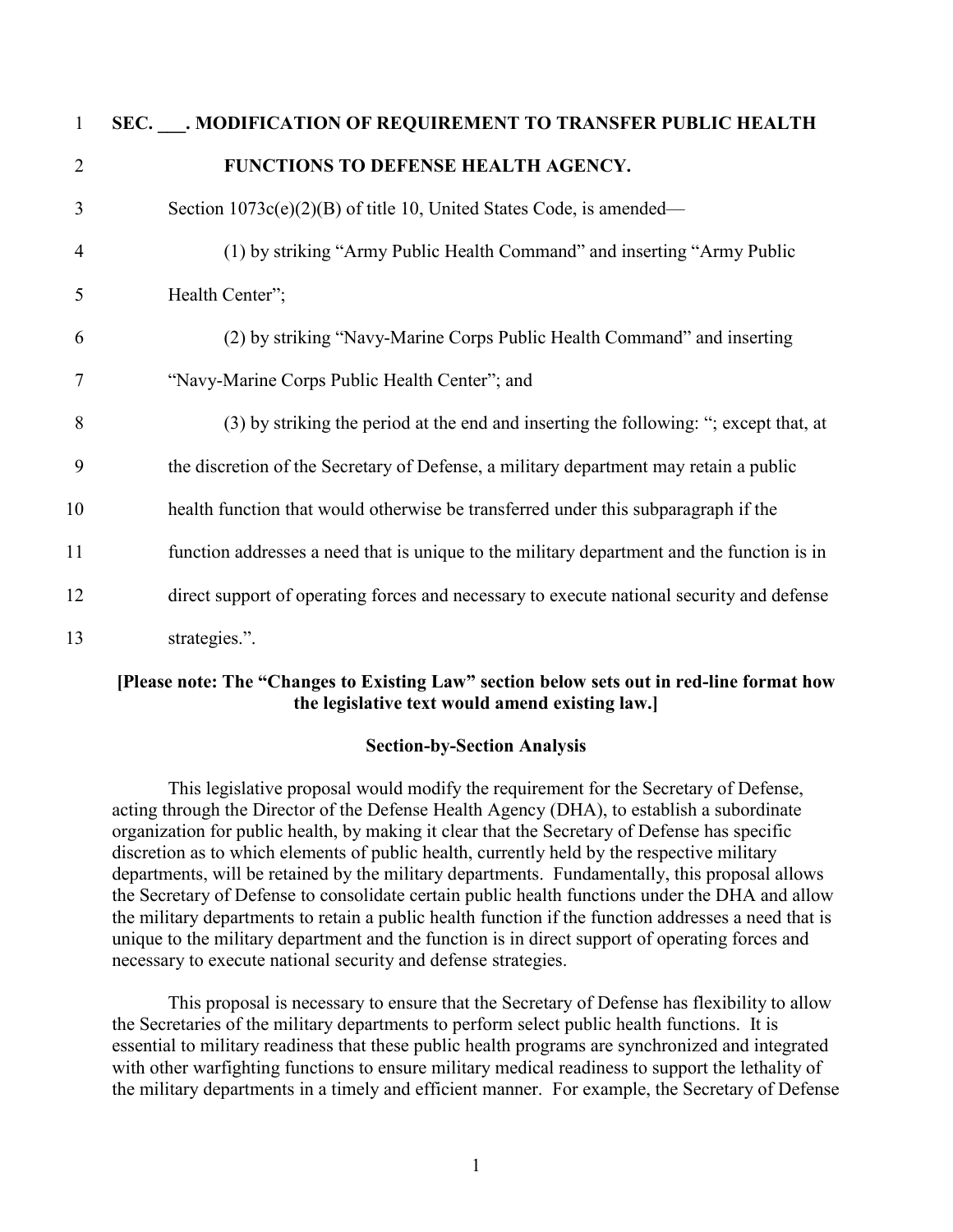**SEC. \_\_\_. MODIFICATION OF REQUIREMENT TO TRANSFER PUBLIC HEALTH FUNCTIONS TO DEFENSE HEALTH AGENCY.**

Section 1073c(e)(2)(B) of title 10, United States Code, is amended—

(1) by striking "Army Public Health Command" and inserting "Army Public Health Center";

(2) by striking "Navy-Marine Corps Public Health Command" and inserting "Navy-Marine Corps Public Health Center"; and

(3) by striking the period at the end and inserting the following: "; except that, at the discretion of the Secretary of Defense, a military department may retain a public health function that would otherwise be transferred under this subparagraph if the function addresses a need that is unique to the military department and the function is in direct support of operating forces and necessary to execute national security and defense strategies.".

**[Please note: The "Changes to Existing Law" section below sets out in red-line format how the legislative text would amend existing law.]**

**Section-by-Section Analysis**

This legislative proposal would modify the requirement for the Secretary of Defense, acting through the Director of the Defense Health Agency (DHA), to establish a subordinate organization for public health, by making it clear that the Secretary of Defense has specific discretion as to which elements of public health, currently held by the respective military departments, will be retained by the military departments. Fundamentally, this proposal allows the Secretary of Defense to consolidate certain public health functions under the DHA and allow the military departments to retain a public health function if the function addresses a need that is unique to the military department and the function is in direct support of operating forces and necessary to execute national security and defense strategies.

This proposal is necessary to ensure that the Secretary of Defense has flexibility to allow the Secretaries of the military departments to perform select public health functions. It is essential to military readiness that these public health programs are synchronized and integrated with other warfighting functions to ensure military medical readiness to support the lethality of the military departments in a timely and efficient manner. For example, the Secretary of Defense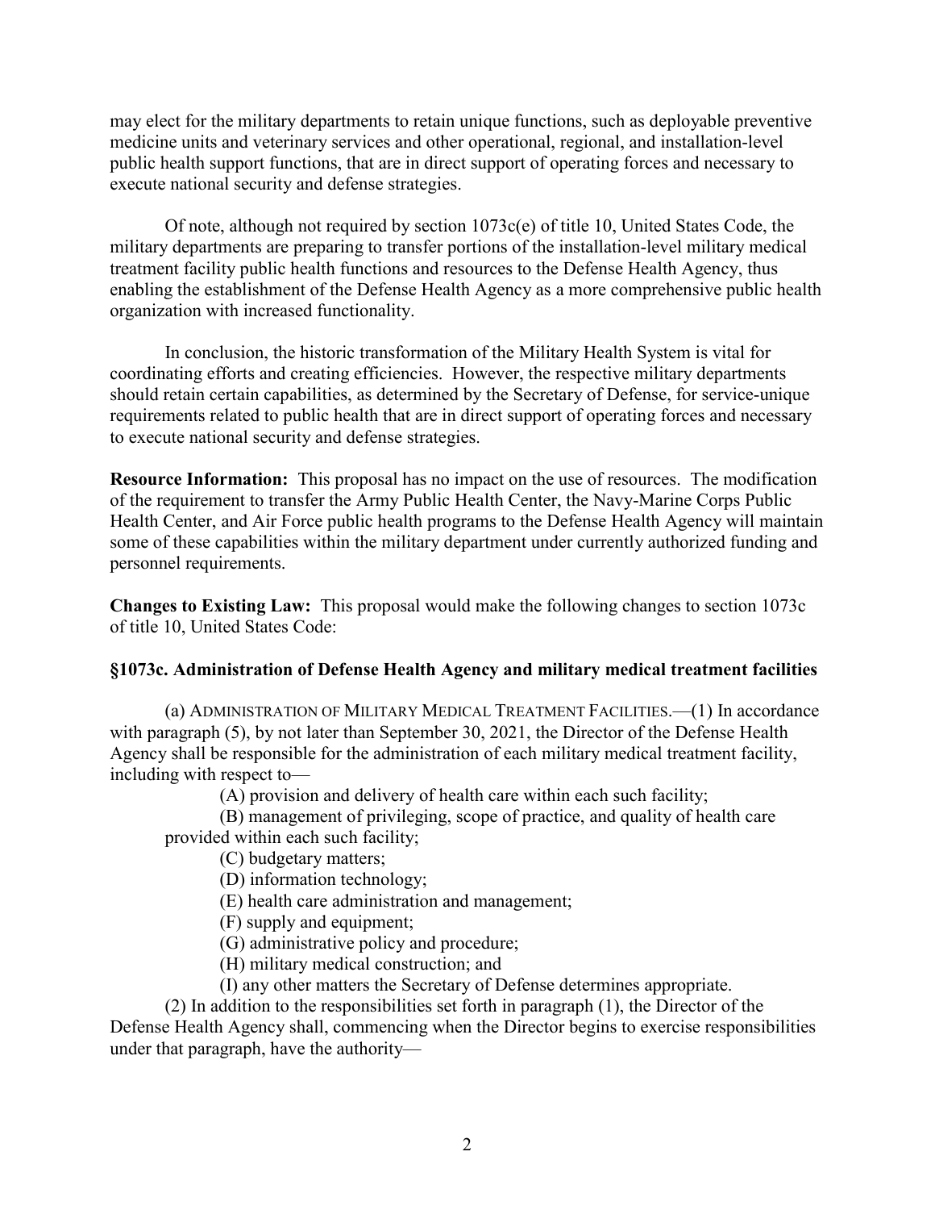may elect for the military departments to retain unique functions, such as deployable preventive medicine units and veterinary services and other operational, regional, and installation-level public health support functions, that are in direct support of operating forces and necessary to execute national security and defense strategies.

Of note, although not required by section 1073c(e) of title 10, United States Code, the military departments are preparing to transfer portions of the installation-level military medical treatment facility public health functions and resources to the Defense Health Agency, thus enabling the establishment of the Defense Health Agency as a more comprehensive public health organization with increased functionality.

In conclusion, the historic transformation of the Military Health System is vital for coordinating efforts and creating efficiencies. However, the respective military departments should retain certain capabilities, as determined by the Secretary of Defense, for service-unique requirements related to public health that are in direct support of operating forces and necessary to execute national security and defense strategies.

**Resource Information:** This proposal has no impact on the use of resources. The modification of the requirement to transfer the Army Public Health Center, the Navy-Marine Corps Public Health Center, and Air Force public health programs to the Defense Health Agency will maintain some of these capabilities within the military department under currently authorized funding and personnel requirements.

**Changes to Existing Law:** This proposal would make the following changes to section 1073c of title 10, United States Code:

**§1073c. Administration of Defense Health Agency and military medical treatment facilities**

(a) ADMINISTRATION OF MILITARY MEDICAL TREATMENT FACILITIES.—(1) In accordance with paragraph (5), by not later than September 30, 2021, the Director of the Defense Health Agency shall be responsible for the administration of each military medical treatment facility, including with respect to—

(A) provision and delivery of health care within each such facility;

(B) management of privileging, scope of practice, and quality of health care provided within each such facility;

(C) budgetary matters;

(D) information technology;

(E) health care administration and management;

(F) supply and equipment;

(G) administrative policy and procedure;

(H) military medical construction; and

(I) any other matters the Secretary of Defense determines appropriate.

(2) In addition to the responsibilities set forth in paragraph (1), the Director of the Defense Health Agency shall, commencing when the Director begins to exercise responsibilities under that paragraph, have the authority—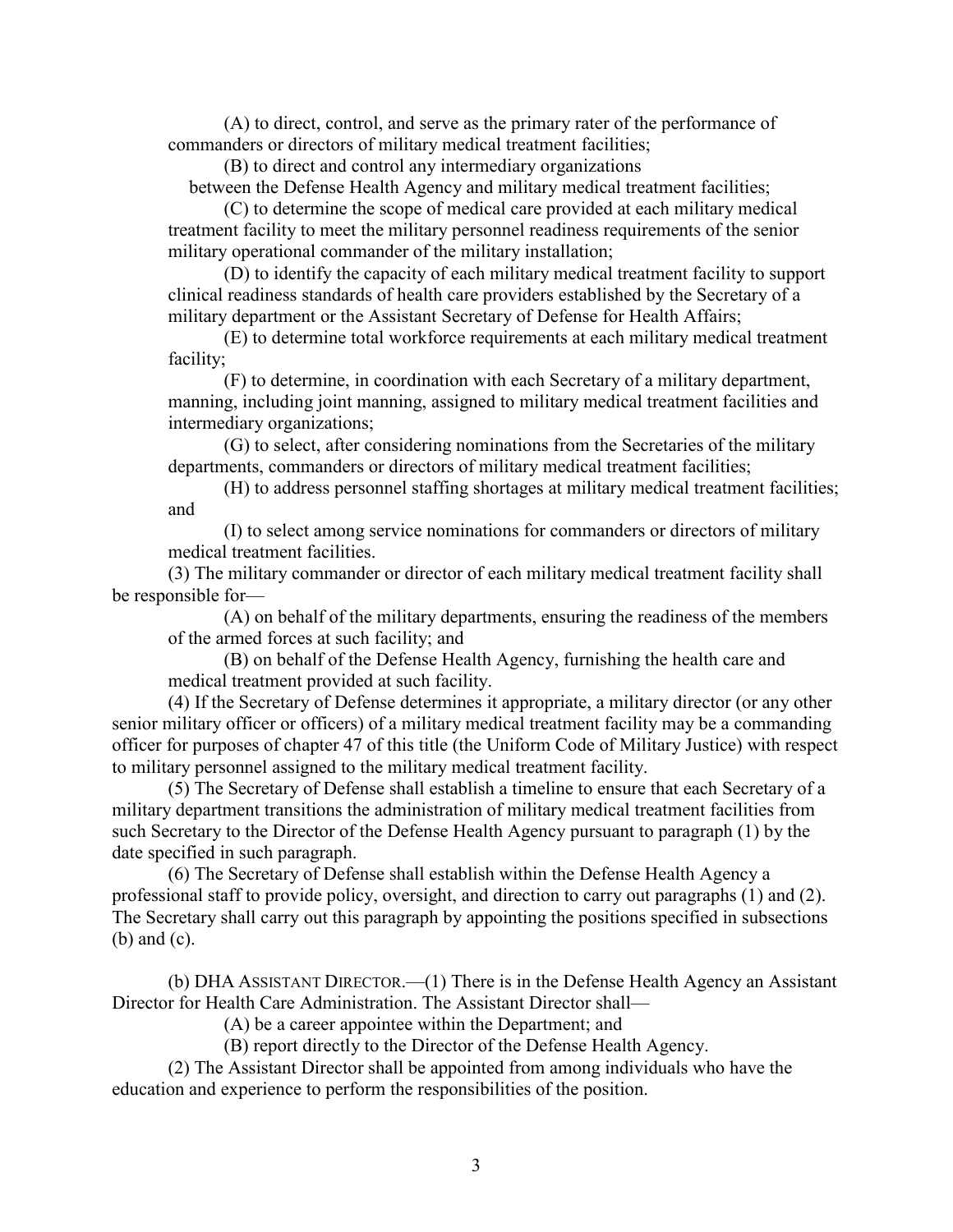(A) to direct, control, and serve as the primary rater of the performance of commanders or directors of military medical treatment facilities;

(B) to direct and control any intermediary organizations between the Defense Health Agency and military medical treatment facilities;

(C) to determine the scope of medical care provided at each military medical treatment facility to meet the military personnel readiness requirements of the senior military operational commander of the military installation;

(D) to identify the capacity of each military medical treatment facility to support clinical readiness standards of health care providers established by the Secretary of a military department or the Assistant Secretary of Defense for Health Affairs;

(E) to determine total workforce requirements at each military medical treatment facility;

(F) to determine, in coordination with each Secretary of a military department, manning, including joint manning, assigned to military medical treatment facilities and intermediary organizations;

(G) to select, after considering nominations from the Secretaries of the military departments, commanders or directors of military medical treatment facilities;

(H) to address personnel staffing shortages at military medical treatment facilities; and

(I) to select among service nominations for commanders or directors of military medical treatment facilities.

(3) The military commander or director of each military medical treatment facility shall be responsible for—

(A) on behalf of the military departments, ensuring the readiness of the members of the armed forces at such facility; and

(B) on behalf of the Defense Health Agency, furnishing the health care and medical treatment provided at such facility.

(4) If the Secretary of Defense determines it appropriate, a military director (or any other senior military officer or officers) of a military medical treatment facility may be a commanding officer for purposes of chapter 47 of this title (the Uniform Code of Military Justice) with respect to military personnel assigned to the military medical treatment facility.

(5) The Secretary of Defense shall establish a timeline to ensure that each Secretary of a military department transitions the administration of military medical treatment facilities from such Secretary to the Director of the Defense Health Agency pursuant to paragraph (1) by the date specified in such paragraph.

(6) The Secretary of Defense shall establish within the Defense Health Agency a professional staff to provide policy, oversight, and direction to carry out paragraphs (1) and (2). The Secretary shall carry out this paragraph by appointing the positions specified in subsections (b) and (c).

(b) DHA ASSISTANT DIRECTOR.—(1) There is in the Defense Health Agency an Assistant Director for Health Care Administration. The Assistant Director shall—

(A) be a career appointee within the Department; and

(B) report directly to the Director of the Defense Health Agency.

(2) The Assistant Director shall be appointed from among individuals who have the education and experience to perform the responsibilities of the position.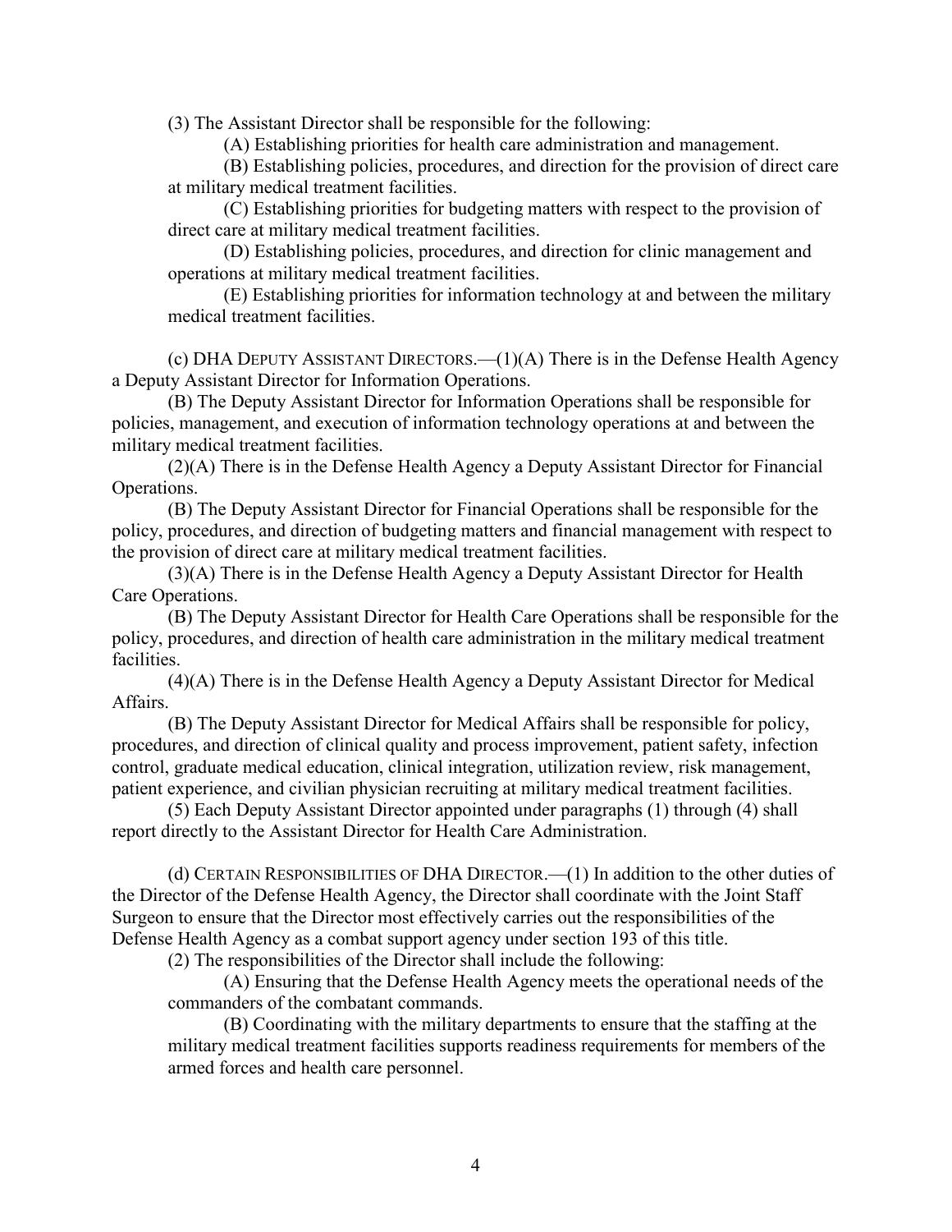(3) The Assistant Director shall be responsible for the following:

(A) Establishing priorities for health care administration and management.

(B) Establishing policies, procedures, and direction for the provision of direct care at military medical treatment facilities.

(C) Establishing priorities for budgeting matters with respect to the provision of direct care at military medical treatment facilities.

(D) Establishing policies, procedures, and direction for clinic management and operations at military medical treatment facilities.

(E) Establishing priorities for information technology at and between the military medical treatment facilities.

(c) DHA DEPUTY ASSISTANT DIRECTORS.—(1)(A) There is in the Defense Health Agency a Deputy Assistant Director for Information Operations.

(B) The Deputy Assistant Director for Information Operations shall be responsible for policies, management, and execution of information technology operations at and between the military medical treatment facilities.

(2)(A) There is in the Defense Health Agency a Deputy Assistant Director for Financial Operations.

(B) The Deputy Assistant Director for Financial Operations shall be responsible for the policy, procedures, and direction of budgeting matters and financial management with respect to the provision of direct care at military medical treatment facilities.

(3)(A) There is in the Defense Health Agency a Deputy Assistant Director for Health Care Operations.

(B) The Deputy Assistant Director for Health Care Operations shall be responsible for the policy, procedures, and direction of health care administration in the military medical treatment facilities.

(4)(A) There is in the Defense Health Agency a Deputy Assistant Director for Medical Affairs.

(B) The Deputy Assistant Director for Medical Affairs shall be responsible for policy, procedures, and direction of clinical quality and process improvement, patient safety, infection control, graduate medical education, clinical integration, utilization review, risk management, patient experience, and civilian physician recruiting at military medical treatment facilities.

(5) Each Deputy Assistant Director appointed under paragraphs (1) through (4) shall report directly to the Assistant Director for Health Care Administration.

(d) CERTAIN RESPONSIBILITIES OF DHA DIRECTOR.—(1) In addition to the other duties of the Director of the Defense Health Agency, the Director shall coordinate with the Joint Staff Surgeon to ensure that the Director most effectively carries out the responsibilities of the Defense Health Agency as a combat support agency under section 193 of this title.

(2) The responsibilities of the Director shall include the following:

(A) Ensuring that the Defense Health Agency meets the operational needs of the commanders of the combatant commands.

(B) Coordinating with the military departments to ensure that the staffing at the military medical treatment facilities supports readiness requirements for members of the armed forces and health care personnel.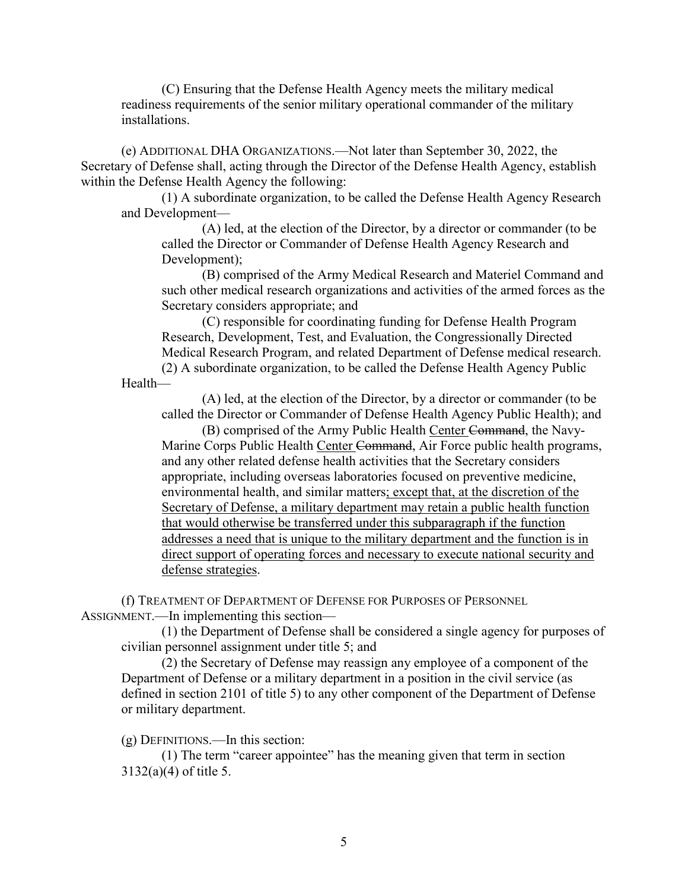(C) Ensuring that the Defense Health Agency meets the military medical readiness requirements of the senior military operational commander of the military installations.

(e) ADDITIONAL DHA ORGANIZATIONS.—Not later than September 30, 2022, the Secretary of Defense shall, acting through the Director of the Defense Health Agency, establish within the Defense Health Agency the following:

(1) A subordinate organization, to be called the Defense Health Agency Research and Development—

(A) led, at the election of the Director, by a director or commander (to be called the Director or Commander of Defense Health Agency Research and Development);

(B) comprised of the Army Medical Research and Materiel Command and such other medical research organizations and activities of the armed forces as the Secretary considers appropriate; and

(C) responsible for coordinating funding for Defense Health Program Research, Development, Test, and Evaluation, the Congressionally Directed Medical Research Program, and related Department of Defense medical research.

(2) A subordinate organization, to be called the Defense Health Agency Public Health—

(A) led, at the election of the Director, by a director or commander (to be called the Director or Commander of Defense Health Agency Public Health); and

(B) comprised of the Army Public Health <u>Center</u> ~~Command~~, the Navy-Marine Corps Public Health <u>Center</u> ~~Command~~, Air Force public health programs, and any other related defense health activities that the Secretary considers appropriate, including overseas laboratories focused on preventive medicine, environmental health, and similar matters<u>; except that, at the discretion of the Secretary of Defense, a military department may retain a public health function that would otherwise be transferred under this subparagraph if the function addresses a need that is unique to the military department and the function is in direct support of operating forces and necessary to execute national security and defense strategies</u>.

(f) TREATMENT OF DEPARTMENT OF DEFENSE FOR PURPOSES OF PERSONNEL ASSIGNMENT.—In implementing this section—

(1) the Department of Defense shall be considered a single agency for purposes of civilian personnel assignment under title 5; and

(2) the Secretary of Defense may reassign any employee of a component of the Department of Defense or a military department in a position in the civil service (as defined in section 2101 of title 5) to any other component of the Department of Defense or military department.

(g) DEFINITIONS.—In this section:

(1) The term "career appointee" has the meaning given that term in section 3132(a)(4) of title 5.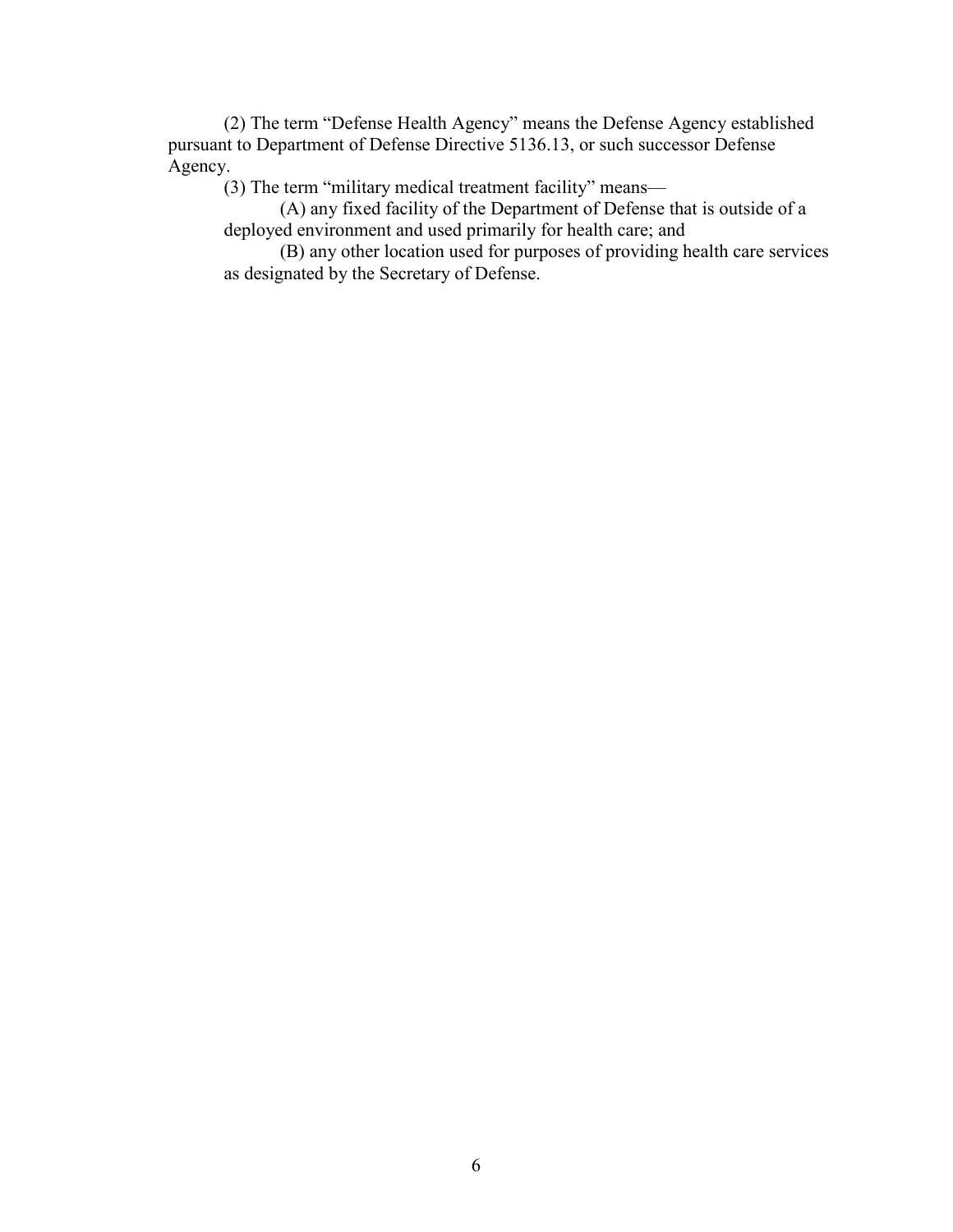(2) The term "Defense Health Agency" means the Defense Agency established pursuant to Department of Defense Directive 5136.13, or such successor Defense Agency.

(3) The term "military medical treatment facility" means—

(A) any fixed facility of the Department of Defense that is outside of a deployed environment and used primarily for health care; and

(B) any other location used for purposes of providing health care services as designated by the Secretary of Defense.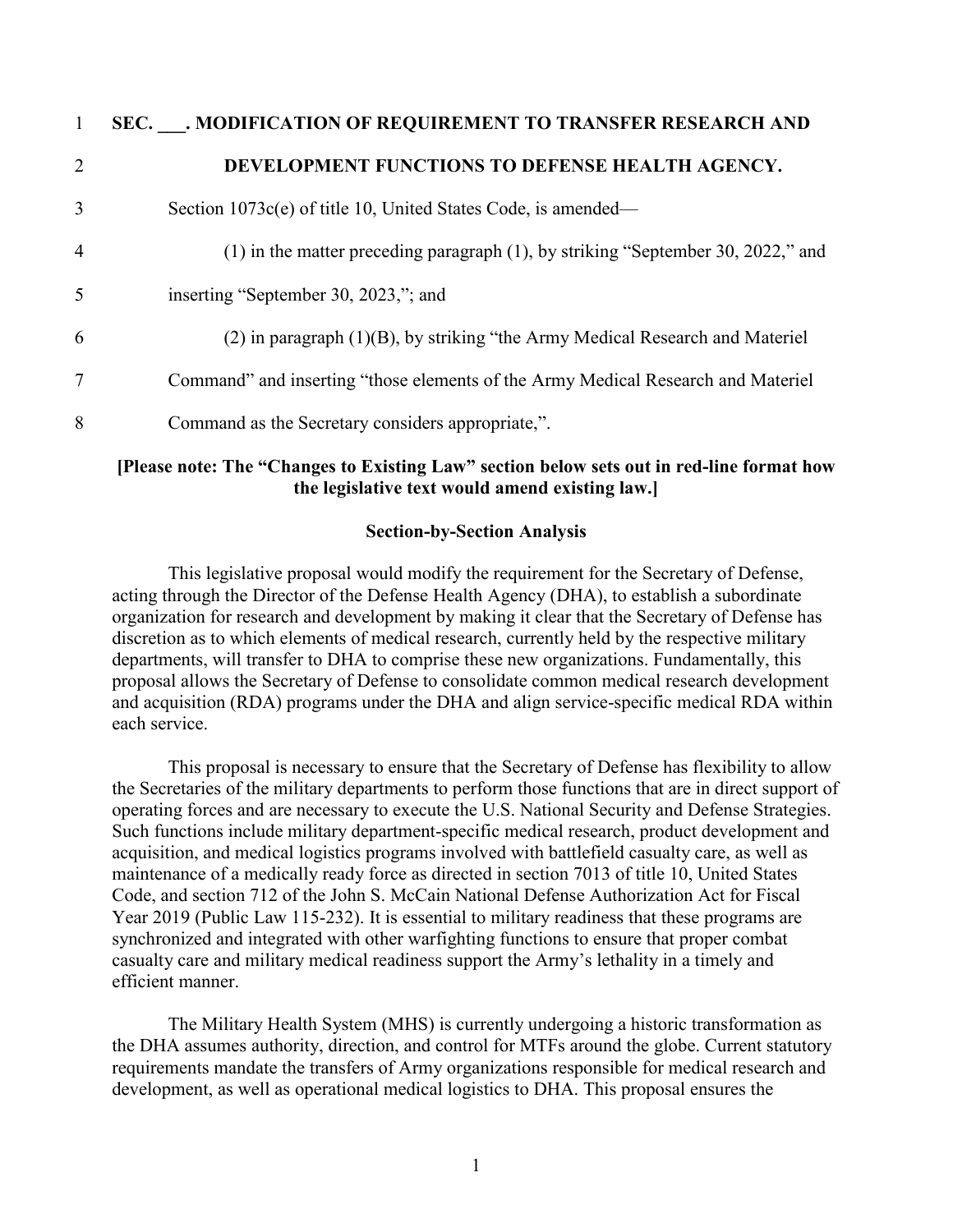**SEC. ___. MODIFICATION OF REQUIREMENT TO TRANSFER RESEARCH AND DEVELOPMENT FUNCTIONS TO DEFENSE HEALTH AGENCY.**

Section 1073c(e) of title 10, United States Code, is amended—

(1) in the matter preceding paragraph (1), by striking "September 30, 2022," and inserting "September 30, 2023,"; and

(2) in paragraph (1)(B), by striking "the Army Medical Research and Materiel Command" and inserting "those elements of the Army Medical Research and Materiel Command as the Secretary considers appropriate,".

**[Please note: The "Changes to Existing Law" section below sets out in red-line format how the legislative text would amend existing law.]**

**Section-by-Section Analysis**

This legislative proposal would modify the requirement for the Secretary of Defense, acting through the Director of the Defense Health Agency (DHA), to establish a subordinate organization for research and development by making it clear that the Secretary of Defense has discretion as to which elements of medical research, currently held by the respective military departments, will transfer to DHA to comprise these new organizations. Fundamentally, this proposal allows the Secretary of Defense to consolidate common medical research development and acquisition (RDA) programs under the DHA and align service-specific medical RDA within each service.

This proposal is necessary to ensure that the Secretary of Defense has flexibility to allow the Secretaries of the military departments to perform those functions that are in direct support of operating forces and are necessary to execute the U.S. National Security and Defense Strategies. Such functions include military department-specific medical research, product development and acquisition, and medical logistics programs involved with battlefield casualty care, as well as maintenance of a medically ready force as directed in section 7013 of title 10, United States Code, and section 712 of the John S. McCain National Defense Authorization Act for Fiscal Year 2019 (Public Law 115-232). It is essential to military readiness that these programs are synchronized and integrated with other warfighting functions to ensure that proper combat casualty care and military medical readiness support the Army's lethality in a timely and efficient manner.

The Military Health System (MHS) is currently undergoing a historic transformation as the DHA assumes authority, direction, and control for MTFs around the globe. Current statutory requirements mandate the transfers of Army organizations responsible for medical research and development, as well as operational medical logistics to DHA. This proposal ensures the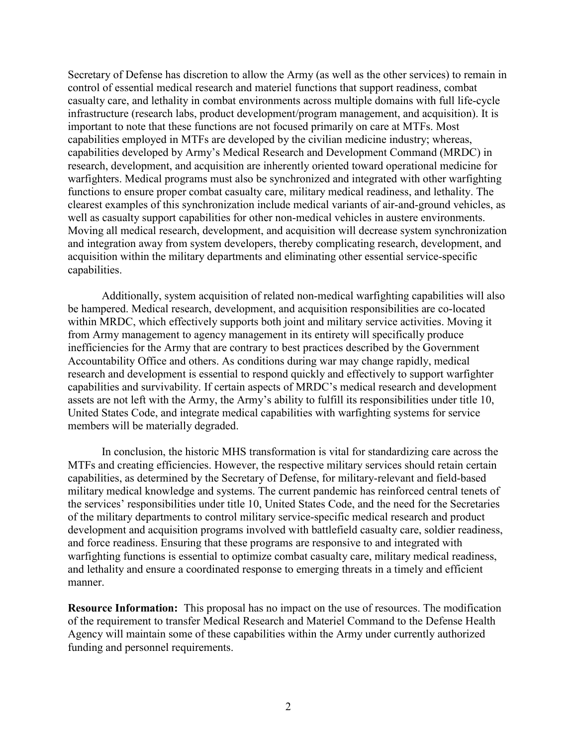Secretary of Defense has discretion to allow the Army (as well as the other services) to remain in control of essential medical research and materiel functions that support readiness, combat casualty care, and lethality in combat environments across multiple domains with full life-cycle infrastructure (research labs, product development/program management, and acquisition). It is important to note that these functions are not focused primarily on care at MTFs. Most capabilities employed in MTFs are developed by the civilian medicine industry; whereas, capabilities developed by Army's Medical Research and Development Command (MRDC) in research, development, and acquisition are inherently oriented toward operational medicine for warfighters. Medical programs must also be synchronized and integrated with other warfighting functions to ensure proper combat casualty care, military medical readiness, and lethality. The clearest examples of this synchronization include medical variants of air-and-ground vehicles, as well as casualty support capabilities for other non-medical vehicles in austere environments. Moving all medical research, development, and acquisition will decrease system synchronization and integration away from system developers, thereby complicating research, development, and acquisition within the military departments and eliminating other essential service-specific capabilities.

Additionally, system acquisition of related non-medical warfighting capabilities will also be hampered. Medical research, development, and acquisition responsibilities are co-located within MRDC, which effectively supports both joint and military service activities. Moving it from Army management to agency management in its entirety will specifically produce inefficiencies for the Army that are contrary to best practices described by the Government Accountability Office and others. As conditions during war may change rapidly, medical research and development is essential to respond quickly and effectively to support warfighter capabilities and survivability. If certain aspects of MRDC's medical research and development assets are not left with the Army, the Army's ability to fulfill its responsibilities under title 10, United States Code, and integrate medical capabilities with warfighting systems for service members will be materially degraded.

In conclusion, the historic MHS transformation is vital for standardizing care across the MTFs and creating efficiencies. However, the respective military services should retain certain capabilities, as determined by the Secretary of Defense, for military-relevant and field-based military medical knowledge and systems. The current pandemic has reinforced central tenets of the services' responsibilities under title 10, United States Code, and the need for the Secretaries of the military departments to control military service-specific medical research and product development and acquisition programs involved with battlefield casualty care, soldier readiness, and force readiness. Ensuring that these programs are responsive to and integrated with warfighting functions is essential to optimize combat casualty care, military medical readiness, and lethality and ensure a coordinated response to emerging threats in a timely and efficient manner.

**Resource Information:** This proposal has no impact on the use of resources. The modification of the requirement to transfer Medical Research and Materiel Command to the Defense Health Agency will maintain some of these capabilities within the Army under currently authorized funding and personnel requirements.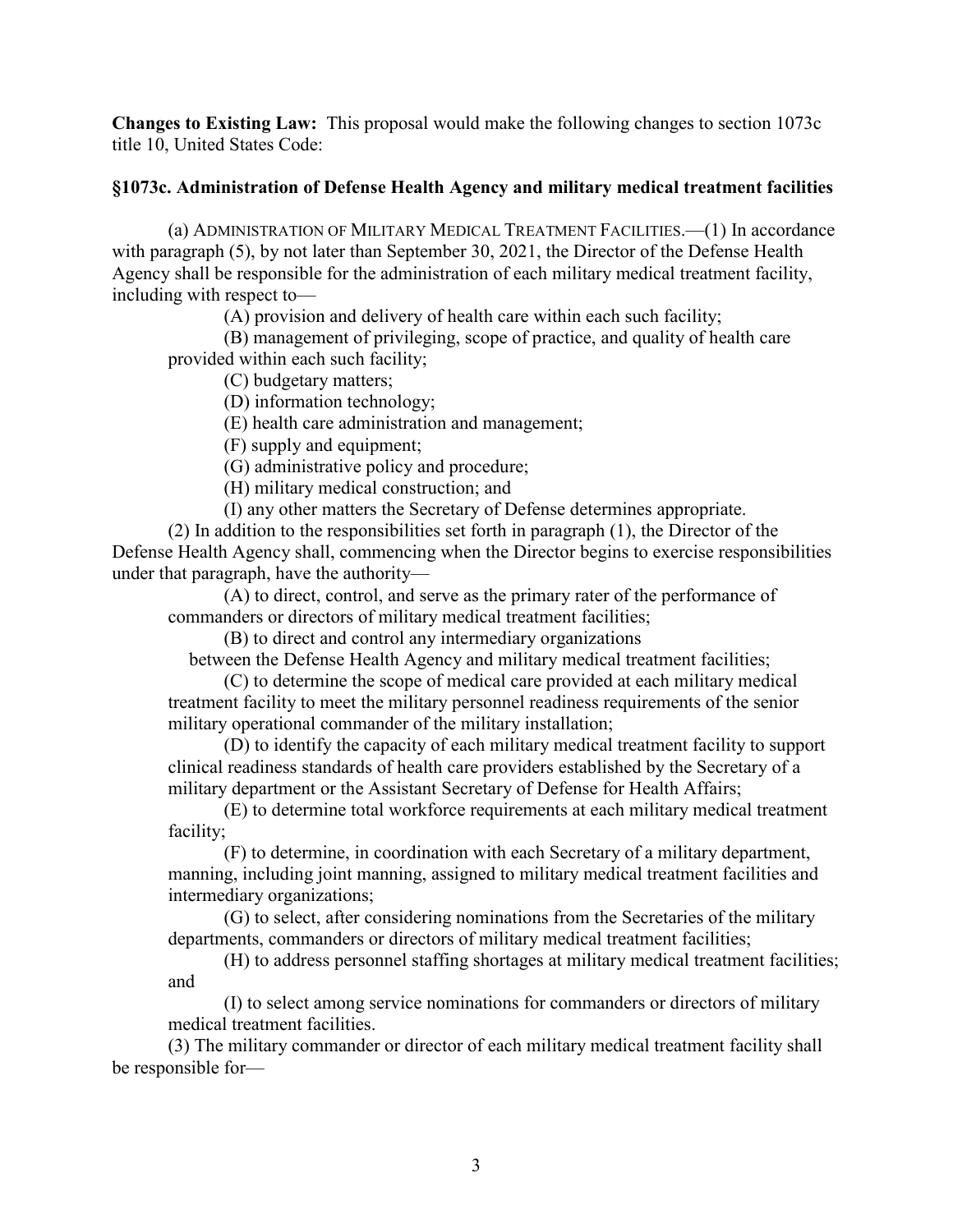**Changes to Existing Law:** This proposal would make the following changes to section 1073c title 10, United States Code:

**§1073c. Administration of Defense Health Agency and military medical treatment facilities**

(a) ADMINISTRATION OF MILITARY MEDICAL TREATMENT FACILITIES.—(1) In accordance with paragraph (5), by not later than September 30, 2021, the Director of the Defense Health Agency shall be responsible for the administration of each military medical treatment facility, including with respect to—

(A) provision and delivery of health care within each such facility;

(B) management of privileging, scope of practice, and quality of health care provided within each such facility;

(C) budgetary matters;

(D) information technology;

(E) health care administration and management;

(F) supply and equipment;

(G) administrative policy and procedure;

(H) military medical construction; and

(I) any other matters the Secretary of Defense determines appropriate.

(2) In addition to the responsibilities set forth in paragraph (1), the Director of the Defense Health Agency shall, commencing when the Director begins to exercise responsibilities under that paragraph, have the authority—

(A) to direct, control, and serve as the primary rater of the performance of commanders or directors of military medical treatment facilities;

(B) to direct and control any intermediary organizations between the Defense Health Agency and military medical treatment facilities;

(C) to determine the scope of medical care provided at each military medical treatment facility to meet the military personnel readiness requirements of the senior military operational commander of the military installation;

(D) to identify the capacity of each military medical treatment facility to support clinical readiness standards of health care providers established by the Secretary of a military department or the Assistant Secretary of Defense for Health Affairs;

(E) to determine total workforce requirements at each military medical treatment facility;

(F) to determine, in coordination with each Secretary of a military department, manning, including joint manning, assigned to military medical treatment facilities and intermediary organizations;

(G) to select, after considering nominations from the Secretaries of the military departments, commanders or directors of military medical treatment facilities;

(H) to address personnel staffing shortages at military medical treatment facilities; and

(I) to select among service nominations for commanders or directors of military medical treatment facilities.

(3) The military commander or director of each military medical treatment facility shall be responsible for—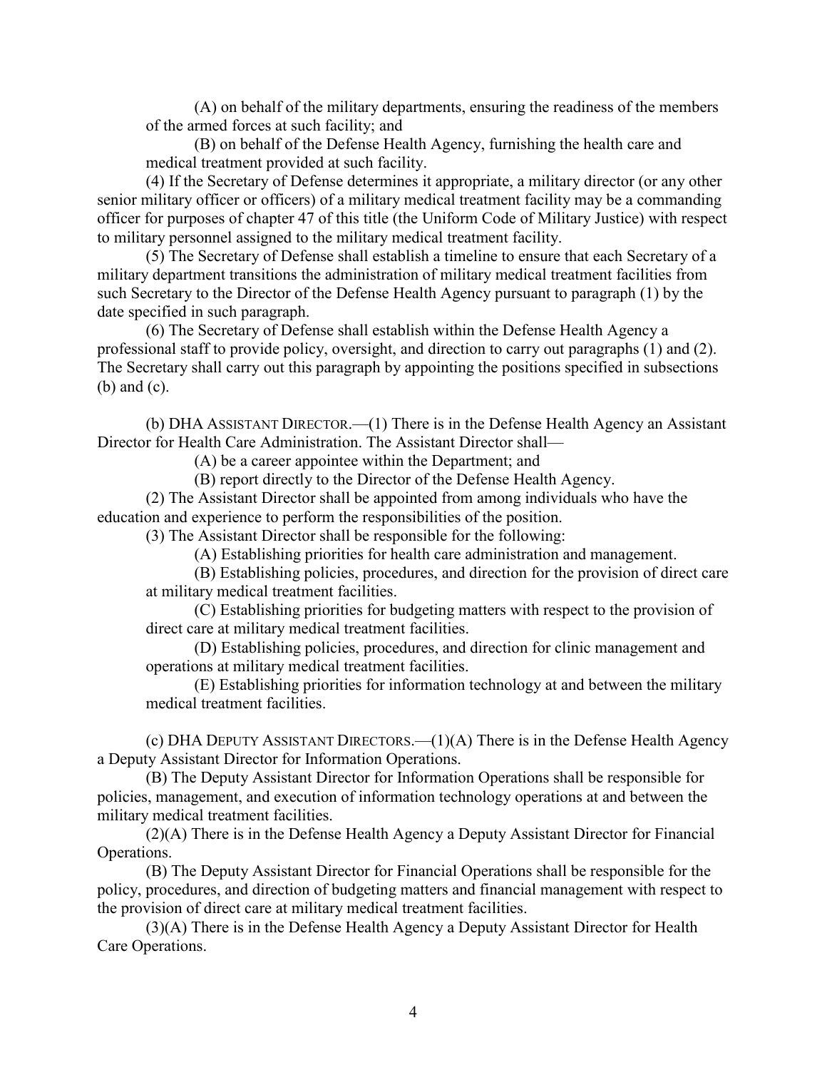(A) on behalf of the military departments, ensuring the readiness of the members of the armed forces at such facility; and

(B) on behalf of the Defense Health Agency, furnishing the health care and medical treatment provided at such facility.

(4) If the Secretary of Defense determines it appropriate, a military director (or any other senior military officer or officers) of a military medical treatment facility may be a commanding officer for purposes of chapter 47 of this title (the Uniform Code of Military Justice) with respect to military personnel assigned to the military medical treatment facility.

(5) The Secretary of Defense shall establish a timeline to ensure that each Secretary of a military department transitions the administration of military medical treatment facilities from such Secretary to the Director of the Defense Health Agency pursuant to paragraph (1) by the date specified in such paragraph.

(6) The Secretary of Defense shall establish within the Defense Health Agency a professional staff to provide policy, oversight, and direction to carry out paragraphs (1) and (2). The Secretary shall carry out this paragraph by appointing the positions specified in subsections (b) and (c).

(b) DHA ASSISTANT DIRECTOR.—(1) There is in the Defense Health Agency an Assistant Director for Health Care Administration. The Assistant Director shall—

(A) be a career appointee within the Department; and

(B) report directly to the Director of the Defense Health Agency.

(2) The Assistant Director shall be appointed from among individuals who have the education and experience to perform the responsibilities of the position.

(3) The Assistant Director shall be responsible for the following:

(A) Establishing priorities for health care administration and management.

(B) Establishing policies, procedures, and direction for the provision of direct care at military medical treatment facilities.

(C) Establishing priorities for budgeting matters with respect to the provision of direct care at military medical treatment facilities.

(D) Establishing policies, procedures, and direction for clinic management and operations at military medical treatment facilities.

(E) Establishing priorities for information technology at and between the military medical treatment facilities.

(c) DHA DEPUTY ASSISTANT DIRECTORS.—(1)(A) There is in the Defense Health Agency a Deputy Assistant Director for Information Operations.

(B) The Deputy Assistant Director for Information Operations shall be responsible for policies, management, and execution of information technology operations at and between the military medical treatment facilities.

(2)(A) There is in the Defense Health Agency a Deputy Assistant Director for Financial Operations.

(B) The Deputy Assistant Director for Financial Operations shall be responsible for the policy, procedures, and direction of budgeting matters and financial management with respect to the provision of direct care at military medical treatment facilities.

(3)(A) There is in the Defense Health Agency a Deputy Assistant Director for Health Care Operations.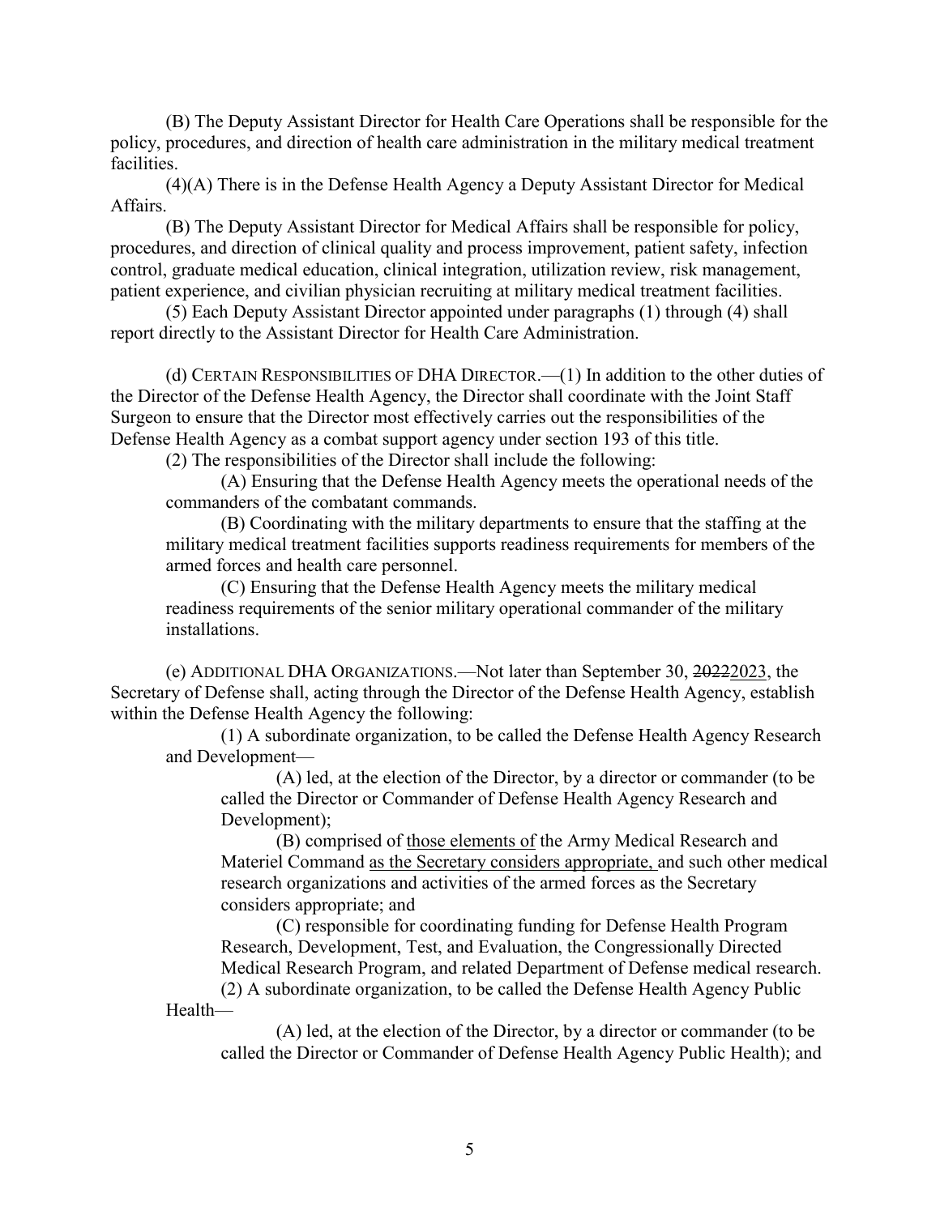(B) The Deputy Assistant Director for Health Care Operations shall be responsible for the policy, procedures, and direction of health care administration in the military medical treatment facilities.

(4)(A) There is in the Defense Health Agency a Deputy Assistant Director for Medical Affairs.

(B) The Deputy Assistant Director for Medical Affairs shall be responsible for policy, procedures, and direction of clinical quality and process improvement, patient safety, infection control, graduate medical education, clinical integration, utilization review, risk management, patient experience, and civilian physician recruiting at military medical treatment facilities.

(5) Each Deputy Assistant Director appointed under paragraphs (1) through (4) shall report directly to the Assistant Director for Health Care Administration.

(d) CERTAIN RESPONSIBILITIES OF DHA DIRECTOR.—(1) In addition to the other duties of the Director of the Defense Health Agency, the Director shall coordinate with the Joint Staff Surgeon to ensure that the Director most effectively carries out the responsibilities of the Defense Health Agency as a combat support agency under section 193 of this title.

(2) The responsibilities of the Director shall include the following:

(A) Ensuring that the Defense Health Agency meets the operational needs of the commanders of the combatant commands.

(B) Coordinating with the military departments to ensure that the staffing at the military medical treatment facilities supports readiness requirements for members of the armed forces and health care personnel.

(C) Ensuring that the Defense Health Agency meets the military medical readiness requirements of the senior military operational commander of the military installations.

(e) ADDITIONAL DHA ORGANIZATIONS.—Not later than September 30, ~~2022~~2023, the Secretary of Defense shall, acting through the Director of the Defense Health Agency, establish within the Defense Health Agency the following:

(1) A subordinate organization, to be called the Defense Health Agency Research and Development—

(A) led, at the election of the Director, by a director or commander (to be called the Director or Commander of Defense Health Agency Research and Development);

(B) comprised of <u>those elements of</u> the Army Medical Research and Materiel Command <u>as the Secretary considers appropriate,</u> and such other medical research organizations and activities of the armed forces as the Secretary considers appropriate; and

(C) responsible for coordinating funding for Defense Health Program Research, Development, Test, and Evaluation, the Congressionally Directed Medical Research Program, and related Department of Defense medical research.

(2) A subordinate organization, to be called the Defense Health Agency Public Health—

(A) led, at the election of the Director, by a director or commander (to be called the Director or Commander of Defense Health Agency Public Health); and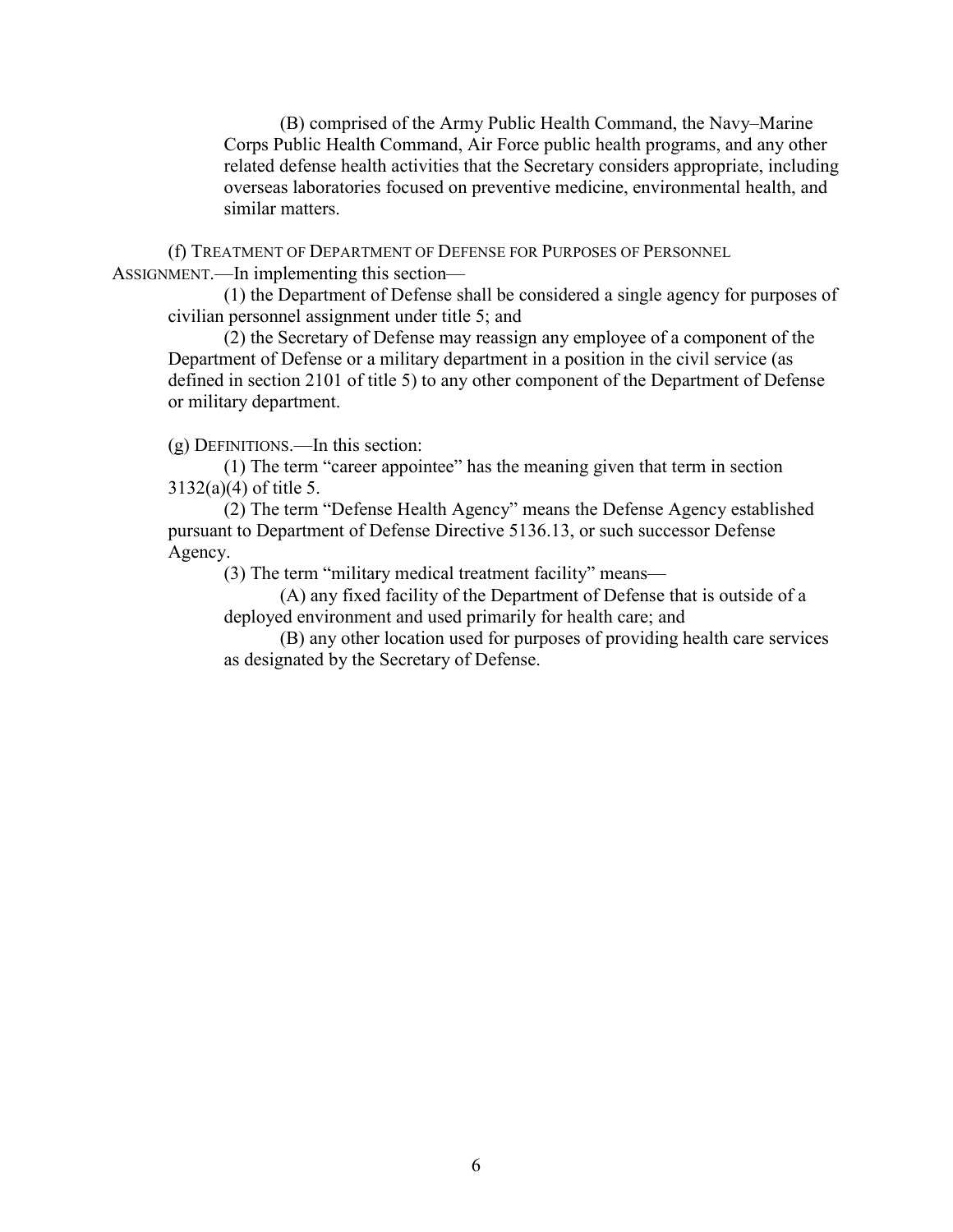(B) comprised of the Army Public Health Command, the Navy–Marine Corps Public Health Command, Air Force public health programs, and any other related defense health activities that the Secretary considers appropriate, including overseas laboratories focused on preventive medicine, environmental health, and similar matters.

(f) TREATMENT OF DEPARTMENT OF DEFENSE FOR PURPOSES OF PERSONNEL ASSIGNMENT.—In implementing this section—

(1) the Department of Defense shall be considered a single agency for purposes of civilian personnel assignment under title 5; and

(2) the Secretary of Defense may reassign any employee of a component of the Department of Defense or a military department in a position in the civil service (as defined in section 2101 of title 5) to any other component of the Department of Defense or military department.

(g) DEFINITIONS.—In this section:

(1) The term "career appointee" has the meaning given that term in section 3132(a)(4) of title 5.

(2) The term "Defense Health Agency" means the Defense Agency established pursuant to Department of Defense Directive 5136.13, or such successor Defense Agency.

(3) The term "military medical treatment facility" means—

(A) any fixed facility of the Department of Defense that is outside of a deployed environment and used primarily for health care; and

(B) any other location used for purposes of providing health care services as designated by the Secretary of Defense.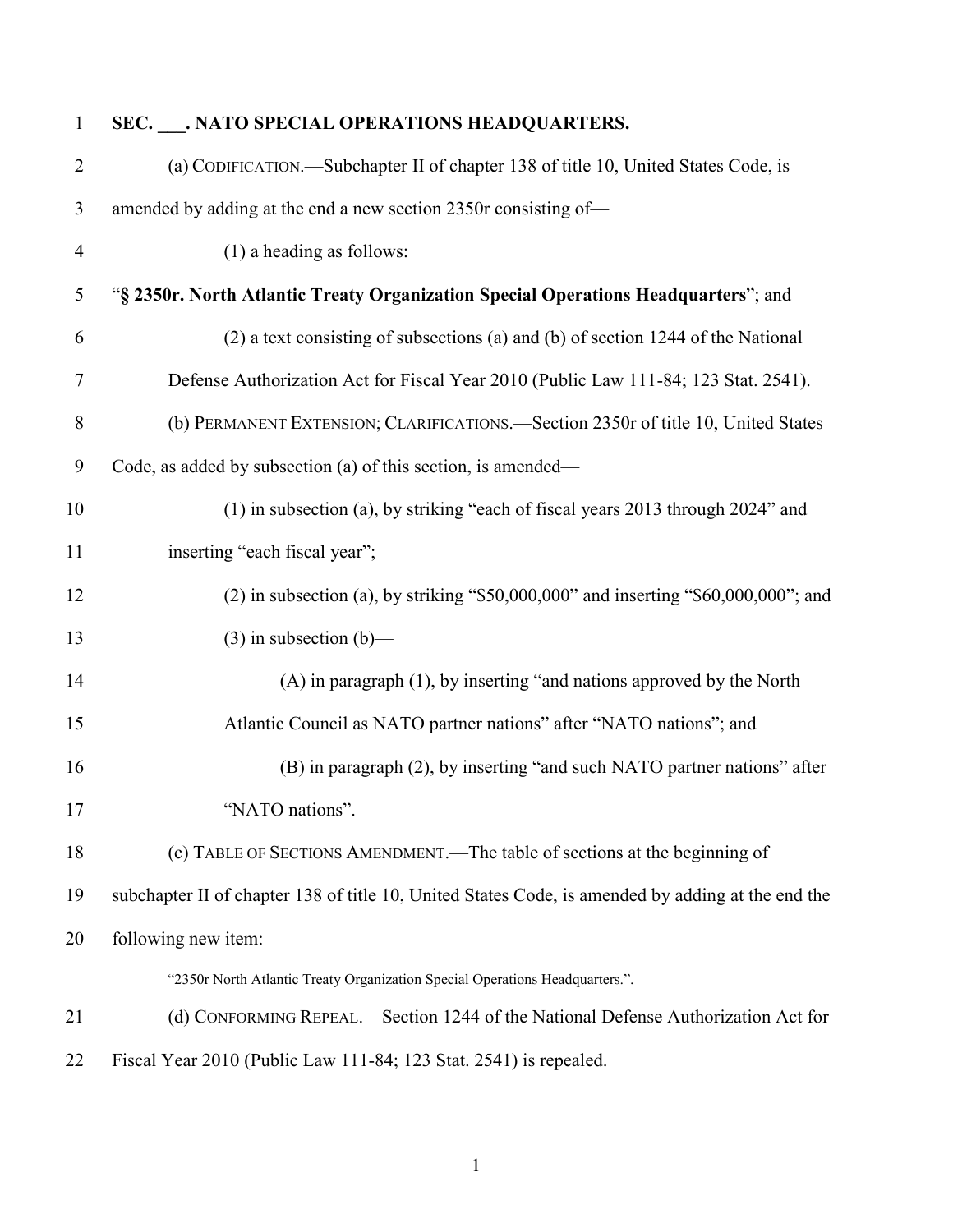**SEC. ___. NATO SPECIAL OPERATIONS HEADQUARTERS.**

(a) CODIFICATION.—Subchapter II of chapter 138 of title 10, United States Code, is amended by adding at the end a new section 2350r consisting of—

(1) a heading as follows:

"**§ 2350r. North Atlantic Treaty Organization Special Operations Headquarters**"; and

(2) a text consisting of subsections (a) and (b) of section 1244 of the National Defense Authorization Act for Fiscal Year 2010 (Public Law 111-84; 123 Stat. 2541).

(b) PERMANENT EXTENSION; CLARIFICATIONS.—Section 2350r of title 10, United States Code, as added by subsection (a) of this section, is amended—

(1) in subsection (a), by striking "each of fiscal years 2013 through 2024" and inserting "each fiscal year";

(2) in subsection (a), by striking "$50,000,000" and inserting "$60,000,000"; and

(3) in subsection (b)—

(A) in paragraph (1), by inserting "and nations approved by the North Atlantic Council as NATO partner nations" after "NATO nations"; and

(B) in paragraph (2), by inserting "and such NATO partner nations" after "NATO nations".

(c) TABLE OF SECTIONS AMENDMENT.—The table of sections at the beginning of subchapter II of chapter 138 of title 10, United States Code, is amended by adding at the end the following new item:

"2350r North Atlantic Treaty Organization Special Operations Headquarters.".

(d) CONFORMING REPEAL.—Section 1244 of the National Defense Authorization Act for Fiscal Year 2010 (Public Law 111-84; 123 Stat. 2541) is repealed.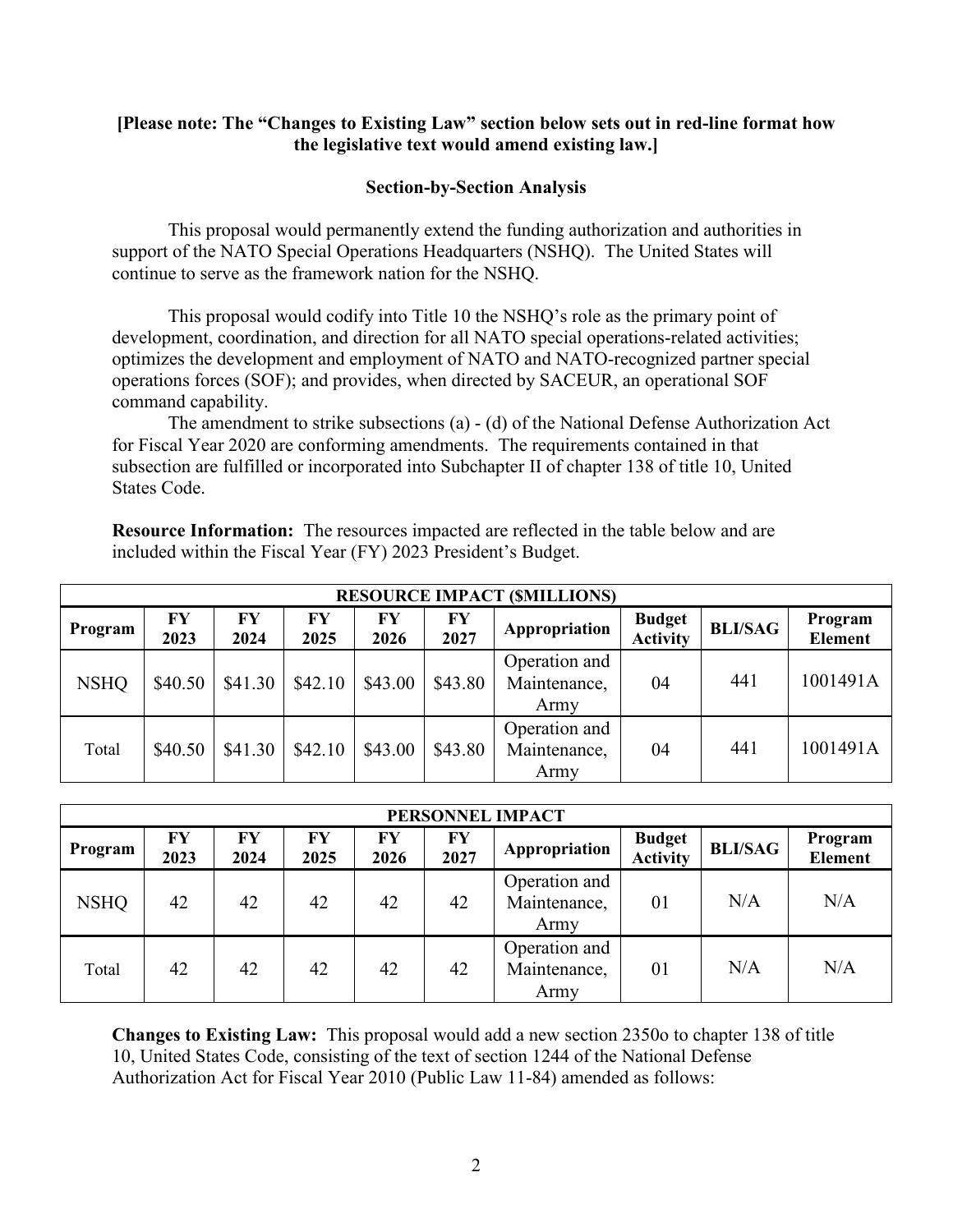**[Please note: The "Changes to Existing Law" section below sets out in red-line format how the legislative text would amend existing law.]**

**Section-by-Section Analysis**

This proposal would permanently extend the funding authorization and authorities in support of the NATO Special Operations Headquarters (NSHQ). The United States will continue to serve as the framework nation for the NSHQ.

This proposal would codify into Title 10 the NSHQ's role as the primary point of development, coordination, and direction for all NATO special operations-related activities; optimizes the development and employment of NATO and NATO-recognized partner special operations forces (SOF); and provides, when directed by SACEUR, an operational SOF command capability.

The amendment to strike subsections (a) - (d) of the National Defense Authorization Act for Fiscal Year 2020 are conforming amendments. The requirements contained in that subsection are fulfilled or incorporated into Subchapter II of chapter 138 of title 10, United States Code.

**Resource Information:** The resources impacted are reflected in the table below and are included within the Fiscal Year (FY) 2023 President's Budget.

| RESOURCE IMPACT ($MILLIONS) | | | | | | | | | |
|---|---|---|---|---|---|---|---|---|---|
| **Program** | **FY 2023** | **FY 2024** | **FY 2025** | **FY 2026** | **FY 2027** | **Appropriation** | **Budget Activity** | **BLI/SAG** | **Program Element** |
| NSHQ | $40.50 | $41.30 | $42.10 | $43.00 | $43.80 | Operation and Maintenance, Army | 04 | 441 | 1001491A |
| Total | $40.50 | $41.30 | $42.10 | $43.00 | $43.80 | Operation and Maintenance, Army | 04 | 441 | 1001491A |

| PERSONNEL IMPACT | | | | | | | | | |
|---|---|---|---|---|---|---|---|---|---|
| **Program** | **FY 2023** | **FY 2024** | **FY 2025** | **FY 2026** | **FY 2027** | **Appropriation** | **Budget Activity** | **BLI/SAG** | **Program Element** |
| NSHQ | 42 | 42 | 42 | 42 | 42 | Operation and Maintenance, Army | 01 | N/A | N/A |
| Total | 42 | 42 | 42 | 42 | 42 | Operation and Maintenance, Army | 01 | N/A | N/A |

**Changes to Existing Law:** This proposal would add a new section 2350o to chapter 138 of title 10, United States Code, consisting of the text of section 1244 of the National Defense Authorization Act for Fiscal Year 2010 (Public Law 11-84) amended as follows: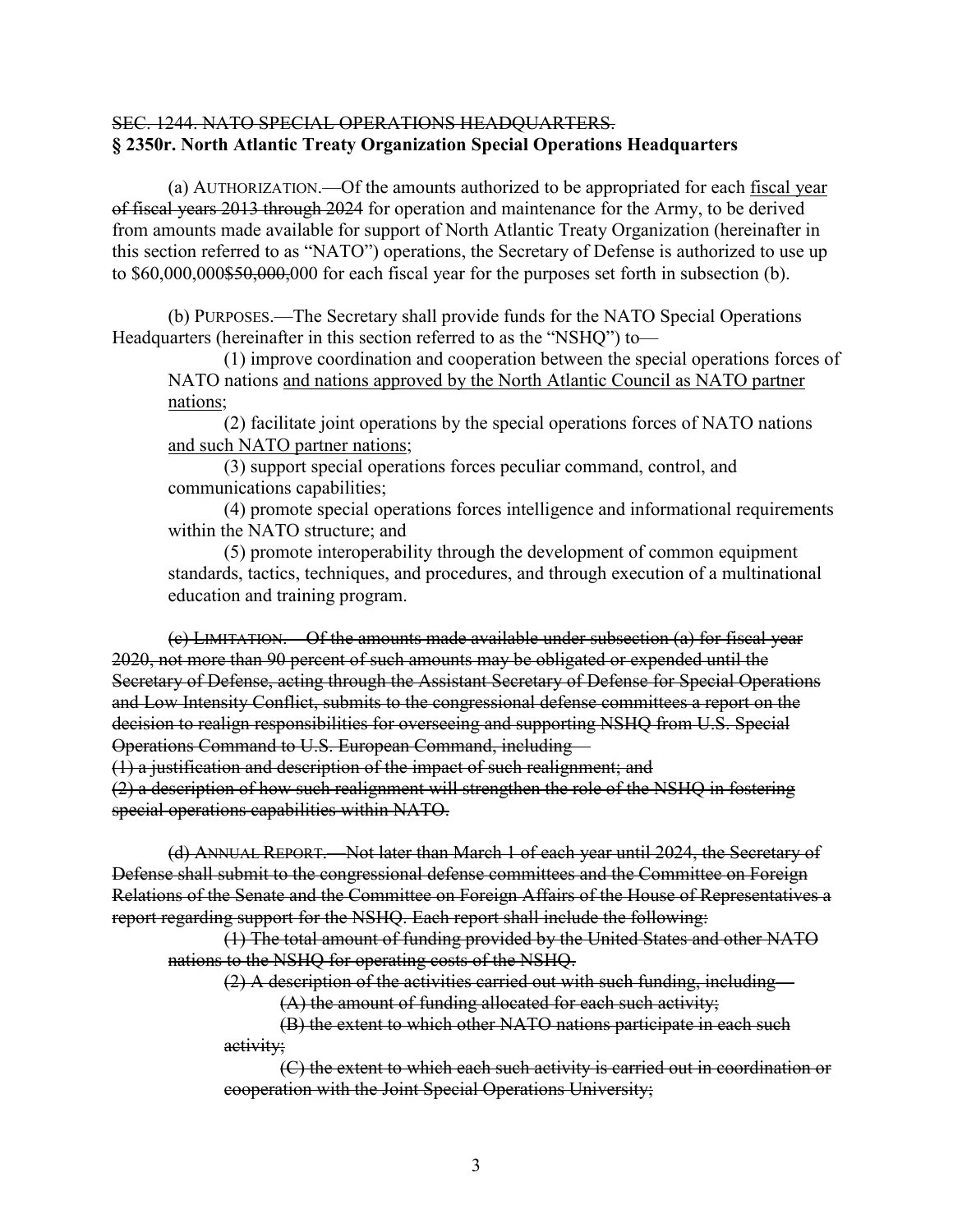~~SEC. 1244. NATO SPECIAL OPERATIONS HEADQUARTERS.~~
**§ 2350r. North Atlantic Treaty Organization Special Operations Headquarters**

(a) AUTHORIZATION.—Of the amounts authorized to be appropriated for each <u>fiscal year</u> ~~of fiscal years 2013 through 2024~~ for operation and maintenance for the Army, to be derived from amounts made available for support of North Atlantic Treaty Organization (hereinafter in this section referred to as "NATO") operations, the Secretary of Defense is authorized to use up to $60,000,000~~$50,000,~~000 for each fiscal year for the purposes set forth in subsection (b).

(b) PURPOSES.—The Secretary shall provide funds for the NATO Special Operations Headquarters (hereinafter in this section referred to as the "NSHQ") to—

(1) improve coordination and cooperation between the special operations forces of NATO nations <u>and nations approved by the North Atlantic Council as NATO partner nations</u>;

(2) facilitate joint operations by the special operations forces of NATO nations <u>and such NATO partner nations</u>;

(3) support special operations forces peculiar command, control, and communications capabilities;

(4) promote special operations forces intelligence and informational requirements within the NATO structure; and

(5) promote interoperability through the development of common equipment standards, tactics, techniques, and procedures, and through execution of a multinational education and training program.

~~(c) LIMITATION.—Of the amounts made available under subsection (a) for fiscal year 2020, not more than 90 percent of such amounts may be obligated or expended until the Secretary of Defense, acting through the Assistant Secretary of Defense for Special Operations and Low Intensity Conflict, submits to the congressional defense committees a report on the decision to realign responsibilities for overseeing and supporting NSHQ from U.S. Special Operations Command to U.S. European Command, including—~~

~~(1) a justification and description of the impact of such realignment; and~~

~~(2) a description of how such realignment will strengthen the role of the NSHQ in fostering special operations capabilities within NATO.~~

~~(d) ANNUAL REPORT.—Not later than March 1 of each year until 2024, the Secretary of Defense shall submit to the congressional defense committees and the Committee on Foreign Relations of the Senate and the Committee on Foreign Affairs of the House of Representatives a report regarding support for the NSHQ. Each report shall include the following:~~

~~(1) The total amount of funding provided by the United States and other NATO nations to the NSHQ for operating costs of the NSHQ.~~

~~(2) A description of the activities carried out with such funding, including—~~

~~(A) the amount of funding allocated for each such activity;~~

~~(B) the extent to which other NATO nations participate in each such activity;~~

~~(C) the extent to which each such activity is carried out in coordination or cooperation with the Joint Special Operations University;~~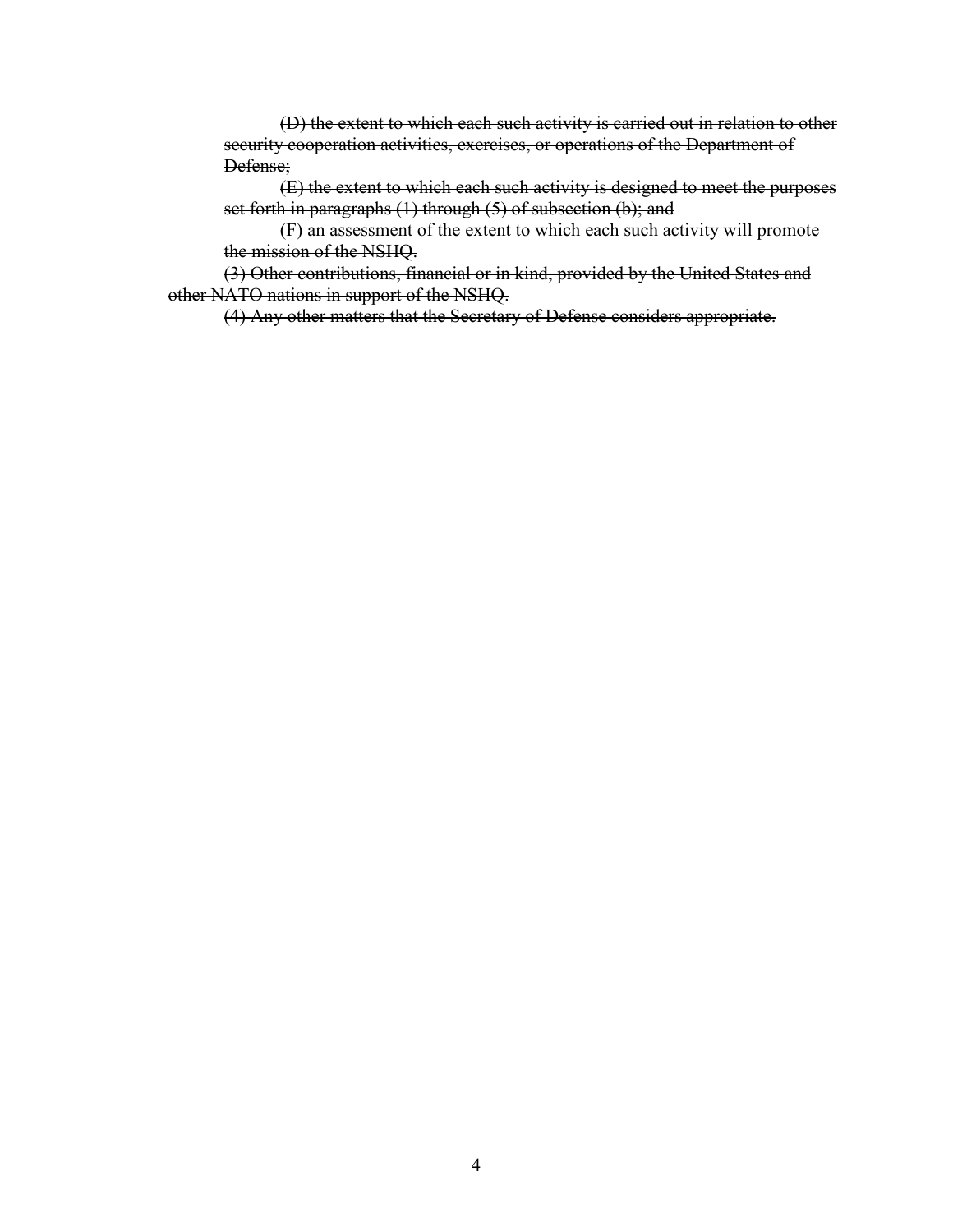~~(D) the extent to which each such activity is carried out in relation to other security cooperation activities, exercises, or operations of the Department of Defense;~~

~~(E) the extent to which each such activity is designed to meet the purposes set forth in paragraphs (1) through (5) of subsection (b); and~~

~~(F) an assessment of the extent to which each such activity will promote the mission of the NSHQ.~~

~~(3) Other contributions, financial or in kind, provided by the United States and other NATO nations in support of the NSHQ.~~

~~(4) Any other matters that the Secretary of Defense considers appropriate.~~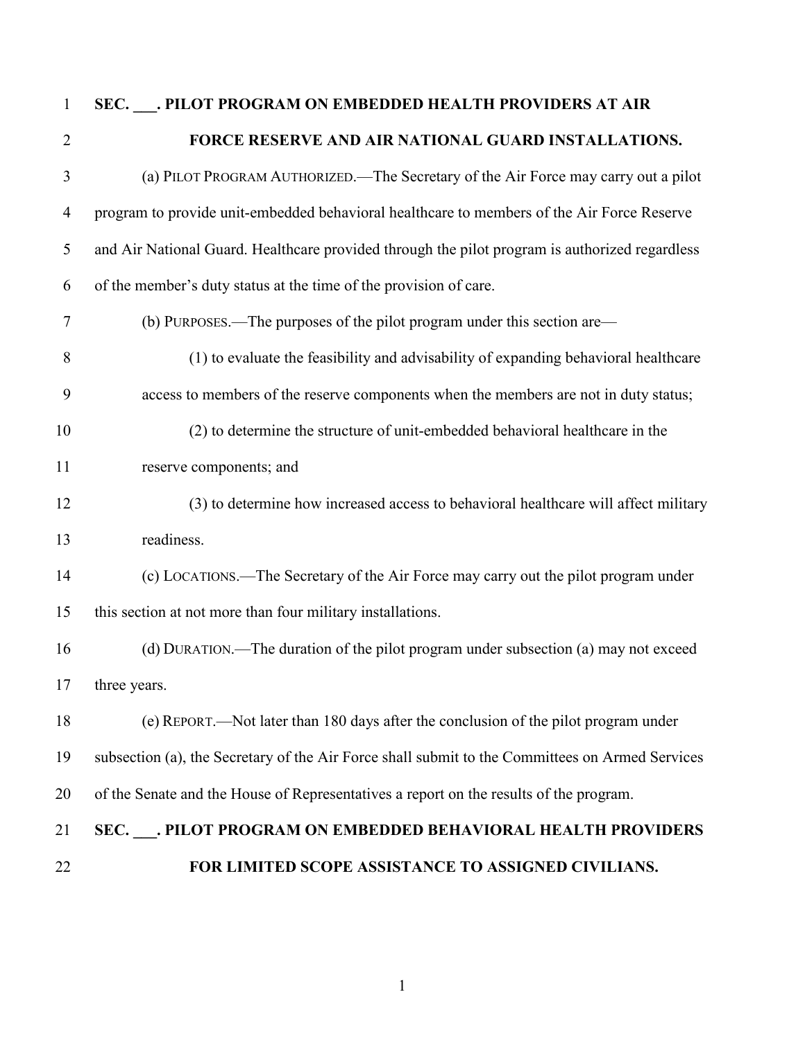**SEC. ___. PILOT PROGRAM ON EMBEDDED HEALTH PROVIDERS AT AIR FORCE RESERVE AND AIR NATIONAL GUARD INSTALLATIONS.**

(a) PILOT PROGRAM AUTHORIZED.—The Secretary of the Air Force may carry out a pilot program to provide unit-embedded behavioral healthcare to members of the Air Force Reserve and Air National Guard. Healthcare provided through the pilot program is authorized regardless of the member's duty status at the time of the provision of care.

(b) PURPOSES.—The purposes of the pilot program under this section are—

(1) to evaluate the feasibility and advisability of expanding behavioral healthcare access to members of the reserve components when the members are not in duty status;

(2) to determine the structure of unit-embedded behavioral healthcare in the reserve components; and

(3) to determine how increased access to behavioral healthcare will affect military readiness.

(c) LOCATIONS.—The Secretary of the Air Force may carry out the pilot program under this section at not more than four military installations.

(d) DURATION.—The duration of the pilot program under subsection (a) may not exceed three years.

(e) REPORT.—Not later than 180 days after the conclusion of the pilot program under subsection (a), the Secretary of the Air Force shall submit to the Committees on Armed Services of the Senate and the House of Representatives a report on the results of the program.

**SEC. ___. PILOT PROGRAM ON EMBEDDED BEHAVIORAL HEALTH PROVIDERS FOR LIMITED SCOPE ASSISTANCE TO ASSIGNED CIVILIANS.**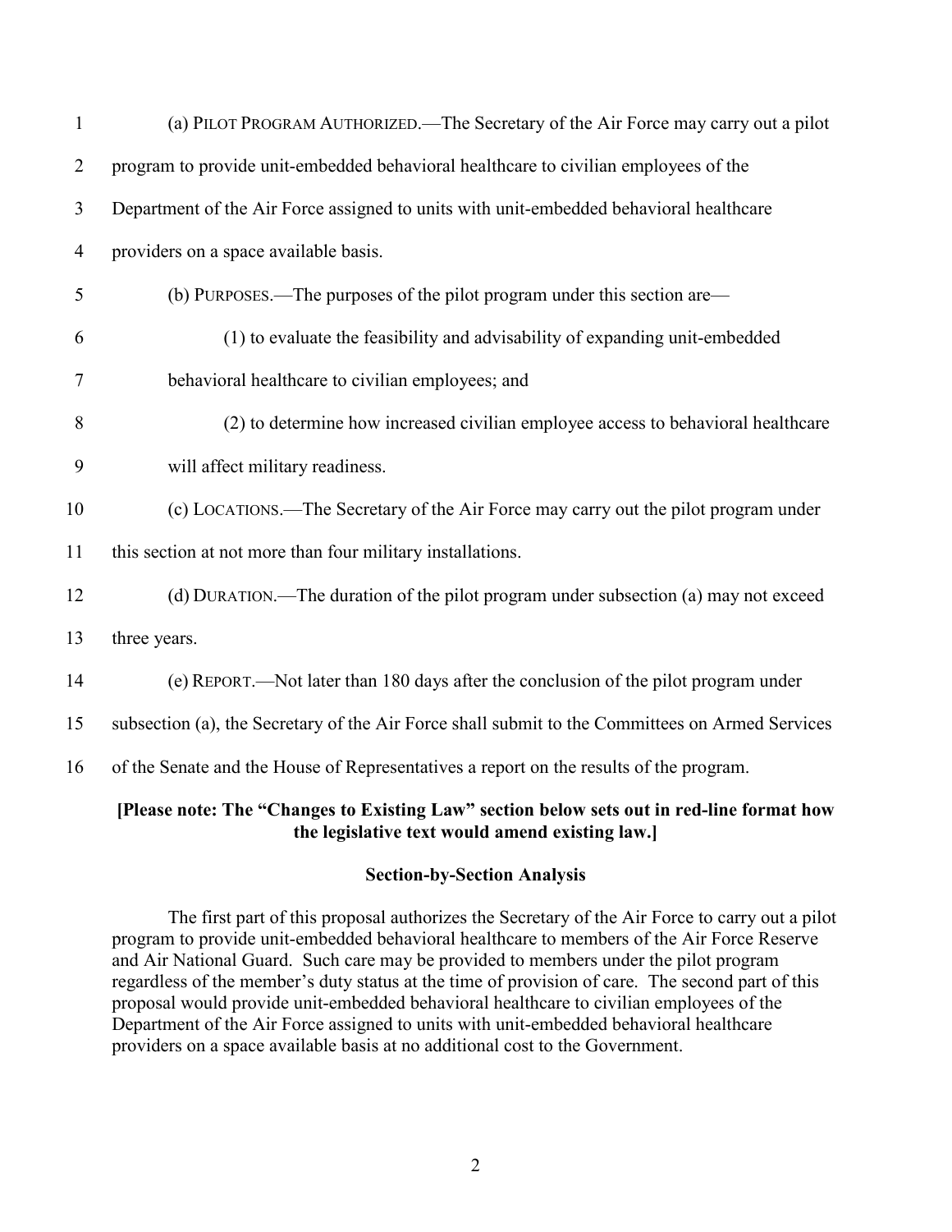(a) PILOT PROGRAM AUTHORIZED.—The Secretary of the Air Force may carry out a pilot program to provide unit-embedded behavioral healthcare to civilian employees of the Department of the Air Force assigned to units with unit-embedded behavioral healthcare providers on a space available basis.

(b) PURPOSES.—The purposes of the pilot program under this section are—

(1) to evaluate the feasibility and advisability of expanding unit-embedded behavioral healthcare to civilian employees; and

(2) to determine how increased civilian employee access to behavioral healthcare will affect military readiness.

(c) LOCATIONS.—The Secretary of the Air Force may carry out the pilot program under this section at not more than four military installations.

(d) DURATION.—The duration of the pilot program under subsection (a) may not exceed three years.

(e) REPORT.—Not later than 180 days after the conclusion of the pilot program under subsection (a), the Secretary of the Air Force shall submit to the Committees on Armed Services of the Senate and the House of Representatives a report on the results of the program.

**[Please note: The "Changes to Existing Law" section below sets out in red-line format how the legislative text would amend existing law.]**

**Section-by-Section Analysis**

The first part of this proposal authorizes the Secretary of the Air Force to carry out a pilot program to provide unit-embedded behavioral healthcare to members of the Air Force Reserve and Air National Guard. Such care may be provided to members under the pilot program regardless of the member's duty status at the time of provision of care. The second part of this proposal would provide unit-embedded behavioral healthcare to civilian employees of the Department of the Air Force assigned to units with unit-embedded behavioral healthcare providers on a space available basis at no additional cost to the Government.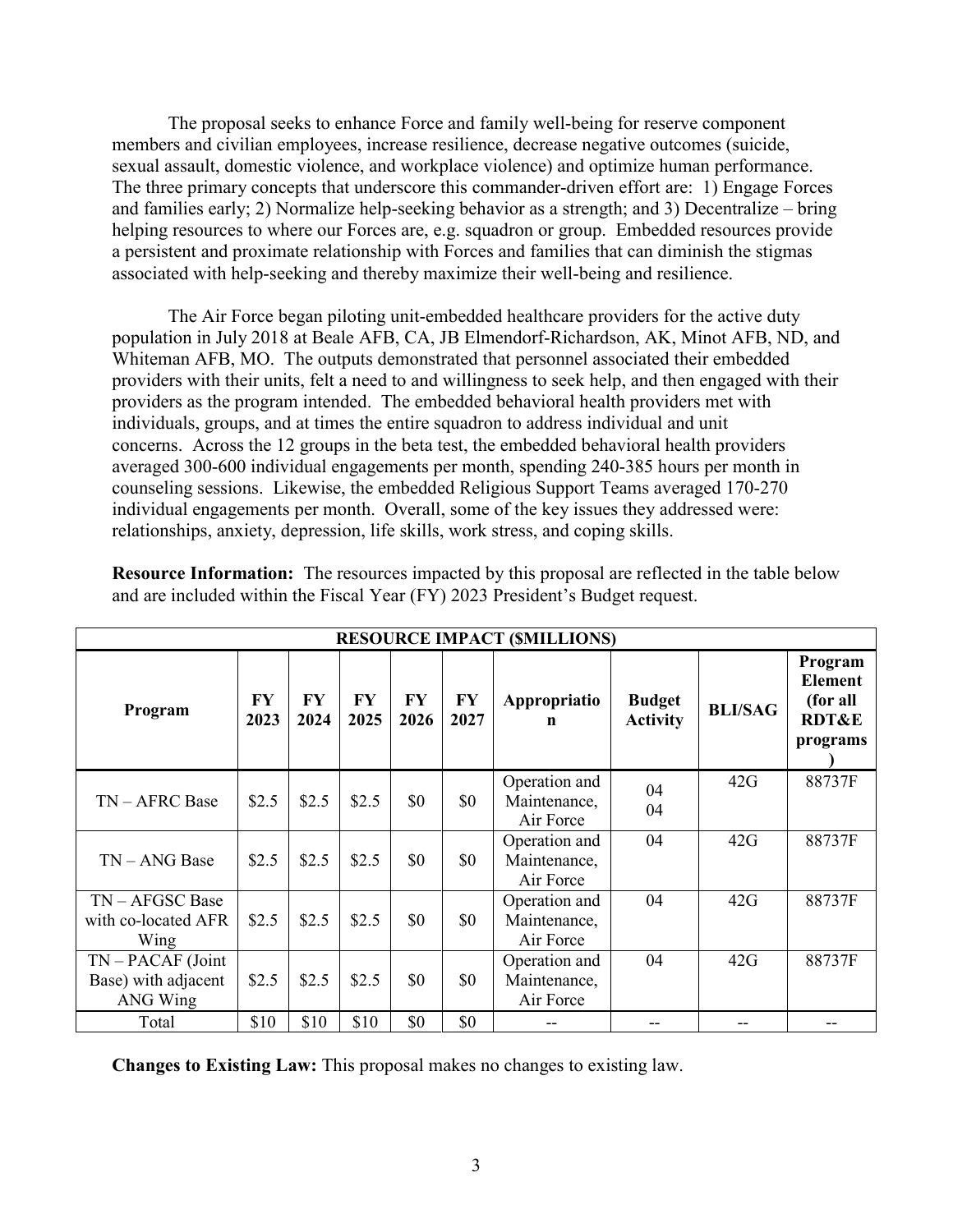The proposal seeks to enhance Force and family well-being for reserve component members and civilian employees, increase resilience, decrease negative outcomes (suicide, sexual assault, domestic violence, and workplace violence) and optimize human performance. The three primary concepts that underscore this commander-driven effort are: 1) Engage Forces and families early; 2) Normalize help-seeking behavior as a strength; and 3) Decentralize – bring helping resources to where our Forces are, e.g. squadron or group. Embedded resources provide a persistent and proximate relationship with Forces and families that can diminish the stigmas associated with help-seeking and thereby maximize their well-being and resilience.

The Air Force began piloting unit-embedded healthcare providers for the active duty population in July 2018 at Beale AFB, CA, JB Elmendorf-Richardson, AK, Minot AFB, ND, and Whiteman AFB, MO. The outputs demonstrated that personnel associated their embedded providers with their units, felt a need to and willingness to seek help, and then engaged with their providers as the program intended. The embedded behavioral health providers met with individuals, groups, and at times the entire squadron to address individual and unit concerns. Across the 12 groups in the beta test, the embedded behavioral health providers averaged 300-600 individual engagements per month, spending 240-385 hours per month in counseling sessions. Likewise, the embedded Religious Support Teams averaged 170-270 individual engagements per month. Overall, some of the key issues they addressed were: relationships, anxiety, depression, life skills, work stress, and coping skills.

**Resource Information:** The resources impacted by this proposal are reflected in the table below and are included within the Fiscal Year (FY) 2023 President's Budget request.

| RESOURCE IMPACT ($MILLIONS) | | | | | | | | | |
|---|---|---|---|---|---|---|---|---|---|
| **Program** | **FY 2023** | **FY 2024** | **FY 2025** | **FY 2026** | **FY 2027** | **Appropriation** | **Budget Activity** | **BLI/SAG** | **Program Element (for all RDT&E programs)** |
| TN – AFRC Base | $2.5 | $2.5 | $2.5 | $0 | $0 | Operation and Maintenance, Air Force | 04 04 | 42G | 88737F |
| TN – ANG Base | $2.5 | $2.5 | $2.5 | $0 | $0 | Operation and Maintenance, Air Force | 04 | 42G | 88737F |
| TN – AFGSC Base with co-located AFR Wing | $2.5 | $2.5 | $2.5 | $0 | $0 | Operation and Maintenance, Air Force | 04 | 42G | 88737F |
| TN – PACAF (Joint Base) with adjacent ANG Wing | $2.5 | $2.5 | $2.5 | $0 | $0 | Operation and Maintenance, Air Force | 04 | 42G | 88737F |
| Total | $10 | $10 | $10 | $0 | $0 | -- | -- | -- | -- |

**Changes to Existing Law:** This proposal makes no changes to existing law.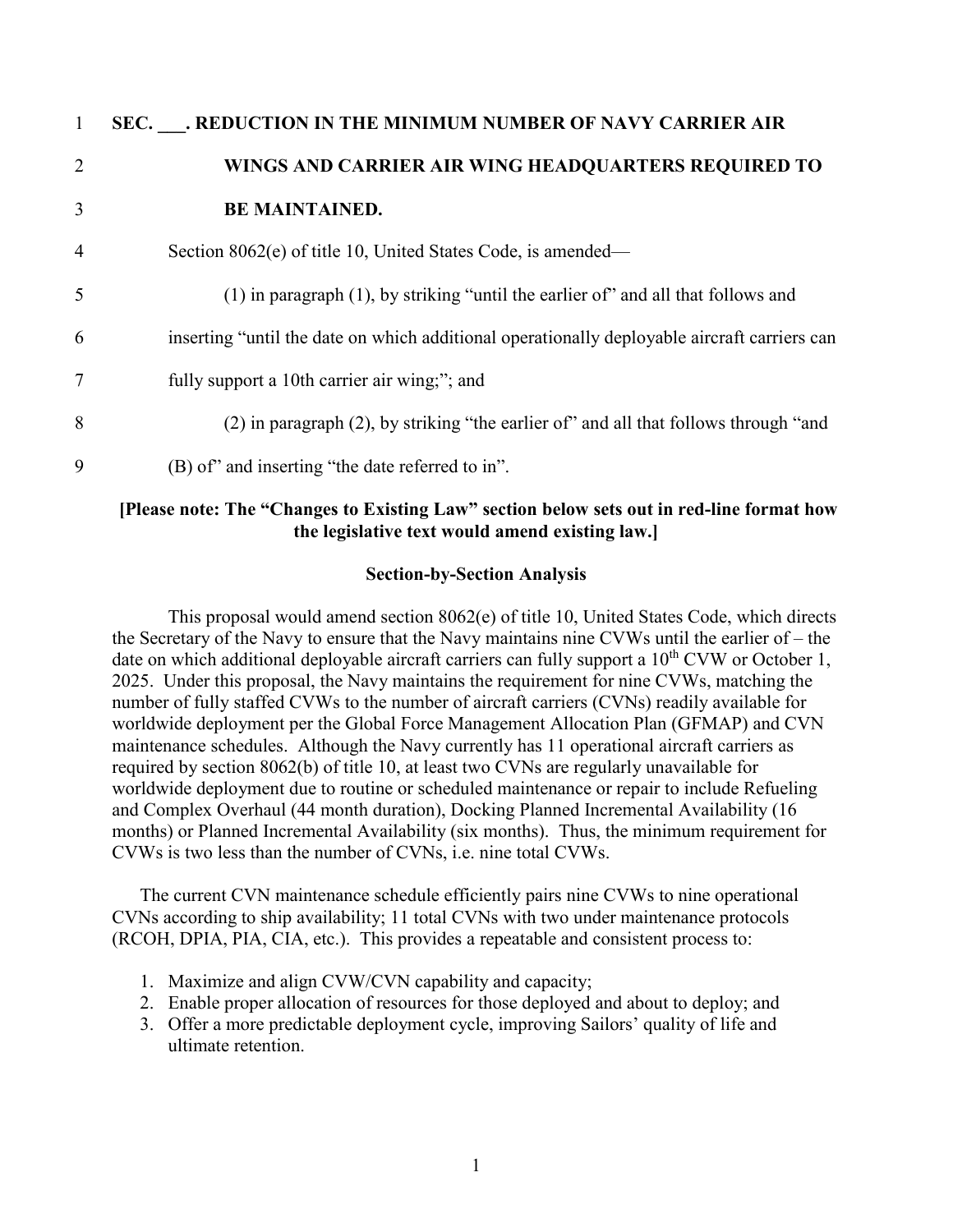**SEC. \_\_\_. REDUCTION IN THE MINIMUM NUMBER OF NAVY CARRIER AIR WINGS AND CARRIER AIR WING HEADQUARTERS REQUIRED TO BE MAINTAINED.**

Section 8062(e) of title 10, United States Code, is amended—

(1) in paragraph (1), by striking "until the earlier of" and all that follows and inserting "until the date on which additional operationally deployable aircraft carriers can fully support a 10th carrier air wing;"; and

(2) in paragraph (2), by striking "the earlier of" and all that follows through "and (B) of" and inserting "the date referred to in".

**[Please note: The "Changes to Existing Law" section below sets out in red-line format how the legislative text would amend existing law.]**

**Section-by-Section Analysis**

This proposal would amend section 8062(e) of title 10, United States Code, which directs the Secretary of the Navy to ensure that the Navy maintains nine CVWs until the earlier of – the date on which additional deployable aircraft carriers can fully support a 10th CVW or October 1, 2025. Under this proposal, the Navy maintains the requirement for nine CVWs, matching the number of fully staffed CVWs to the number of aircraft carriers (CVNs) readily available for worldwide deployment per the Global Force Management Allocation Plan (GFMAP) and CVN maintenance schedules. Although the Navy currently has 11 operational aircraft carriers as required by section 8062(b) of title 10, at least two CVNs are regularly unavailable for worldwide deployment due to routine or scheduled maintenance or repair to include Refueling and Complex Overhaul (44 month duration), Docking Planned Incremental Availability (16 months) or Planned Incremental Availability (six months). Thus, the minimum requirement for CVWs is two less than the number of CVNs, i.e. nine total CVWs.

The current CVN maintenance schedule efficiently pairs nine CVWs to nine operational CVNs according to ship availability; 11 total CVNs with two under maintenance protocols (RCOH, DPIA, PIA, CIA, etc.). This provides a repeatable and consistent process to:

1. Maximize and align CVW/CVN capability and capacity;
2. Enable proper allocation of resources for those deployed and about to deploy; and
3. Offer a more predictable deployment cycle, improving Sailors' quality of life and ultimate retention.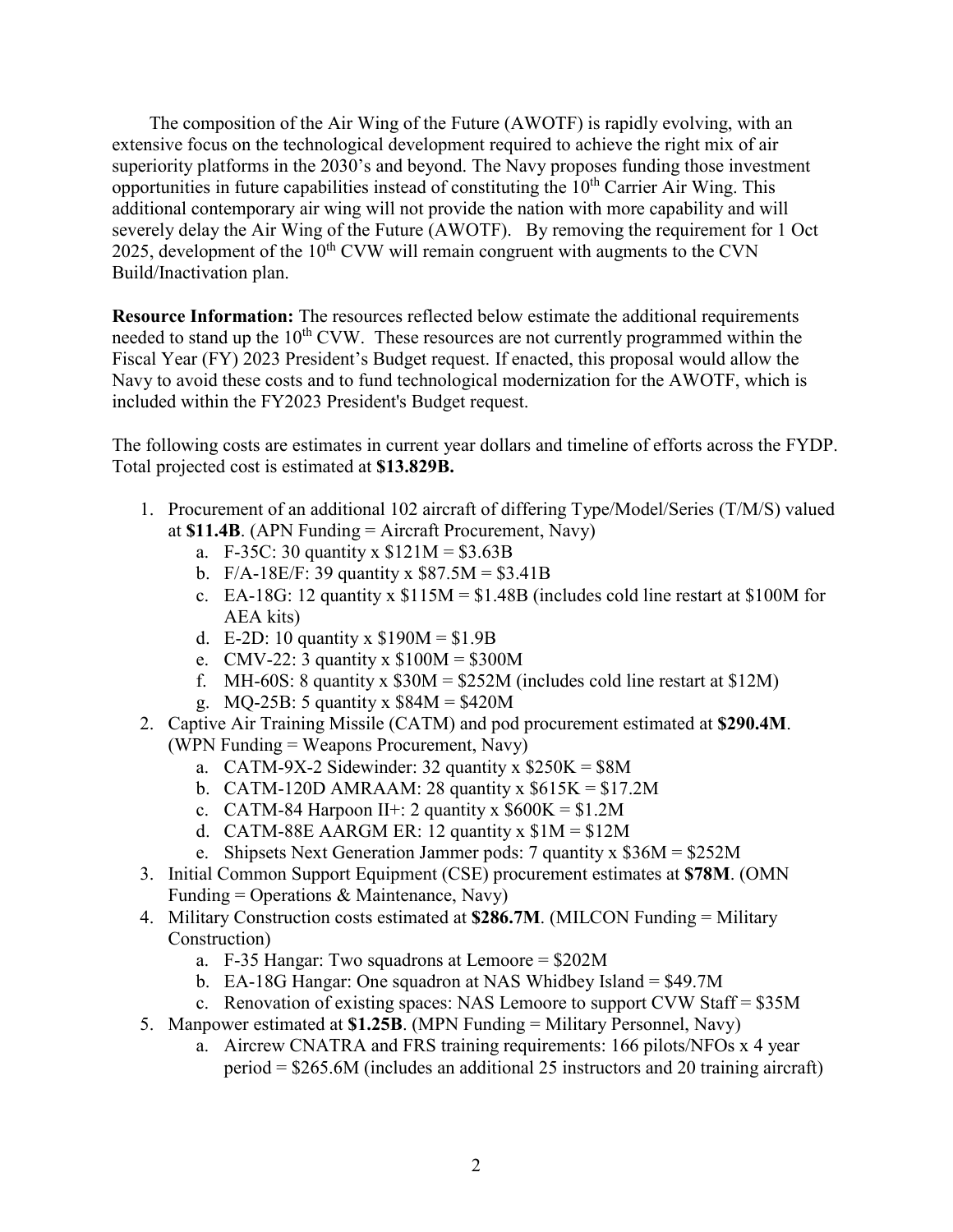The composition of the Air Wing of the Future (AWOTF) is rapidly evolving, with an extensive focus on the technological development required to achieve the right mix of air superiority platforms in the 2030's and beyond. The Navy proposes funding those investment opportunities in future capabilities instead of constituting the 10th Carrier Air Wing. This additional contemporary air wing will not provide the nation with more capability and will severely delay the Air Wing of the Future (AWOTF). By removing the requirement for 1 Oct 2025, development of the 10th CVW will remain congruent with augments to the CVN Build/Inactivation plan.

**Resource Information:** The resources reflected below estimate the additional requirements needed to stand up the 10th CVW. These resources are not currently programmed within the Fiscal Year (FY) 2023 President's Budget request. If enacted, this proposal would allow the Navy to avoid these costs and to fund technological modernization for the AWOTF, which is included within the FY2023 President's Budget request.

The following costs are estimates in current year dollars and timeline of efforts across the FYDP. Total projected cost is estimated at **$13.829B.**

1. Procurement of an additional 102 aircraft of differing Type/Model/Series (T/M/S) valued at **$11.4B**. (APN Funding = Aircraft Procurement, Navy)
   a. F-35C: 30 quantity x $121M = $3.63B
   b. F/A-18E/F: 39 quantity x $87.5M = $3.41B
   c. EA-18G: 12 quantity x $115M = $1.48B (includes cold line restart at $100M for AEA kits)
   d. E-2D: 10 quantity x $190M = $1.9B
   e. CMV-22: 3 quantity x $100M = $300M
   f. MH-60S: 8 quantity x $30M = $252M (includes cold line restart at $12M)
   g. MQ-25B: 5 quantity x $84M = $420M
2. Captive Air Training Missile (CATM) and pod procurement estimated at **$290.4M**. (WPN Funding = Weapons Procurement, Navy)
   a. CATM-9X-2 Sidewinder: 32 quantity x $250K = $8M
   b. CATM-120D AMRAAM: 28 quantity x $615K = $17.2M
   c. CATM-84 Harpoon II+: 2 quantity x $600K = $1.2M
   d. CATM-88E AARGM ER: 12 quantity x $1M = $12M
   e. Shipsets Next Generation Jammer pods: 7 quantity x $36M = $252M
3. Initial Common Support Equipment (CSE) procurement estimates at **$78M**. (OMN Funding = Operations & Maintenance, Navy)
4. Military Construction costs estimated at **$286.7M**. (MILCON Funding = Military Construction)
   a. F-35 Hangar: Two squadrons at Lemoore = $202M
   b. EA-18G Hangar: One squadron at NAS Whidbey Island = $49.7M
   c. Renovation of existing spaces: NAS Lemoore to support CVW Staff = $35M
5. Manpower estimated at **$1.25B**. (MPN Funding = Military Personnel, Navy)
   a. Aircrew CNATRA and FRS training requirements: 166 pilots/NFOs x 4 year period = $265.6M (includes an additional 25 instructors and 20 training aircraft)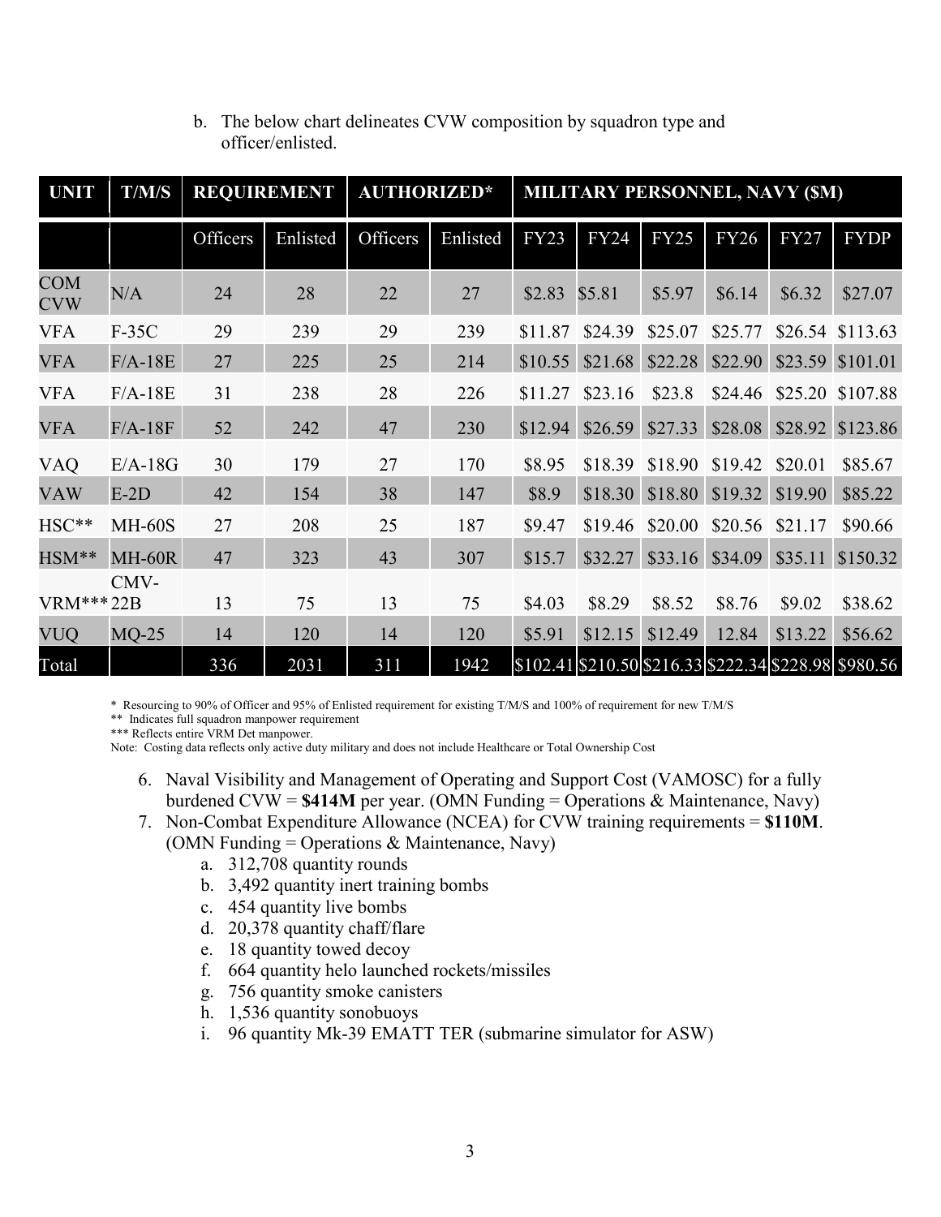b. The below chart delineates CVW composition by squadron type and officer/enlisted.

| UNIT | T/M/S | REQUIREMENT | | AUTHORIZED* | | MILITARY PERSONNEL, NAVY ($M) | | | | | |
|---|---|---|---|---|---|---|---|---|---|---|---|
| | | Officers | Enlisted | Officers | Enlisted | FY23 | FY24 | FY25 | FY26 | FY27 | FYDP |
| COM CVW | N/A | 24 | 28 | 22 | 27 | $2.83 | $5.81 | $5.97 | $6.14 | $6.32 | $27.07 |
| VFA | F-35C | 29 | 239 | 29 | 239 | $11.87 | $24.39 | $25.07 | $25.77 | $26.54 | $113.63 |
| VFA | F/A-18E | 27 | 225 | 25 | 214 | $10.55 | $21.68 | $22.28 | $22.90 | $23.59 | $101.01 |
| VFA | F/A-18E | 31 | 238 | 28 | 226 | $11.27 | $23.16 | $23.8 | $24.46 | $25.20 | $107.88 |
| VFA | F/A-18F | 52 | 242 | 47 | 230 | $12.94 | $26.59 | $27.33 | $28.08 | $28.92 | $123.86 |
| VAQ | E/A-18G | 30 | 179 | 27 | 170 | $8.95 | $18.39 | $18.90 | $19.42 | $20.01 | $85.67 |
| VAW | E-2D | 42 | 154 | 38 | 147 | $8.9 | $18.30 | $18.80 | $19.32 | $19.90 | $85.22 |
| HSC** | MH-60S | 27 | 208 | 25 | 187 | $9.47 | $19.46 | $20.00 | $20.56 | $21.17 | $90.66 |
| HSM** | MH-60R | 47 | 323 | 43 | 307 | $15.7 | $32.27 | $33.16 | $34.09 | $35.11 | $150.32 |
| VRM*** | CMV-22B | 13 | 75 | 13 | 75 | $4.03 | $8.29 | $8.52 | $8.76 | $9.02 | $38.62 |
| VUQ | MQ-25 | 14 | 120 | 14 | 120 | $5.91 | $12.15 | $12.49 | 12.84 | $13.22 | $56.62 |
| Total | | 336 | 2031 | 311 | 1942 | $102.41 | $210.50 | $216.33 | $222.34 | $228.98 | $980.56 |

\* Resourcing to 90% of Officer and 95% of Enlisted requirement for existing T/M/S and 100% of requirement for new T/M/S

** Indicates full squadron manpower requirement

*** Reflects entire VRM Det manpower.

Note: Costing data reflects only active duty military and does not include Healthcare or Total Ownership Cost

6. Naval Visibility and Management of Operating and Support Cost (VAMOSC) for a fully burdened CVW = **$414M** per year. (OMN Funding = Operations & Maintenance, Navy)
7. Non-Combat Expenditure Allowance (NCEA) for CVW training requirements = **$110M**. (OMN Funding = Operations & Maintenance, Navy)
   a. 312,708 quantity rounds
   b. 3,492 quantity inert training bombs
   c. 454 quantity live bombs
   d. 20,378 quantity chaff/flare
   e. 18 quantity towed decoy
   f. 664 quantity helo launched rockets/missiles
   g. 756 quantity smoke canisters
   h. 1,536 quantity sonobuoys
   i. 96 quantity Mk-39 EMATT TER (submarine simulator for ASW)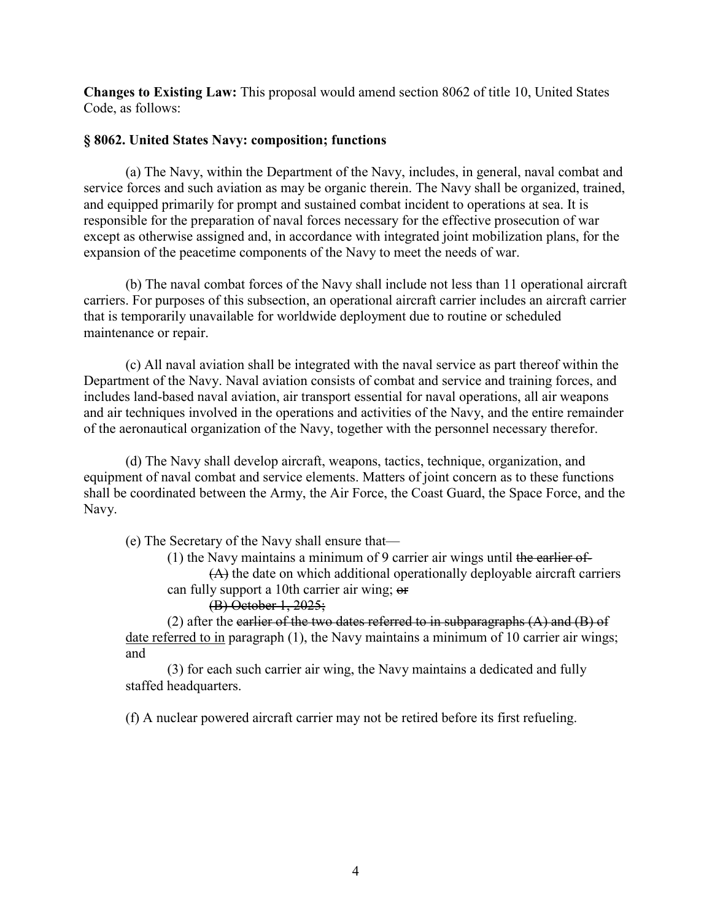**Changes to Existing Law:** This proposal would amend section 8062 of title 10, United States Code, as follows:

**§ 8062. United States Navy: composition; functions**

(a) The Navy, within the Department of the Navy, includes, in general, naval combat and service forces and such aviation as may be organic therein. The Navy shall be organized, trained, and equipped primarily for prompt and sustained combat incident to operations at sea. It is responsible for the preparation of naval forces necessary for the effective prosecution of war except as otherwise assigned and, in accordance with integrated joint mobilization plans, for the expansion of the peacetime components of the Navy to meet the needs of war.

(b) The naval combat forces of the Navy shall include not less than 11 operational aircraft carriers. For purposes of this subsection, an operational aircraft carrier includes an aircraft carrier that is temporarily unavailable for worldwide deployment due to routine or scheduled maintenance or repair.

(c) All naval aviation shall be integrated with the naval service as part thereof within the Department of the Navy. Naval aviation consists of combat and service and training forces, and includes land-based naval aviation, air transport essential for naval operations, all air weapons and air techniques involved in the operations and activities of the Navy, and the entire remainder of the aeronautical organization of the Navy, together with the personnel necessary therefor.

(d) The Navy shall develop aircraft, weapons, tactics, technique, organization, and equipment of naval combat and service elements. Matters of joint concern as to these functions shall be coordinated between the Army, the Air Force, the Coast Guard, the Space Force, and the Navy.

(e) The Secretary of the Navy shall ensure that—

(1) the Navy maintains a minimum of 9 carrier air wings until ~~the earlier of-~~

~~(A)~~ the date on which additional operationally deployable aircraft carriers can fully support a 10th carrier air wing; ~~or~~

~~(B) October 1, 2025;~~

(2) after the ~~earlier of the two dates referred to in subparagraphs (A) and (B) of~~ <u>date referred to in</u> paragraph (1), the Navy maintains a minimum of 10 carrier air wings; and

(3) for each such carrier air wing, the Navy maintains a dedicated and fully staffed headquarters.

(f) A nuclear powered aircraft carrier may not be retired before its first refueling.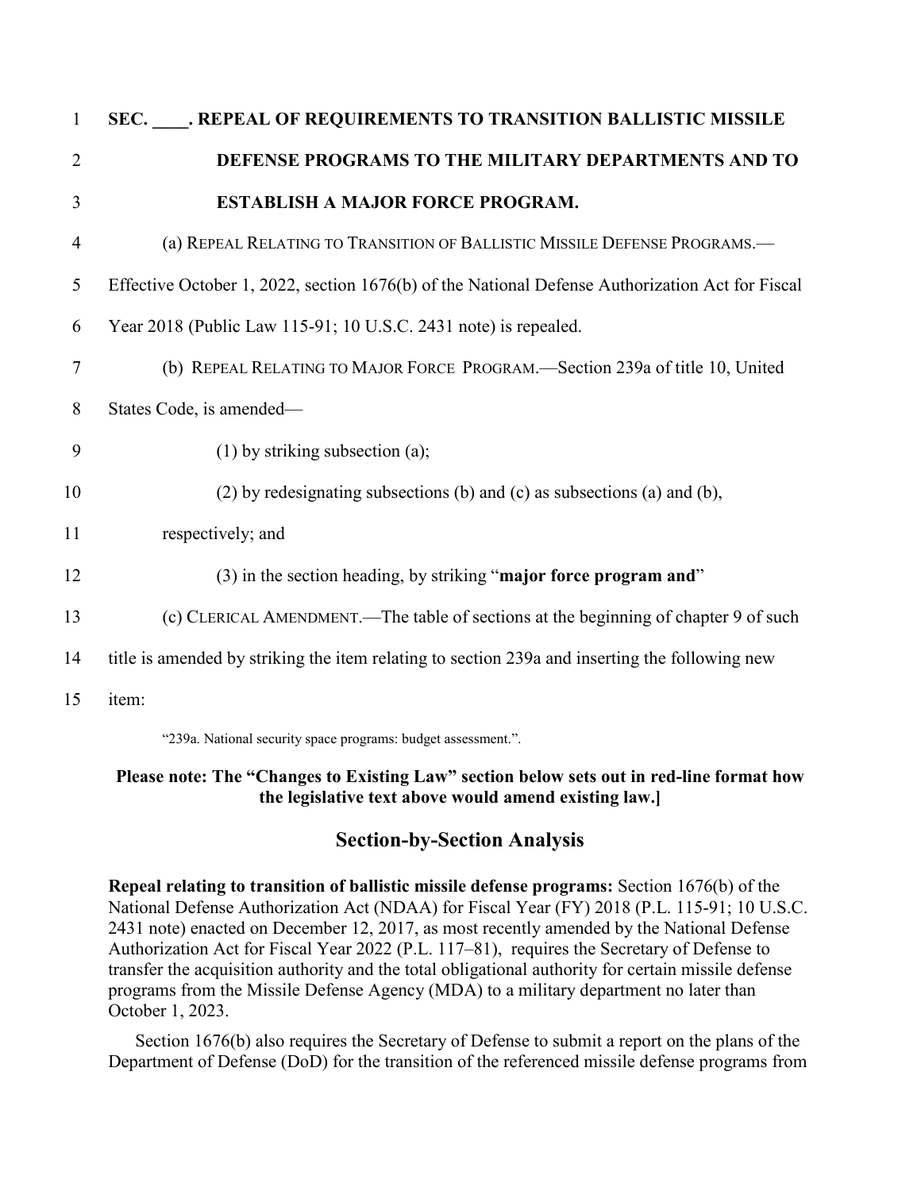**SEC. \_\_\_\_. REPEAL OF REQUIREMENTS TO TRANSITION BALLISTIC MISSILE DEFENSE PROGRAMS TO THE MILITARY DEPARTMENTS AND TO ESTABLISH A MAJOR FORCE PROGRAM.**

(a) REPEAL RELATING TO TRANSITION OF BALLISTIC MISSILE DEFENSE PROGRAMS.—Effective October 1, 2022, section 1676(b) of the National Defense Authorization Act for Fiscal Year 2018 (Public Law 115-91; 10 U.S.C. 2431 note) is repealed.

(b) REPEAL RELATING TO MAJOR FORCE PROGRAM.—Section 239a of title 10, United States Code, is amended—

(1) by striking subsection (a);

(2) by redesignating subsections (b) and (c) as subsections (a) and (b), respectively; and

(3) in the section heading, by striking "**major force program and**"

(c) CLERICAL AMENDMENT.—The table of sections at the beginning of chapter 9 of such title is amended by striking the item relating to section 239a and inserting the following new item:

"239a. National security space programs: budget assessment.".

**Please note: The "Changes to Existing Law" section below sets out in red-line format how the legislative text above would amend existing law.]**

## Section-by-Section Analysis

**Repeal relating to transition of ballistic missile defense programs:** Section 1676(b) of the National Defense Authorization Act (NDAA) for Fiscal Year (FY) 2018 (P.L. 115-91; 10 U.S.C. 2431 note) enacted on December 12, 2017, as most recently amended by the National Defense Authorization Act for Fiscal Year 2022 (P.L. 117–81), requires the Secretary of Defense to transfer the acquisition authority and the total obligational authority for certain missile defense programs from the Missile Defense Agency (MDA) to a military department no later than October 1, 2023.

Section 1676(b) also requires the Secretary of Defense to submit a report on the plans of the Department of Defense (DoD) for the transition of the referenced missile defense programs from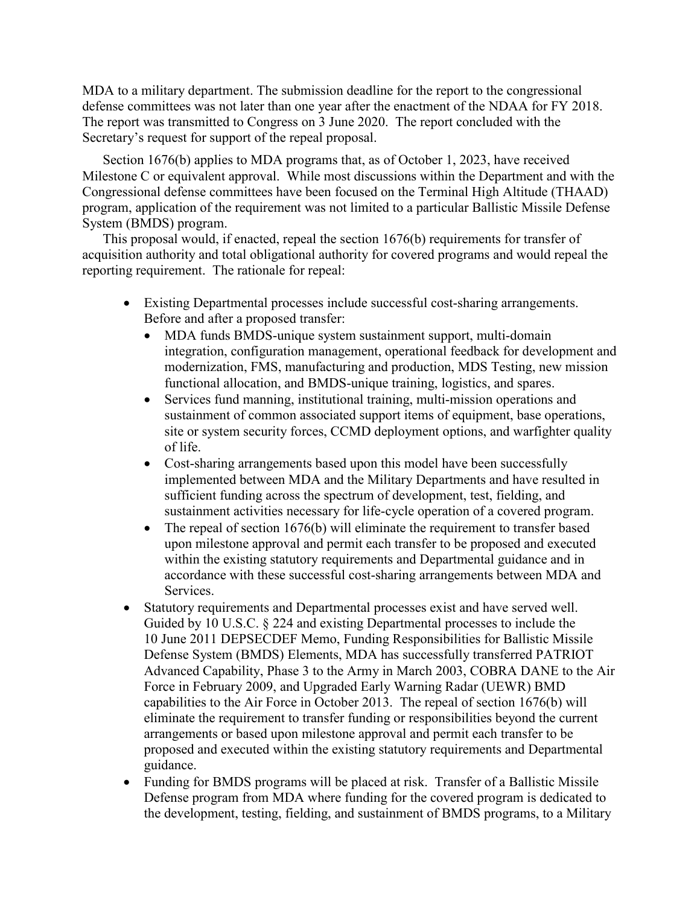MDA to a military department. The submission deadline for the report to the congressional defense committees was not later than one year after the enactment of the NDAA for FY 2018. The report was transmitted to Congress on 3 June 2020. The report concluded with the Secretary's request for support of the repeal proposal.

Section 1676(b) applies to MDA programs that, as of October 1, 2023, have received Milestone C or equivalent approval. While most discussions within the Department and with the Congressional defense committees have been focused on the Terminal High Altitude (THAAD) program, application of the requirement was not limited to a particular Ballistic Missile Defense System (BMDS) program.

This proposal would, if enacted, repeal the section 1676(b) requirements for transfer of acquisition authority and total obligational authority for covered programs and would repeal the reporting requirement. The rationale for repeal:

- Existing Departmental processes include successful cost-sharing arrangements. Before and after a proposed transfer:
  - MDA funds BMDS-unique system sustainment support, multi-domain integration, configuration management, operational feedback for development and modernization, FMS, manufacturing and production, MDS Testing, new mission functional allocation, and BMDS-unique training, logistics, and spares.
  - Services fund manning, institutional training, multi-mission operations and sustainment of common associated support items of equipment, base operations, site or system security forces, CCMD deployment options, and warfighter quality of life.
  - Cost-sharing arrangements based upon this model have been successfully implemented between MDA and the Military Departments and have resulted in sufficient funding across the spectrum of development, test, fielding, and sustainment activities necessary for life-cycle operation of a covered program.
  - The repeal of section 1676(b) will eliminate the requirement to transfer based upon milestone approval and permit each transfer to be proposed and executed within the existing statutory requirements and Departmental guidance and in accordance with these successful cost-sharing arrangements between MDA and Services.
- Statutory requirements and Departmental processes exist and have served well. Guided by 10 U.S.C. § 224 and existing Departmental processes to include the 10 June 2011 DEPSECDEF Memo, Funding Responsibilities for Ballistic Missile Defense System (BMDS) Elements, MDA has successfully transferred PATRIOT Advanced Capability, Phase 3 to the Army in March 2003, COBRA DANE to the Air Force in February 2009, and Upgraded Early Warning Radar (UEWR) BMD capabilities to the Air Force in October 2013. The repeal of section 1676(b) will eliminate the requirement to transfer funding or responsibilities beyond the current arrangements or based upon milestone approval and permit each transfer to be proposed and executed within the existing statutory requirements and Departmental guidance.
- Funding for BMDS programs will be placed at risk. Transfer of a Ballistic Missile Defense program from MDA where funding for the covered program is dedicated to the development, testing, fielding, and sustainment of BMDS programs, to a Military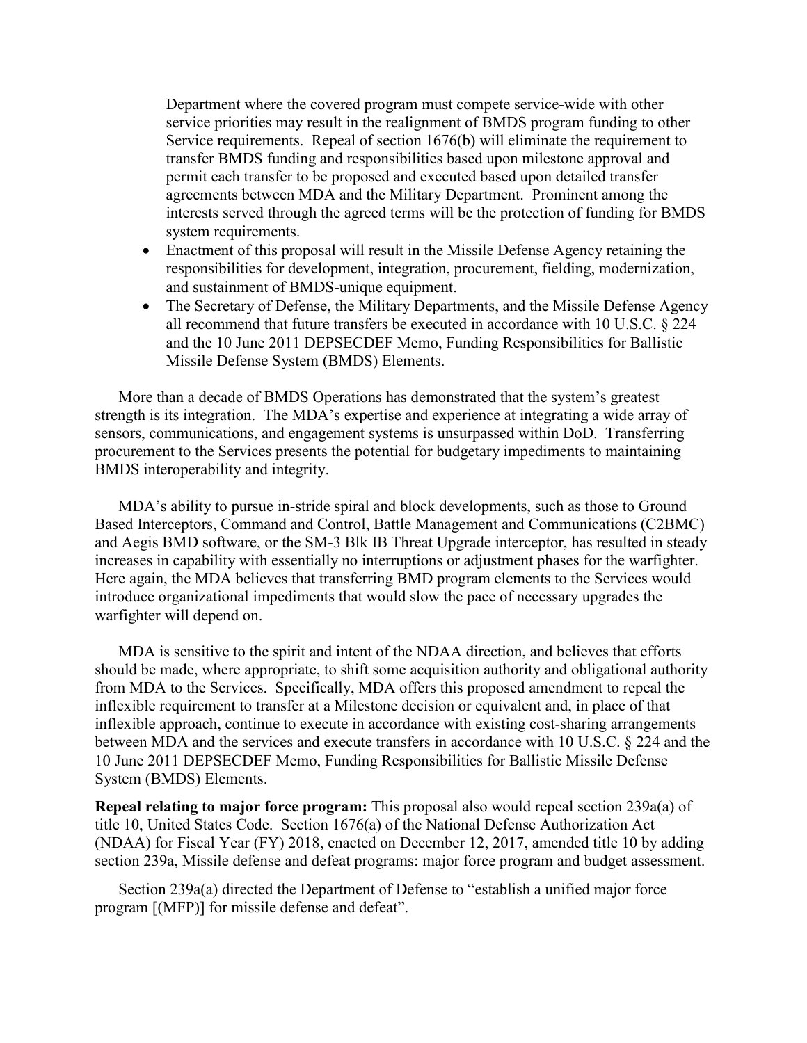Department where the covered program must compete service-wide with other service priorities may result in the realignment of BMDS program funding to other Service requirements. Repeal of section 1676(b) will eliminate the requirement to transfer BMDS funding and responsibilities based upon milestone approval and permit each transfer to be proposed and executed based upon detailed transfer agreements between MDA and the Military Department. Prominent among the interests served through the agreed terms will be the protection of funding for BMDS system requirements.

- Enactment of this proposal will result in the Missile Defense Agency retaining the responsibilities for development, integration, procurement, fielding, modernization, and sustainment of BMDS-unique equipment.
- The Secretary of Defense, the Military Departments, and the Missile Defense Agency all recommend that future transfers be executed in accordance with 10 U.S.C. § 224 and the 10 June 2011 DEPSECDEF Memo, Funding Responsibilities for Ballistic Missile Defense System (BMDS) Elements.

More than a decade of BMDS Operations has demonstrated that the system's greatest strength is its integration. The MDA's expertise and experience at integrating a wide array of sensors, communications, and engagement systems is unsurpassed within DoD. Transferring procurement to the Services presents the potential for budgetary impediments to maintaining BMDS interoperability and integrity.

MDA's ability to pursue in-stride spiral and block developments, such as those to Ground Based Interceptors, Command and Control, Battle Management and Communications (C2BMC) and Aegis BMD software, or the SM-3 Blk IB Threat Upgrade interceptor, has resulted in steady increases in capability with essentially no interruptions or adjustment phases for the warfighter. Here again, the MDA believes that transferring BMD program elements to the Services would introduce organizational impediments that would slow the pace of necessary upgrades the warfighter will depend on.

MDA is sensitive to the spirit and intent of the NDAA direction, and believes that efforts should be made, where appropriate, to shift some acquisition authority and obligational authority from MDA to the Services. Specifically, MDA offers this proposed amendment to repeal the inflexible requirement to transfer at a Milestone decision or equivalent and, in place of that inflexible approach, continue to execute in accordance with existing cost-sharing arrangements between MDA and the services and execute transfers in accordance with 10 U.S.C. § 224 and the 10 June 2011 DEPSECDEF Memo, Funding Responsibilities for Ballistic Missile Defense System (BMDS) Elements.

**Repeal relating to major force program:** This proposal also would repeal section 239a(a) of title 10, United States Code. Section 1676(a) of the National Defense Authorization Act (NDAA) for Fiscal Year (FY) 2018, enacted on December 12, 2017, amended title 10 by adding section 239a, Missile defense and defeat programs: major force program and budget assessment.

Section 239a(a) directed the Department of Defense to "establish a unified major force program [(MFP)] for missile defense and defeat".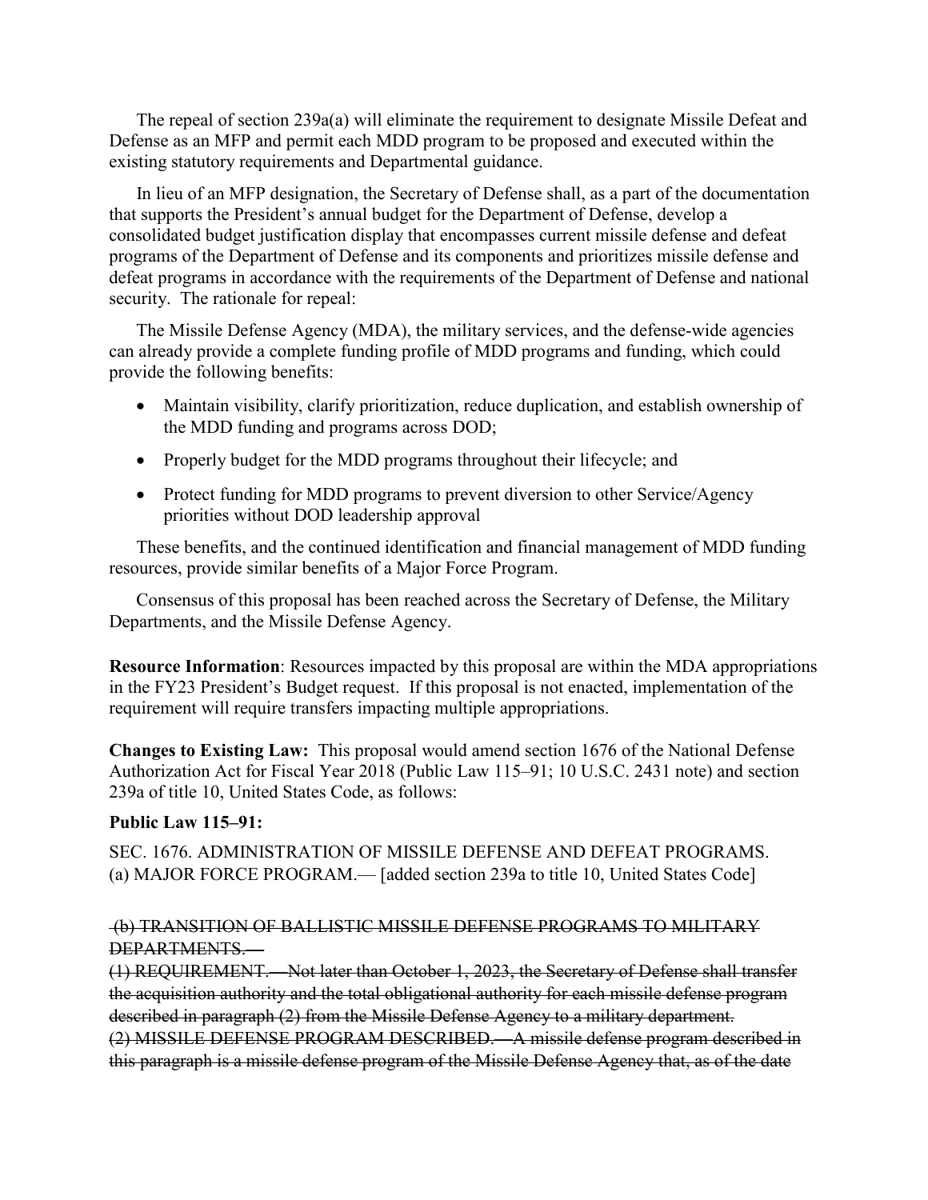The repeal of section 239a(a) will eliminate the requirement to designate Missile Defeat and Defense as an MFP and permit each MDD program to be proposed and executed within the existing statutory requirements and Departmental guidance.

In lieu of an MFP designation, the Secretary of Defense shall, as a part of the documentation that supports the President's annual budget for the Department of Defense, develop a consolidated budget justification display that encompasses current missile defense and defeat programs of the Department of Defense and its components and prioritizes missile defense and defeat programs in accordance with the requirements of the Department of Defense and national security. The rationale for repeal:

The Missile Defense Agency (MDA), the military services, and the defense-wide agencies can already provide a complete funding profile of MDD programs and funding, which could provide the following benefits:

- Maintain visibility, clarify prioritization, reduce duplication, and establish ownership of the MDD funding and programs across DOD;
- Properly budget for the MDD programs throughout their lifecycle; and
- Protect funding for MDD programs to prevent diversion to other Service/Agency priorities without DOD leadership approval

These benefits, and the continued identification and financial management of MDD funding resources, provide similar benefits of a Major Force Program.

Consensus of this proposal has been reached across the Secretary of Defense, the Military Departments, and the Missile Defense Agency.

**Resource Information**: Resources impacted by this proposal are within the MDA appropriations in the FY23 President's Budget request. If this proposal is not enacted, implementation of the requirement will require transfers impacting multiple appropriations.

**Changes to Existing Law:** This proposal would amend section 1676 of the National Defense Authorization Act for Fiscal Year 2018 (Public Law 115–91; 10 U.S.C. 2431 note) and section 239a of title 10, United States Code, as follows:

**Public Law 115–91:**

SEC. 1676. ADMINISTRATION OF MISSILE DEFENSE AND DEFEAT PROGRAMS.
(a) MAJOR FORCE PROGRAM.— [added section 239a to title 10, United States Code]

~~(b) TRANSITION OF BALLISTIC MISSILE DEFENSE PROGRAMS TO MILITARY DEPARTMENTS.—~~
~~(1) REQUIREMENT.—Not later than October 1, 2023, the Secretary of Defense shall transfer the acquisition authority and the total obligational authority for each missile defense program described in paragraph (2) from the Missile Defense Agency to a military department.~~
~~(2) MISSILE DEFENSE PROGRAM DESCRIBED.—A missile defense program described in this paragraph is a missile defense program of the Missile Defense Agency that, as of the date~~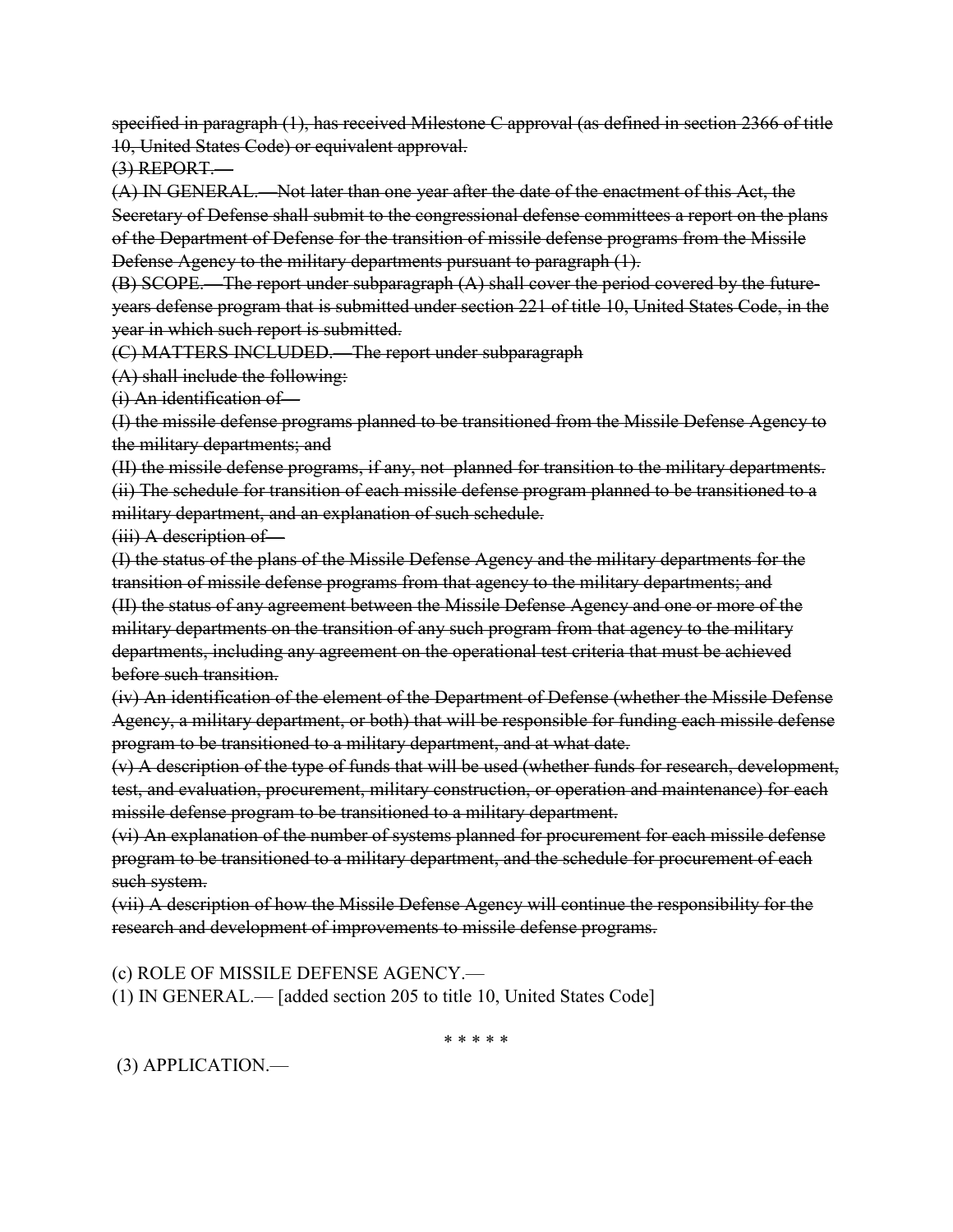~~specified in paragraph (1), has received Milestone C approval (as defined in section 2366 of title 10, United States Code) or equivalent approval.~~

~~(3) REPORT.—~~

~~(A) IN GENERAL.—Not later than one year after the date of the enactment of this Act, the Secretary of Defense shall submit to the congressional defense committees a report on the plans of the Department of Defense for the transition of missile defense programs from the Missile Defense Agency to the military departments pursuant to paragraph (1).~~

~~(B) SCOPE.—The report under subparagraph (A) shall cover the period covered by the future-years defense program that is submitted under section 221 of title 10, United States Code, in the year in which such report is submitted.~~

~~(C) MATTERS INCLUDED.—The report under subparagraph~~

~~(A) shall include the following:~~

~~(i) An identification of—~~

~~(I) the missile defense programs planned to be transitioned from the Missile Defense Agency to the military departments; and~~

~~(II) the missile defense programs, if any, not planned for transition to the military departments.~~

~~(ii) The schedule for transition of each missile defense program planned to be transitioned to a military department, and an explanation of such schedule.~~

~~(iii) A description of—~~

~~(I) the status of the plans of the Missile Defense Agency and the military departments for the transition of missile defense programs from that agency to the military departments; and~~

~~(II) the status of any agreement between the Missile Defense Agency and one or more of the military departments on the transition of any such program from that agency to the military departments, including any agreement on the operational test criteria that must be achieved before such transition.~~

~~(iv) An identification of the element of the Department of Defense (whether the Missile Defense Agency, a military department, or both) that will be responsible for funding each missile defense program to be transitioned to a military department, and at what date.~~

~~(v) A description of the type of funds that will be used (whether funds for research, development, test, and evaluation, procurement, military construction, or operation and maintenance) for each missile defense program to be transitioned to a military department.~~

~~(vi) An explanation of the number of systems planned for procurement for each missile defense program to be transitioned to a military department, and the schedule for procurement of each such system.~~

~~(vii) A description of how the Missile Defense Agency will continue the responsibility for the research and development of improvements to missile defense programs.~~

(c) ROLE OF MISSILE DEFENSE AGENCY.—

(1) IN GENERAL.— [added section 205 to title 10, United States Code]

\* \* \* \* \*

(3) APPLICATION.—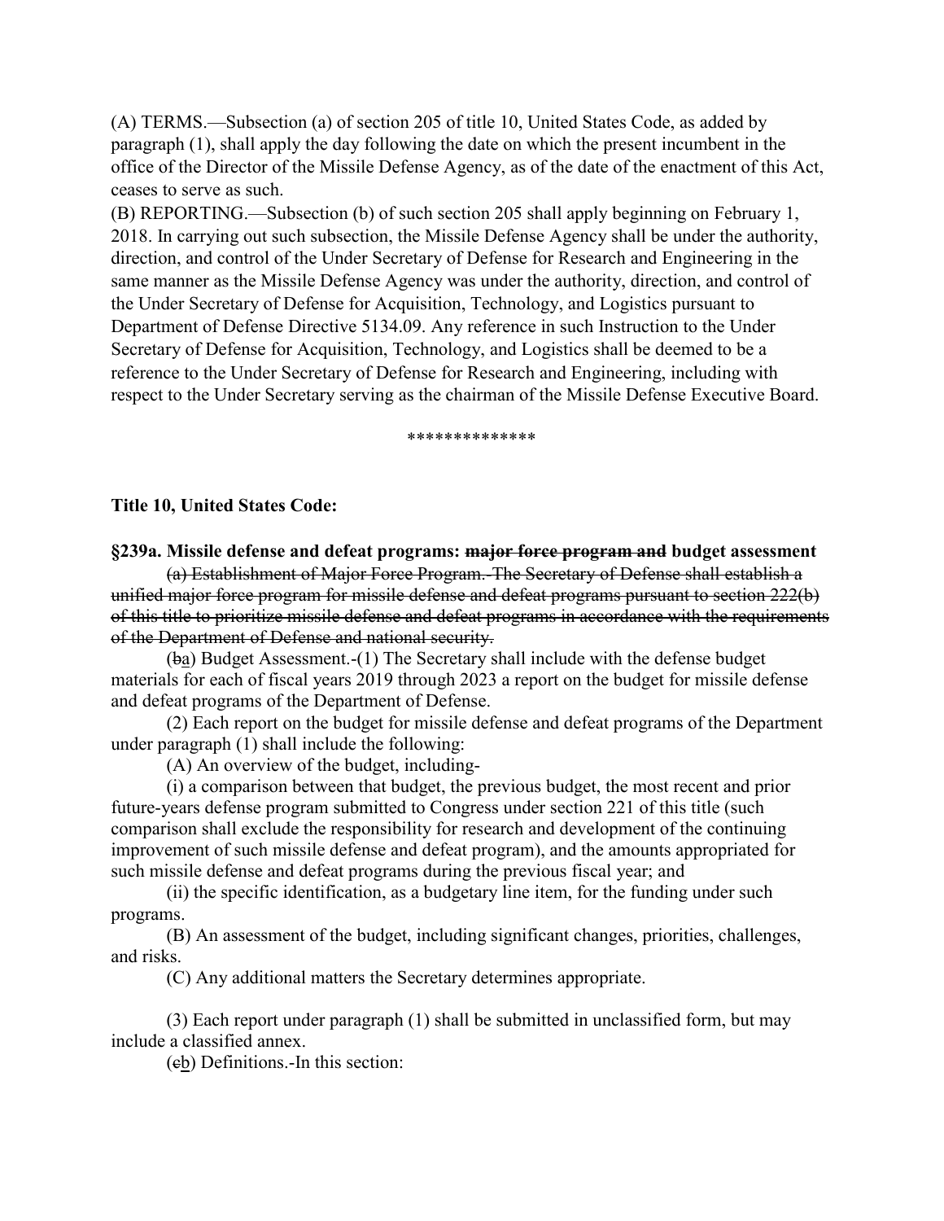(A) TERMS.—Subsection (a) of section 205 of title 10, United States Code, as added by paragraph (1), shall apply the day following the date on which the present incumbent in the office of the Director of the Missile Defense Agency, as of the date of the enactment of this Act, ceases to serve as such.

(B) REPORTING.—Subsection (b) of such section 205 shall apply beginning on February 1, 2018. In carrying out such subsection, the Missile Defense Agency shall be under the authority, direction, and control of the Under Secretary of Defense for Research and Engineering in the same manner as the Missile Defense Agency was under the authority, direction, and control of the Under Secretary of Defense for Acquisition, Technology, and Logistics pursuant to Department of Defense Directive 5134.09. Any reference in such Instruction to the Under Secretary of Defense for Acquisition, Technology, and Logistics shall be deemed to be a reference to the Under Secretary of Defense for Research and Engineering, including with respect to the Under Secretary serving as the chairman of the Missile Defense Executive Board.

**************

**Title 10, United States Code:**

**§239a. Missile defense and defeat programs: ~~major force program and~~ budget assessment**

~~(a) Establishment of Major Force Program.-The Secretary of Defense shall establish a unified major force program for missile defense and defeat programs pursuant to section 222(b) of this title to prioritize missile defense and defeat programs in accordance with the requirements of the Department of Defense and national security.~~

(~~b~~a) Budget Assessment.-(1) The Secretary shall include with the defense budget materials for each of fiscal years 2019 through 2023 a report on the budget for missile defense and defeat programs of the Department of Defense.

(2) Each report on the budget for missile defense and defeat programs of the Department under paragraph (1) shall include the following:

(A) An overview of the budget, including-

(i) a comparison between that budget, the previous budget, the most recent and prior future-years defense program submitted to Congress under section 221 of this title (such comparison shall exclude the responsibility for research and development of the continuing improvement of such missile defense and defeat program), and the amounts appropriated for such missile defense and defeat programs during the previous fiscal year; and

(ii) the specific identification, as a budgetary line item, for the funding under such programs.

(B) An assessment of the budget, including significant changes, priorities, challenges, and risks.

(C) Any additional matters the Secretary determines appropriate.

(3) Each report under paragraph (1) shall be submitted in unclassified form, but may include a classified annex.

(~~c~~b) Definitions.-In this section: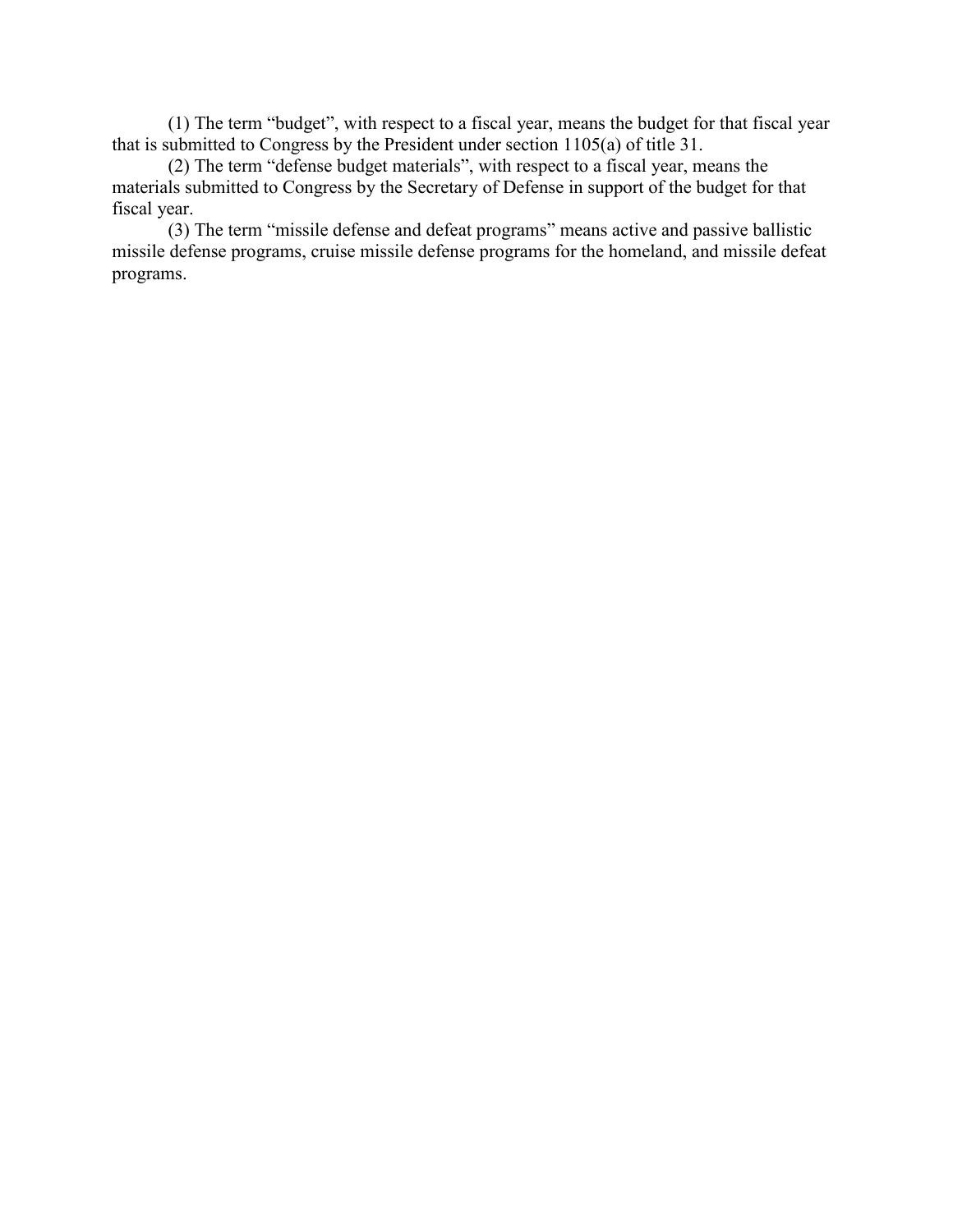(1) The term “budget”, with respect to a fiscal year, means the budget for that fiscal year that is submitted to Congress by the President under section 1105(a) of title 31.

(2) The term “defense budget materials”, with respect to a fiscal year, means the materials submitted to Congress by the Secretary of Defense in support of the budget for that fiscal year.

(3) The term “missile defense and defeat programs” means active and passive ballistic missile defense programs, cruise missile defense programs for the homeland, and missile defeat programs.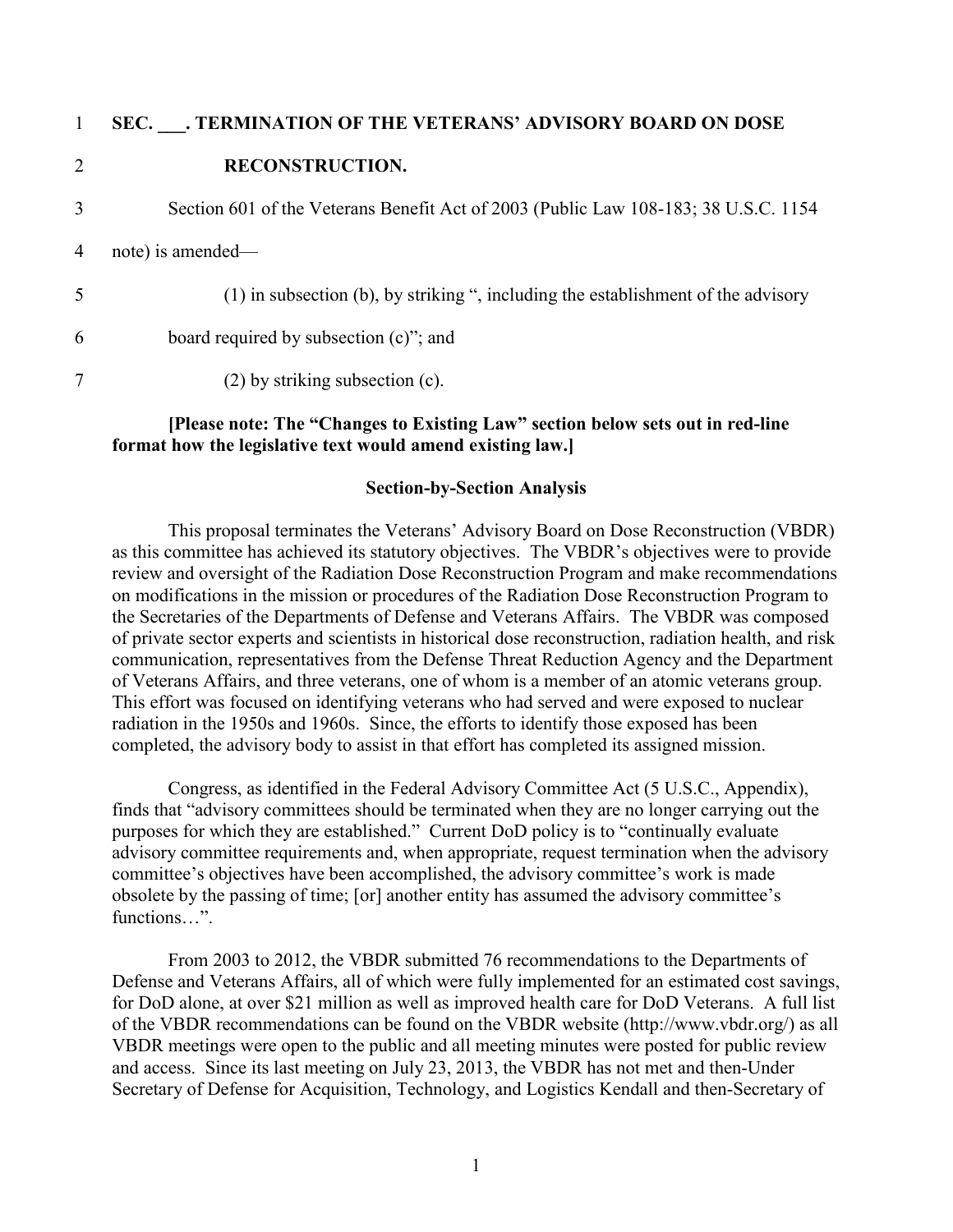**SEC. ___. TERMINATION OF THE VETERANS' ADVISORY BOARD ON DOSE RECONSTRUCTION.**

Section 601 of the Veterans Benefit Act of 2003 (Public Law 108-183; 38 U.S.C. 1154 note) is amended—

(1) in subsection (b), by striking ", including the establishment of the advisory board required by subsection (c)"; and

(2) by striking subsection (c).

**[Please note: The "Changes to Existing Law" section below sets out in red-line format how the legislative text would amend existing law.]**

**Section-by-Section Analysis**

This proposal terminates the Veterans' Advisory Board on Dose Reconstruction (VBDR) as this committee has achieved its statutory objectives. The VBDR's objectives were to provide review and oversight of the Radiation Dose Reconstruction Program and make recommendations on modifications in the mission or procedures of the Radiation Dose Reconstruction Program to the Secretaries of the Departments of Defense and Veterans Affairs. The VBDR was composed of private sector experts and scientists in historical dose reconstruction, radiation health, and risk communication, representatives from the Defense Threat Reduction Agency and the Department of Veterans Affairs, and three veterans, one of whom is a member of an atomic veterans group. This effort was focused on identifying veterans who had served and were exposed to nuclear radiation in the 1950s and 1960s. Since, the efforts to identify those exposed has been completed, the advisory body to assist in that effort has completed its assigned mission.

Congress, as identified in the Federal Advisory Committee Act (5 U.S.C., Appendix), finds that "advisory committees should be terminated when they are no longer carrying out the purposes for which they are established." Current DoD policy is to "continually evaluate advisory committee requirements and, when appropriate, request termination when the advisory committee's objectives have been accomplished, the advisory committee's work is made obsolete by the passing of time; [or] another entity has assumed the advisory committee's functions…".

From 2003 to 2012, the VBDR submitted 76 recommendations to the Departments of Defense and Veterans Affairs, all of which were fully implemented for an estimated cost savings, for DoD alone, at over $21 million as well as improved health care for DoD Veterans. A full list of the VBDR recommendations can be found on the VBDR website (http://www.vbdr.org/) as all VBDR meetings were open to the public and all meeting minutes were posted for public review and access. Since its last meeting on July 23, 2013, the VBDR has not met and then-Under Secretary of Defense for Acquisition, Technology, and Logistics Kendall and then-Secretary of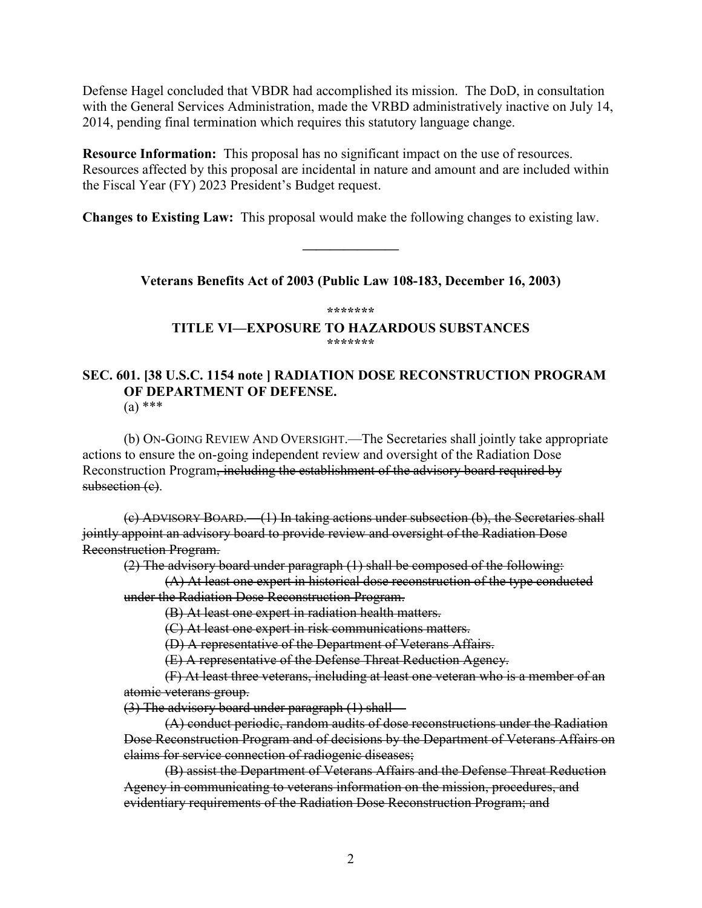Defense Hagel concluded that VBDR had accomplished its mission. The DoD, in consultation with the General Services Administration, made the VRBD administratively inactive on July 14, 2014, pending final termination which requires this statutory language change.

**Resource Information:** This proposal has no significant impact on the use of resources. Resources affected by this proposal are incidental in nature and amount and are included within the Fiscal Year (FY) 2023 President's Budget request.

**Changes to Existing Law:** This proposal would make the following changes to existing law.

---

**Veterans Benefits Act of 2003 (Public Law 108-183, December 16, 2003)**

\*\*\*\*\*\*\*

**TITLE VI—EXPOSURE TO HAZARDOUS SUBSTANCES**

\*\*\*\*\*\*\*

**SEC. 601. [38 U.S.C. 1154 note ] RADIATION DOSE RECONSTRUCTION PROGRAM OF DEPARTMENT OF DEFENSE.**

(a) \*\*\*

(b) ON-GOING REVIEW AND OVERSIGHT.—The Secretaries shall jointly take appropriate actions to ensure the on-going independent review and oversight of the Radiation Dose Reconstruction Program~~, including the establishment of the advisory board required by subsection (c)~~.

~~(c) ADVISORY BOARD.—(1) In taking actions under subsection (b), the Secretaries shall jointly appoint an advisory board to provide review and oversight of the Radiation Dose Reconstruction Program.~~

~~(2) The advisory board under paragraph (1) shall be composed of the following:~~

~~(A) At least one expert in historical dose reconstruction of the type conducted under the Radiation Dose Reconstruction Program.~~

~~(B) At least one expert in radiation health matters.~~

~~(C) At least one expert in risk communications matters.~~

~~(D) A representative of the Department of Veterans Affairs.~~

~~(E) A representative of the Defense Threat Reduction Agency.~~

~~(F) At least three veterans, including at least one veteran who is a member of an atomic veterans group.~~

~~(3) The advisory board under paragraph (1) shall—~~

~~(A) conduct periodic, random audits of dose reconstructions under the Radiation Dose Reconstruction Program and of decisions by the Department of Veterans Affairs on claims for service connection of radiogenic diseases;~~

~~(B) assist the Department of Veterans Affairs and the Defense Threat Reduction Agency in communicating to veterans information on the mission, procedures, and evidentiary requirements of the Radiation Dose Reconstruction Program; and~~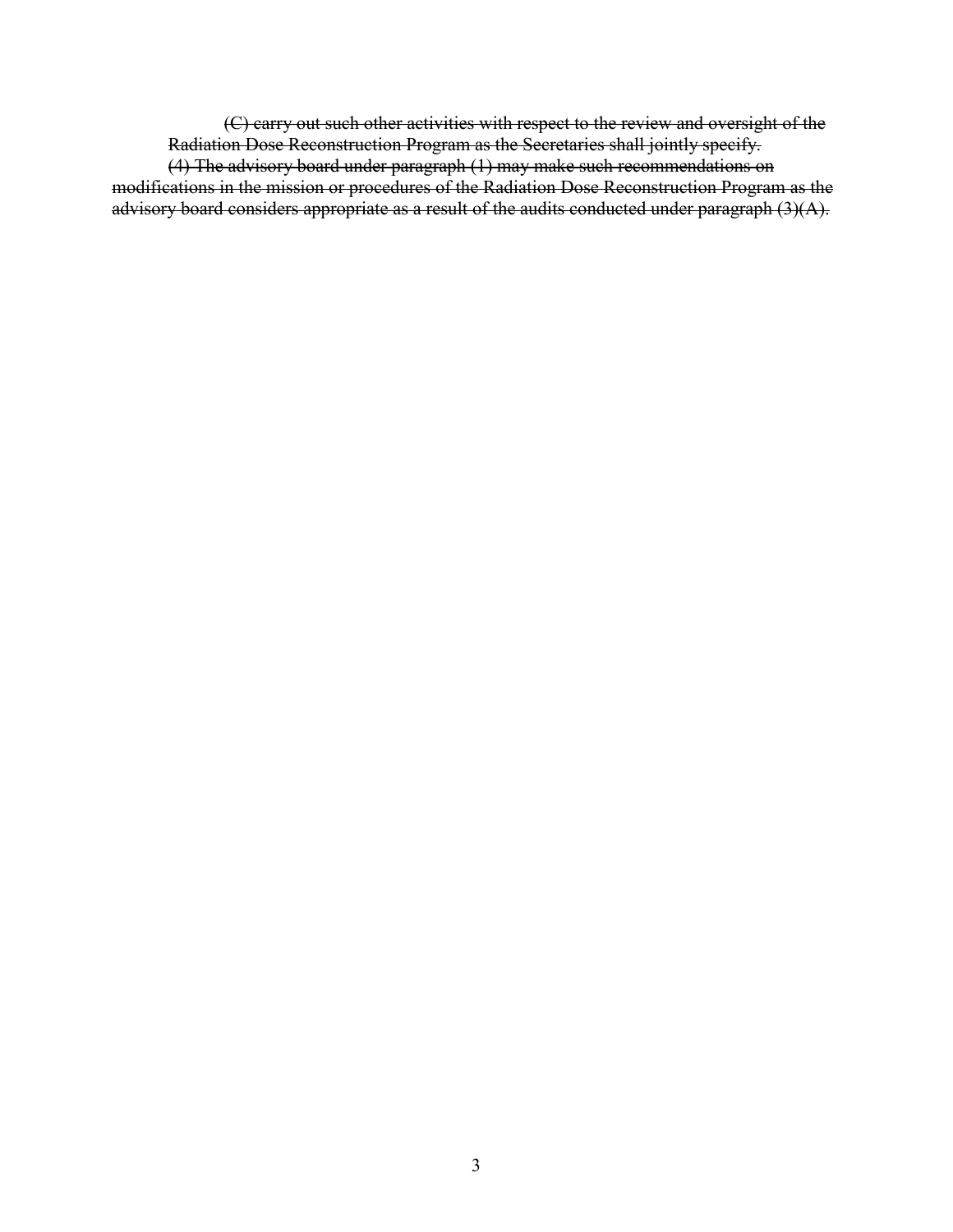~~(C) carry out such other activities with respect to the review and oversight of the Radiation Dose Reconstruction Program as the Secretaries shall jointly specify.~~

~~(4) The advisory board under paragraph (1) may make such recommendations on modifications in the mission or procedures of the Radiation Dose Reconstruction Program as the advisory board considers appropriate as a result of the audits conducted under paragraph (3)(A).~~